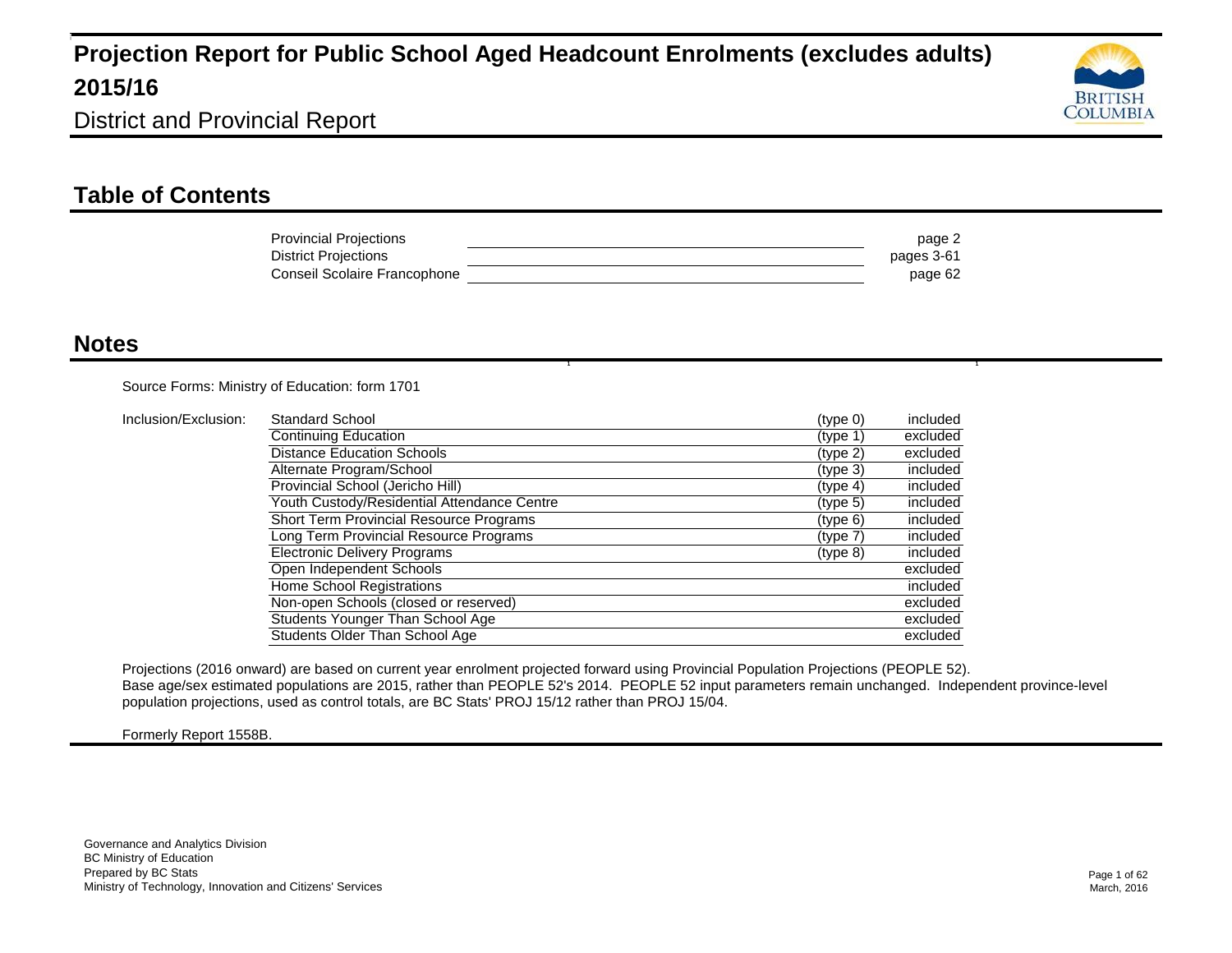# Projection Report for Public School Aged Headcount Enrolments (excludes adults) 2015/16

District and Provincial Report

## Table of Contents

| Section | Page |
|---|---|
| Provincial Projections | page 2 |
| District Projections | pages 3-61 |
| Conseil Scolaire Francophone | page 62 |

## Notes

Source Forms: Ministry of Education: form 1701

Inclusion/Exclusion:

| School Type | Type | Status |
|---|---|---|
| Standard School | (type 0) | included |
| Continuing Education | (type 1) | excluded |
| Distance Education Schools | (type 2) | excluded |
| Alternate Program/School | (type 3) | included |
| Provincial School (Jericho Hill) | (type 4) | included |
| Youth Custody/Residential Attendance Centre | (type 5) | included |
| Short Term Provincial Resource Programs | (type 6) | included |
| Long Term Provincial Resource Programs | (type 7) | included |
| Electronic Delivery Programs | (type 8) | included |
| Open Independent Schools | | excluded |
| Home School Registrations | | included |
| Non-open Schools (closed or reserved) | | excluded |
| Students Younger Than School Age | | excluded |
| Students Older Than School Age | | excluded |

Projections (2016 onward) are based on current year enrolment projected forward using Provincial Population Projections (PEOPLE 52).
Base age/sex estimated populations are 2015, rather than PEOPLE 52's 2014. PEOPLE 52 input parameters remain unchanged. Independent province-level population projections, used as control totals, are BC Stats' PROJ 15/12 rather than PROJ 15/04.

Formerly Report 1558B.

Governance and Analytics Division
BC Ministry of Education
Prepared by BC Stats
Ministry of Technology, Innovation and Citizens' Services

March, 2016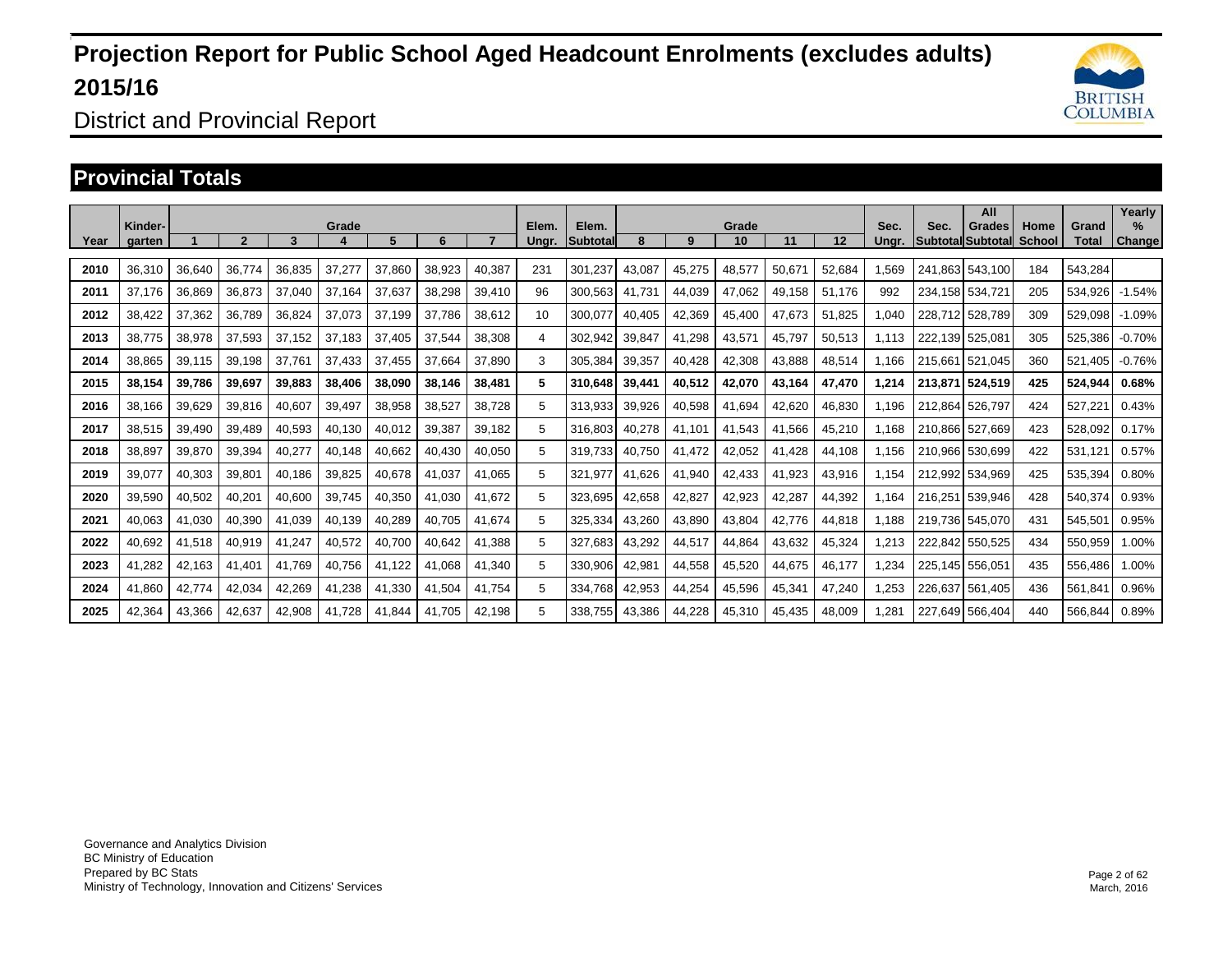# Projection Report for Public School Aged Headcount Enrolments (excludes adults) 2015/16

District and Provincial Report

## Provincial Totals

| Year | Kinder-garten | Grade 1 | 2 | 3 | 4 | 5 | 6 | 7 | Elem. Ungr. | Elem. Subtotal | Grade 8 | 9 | 10 | 11 | 12 | Sec. Ungr. | Sec. Subtotal | All Grades Subtotal | Home School | Grand Total | Yearly % Change |
|---|---|---|---|---|---|---|---|---|---|---|---|---|---|---|---|---|---|---|---|---|---|
| 2010 | 36,310 | 36,640 | 36,774 | 36,835 | 37,277 | 37,860 | 38,923 | 40,387 | 231 | 301,237 | 43,087 | 45,275 | 48,577 | 50,671 | 52,684 | 1,569 | 241,863 | 543,100 | 184 | 543,284 | |
| 2011 | 37,176 | 36,869 | 36,873 | 37,040 | 37,164 | 37,637 | 38,298 | 39,410 | 96 | 300,563 | 41,731 | 44,039 | 47,062 | 49,158 | 51,176 | 992 | 234,158 | 534,721 | 205 | 534,926 | -1.54% |
| 2012 | 38,422 | 37,362 | 36,789 | 36,824 | 37,073 | 37,199 | 37,786 | 38,612 | 10 | 300,077 | 40,405 | 42,369 | 45,400 | 47,673 | 51,825 | 1,040 | 228,712 | 528,789 | 309 | 529,098 | -1.09% |
| 2013 | 38,775 | 38,978 | 37,593 | 37,152 | 37,183 | 37,405 | 37,544 | 38,308 | 4 | 302,942 | 39,847 | 41,298 | 43,571 | 45,797 | 50,513 | 1,113 | 222,139 | 525,081 | 305 | 525,386 | -0.70% |
| 2014 | 38,865 | 39,115 | 39,198 | 37,761 | 37,433 | 37,455 | 37,664 | 37,890 | 3 | 305,384 | 39,357 | 40,428 | 42,308 | 43,888 | 48,514 | 1,166 | 215,661 | 521,045 | 360 | 521,405 | -0.76% |
| **2015** | **38,154** | **39,786** | **39,697** | **39,883** | **38,406** | **38,090** | **38,146** | **38,481** | **5** | **310,648** | **39,441** | **40,512** | **42,070** | **43,164** | **47,470** | **1,214** | **213,871** | **524,519** | **425** | **524,944** | **0.68%** |
| 2016 | 38,166 | 39,629 | 39,816 | 40,607 | 39,497 | 38,958 | 38,527 | 38,728 | 5 | 313,933 | 39,926 | 40,598 | 41,694 | 42,620 | 46,830 | 1,196 | 212,864 | 526,797 | 424 | 527,221 | 0.43% |
| 2017 | 38,515 | 39,490 | 39,489 | 40,593 | 40,130 | 40,012 | 39,387 | 39,182 | 5 | 316,803 | 40,278 | 41,101 | 41,543 | 41,566 | 45,210 | 1,168 | 210,866 | 527,669 | 423 | 528,092 | 0.17% |
| 2018 | 38,897 | 39,870 | 39,394 | 40,277 | 40,148 | 40,662 | 40,430 | 40,050 | 5 | 319,733 | 40,750 | 41,472 | 42,052 | 41,428 | 44,108 | 1,156 | 210,966 | 530,699 | 422 | 531,121 | 0.57% |
| 2019 | 39,077 | 40,303 | 39,801 | 40,186 | 39,825 | 40,678 | 41,037 | 41,065 | 5 | 321,977 | 41,626 | 41,940 | 42,433 | 41,923 | 43,916 | 1,154 | 212,992 | 534,969 | 425 | 535,394 | 0.80% |
| 2020 | 39,590 | 40,502 | 40,201 | 40,600 | 39,745 | 40,350 | 41,030 | 41,672 | 5 | 323,695 | 42,658 | 42,827 | 42,923 | 42,287 | 44,392 | 1,164 | 216,251 | 539,946 | 428 | 540,374 | 0.93% |
| 2021 | 40,063 | 41,030 | 40,390 | 41,039 | 40,139 | 40,289 | 40,705 | 41,674 | 5 | 325,334 | 43,260 | 43,890 | 43,804 | 42,776 | 44,818 | 1,188 | 219,736 | 545,070 | 431 | 545,501 | 0.95% |
| 2022 | 40,692 | 41,518 | 40,919 | 41,247 | 40,572 | 40,700 | 40,642 | 41,388 | 5 | 327,683 | 43,292 | 44,517 | 44,864 | 43,632 | 45,324 | 1,213 | 222,842 | 550,525 | 434 | 550,959 | 1.00% |
| 2023 | 41,282 | 42,163 | 41,401 | 41,769 | 40,756 | 41,122 | 41,068 | 41,340 | 5 | 330,906 | 42,981 | 44,558 | 45,520 | 44,675 | 46,177 | 1,234 | 225,145 | 556,051 | 435 | 556,486 | 1.00% |
| 2024 | 41,860 | 42,774 | 42,034 | 42,269 | 41,238 | 41,330 | 41,504 | 41,754 | 5 | 334,768 | 42,953 | 44,254 | 45,596 | 45,341 | 47,240 | 1,253 | 226,637 | 561,405 | 436 | 561,841 | 0.96% |
| 2025 | 42,364 | 43,366 | 42,637 | 42,908 | 41,728 | 41,844 | 41,705 | 42,198 | 5 | 338,755 | 43,386 | 44,228 | 45,310 | 45,435 | 48,009 | 1,281 | 227,649 | 566,404 | 440 | 566,844 | 0.89% |

Governance and Analytics Division
BC Ministry of Education
Prepared by BC Stats
Ministry of Technology, Innovation and Citizens' Services

March, 2016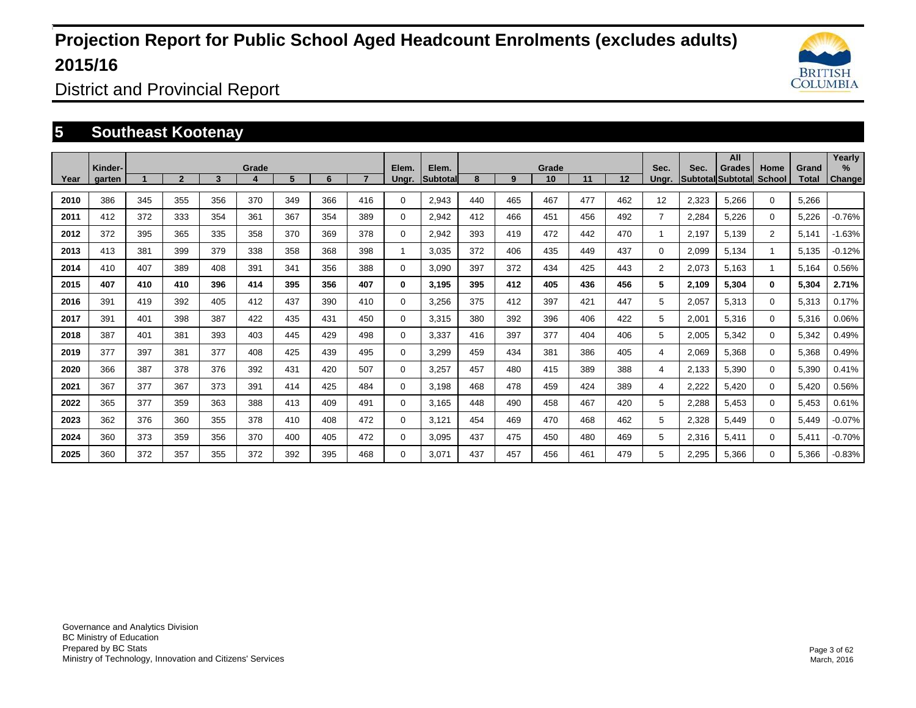# Projection Report for Public School Aged Headcount Enrolments (excludes adults) 2015/16

District and Provincial Report

## 5 Southeast Kootenay

| Year | Kinder-garten | Grade 1 | 2 | 3 | 4 | 5 | 6 | 7 | Elem. Ungr. | Elem. Subtotal | Grade 8 | 9 | 10 | 11 | 12 | Sec. Ungr. | Sec. Subtotal | All Grades Subtotal | Home School | Grand Total | Yearly % Change |
|---|---|---|---|---|---|---|---|---|---|---|---|---|---|---|---|---|---|---|---|---|---|
| 2010 | 386 | 345 | 355 | 356 | 370 | 349 | 366 | 416 | 0 | 2,943 | 440 | 465 | 467 | 477 | 462 | 12 | 2,323 | 5,266 | 0 | 5,266 | |
| 2011 | 412 | 372 | 333 | 354 | 361 | 367 | 354 | 389 | 0 | 2,942 | 412 | 466 | 451 | 456 | 492 | 7 | 2,284 | 5,226 | 0 | 5,226 | -0.76% |
| 2012 | 372 | 395 | 365 | 335 | 358 | 370 | 369 | 378 | 0 | 2,942 | 393 | 419 | 472 | 442 | 470 | 1 | 2,197 | 5,139 | 2 | 5,141 | -1.63% |
| 2013 | 413 | 381 | 399 | 379 | 338 | 358 | 368 | 398 | 1 | 3,035 | 372 | 406 | 435 | 449 | 437 | 0 | 2,099 | 5,134 | 1 | 5,135 | -0.12% |
| 2014 | 410 | 407 | 389 | 408 | 391 | 341 | 356 | 388 | 0 | 3,090 | 397 | 372 | 434 | 425 | 443 | 2 | 2,073 | 5,163 | 1 | 5,164 | 0.56% |
| **2015** | **407** | **410** | **410** | **396** | **414** | **395** | **356** | **407** | **0** | **3,195** | **395** | **412** | **405** | **436** | **456** | **5** | **2,109** | **5,304** | **0** | **5,304** | **2.71%** |
| 2016 | 391 | 419 | 392 | 405 | 412 | 437 | 390 | 410 | 0 | 3,256 | 375 | 412 | 397 | 421 | 447 | 5 | 2,057 | 5,313 | 0 | 5,313 | 0.17% |
| 2017 | 391 | 401 | 398 | 387 | 422 | 435 | 431 | 450 | 0 | 3,315 | 380 | 392 | 396 | 406 | 422 | 5 | 2,001 | 5,316 | 0 | 5,316 | 0.06% |
| 2018 | 387 | 401 | 381 | 393 | 403 | 445 | 429 | 498 | 0 | 3,337 | 416 | 397 | 377 | 404 | 406 | 5 | 2,005 | 5,342 | 0 | 5,342 | 0.49% |
| 2019 | 377 | 397 | 381 | 377 | 408 | 425 | 439 | 495 | 0 | 3,299 | 459 | 434 | 381 | 386 | 405 | 4 | 2,069 | 5,368 | 0 | 5,368 | 0.49% |
| 2020 | 366 | 387 | 378 | 376 | 392 | 431 | 420 | 507 | 0 | 3,257 | 457 | 480 | 415 | 389 | 388 | 4 | 2,133 | 5,390 | 0 | 5,390 | 0.41% |
| 2021 | 367 | 377 | 367 | 373 | 391 | 414 | 425 | 484 | 0 | 3,198 | 468 | 478 | 459 | 424 | 389 | 4 | 2,222 | 5,420 | 0 | 5,420 | 0.56% |
| 2022 | 365 | 377 | 359 | 363 | 388 | 413 | 409 | 491 | 0 | 3,165 | 448 | 490 | 458 | 467 | 420 | 5 | 2,288 | 5,453 | 0 | 5,453 | 0.61% |
| 2023 | 362 | 376 | 360 | 355 | 378 | 410 | 408 | 472 | 0 | 3,121 | 454 | 469 | 470 | 468 | 462 | 5 | 2,328 | 5,449 | 0 | 5,449 | -0.07% |
| 2024 | 360 | 373 | 359 | 356 | 370 | 400 | 405 | 472 | 0 | 3,095 | 437 | 475 | 450 | 480 | 469 | 5 | 2,316 | 5,411 | 0 | 5,411 | -0.70% |
| 2025 | 360 | 372 | 357 | 355 | 372 | 392 | 395 | 468 | 0 | 3,071 | 437 | 457 | 456 | 461 | 479 | 5 | 2,295 | 5,366 | 0 | 5,366 | -0.83% |

Governance and Analytics Division
BC Ministry of Education
Prepared by BC Stats
Ministry of Technology, Innovation and Citizens' Services

March, 2016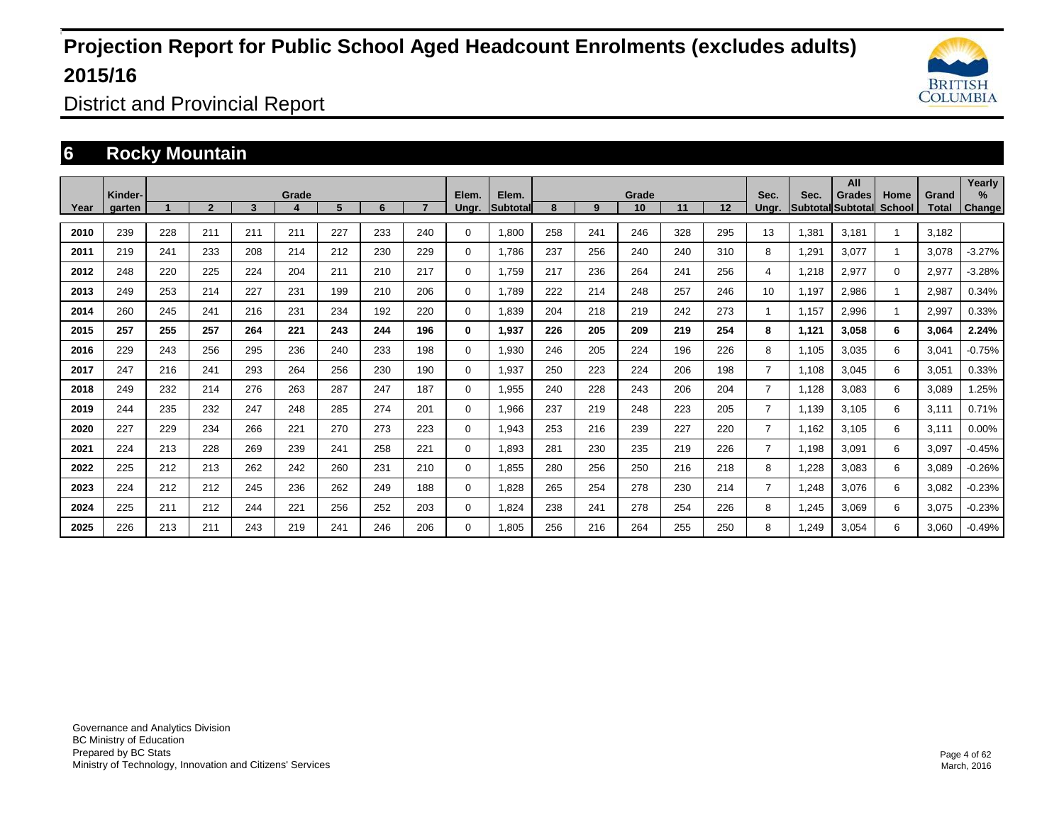# Projection Report for Public School Aged Headcount Enrolments (excludes adults) 2015/16

District and Provincial Report

## 6 Rocky Mountain

| Year | Kinder-garten | Grade 1 | 2 | 3 | 4 | 5 | 6 | 7 | Elem. Ungr. | Elem. Subtotal | Grade 8 | 9 | 10 | 11 | 12 | Sec. Ungr. | Sec. Subtotal | All Grades Subtotal | Home School | Grand Total | Yearly % Change |
|---|---|---|---|---|---|---|---|---|---|---|---|---|---|---|---|---|---|---|---|---|---|
| 2010 | 239 | 228 | 211 | 211 | 211 | 227 | 233 | 240 | 0 | 1,800 | 258 | 241 | 246 | 328 | 295 | 13 | 1,381 | 3,181 | 1 | 3,182 | |
| 2011 | 219 | 241 | 233 | 208 | 214 | 212 | 230 | 229 | 0 | 1,786 | 237 | 256 | 240 | 240 | 310 | 8 | 1,291 | 3,077 | 1 | 3,078 | -3.27% |
| 2012 | 248 | 220 | 225 | 224 | 204 | 211 | 210 | 217 | 0 | 1,759 | 217 | 236 | 264 | 241 | 256 | 4 | 1,218 | 2,977 | 0 | 2,977 | -3.28% |
| 2013 | 249 | 253 | 214 | 227 | 231 | 199 | 210 | 206 | 0 | 1,789 | 222 | 214 | 248 | 257 | 246 | 10 | 1,197 | 2,986 | 1 | 2,987 | 0.34% |
| 2014 | 260 | 245 | 241 | 216 | 231 | 234 | 192 | 220 | 0 | 1,839 | 204 | 218 | 219 | 242 | 273 | 1 | 1,157 | 2,996 | 1 | 2,997 | 0.33% |
| **2015** | **257** | **255** | **257** | **264** | **221** | **243** | **244** | **196** | **0** | **1,937** | **226** | **205** | **209** | **219** | **254** | **8** | **1,121** | **3,058** | **6** | **3,064** | **2.24%** |
| 2016 | 229 | 243 | 256 | 295 | 236 | 240 | 233 | 198 | 0 | 1,930 | 246 | 205 | 224 | 196 | 226 | 8 | 1,105 | 3,035 | 6 | 3,041 | -0.75% |
| 2017 | 247 | 216 | 241 | 293 | 264 | 256 | 230 | 190 | 0 | 1,937 | 250 | 223 | 224 | 206 | 198 | 7 | 1,108 | 3,045 | 6 | 3,051 | 0.33% |
| 2018 | 249 | 232 | 214 | 276 | 263 | 287 | 247 | 187 | 0 | 1,955 | 240 | 228 | 243 | 206 | 204 | 7 | 1,128 | 3,083 | 6 | 3,089 | 1.25% |
| 2019 | 244 | 235 | 232 | 247 | 248 | 285 | 274 | 201 | 0 | 1,966 | 237 | 219 | 248 | 223 | 205 | 7 | 1,139 | 3,105 | 6 | 3,111 | 0.71% |
| 2020 | 227 | 229 | 234 | 266 | 221 | 270 | 273 | 223 | 0 | 1,943 | 253 | 216 | 239 | 227 | 220 | 7 | 1,162 | 3,105 | 6 | 3,111 | 0.00% |
| 2021 | 224 | 213 | 228 | 269 | 239 | 241 | 258 | 221 | 0 | 1,893 | 281 | 230 | 235 | 219 | 226 | 7 | 1,198 | 3,091 | 6 | 3,097 | -0.45% |
| 2022 | 225 | 212 | 213 | 262 | 242 | 260 | 231 | 210 | 0 | 1,855 | 280 | 256 | 250 | 216 | 218 | 8 | 1,228 | 3,083 | 6 | 3,089 | -0.26% |
| 2023 | 224 | 212 | 212 | 245 | 236 | 262 | 249 | 188 | 0 | 1,828 | 265 | 254 | 278 | 230 | 214 | 7 | 1,248 | 3,076 | 6 | 3,082 | -0.23% |
| 2024 | 225 | 211 | 212 | 244 | 221 | 256 | 252 | 203 | 0 | 1,824 | 238 | 241 | 278 | 254 | 226 | 8 | 1,245 | 3,069 | 6 | 3,075 | -0.23% |
| 2025 | 226 | 213 | 211 | 243 | 219 | 241 | 246 | 206 | 0 | 1,805 | 256 | 216 | 264 | 255 | 250 | 8 | 1,249 | 3,054 | 6 | 3,060 | -0.49% |

Governance and Analytics Division
BC Ministry of Education
Prepared by BC Stats
Ministry of Technology, Innovation and Citizens' Services

March, 2016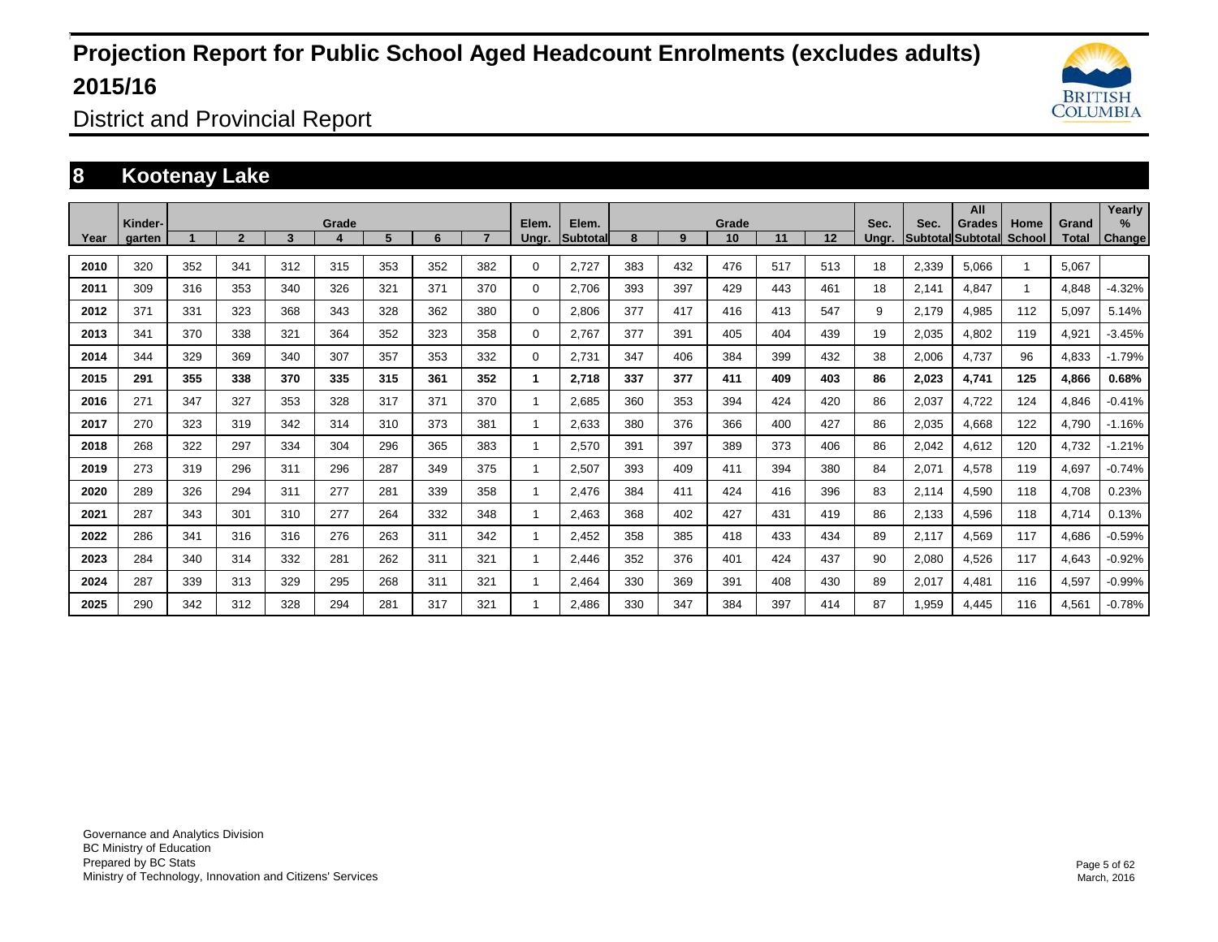# Projection Report for Public School Aged Headcount Enrolments (excludes adults) 2015/16

District and Provincial Report

## 8 Kootenay Lake

| Year | Kinder-garten | Grade 1 | 2 | 3 | 4 | 5 | 6 | 7 | Elem. Ungr. | Elem. Subtotal | Grade 8 | 9 | 10 | 11 | 12 | Sec. Ungr. | Sec. Subtotal | All Grades Subtotal | Home School | Grand Total | Yearly % Change |
|---|---|---|---|---|---|---|---|---|---|---|---|---|---|---|---|---|---|---|---|---|---|
| 2010 | 320 | 352 | 341 | 312 | 315 | 353 | 352 | 382 | 0 | 2,727 | 383 | 432 | 476 | 517 | 513 | 18 | 2,339 | 5,066 | 1 | 5,067 | |
| 2011 | 309 | 316 | 353 | 340 | 326 | 321 | 371 | 370 | 0 | 2,706 | 393 | 397 | 429 | 443 | 461 | 18 | 2,141 | 4,847 | 1 | 4,848 | -4.32% |
| 2012 | 371 | 331 | 323 | 368 | 343 | 328 | 362 | 380 | 0 | 2,806 | 377 | 417 | 416 | 413 | 547 | 9 | 2,179 | 4,985 | 112 | 5,097 | 5.14% |
| 2013 | 341 | 370 | 338 | 321 | 364 | 352 | 323 | 358 | 0 | 2,767 | 377 | 391 | 405 | 404 | 439 | 19 | 2,035 | 4,802 | 119 | 4,921 | -3.45% |
| 2014 | 344 | 329 | 369 | 340 | 307 | 357 | 353 | 332 | 0 | 2,731 | 347 | 406 | 384 | 399 | 432 | 38 | 2,006 | 4,737 | 96 | 4,833 | -1.79% |
| **2015** | **291** | **355** | **338** | **370** | **335** | **315** | **361** | **352** | **1** | **2,718** | **337** | **377** | **411** | **409** | **403** | **86** | **2,023** | **4,741** | **125** | **4,866** | **0.68%** |
| 2016 | 271 | 347 | 327 | 353 | 328 | 317 | 371 | 370 | 1 | 2,685 | 360 | 353 | 394 | 424 | 420 | 86 | 2,037 | 4,722 | 124 | 4,846 | -0.41% |
| 2017 | 270 | 323 | 319 | 342 | 314 | 310 | 373 | 381 | 1 | 2,633 | 380 | 376 | 366 | 400 | 427 | 86 | 2,035 | 4,668 | 122 | 4,790 | -1.16% |
| 2018 | 268 | 322 | 297 | 334 | 304 | 296 | 365 | 383 | 1 | 2,570 | 391 | 397 | 389 | 373 | 406 | 86 | 2,042 | 4,612 | 120 | 4,732 | -1.21% |
| 2019 | 273 | 319 | 296 | 311 | 296 | 287 | 349 | 375 | 1 | 2,507 | 393 | 409 | 411 | 394 | 380 | 84 | 2,071 | 4,578 | 119 | 4,697 | -0.74% |
| 2020 | 289 | 326 | 294 | 311 | 277 | 281 | 339 | 358 | 1 | 2,476 | 384 | 411 | 424 | 416 | 396 | 83 | 2,114 | 4,590 | 118 | 4,708 | 0.23% |
| 2021 | 287 | 343 | 301 | 310 | 277 | 264 | 332 | 348 | 1 | 2,463 | 368 | 402 | 427 | 431 | 419 | 86 | 2,133 | 4,596 | 118 | 4,714 | 0.13% |
| 2022 | 286 | 341 | 316 | 316 | 276 | 263 | 311 | 342 | 1 | 2,452 | 358 | 385 | 418 | 433 | 434 | 89 | 2,117 | 4,569 | 117 | 4,686 | -0.59% |
| 2023 | 284 | 340 | 314 | 332 | 281 | 262 | 311 | 321 | 1 | 2,446 | 352 | 376 | 401 | 424 | 437 | 90 | 2,080 | 4,526 | 117 | 4,643 | -0.92% |
| 2024 | 287 | 339 | 313 | 329 | 295 | 268 | 311 | 321 | 1 | 2,464 | 330 | 369 | 391 | 408 | 430 | 89 | 2,017 | 4,481 | 116 | 4,597 | -0.99% |
| 2025 | 290 | 342 | 312 | 328 | 294 | 281 | 317 | 321 | 1 | 2,486 | 330 | 347 | 384 | 397 | 414 | 87 | 1,959 | 4,445 | 116 | 4,561 | -0.78% |

Governance and Analytics Division
BC Ministry of Education
Prepared by BC Stats
Ministry of Technology, Innovation and Citizens' Services

March, 2016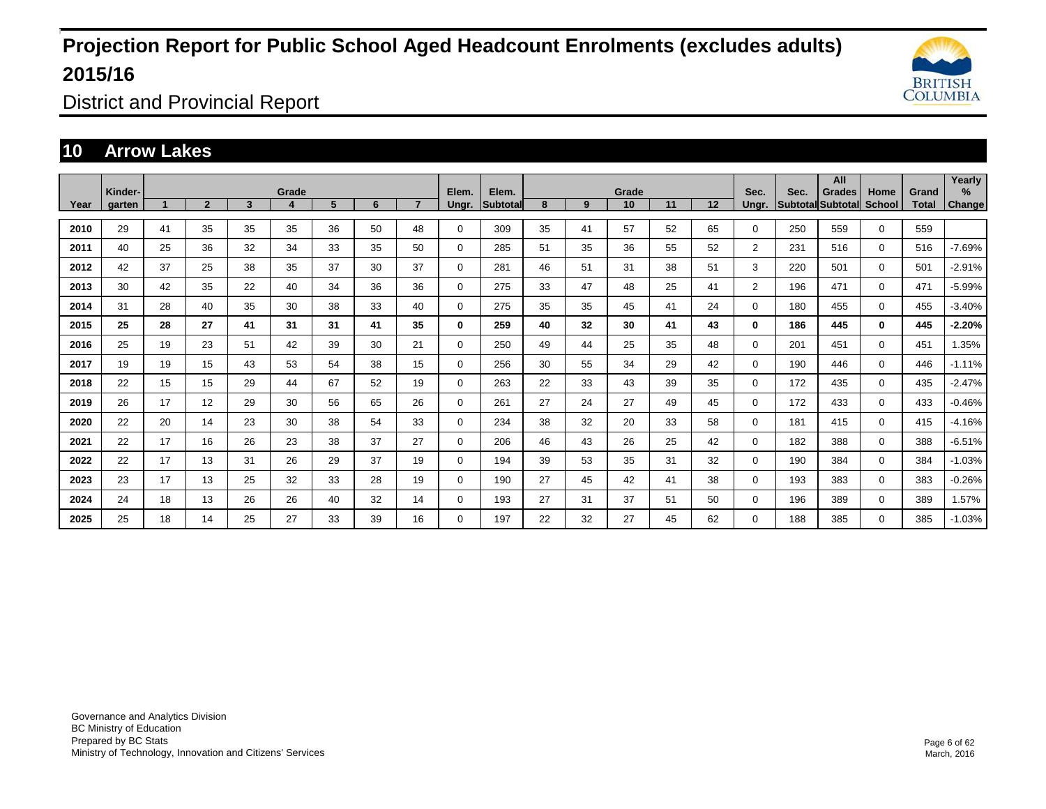# Projection Report for Public School Aged Headcount Enrolments (excludes adults) 2015/16

District and Provincial Report

## 10 Arrow Lakes

| Year | Kinder-garten | Grade 1 | 2 | 3 | 4 | 5 | 6 | 7 | Elem. Ungr. | Elem. Subtotal | Grade 8 | 9 | 10 | 11 | 12 | Sec. Ungr. | Sec. Subtotal | All Grades Subtotal | Home School | Grand Total | Yearly % Change |
|---|---|---|---|---|---|---|---|---|---|---|---|---|---|---|---|---|---|---|---|---|---|
| **2010** | 29 | 41 | 35 | 35 | 35 | 36 | 50 | 48 | 0 | 309 | 35 | 41 | 57 | 52 | 65 | 0 | 250 | 559 | 0 | 559 | |
| **2011** | 40 | 25 | 36 | 32 | 34 | 33 | 35 | 50 | 0 | 285 | 51 | 35 | 36 | 55 | 52 | 2 | 231 | 516 | 0 | 516 | -7.69% |
| **2012** | 42 | 37 | 25 | 38 | 35 | 37 | 30 | 37 | 0 | 281 | 46 | 51 | 31 | 38 | 51 | 3 | 220 | 501 | 0 | 501 | -2.91% |
| **2013** | 30 | 42 | 35 | 22 | 40 | 34 | 36 | 36 | 0 | 275 | 33 | 47 | 48 | 25 | 41 | 2 | 196 | 471 | 0 | 471 | -5.99% |
| **2014** | 31 | 28 | 40 | 35 | 30 | 38 | 33 | 40 | 0 | 275 | 35 | 35 | 45 | 41 | 24 | 0 | 180 | 455 | 0 | 455 | -3.40% |
| **2015** | **25** | **28** | **27** | **41** | **31** | **31** | **41** | **35** | **0** | **259** | **40** | **32** | **30** | **41** | **43** | **0** | **186** | **445** | **0** | **445** | **-2.20%** |
| **2016** | 25 | 19 | 23 | 51 | 42 | 39 | 30 | 21 | 0 | 250 | 49 | 44 | 25 | 35 | 48 | 0 | 201 | 451 | 0 | 451 | 1.35% |
| **2017** | 19 | 19 | 15 | 43 | 53 | 54 | 38 | 15 | 0 | 256 | 30 | 55 | 34 | 29 | 42 | 0 | 190 | 446 | 0 | 446 | -1.11% |
| **2018** | 22 | 15 | 15 | 29 | 44 | 67 | 52 | 19 | 0 | 263 | 22 | 33 | 43 | 39 | 35 | 0 | 172 | 435 | 0 | 435 | -2.47% |
| **2019** | 26 | 17 | 12 | 29 | 30 | 56 | 65 | 26 | 0 | 261 | 27 | 24 | 27 | 49 | 45 | 0 | 172 | 433 | 0 | 433 | -0.46% |
| **2020** | 22 | 20 | 14 | 23 | 30 | 38 | 54 | 33 | 0 | 234 | 38 | 32 | 20 | 33 | 58 | 0 | 181 | 415 | 0 | 415 | -4.16% |
| **2021** | 22 | 17 | 16 | 26 | 23 | 38 | 37 | 27 | 0 | 206 | 46 | 43 | 26 | 25 | 42 | 0 | 182 | 388 | 0 | 388 | -6.51% |
| **2022** | 22 | 17 | 13 | 31 | 26 | 29 | 37 | 19 | 0 | 194 | 39 | 53 | 35 | 31 | 32 | 0 | 190 | 384 | 0 | 384 | -1.03% |
| **2023** | 23 | 17 | 13 | 25 | 32 | 33 | 28 | 19 | 0 | 190 | 27 | 45 | 42 | 41 | 38 | 0 | 193 | 383 | 0 | 383 | -0.26% |
| **2024** | 24 | 18 | 13 | 26 | 26 | 40 | 32 | 14 | 0 | 193 | 27 | 31 | 37 | 51 | 50 | 0 | 196 | 389 | 0 | 389 | 1.57% |
| **2025** | 25 | 18 | 14 | 25 | 27 | 33 | 39 | 16 | 0 | 197 | 22 | 32 | 27 | 45 | 62 | 0 | 188 | 385 | 0 | 385 | -1.03% |

Governance and Analytics Division
BC Ministry of Education
Prepared by BC Stats
Ministry of Technology, Innovation and Citizens' Services

March, 2016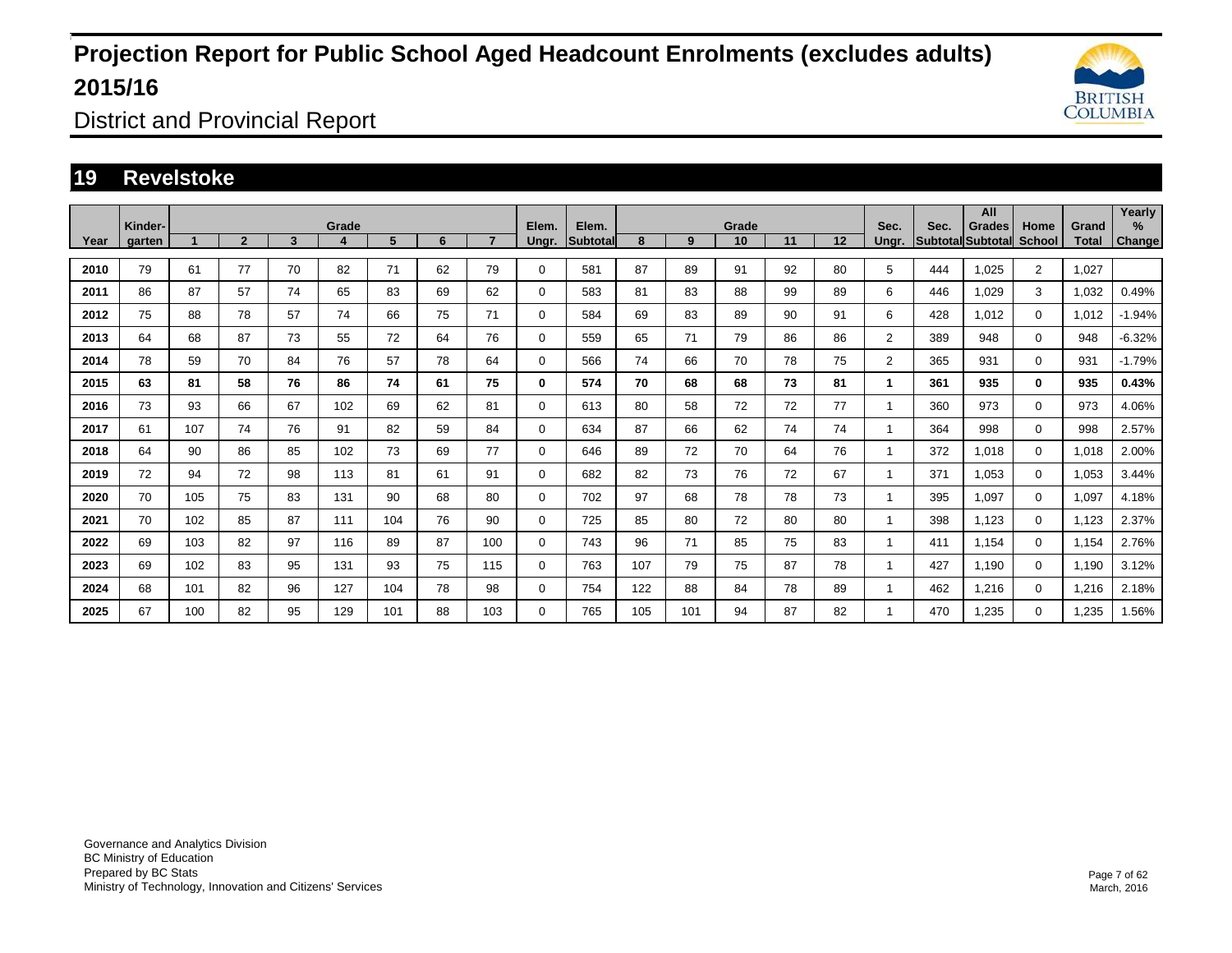# Projection Report for Public School Aged Headcount Enrolments (excludes adults) 2015/16

District and Provincial Report

## 19 Revelstoke

| Year | Kinder-garten | Grade 1 | 2 | 3 | 4 | 5 | 6 | 7 | Elem. Ungr. | Elem. Subtotal | Grade 8 | 9 | 10 | 11 | 12 | Sec. Ungr. | Sec. Subtotal | All Grades Subtotal | Home School | Grand Total | Yearly % Change |
|---|---|---|---|---|---|---|---|---|---|---|---|---|---|---|---|---|---|---|---|---|---|
| **2010** | 79 | 61 | 77 | 70 | 82 | 71 | 62 | 79 | 0 | 581 | 87 | 89 | 91 | 92 | 80 | 5 | 444 | 1,025 | 2 | 1,027 | |
| **2011** | 86 | 87 | 57 | 74 | 65 | 83 | 69 | 62 | 0 | 583 | 81 | 83 | 88 | 99 | 89 | 6 | 446 | 1,029 | 3 | 1,032 | 0.49% |
| **2012** | 75 | 88 | 78 | 57 | 74 | 66 | 75 | 71 | 0 | 584 | 69 | 83 | 89 | 90 | 91 | 6 | 428 | 1,012 | 0 | 1,012 | -1.94% |
| **2013** | 64 | 68 | 87 | 73 | 55 | 72 | 64 | 76 | 0 | 559 | 65 | 71 | 79 | 86 | 86 | 2 | 389 | 948 | 0 | 948 | -6.32% |
| **2014** | 78 | 59 | 70 | 84 | 76 | 57 | 78 | 64 | 0 | 566 | 74 | 66 | 70 | 78 | 75 | 2 | 365 | 931 | 0 | 931 | -1.79% |
| **2015** | **63** | **81** | **58** | **76** | **86** | **74** | **61** | **75** | **0** | **574** | **70** | **68** | **68** | **73** | **81** | **1** | **361** | **935** | **0** | **935** | **0.43%** |
| **2016** | 73 | 93 | 66 | 67 | 102 | 69 | 62 | 81 | 0 | 613 | 80 | 58 | 72 | 72 | 77 | 1 | 360 | 973 | 0 | 973 | 4.06% |
| **2017** | 61 | 107 | 74 | 76 | 91 | 82 | 59 | 84 | 0 | 634 | 87 | 66 | 62 | 74 | 74 | 1 | 364 | 998 | 0 | 998 | 2.57% |
| **2018** | 64 | 90 | 86 | 85 | 102 | 73 | 69 | 77 | 0 | 646 | 89 | 72 | 70 | 64 | 76 | 1 | 372 | 1,018 | 0 | 1,018 | 2.00% |
| **2019** | 72 | 94 | 72 | 98 | 113 | 81 | 61 | 91 | 0 | 682 | 82 | 73 | 76 | 72 | 67 | 1 | 371 | 1,053 | 0 | 1,053 | 3.44% |
| **2020** | 70 | 105 | 75 | 83 | 131 | 90 | 68 | 80 | 0 | 702 | 97 | 68 | 78 | 78 | 73 | 1 | 395 | 1,097 | 0 | 1,097 | 4.18% |
| **2021** | 70 | 102 | 85 | 87 | 111 | 104 | 76 | 90 | 0 | 725 | 85 | 80 | 72 | 80 | 80 | 1 | 398 | 1,123 | 0 | 1,123 | 2.37% |
| **2022** | 69 | 103 | 82 | 97 | 116 | 89 | 87 | 100 | 0 | 743 | 96 | 71 | 85 | 75 | 83 | 1 | 411 | 1,154 | 0 | 1,154 | 2.76% |
| **2023** | 69 | 102 | 83 | 95 | 131 | 93 | 75 | 115 | 0 | 763 | 107 | 79 | 75 | 87 | 78 | 1 | 427 | 1,190 | 0 | 1,190 | 3.12% |
| **2024** | 68 | 101 | 82 | 96 | 127 | 104 | 78 | 98 | 0 | 754 | 122 | 88 | 84 | 78 | 89 | 1 | 462 | 1,216 | 0 | 1,216 | 2.18% |
| **2025** | 67 | 100 | 82 | 95 | 129 | 101 | 88 | 103 | 0 | 765 | 105 | 101 | 94 | 87 | 82 | 1 | 470 | 1,235 | 0 | 1,235 | 1.56% |

Governance and Analytics Division
BC Ministry of Education
Prepared by BC Stats
Ministry of Technology, Innovation and Citizens' Services

March, 2016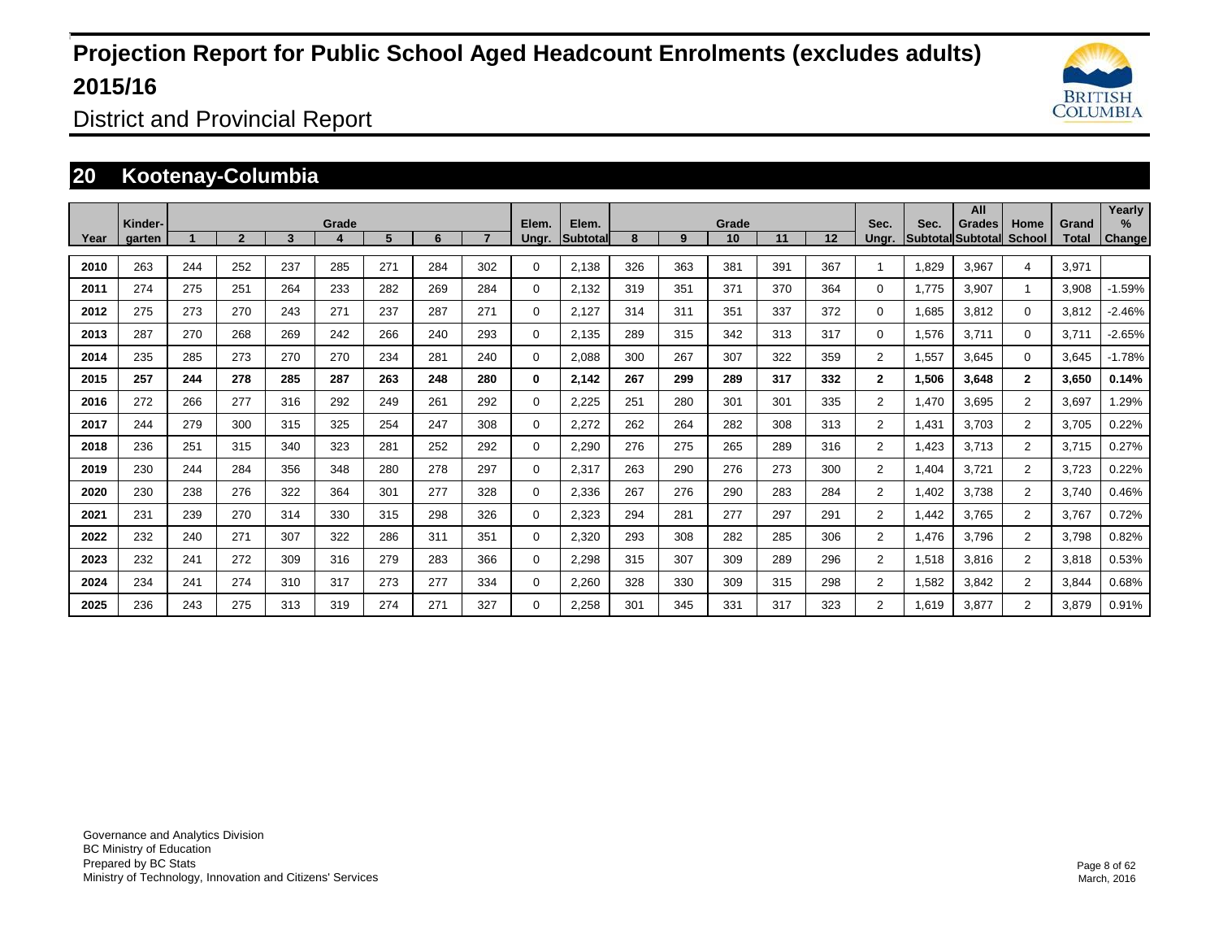# Projection Report for Public School Aged Headcount Enrolments (excludes adults) 2015/16

District and Provincial Report

## 20 Kootenay-Columbia

| Year | Kinder-garten | Grade 1 | 2 | 3 | 4 | 5 | 6 | 7 | Elem. Ungr. | Elem. Subtotal | 8 | 9 | Grade 10 | 11 | 12 | Sec. Ungr. | Sec. Subtotal | All Grades Subtotal | Home School | Grand Total | Yearly % Change |
|---|---|---|---|---|---|---|---|---|---|---|---|---|---|---|---|---|---|---|---|---|---|
| 2010 | 263 | 244 | 252 | 237 | 285 | 271 | 284 | 302 | 0 | 2,138 | 326 | 363 | 381 | 391 | 367 | 1 | 1,829 | 3,967 | 4 | 3,971 | |
| 2011 | 274 | 275 | 251 | 264 | 233 | 282 | 269 | 284 | 0 | 2,132 | 319 | 351 | 371 | 370 | 364 | 0 | 1,775 | 3,907 | 1 | 3,908 | -1.59% |
| 2012 | 275 | 273 | 270 | 243 | 271 | 237 | 287 | 271 | 0 | 2,127 | 314 | 311 | 351 | 337 | 372 | 0 | 1,685 | 3,812 | 0 | 3,812 | -2.46% |
| 2013 | 287 | 270 | 268 | 269 | 242 | 266 | 240 | 293 | 0 | 2,135 | 289 | 315 | 342 | 313 | 317 | 0 | 1,576 | 3,711 | 0 | 3,711 | -2.65% |
| 2014 | 235 | 285 | 273 | 270 | 270 | 234 | 281 | 240 | 0 | 2,088 | 300 | 267 | 307 | 322 | 359 | 2 | 1,557 | 3,645 | 0 | 3,645 | -1.78% |
| **2015** | **257** | **244** | **278** | **285** | **287** | **263** | **248** | **280** | **0** | **2,142** | **267** | **299** | **289** | **317** | **332** | **2** | **1,506** | **3,648** | **2** | **3,650** | **0.14%** |
| 2016 | 272 | 266 | 277 | 316 | 292 | 249 | 261 | 292 | 0 | 2,225 | 251 | 280 | 301 | 301 | 335 | 2 | 1,470 | 3,695 | 2 | 3,697 | 1.29% |
| 2017 | 244 | 279 | 300 | 315 | 325 | 254 | 247 | 308 | 0 | 2,272 | 262 | 264 | 282 | 308 | 313 | 2 | 1,431 | 3,703 | 2 | 3,705 | 0.22% |
| 2018 | 236 | 251 | 315 | 340 | 323 | 281 | 252 | 292 | 0 | 2,290 | 276 | 275 | 265 | 289 | 316 | 2 | 1,423 | 3,713 | 2 | 3,715 | 0.27% |
| 2019 | 230 | 244 | 284 | 356 | 348 | 280 | 278 | 297 | 0 | 2,317 | 263 | 290 | 276 | 273 | 300 | 2 | 1,404 | 3,721 | 2 | 3,723 | 0.22% |
| 2020 | 230 | 238 | 276 | 322 | 364 | 301 | 277 | 328 | 0 | 2,336 | 267 | 276 | 290 | 283 | 284 | 2 | 1,402 | 3,738 | 2 | 3,740 | 0.46% |
| 2021 | 231 | 239 | 270 | 314 | 330 | 315 | 298 | 326 | 0 | 2,323 | 294 | 281 | 277 | 297 | 291 | 2 | 1,442 | 3,765 | 2 | 3,767 | 0.72% |
| 2022 | 232 | 240 | 271 | 307 | 322 | 286 | 311 | 351 | 0 | 2,320 | 293 | 308 | 282 | 285 | 306 | 2 | 1,476 | 3,796 | 2 | 3,798 | 0.82% |
| 2023 | 232 | 241 | 272 | 309 | 316 | 279 | 283 | 366 | 0 | 2,298 | 315 | 307 | 309 | 289 | 296 | 2 | 1,518 | 3,816 | 2 | 3,818 | 0.53% |
| 2024 | 234 | 241 | 274 | 310 | 317 | 273 | 277 | 334 | 0 | 2,260 | 328 | 330 | 309 | 315 | 298 | 2 | 1,582 | 3,842 | 2 | 3,844 | 0.68% |
| 2025 | 236 | 243 | 275 | 313 | 319 | 274 | 271 | 327 | 0 | 2,258 | 301 | 345 | 331 | 317 | 323 | 2 | 1,619 | 3,877 | 2 | 3,879 | 0.91% |

Governance and Analytics Division
BC Ministry of Education
Prepared by BC Stats
Ministry of Technology, Innovation and Citizens' Services

March, 2016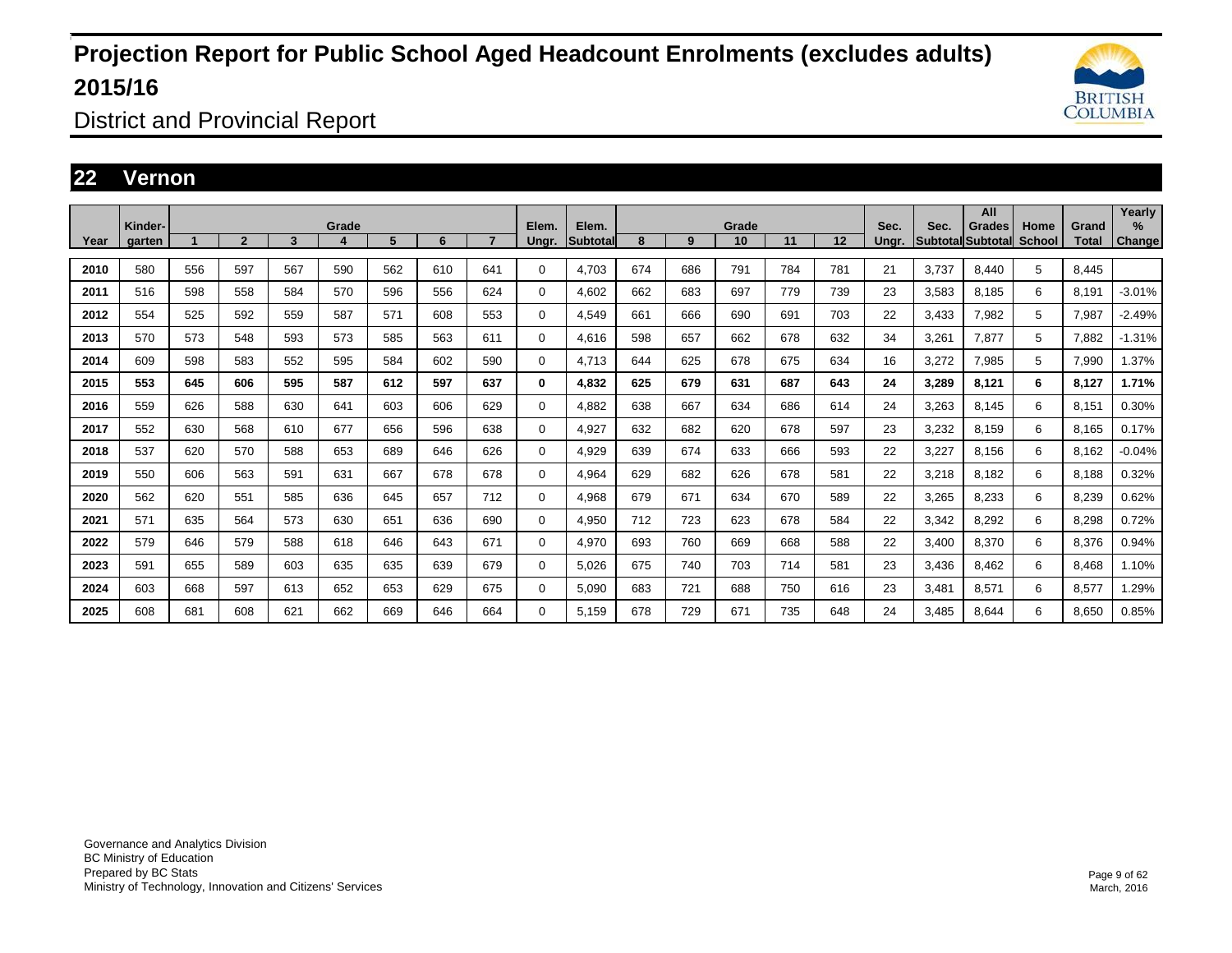# Projection Report for Public School Aged Headcount Enrolments (excludes adults) 2015/16

District and Provincial Report

## 22 Vernon

| Year | Kinder-garten | Grade 1 | 2 | 3 | 4 | 5 | 6 | 7 | Elem. Ungr. | Elem. Subtotal | Grade 8 | 9 | 10 | 11 | 12 | Sec. Ungr. | Sec. Subtotal | All Grades Subtotal | Home School | Grand Total | Yearly % Change |
|---|---|---|---|---|---|---|---|---|---|---|---|---|---|---|---|---|---|---|---|---|---|
| **2010** | 580 | 556 | 597 | 567 | 590 | 562 | 610 | 641 | 0 | 4,703 | 674 | 686 | 791 | 784 | 781 | 21 | 3,737 | 8,440 | 5 | 8,445 | |
| **2011** | 516 | 598 | 558 | 584 | 570 | 596 | 556 | 624 | 0 | 4,602 | 662 | 683 | 697 | 779 | 739 | 23 | 3,583 | 8,185 | 6 | 8,191 | -3.01% |
| **2012** | 554 | 525 | 592 | 559 | 587 | 571 | 608 | 553 | 0 | 4,549 | 661 | 666 | 690 | 691 | 703 | 22 | 3,433 | 7,982 | 5 | 7,987 | -2.49% |
| **2013** | 570 | 573 | 548 | 593 | 573 | 585 | 563 | 611 | 0 | 4,616 | 598 | 657 | 662 | 678 | 632 | 34 | 3,261 | 7,877 | 5 | 7,882 | -1.31% |
| **2014** | 609 | 598 | 583 | 552 | 595 | 584 | 602 | 590 | 0 | 4,713 | 644 | 625 | 678 | 675 | 634 | 16 | 3,272 | 7,985 | 5 | 7,990 | 1.37% |
| **2015** | **553** | **645** | **606** | **595** | **587** | **612** | **597** | **637** | **0** | **4,832** | **625** | **679** | **631** | **687** | **643** | **24** | **3,289** | **8,121** | **6** | **8,127** | **1.71%** |
| **2016** | 559 | 626 | 588 | 630 | 641 | 603 | 606 | 629 | 0 | 4,882 | 638 | 667 | 634 | 686 | 614 | 24 | 3,263 | 8,145 | 6 | 8,151 | 0.30% |
| **2017** | 552 | 630 | 568 | 610 | 677 | 656 | 596 | 638 | 0 | 4,927 | 632 | 682 | 620 | 678 | 597 | 23 | 3,232 | 8,159 | 6 | 8,165 | 0.17% |
| **2018** | 537 | 620 | 570 | 588 | 653 | 689 | 646 | 626 | 0 | 4,929 | 639 | 674 | 633 | 666 | 593 | 22 | 3,227 | 8,156 | 6 | 8,162 | -0.04% |
| **2019** | 550 | 606 | 563 | 591 | 631 | 667 | 678 | 678 | 0 | 4,964 | 629 | 682 | 626 | 678 | 581 | 22 | 3,218 | 8,182 | 6 | 8,188 | 0.32% |
| **2020** | 562 | 620 | 551 | 585 | 636 | 645 | 657 | 712 | 0 | 4,968 | 679 | 671 | 634 | 670 | 589 | 22 | 3,265 | 8,233 | 6 | 8,239 | 0.62% |
| **2021** | 571 | 635 | 564 | 573 | 630 | 651 | 636 | 690 | 0 | 4,950 | 712 | 723 | 623 | 678 | 584 | 22 | 3,342 | 8,292 | 6 | 8,298 | 0.72% |
| **2022** | 579 | 646 | 579 | 588 | 618 | 646 | 643 | 671 | 0 | 4,970 | 693 | 760 | 669 | 668 | 588 | 22 | 3,400 | 8,370 | 6 | 8,376 | 0.94% |
| **2023** | 591 | 655 | 589 | 603 | 635 | 635 | 639 | 679 | 0 | 5,026 | 675 | 740 | 703 | 714 | 581 | 23 | 3,436 | 8,462 | 6 | 8,468 | 1.10% |
| **2024** | 603 | 668 | 597 | 613 | 652 | 653 | 629 | 675 | 0 | 5,090 | 683 | 721 | 688 | 750 | 616 | 23 | 3,481 | 8,571 | 6 | 8,577 | 1.29% |
| **2025** | 608 | 681 | 608 | 621 | 662 | 669 | 646 | 664 | 0 | 5,159 | 678 | 729 | 671 | 735 | 648 | 24 | 3,485 | 8,644 | 6 | 8,650 | 0.85% |

Governance and Analytics Division
BC Ministry of Education
Prepared by BC Stats
Ministry of Technology, Innovation and Citizens' Services

March, 2016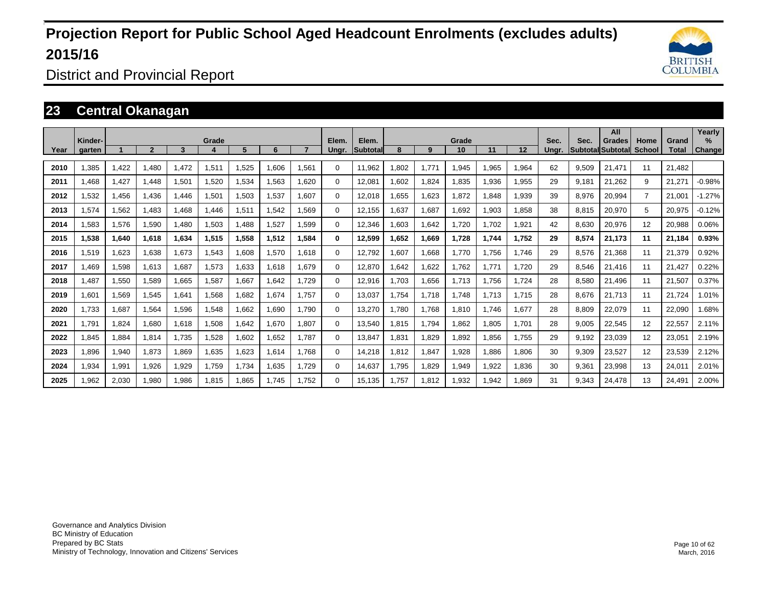# Projection Report for Public School Aged Headcount Enrolments (excludes adults) 2015/16

District and Provincial Report

## 23 Central Okanagan

| Year | Kinder-garten | Grade 1 | 2 | 3 | 4 | 5 | 6 | 7 | Elem. Ungr. | Elem. Subtotal | Grade 8 | 9 | 10 | 11 | 12 | Sec. Ungr. | Sec. Subtotal | All Grades Subtotal | Home School | Grand Total | Yearly % Change |
|---|---|---|---|---|---|---|---|---|---|---|---|---|---|---|---|---|---|---|---|---|---|
| 2010 | 1,385 | 1,422 | 1,480 | 1,472 | 1,511 | 1,525 | 1,606 | 1,561 | 0 | 11,962 | 1,802 | 1,771 | 1,945 | 1,965 | 1,964 | 62 | 9,509 | 21,471 | 11 | 21,482 | |
| 2011 | 1,468 | 1,427 | 1,448 | 1,501 | 1,520 | 1,534 | 1,563 | 1,620 | 0 | 12,081 | 1,602 | 1,824 | 1,835 | 1,936 | 1,955 | 29 | 9,181 | 21,262 | 9 | 21,271 | -0.98% |
| 2012 | 1,532 | 1,456 | 1,436 | 1,446 | 1,501 | 1,503 | 1,537 | 1,607 | 0 | 12,018 | 1,655 | 1,623 | 1,872 | 1,848 | 1,939 | 39 | 8,976 | 20,994 | 7 | 21,001 | -1.27% |
| 2013 | 1,574 | 1,562 | 1,483 | 1,468 | 1,446 | 1,511 | 1,542 | 1,569 | 0 | 12,155 | 1,637 | 1,687 | 1,692 | 1,903 | 1,858 | 38 | 8,815 | 20,970 | 5 | 20,975 | -0.12% |
| 2014 | 1,583 | 1,576 | 1,590 | 1,480 | 1,503 | 1,488 | 1,527 | 1,599 | 0 | 12,346 | 1,603 | 1,642 | 1,720 | 1,702 | 1,921 | 42 | 8,630 | 20,976 | 12 | 20,988 | 0.06% |
| **2015** | **1,538** | **1,640** | **1,618** | **1,634** | **1,515** | **1,558** | **1,512** | **1,584** | **0** | **12,599** | **1,652** | **1,669** | **1,728** | **1,744** | **1,752** | **29** | **8,574** | **21,173** | **11** | **21,184** | **0.93%** |
| 2016 | 1,519 | 1,623 | 1,638 | 1,673 | 1,543 | 1,608 | 1,570 | 1,618 | 0 | 12,792 | 1,607 | 1,668 | 1,770 | 1,756 | 1,746 | 29 | 8,576 | 21,368 | 11 | 21,379 | 0.92% |
| 2017 | 1,469 | 1,598 | 1,613 | 1,687 | 1,573 | 1,633 | 1,618 | 1,679 | 0 | 12,870 | 1,642 | 1,622 | 1,762 | 1,771 | 1,720 | 29 | 8,546 | 21,416 | 11 | 21,427 | 0.22% |
| 2018 | 1,487 | 1,550 | 1,589 | 1,665 | 1,587 | 1,667 | 1,642 | 1,729 | 0 | 12,916 | 1,703 | 1,656 | 1,713 | 1,756 | 1,724 | 28 | 8,580 | 21,496 | 11 | 21,507 | 0.37% |
| 2019 | 1,601 | 1,569 | 1,545 | 1,641 | 1,568 | 1,682 | 1,674 | 1,757 | 0 | 13,037 | 1,754 | 1,718 | 1,748 | 1,713 | 1,715 | 28 | 8,676 | 21,713 | 11 | 21,724 | 1.01% |
| 2020 | 1,733 | 1,687 | 1,564 | 1,596 | 1,548 | 1,662 | 1,690 | 1,790 | 0 | 13,270 | 1,780 | 1,768 | 1,810 | 1,746 | 1,677 | 28 | 8,809 | 22,079 | 11 | 22,090 | 1.68% |
| 2021 | 1,791 | 1,824 | 1,680 | 1,618 | 1,508 | 1,642 | 1,670 | 1,807 | 0 | 13,540 | 1,815 | 1,794 | 1,862 | 1,805 | 1,701 | 28 | 9,005 | 22,545 | 12 | 22,557 | 2.11% |
| 2022 | 1,845 | 1,884 | 1,814 | 1,735 | 1,528 | 1,602 | 1,652 | 1,787 | 0 | 13,847 | 1,831 | 1,829 | 1,892 | 1,856 | 1,755 | 29 | 9,192 | 23,039 | 12 | 23,051 | 2.19% |
| 2023 | 1,896 | 1,940 | 1,873 | 1,869 | 1,635 | 1,623 | 1,614 | 1,768 | 0 | 14,218 | 1,812 | 1,847 | 1,928 | 1,886 | 1,806 | 30 | 9,309 | 23,527 | 12 | 23,539 | 2.12% |
| 2024 | 1,934 | 1,991 | 1,926 | 1,929 | 1,759 | 1,734 | 1,635 | 1,729 | 0 | 14,637 | 1,795 | 1,829 | 1,949 | 1,922 | 1,836 | 30 | 9,361 | 23,998 | 13 | 24,011 | 2.01% |
| 2025 | 1,962 | 2,030 | 1,980 | 1,986 | 1,815 | 1,865 | 1,745 | 1,752 | 0 | 15,135 | 1,757 | 1,812 | 1,932 | 1,942 | 1,869 | 31 | 9,343 | 24,478 | 13 | 24,491 | 2.00% |

Governance and Analytics Division
BC Ministry of Education
Prepared by BC Stats
Ministry of Technology, Innovation and Citizens' Services

March, 2016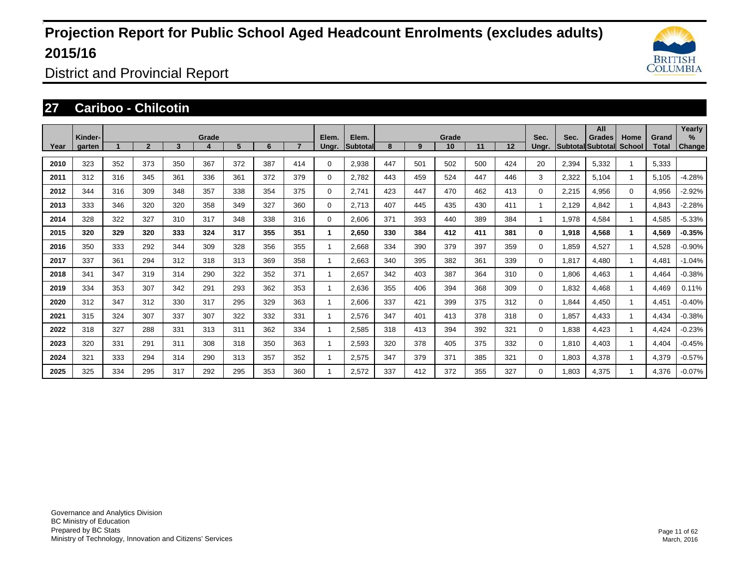# Projection Report for Public School Aged Headcount Enrolments (excludes adults) 2015/16

District and Provincial Report

## 27 Cariboo - Chilcotin

| Year | Kinder-garten | Grade 1 | 2 | 3 | 4 | 5 | 6 | 7 | Elem. Ungr. | Elem. Subtotal | Grade 8 | 9 | 10 | 11 | 12 | Sec. Ungr. | Sec. Subtotal | All Grades Subtotal | Home School | Grand Total | Yearly % Change |
|---|---|---|---|---|---|---|---|---|---|---|---|---|---|---|---|---|---|---|---|---|---|
| **2010** | 323 | 352 | 373 | 350 | 367 | 372 | 387 | 414 | 0 | 2,938 | 447 | 501 | 502 | 500 | 424 | 20 | 2,394 | 5,332 | 1 | 5,333 | |
| **2011** | 312 | 316 | 345 | 361 | 336 | 361 | 372 | 379 | 0 | 2,782 | 443 | 459 | 524 | 447 | 446 | 3 | 2,322 | 5,104 | 1 | 5,105 | -4.28% |
| **2012** | 344 | 316 | 309 | 348 | 357 | 338 | 354 | 375 | 0 | 2,741 | 423 | 447 | 470 | 462 | 413 | 0 | 2,215 | 4,956 | 0 | 4,956 | -2.92% |
| **2013** | 333 | 346 | 320 | 320 | 358 | 349 | 327 | 360 | 0 | 2,713 | 407 | 445 | 435 | 430 | 411 | 1 | 2,129 | 4,842 | 1 | 4,843 | -2.28% |
| **2014** | 328 | 322 | 327 | 310 | 317 | 348 | 338 | 316 | 0 | 2,606 | 371 | 393 | 440 | 389 | 384 | 1 | 1,978 | 4,584 | 1 | 4,585 | -5.33% |
| **2015** | **320** | **329** | **320** | **333** | **324** | **317** | **355** | **351** | **1** | **2,650** | **330** | **384** | **412** | **411** | **381** | **0** | **1,918** | **4,568** | **1** | **4,569** | **-0.35%** |
| **2016** | 350 | 333 | 292 | 344 | 309 | 328 | 356 | 355 | 1 | 2,668 | 334 | 390 | 379 | 397 | 359 | 0 | 1,859 | 4,527 | 1 | 4,528 | -0.90% |
| **2017** | 337 | 361 | 294 | 312 | 318 | 313 | 369 | 358 | 1 | 2,663 | 340 | 395 | 382 | 361 | 339 | 0 | 1,817 | 4,480 | 1 | 4,481 | -1.04% |
| **2018** | 341 | 347 | 319 | 314 | 290 | 322 | 352 | 371 | 1 | 2,657 | 342 | 403 | 387 | 364 | 310 | 0 | 1,806 | 4,463 | 1 | 4,464 | -0.38% |
| **2019** | 334 | 353 | 307 | 342 | 291 | 293 | 362 | 353 | 1 | 2,636 | 355 | 406 | 394 | 368 | 309 | 0 | 1,832 | 4,468 | 1 | 4,469 | 0.11% |
| **2020** | 312 | 347 | 312 | 330 | 317 | 295 | 329 | 363 | 1 | 2,606 | 337 | 421 | 399 | 375 | 312 | 0 | 1,844 | 4,450 | 1 | 4,451 | -0.40% |
| **2021** | 315 | 324 | 307 | 337 | 307 | 322 | 332 | 331 | 1 | 2,576 | 347 | 401 | 413 | 378 | 318 | 0 | 1,857 | 4,433 | 1 | 4,434 | -0.38% |
| **2022** | 318 | 327 | 288 | 331 | 313 | 311 | 362 | 334 | 1 | 2,585 | 318 | 413 | 394 | 392 | 321 | 0 | 1,838 | 4,423 | 1 | 4,424 | -0.23% |
| **2023** | 320 | 331 | 291 | 311 | 308 | 318 | 350 | 363 | 1 | 2,593 | 320 | 378 | 405 | 375 | 332 | 0 | 1,810 | 4,403 | 1 | 4,404 | -0.45% |
| **2024** | 321 | 333 | 294 | 314 | 290 | 313 | 357 | 352 | 1 | 2,575 | 347 | 379 | 371 | 385 | 321 | 0 | 1,803 | 4,378 | 1 | 4,379 | -0.57% |
| **2025** | 325 | 334 | 295 | 317 | 292 | 295 | 353 | 360 | 1 | 2,572 | 337 | 412 | 372 | 355 | 327 | 0 | 1,803 | 4,375 | 1 | 4,376 | -0.07% |

Governance and Analytics Division
BC Ministry of Education
Prepared by BC Stats
Ministry of Technology, Innovation and Citizens' Services

March, 2016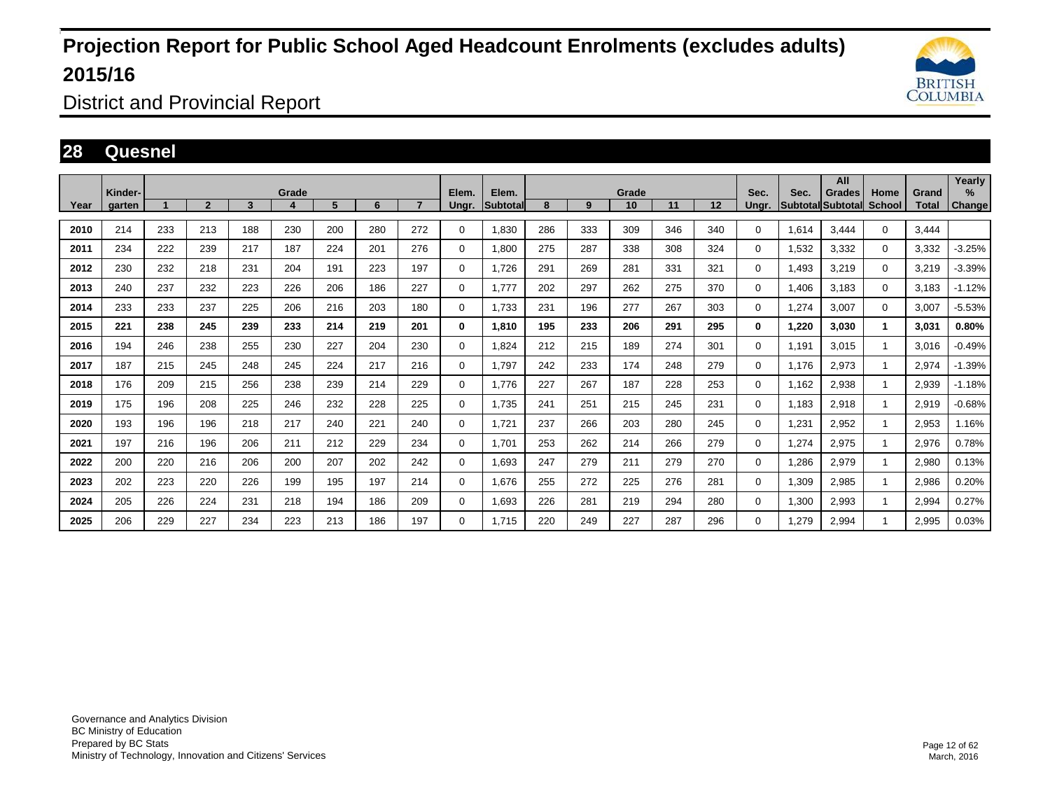# Projection Report for Public School Aged Headcount Enrolments (excludes adults) 2015/16

District and Provincial Report

## 28 Quesnel

| Year | Kinder-garten | Grade 1 | 2 | 3 | 4 | 5 | 6 | 7 | Elem. Ungr. | Elem. Subtotal | Grade 8 | 9 | 10 | 11 | 12 | Sec. Ungr. | Sec. Subtotal | All Grades Subtotal | Home School | Grand Total | Yearly % Change |
|---|---|---|---|---|---|---|---|---|---|---|---|---|---|---|---|---|---|---|---|---|---|
| 2010 | 214 | 233 | 213 | 188 | 230 | 200 | 280 | 272 | 0 | 1,830 | 286 | 333 | 309 | 346 | 340 | 0 | 1,614 | 3,444 | 0 | 3,444 | |
| 2011 | 234 | 222 | 239 | 217 | 187 | 224 | 201 | 276 | 0 | 1,800 | 275 | 287 | 338 | 308 | 324 | 0 | 1,532 | 3,332 | 0 | 3,332 | -3.25% |
| 2012 | 230 | 232 | 218 | 231 | 204 | 191 | 223 | 197 | 0 | 1,726 | 291 | 269 | 281 | 331 | 321 | 0 | 1,493 | 3,219 | 0 | 3,219 | -3.39% |
| 2013 | 240 | 237 | 232 | 223 | 226 | 206 | 186 | 227 | 0 | 1,777 | 202 | 297 | 262 | 275 | 370 | 0 | 1,406 | 3,183 | 0 | 3,183 | -1.12% |
| 2014 | 233 | 233 | 237 | 225 | 206 | 216 | 203 | 180 | 0 | 1,733 | 231 | 196 | 277 | 267 | 303 | 0 | 1,274 | 3,007 | 0 | 3,007 | -5.53% |
| **2015** | **221** | **238** | **245** | **239** | **233** | **214** | **219** | **201** | **0** | **1,810** | **195** | **233** | **206** | **291** | **295** | **0** | **1,220** | **3,030** | **1** | **3,031** | **0.80%** |
| 2016 | 194 | 246 | 238 | 255 | 230 | 227 | 204 | 230 | 0 | 1,824 | 212 | 215 | 189 | 274 | 301 | 0 | 1,191 | 3,015 | 1 | 3,016 | -0.49% |
| 2017 | 187 | 215 | 245 | 248 | 245 | 224 | 217 | 216 | 0 | 1,797 | 242 | 233 | 174 | 248 | 279 | 0 | 1,176 | 2,973 | 1 | 2,974 | -1.39% |
| 2018 | 176 | 209 | 215 | 256 | 238 | 239 | 214 | 229 | 0 | 1,776 | 227 | 267 | 187 | 228 | 253 | 0 | 1,162 | 2,938 | 1 | 2,939 | -1.18% |
| 2019 | 175 | 196 | 208 | 225 | 246 | 232 | 228 | 225 | 0 | 1,735 | 241 | 251 | 215 | 245 | 231 | 0 | 1,183 | 2,918 | 1 | 2,919 | -0.68% |
| 2020 | 193 | 196 | 196 | 218 | 217 | 240 | 221 | 240 | 0 | 1,721 | 237 | 266 | 203 | 280 | 245 | 0 | 1,231 | 2,952 | 1 | 2,953 | 1.16% |
| 2021 | 197 | 216 | 196 | 206 | 211 | 212 | 229 | 234 | 0 | 1,701 | 253 | 262 | 214 | 266 | 279 | 0 | 1,274 | 2,975 | 1 | 2,976 | 0.78% |
| 2022 | 200 | 220 | 216 | 206 | 200 | 207 | 202 | 242 | 0 | 1,693 | 247 | 279 | 211 | 279 | 270 | 0 | 1,286 | 2,979 | 1 | 2,980 | 0.13% |
| 2023 | 202 | 223 | 220 | 226 | 199 | 195 | 197 | 214 | 0 | 1,676 | 255 | 272 | 225 | 276 | 281 | 0 | 1,309 | 2,985 | 1 | 2,986 | 0.20% |
| 2024 | 205 | 226 | 224 | 231 | 218 | 194 | 186 | 209 | 0 | 1,693 | 226 | 281 | 219 | 294 | 280 | 0 | 1,300 | 2,993 | 1 | 2,994 | 0.27% |
| 2025 | 206 | 229 | 227 | 234 | 223 | 213 | 186 | 197 | 0 | 1,715 | 220 | 249 | 227 | 287 | 296 | 0 | 1,279 | 2,994 | 1 | 2,995 | 0.03% |

Governance and Analytics Division
BC Ministry of Education
Prepared by BC Stats
Ministry of Technology, Innovation and Citizens' Services

March, 2016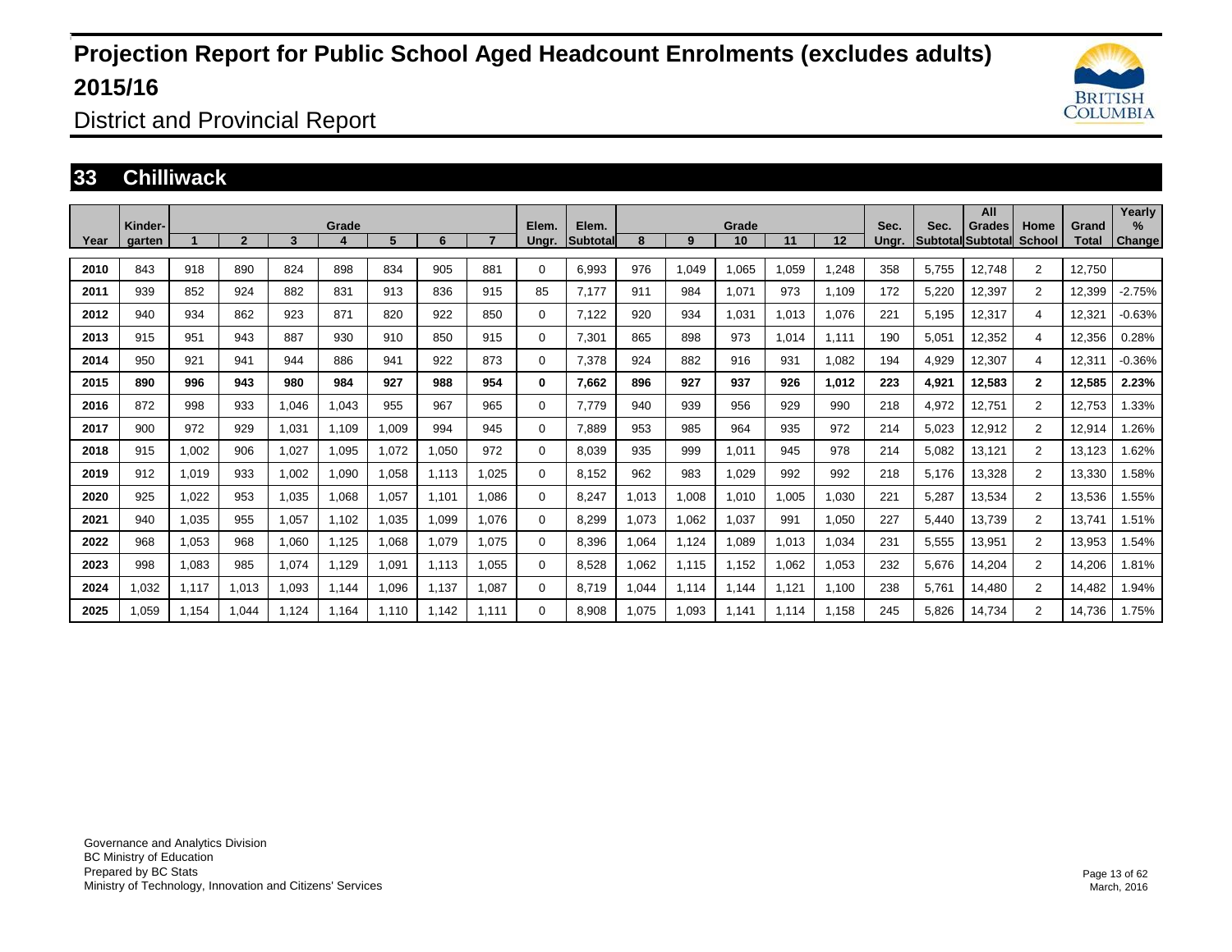# Projection Report for Public School Aged Headcount Enrolments (excludes adults) 2015/16

## District and Provincial Report

### 33 Chilliwack

| Year | Kinder-garten | 1 | 2 | 3 | Grade 4 | 5 | 6 | 7 | Elem. Ungr. | Elem. Subtotal | 8 | 9 | Grade 10 | 11 | 12 | Sec. Ungr. | Sec. Subtotal | All Grades Subtotal | Home School | Grand Total | Yearly % Change |
|---|---|---|---|---|---|---|---|---|---|---|---|---|---|---|---|---|---|---|---|---|---|
| 2010 | 843 | 918 | 890 | 824 | 898 | 834 | 905 | 881 | 0 | 6,993 | 976 | 1,049 | 1,065 | 1,059 | 1,248 | 358 | 5,755 | 12,748 | 2 | 12,750 | |
| 2011 | 939 | 852 | 924 | 882 | 831 | 913 | 836 | 915 | 85 | 7,177 | 911 | 984 | 1,071 | 973 | 1,109 | 172 | 5,220 | 12,397 | 2 | 12,399 | -2.75% |
| 2012 | 940 | 934 | 862 | 923 | 871 | 820 | 922 | 850 | 0 | 7,122 | 920 | 934 | 1,031 | 1,013 | 1,076 | 221 | 5,195 | 12,317 | 4 | 12,321 | -0.63% |
| 2013 | 915 | 951 | 943 | 887 | 930 | 910 | 850 | 915 | 0 | 7,301 | 865 | 898 | 973 | 1,014 | 1,111 | 190 | 5,051 | 12,352 | 4 | 12,356 | 0.28% |
| 2014 | 950 | 921 | 941 | 944 | 886 | 941 | 922 | 873 | 0 | 7,378 | 924 | 882 | 916 | 931 | 1,082 | 194 | 4,929 | 12,307 | 4 | 12,311 | -0.36% |
| **2015** | **890** | **996** | **943** | **980** | **984** | **927** | **988** | **954** | **0** | **7,662** | **896** | **927** | **937** | **926** | **1,012** | **223** | **4,921** | **12,583** | **2** | **12,585** | **2.23%** |
| 2016 | 872 | 998 | 933 | 1,046 | 1,043 | 955 | 967 | 965 | 0 | 7,779 | 940 | 939 | 956 | 929 | 990 | 218 | 4,972 | 12,751 | 2 | 12,753 | 1.33% |
| 2017 | 900 | 972 | 929 | 1,031 | 1,109 | 1,009 | 994 | 945 | 0 | 7,889 | 953 | 985 | 964 | 935 | 972 | 214 | 5,023 | 12,912 | 2 | 12,914 | 1.26% |
| 2018 | 915 | 1,002 | 906 | 1,027 | 1,095 | 1,072 | 1,050 | 972 | 0 | 8,039 | 935 | 999 | 1,011 | 945 | 978 | 214 | 5,082 | 13,121 | 2 | 13,123 | 1.62% |
| 2019 | 912 | 1,019 | 933 | 1,002 | 1,090 | 1,058 | 1,113 | 1,025 | 0 | 8,152 | 962 | 983 | 1,029 | 992 | 992 | 218 | 5,176 | 13,328 | 2 | 13,330 | 1.58% |
| 2020 | 925 | 1,022 | 953 | 1,035 | 1,068 | 1,057 | 1,101 | 1,086 | 0 | 8,247 | 1,013 | 1,008 | 1,010 | 1,005 | 1,030 | 221 | 5,287 | 13,534 | 2 | 13,536 | 1.55% |
| 2021 | 940 | 1,035 | 955 | 1,057 | 1,102 | 1,035 | 1,099 | 1,076 | 0 | 8,299 | 1,073 | 1,062 | 1,037 | 991 | 1,050 | 227 | 5,440 | 13,739 | 2 | 13,741 | 1.51% |
| 2022 | 968 | 1,053 | 968 | 1,060 | 1,125 | 1,068 | 1,079 | 1,075 | 0 | 8,396 | 1,064 | 1,124 | 1,089 | 1,013 | 1,034 | 231 | 5,555 | 13,951 | 2 | 13,953 | 1.54% |
| 2023 | 998 | 1,083 | 985 | 1,074 | 1,129 | 1,091 | 1,113 | 1,055 | 0 | 8,528 | 1,062 | 1,115 | 1,152 | 1,062 | 1,053 | 232 | 5,676 | 14,204 | 2 | 14,206 | 1.81% |
| 2024 | 1,032 | 1,117 | 1,013 | 1,093 | 1,144 | 1,096 | 1,137 | 1,087 | 0 | 8,719 | 1,044 | 1,114 | 1,144 | 1,121 | 1,100 | 238 | 5,761 | 14,480 | 2 | 14,482 | 1.94% |
| 2025 | 1,059 | 1,154 | 1,044 | 1,124 | 1,164 | 1,110 | 1,142 | 1,111 | 0 | 8,908 | 1,075 | 1,093 | 1,141 | 1,114 | 1,158 | 245 | 5,826 | 14,734 | 2 | 14,736 | 1.75% |

Governance and Analytics Division
BC Ministry of Education
Prepared by BC Stats
Ministry of Technology, Innovation and Citizens' Services

March, 2016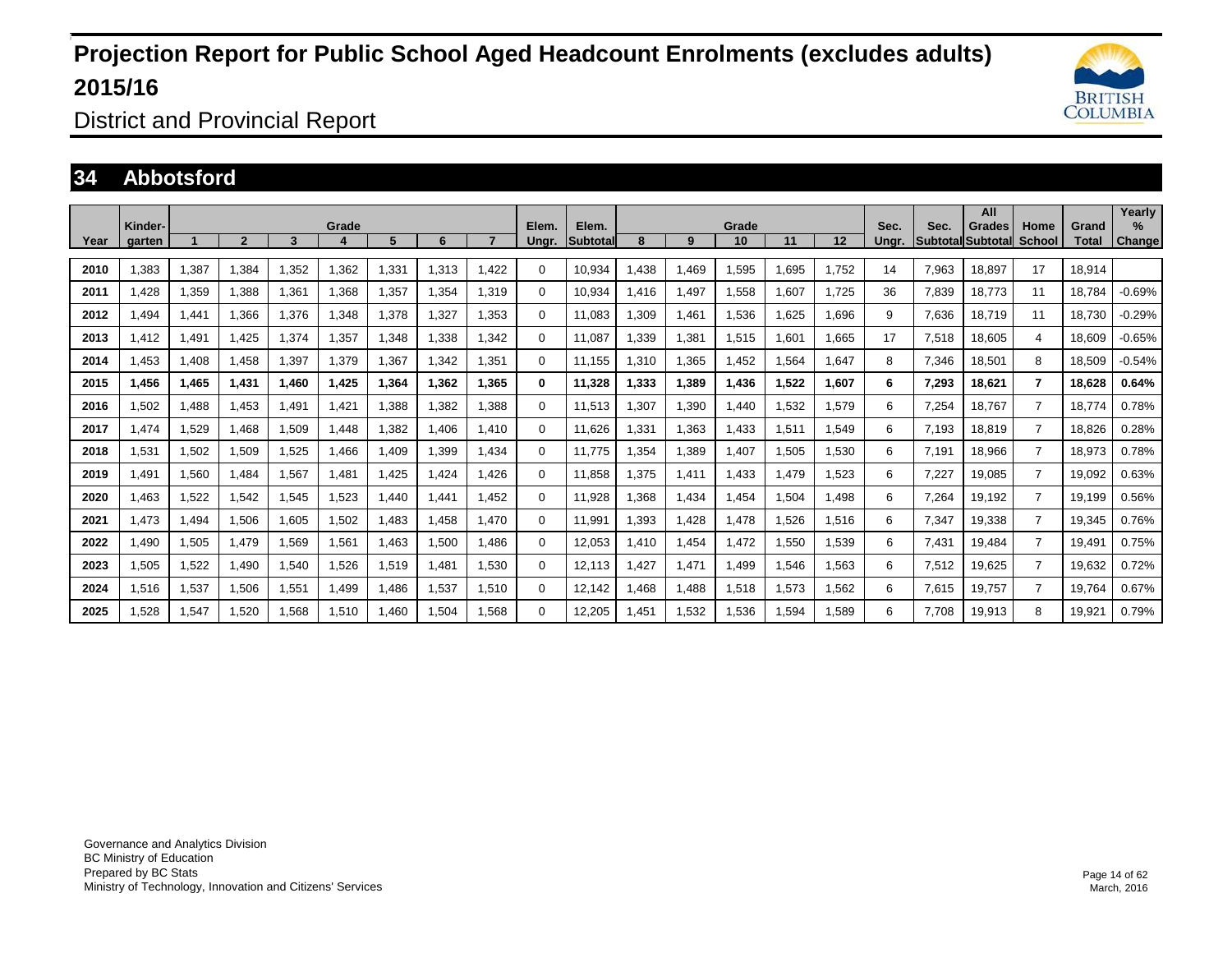# Projection Report for Public School Aged Headcount Enrolments (excludes adults) 2015/16

District and Provincial Report

## 34 Abbotsford

| Year | Kinder-garten | Grade 1 | 2 | 3 | 4 | 5 | 6 | 7 | Elem. Ungr. | Elem. Subtotal | Grade 8 | 9 | 10 | 11 | 12 | Sec. Ungr. | Sec. Subtotal | All Grades Subtotal | Home School | Grand Total | Yearly % Change |
|---|---|---|---|---|---|---|---|---|---|---|---|---|---|---|---|---|---|---|---|---|---|
| 2010 | 1,383 | 1,387 | 1,384 | 1,352 | 1,362 | 1,331 | 1,313 | 1,422 | 0 | 10,934 | 1,438 | 1,469 | 1,595 | 1,695 | 1,752 | 14 | 7,963 | 18,897 | 17 | 18,914 | |
| 2011 | 1,428 | 1,359 | 1,388 | 1,361 | 1,368 | 1,357 | 1,354 | 1,319 | 0 | 10,934 | 1,416 | 1,497 | 1,558 | 1,607 | 1,725 | 36 | 7,839 | 18,773 | 11 | 18,784 | -0.69% |
| 2012 | 1,494 | 1,441 | 1,366 | 1,376 | 1,348 | 1,378 | 1,327 | 1,353 | 0 | 11,083 | 1,309 | 1,461 | 1,536 | 1,625 | 1,696 | 9 | 7,636 | 18,719 | 11 | 18,730 | -0.29% |
| 2013 | 1,412 | 1,491 | 1,425 | 1,374 | 1,357 | 1,348 | 1,338 | 1,342 | 0 | 11,087 | 1,339 | 1,381 | 1,515 | 1,601 | 1,665 | 17 | 7,518 | 18,605 | 4 | 18,609 | -0.65% |
| 2014 | 1,453 | 1,408 | 1,458 | 1,397 | 1,379 | 1,367 | 1,342 | 1,351 | 0 | 11,155 | 1,310 | 1,365 | 1,452 | 1,564 | 1,647 | 8 | 7,346 | 18,501 | 8 | 18,509 | -0.54% |
| **2015** | **1,456** | **1,465** | **1,431** | **1,460** | **1,425** | **1,364** | **1,362** | **1,365** | **0** | **11,328** | **1,333** | **1,389** | **1,436** | **1,522** | **1,607** | **6** | **7,293** | **18,621** | **7** | **18,628** | **0.64%** |
| 2016 | 1,502 | 1,488 | 1,453 | 1,491 | 1,421 | 1,388 | 1,382 | 1,388 | 0 | 11,513 | 1,307 | 1,390 | 1,440 | 1,532 | 1,579 | 6 | 7,254 | 18,767 | 7 | 18,774 | 0.78% |
| 2017 | 1,474 | 1,529 | 1,468 | 1,509 | 1,448 | 1,382 | 1,406 | 1,410 | 0 | 11,626 | 1,331 | 1,363 | 1,433 | 1,511 | 1,549 | 6 | 7,193 | 18,819 | 7 | 18,826 | 0.28% |
| 2018 | 1,531 | 1,502 | 1,509 | 1,525 | 1,466 | 1,409 | 1,399 | 1,434 | 0 | 11,775 | 1,354 | 1,389 | 1,407 | 1,505 | 1,530 | 6 | 7,191 | 18,966 | 7 | 18,973 | 0.78% |
| 2019 | 1,491 | 1,560 | 1,484 | 1,567 | 1,481 | 1,425 | 1,424 | 1,426 | 0 | 11,858 | 1,375 | 1,411 | 1,433 | 1,479 | 1,523 | 6 | 7,227 | 19,085 | 7 | 19,092 | 0.63% |
| 2020 | 1,463 | 1,522 | 1,542 | 1,545 | 1,523 | 1,440 | 1,441 | 1,452 | 0 | 11,928 | 1,368 | 1,434 | 1,454 | 1,504 | 1,498 | 6 | 7,264 | 19,192 | 7 | 19,199 | 0.56% |
| 2021 | 1,473 | 1,494 | 1,506 | 1,605 | 1,502 | 1,483 | 1,458 | 1,470 | 0 | 11,991 | 1,393 | 1,428 | 1,478 | 1,526 | 1,516 | 6 | 7,347 | 19,338 | 7 | 19,345 | 0.76% |
| 2022 | 1,490 | 1,505 | 1,479 | 1,569 | 1,561 | 1,463 | 1,500 | 1,486 | 0 | 12,053 | 1,410 | 1,454 | 1,472 | 1,550 | 1,539 | 6 | 7,431 | 19,484 | 7 | 19,491 | 0.75% |
| 2023 | 1,505 | 1,522 | 1,490 | 1,540 | 1,526 | 1,519 | 1,481 | 1,530 | 0 | 12,113 | 1,427 | 1,471 | 1,499 | 1,546 | 1,563 | 6 | 7,512 | 19,625 | 7 | 19,632 | 0.72% |
| 2024 | 1,516 | 1,537 | 1,506 | 1,551 | 1,499 | 1,486 | 1,537 | 1,510 | 0 | 12,142 | 1,468 | 1,488 | 1,518 | 1,573 | 1,562 | 6 | 7,615 | 19,757 | 7 | 19,764 | 0.67% |
| 2025 | 1,528 | 1,547 | 1,520 | 1,568 | 1,510 | 1,460 | 1,504 | 1,568 | 0 | 12,205 | 1,451 | 1,532 | 1,536 | 1,594 | 1,589 | 6 | 7,708 | 19,913 | 8 | 19,921 | 0.79% |

Governance and Analytics Division
BC Ministry of Education
Prepared by BC Stats
Ministry of Technology, Innovation and Citizens' Services

March, 2016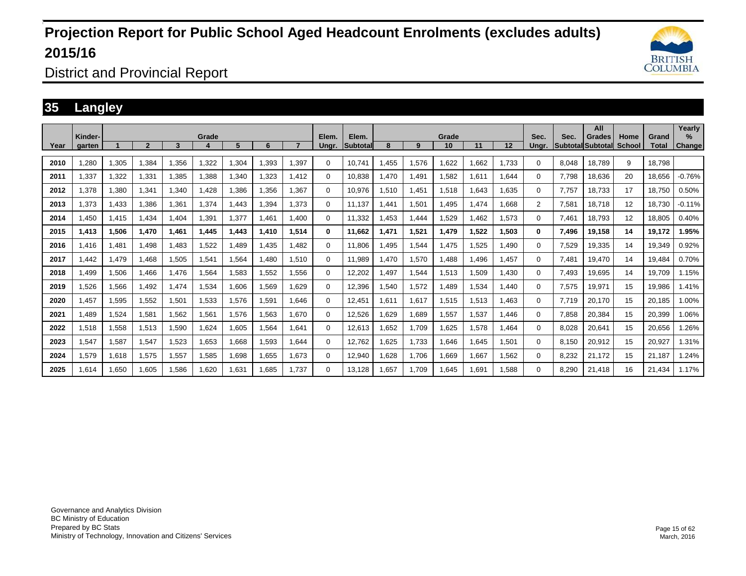# Projection Report for Public School Aged Headcount Enrolments (excludes adults) 2015/16

District and Provincial Report

## 35 Langley

| Year | Kinder-garten | Grade 1 | 2 | 3 | 4 | 5 | 6 | 7 | Elem. Ungr. | Elem. Subtotal | Grade 8 | 9 | 10 | 11 | 12 | Sec. Ungr. | Sec. Subtotal | All Grades Subtotal | Home School | Grand Total | Yearly % Change |
|---|---|---|---|---|---|---|---|---|---|---|---|---|---|---|---|---|---|---|---|---|---|
| 2010 | 1,280 | 1,305 | 1,384 | 1,356 | 1,322 | 1,304 | 1,393 | 1,397 | 0 | 10,741 | 1,455 | 1,576 | 1,622 | 1,662 | 1,733 | 0 | 8,048 | 18,789 | 9 | 18,798 | |
| 2011 | 1,337 | 1,322 | 1,331 | 1,385 | 1,388 | 1,340 | 1,323 | 1,412 | 0 | 10,838 | 1,470 | 1,491 | 1,582 | 1,611 | 1,644 | 0 | 7,798 | 18,636 | 20 | 18,656 | -0.76% |
| 2012 | 1,378 | 1,380 | 1,341 | 1,340 | 1,428 | 1,386 | 1,356 | 1,367 | 0 | 10,976 | 1,510 | 1,451 | 1,518 | 1,643 | 1,635 | 0 | 7,757 | 18,733 | 17 | 18,750 | 0.50% |
| 2013 | 1,373 | 1,433 | 1,386 | 1,361 | 1,374 | 1,443 | 1,394 | 1,373 | 0 | 11,137 | 1,441 | 1,501 | 1,495 | 1,474 | 1,668 | 2 | 7,581 | 18,718 | 12 | 18,730 | -0.11% |
| 2014 | 1,450 | 1,415 | 1,434 | 1,404 | 1,391 | 1,377 | 1,461 | 1,400 | 0 | 11,332 | 1,453 | 1,444 | 1,529 | 1,462 | 1,573 | 0 | 7,461 | 18,793 | 12 | 18,805 | 0.40% |
| **2015** | **1,413** | **1,506** | **1,470** | **1,461** | **1,445** | **1,443** | **1,410** | **1,514** | **0** | **11,662** | **1,471** | **1,521** | **1,479** | **1,522** | **1,503** | **0** | **7,496** | **19,158** | **14** | **19,172** | **1.95%** |
| 2016 | 1,416 | 1,481 | 1,498 | 1,483 | 1,522 | 1,489 | 1,435 | 1,482 | 0 | 11,806 | 1,495 | 1,544 | 1,475 | 1,525 | 1,490 | 0 | 7,529 | 19,335 | 14 | 19,349 | 0.92% |
| 2017 | 1,442 | 1,479 | 1,468 | 1,505 | 1,541 | 1,564 | 1,480 | 1,510 | 0 | 11,989 | 1,470 | 1,570 | 1,488 | 1,496 | 1,457 | 0 | 7,481 | 19,470 | 14 | 19,484 | 0.70% |
| 2018 | 1,499 | 1,506 | 1,466 | 1,476 | 1,564 | 1,583 | 1,552 | 1,556 | 0 | 12,202 | 1,497 | 1,544 | 1,513 | 1,509 | 1,430 | 0 | 7,493 | 19,695 | 14 | 19,709 | 1.15% |
| 2019 | 1,526 | 1,566 | 1,492 | 1,474 | 1,534 | 1,606 | 1,569 | 1,629 | 0 | 12,396 | 1,540 | 1,572 | 1,489 | 1,534 | 1,440 | 0 | 7,575 | 19,971 | 15 | 19,986 | 1.41% |
| 2020 | 1,457 | 1,595 | 1,552 | 1,501 | 1,533 | 1,576 | 1,591 | 1,646 | 0 | 12,451 | 1,611 | 1,617 | 1,515 | 1,513 | 1,463 | 0 | 7,719 | 20,170 | 15 | 20,185 | 1.00% |
| 2021 | 1,489 | 1,524 | 1,581 | 1,562 | 1,561 | 1,576 | 1,563 | 1,670 | 0 | 12,526 | 1,629 | 1,689 | 1,557 | 1,537 | 1,446 | 0 | 7,858 | 20,384 | 15 | 20,399 | 1.06% |
| 2022 | 1,518 | 1,558 | 1,513 | 1,590 | 1,624 | 1,605 | 1,564 | 1,641 | 0 | 12,613 | 1,652 | 1,709 | 1,625 | 1,578 | 1,464 | 0 | 8,028 | 20,641 | 15 | 20,656 | 1.26% |
| 2023 | 1,547 | 1,587 | 1,547 | 1,523 | 1,653 | 1,668 | 1,593 | 1,644 | 0 | 12,762 | 1,625 | 1,733 | 1,646 | 1,645 | 1,501 | 0 | 8,150 | 20,912 | 15 | 20,927 | 1.31% |
| 2024 | 1,579 | 1,618 | 1,575 | 1,557 | 1,585 | 1,698 | 1,655 | 1,673 | 0 | 12,940 | 1,628 | 1,706 | 1,669 | 1,667 | 1,562 | 0 | 8,232 | 21,172 | 15 | 21,187 | 1.24% |
| 2025 | 1,614 | 1,650 | 1,605 | 1,586 | 1,620 | 1,631 | 1,685 | 1,737 | 0 | 13,128 | 1,657 | 1,709 | 1,645 | 1,691 | 1,588 | 0 | 8,290 | 21,418 | 16 | 21,434 | 1.17% |

Governance and Analytics Division
BC Ministry of Education
Prepared by BC Stats
Ministry of Technology, Innovation and Citizens' Services

March, 2016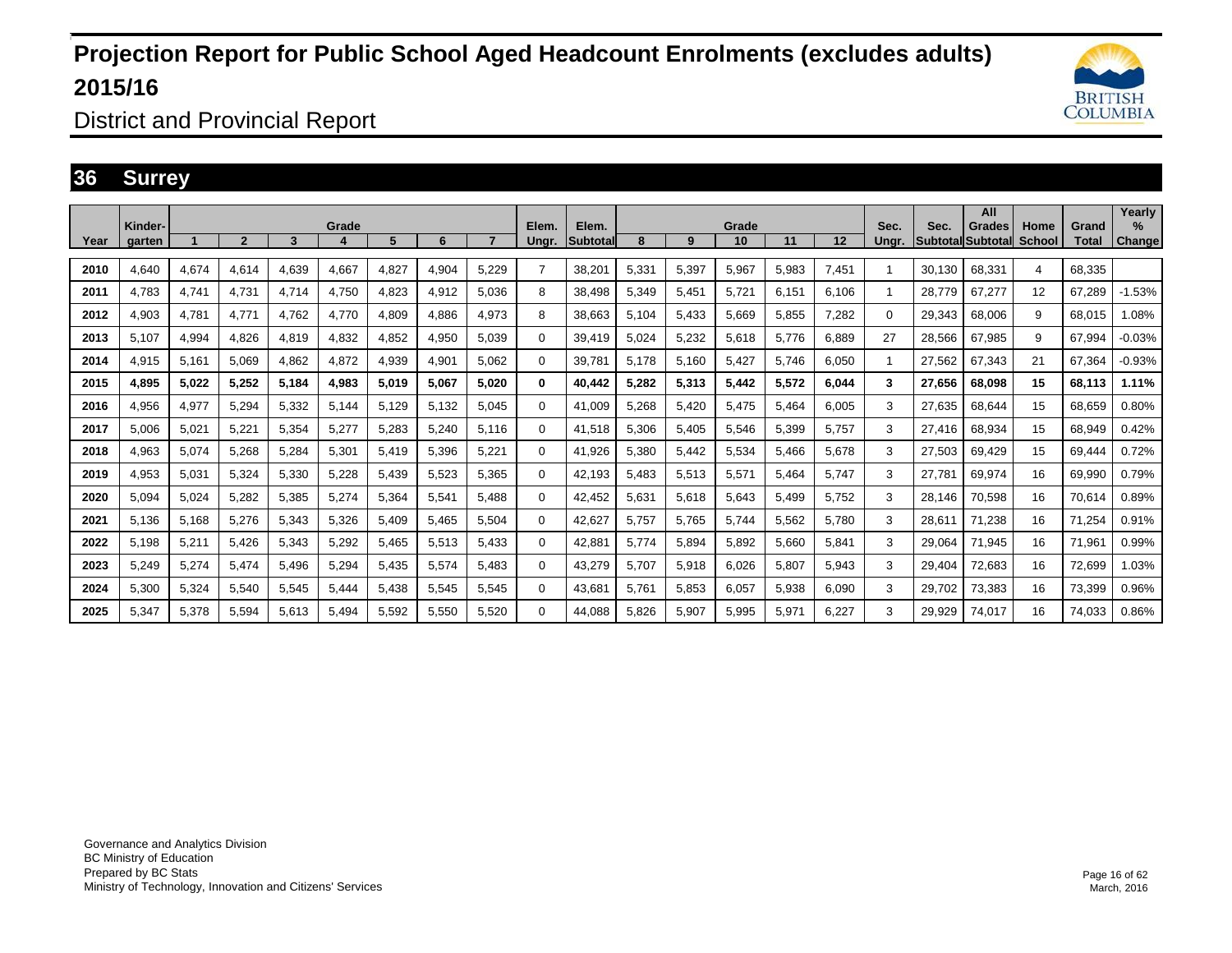# Projection Report for Public School Aged Headcount Enrolments (excludes adults) 2015/16

District and Provincial Report

## 36 Surrey

| Year | Kinder-garten | Grade 1 | 2 | 3 | 4 | 5 | 6 | 7 | Elem. Ungr. | Elem. Subtotal | Grade 8 | 9 | 10 | 11 | 12 | Sec. Ungr. | Sec. Subtotal | All Grades Subtotal | Home School | Grand Total | Yearly % Change |
|---|---|---|---|---|---|---|---|---|---|---|---|---|---|---|---|---|---|---|---|---|---|
| 2010 | 4,640 | 4,674 | 4,614 | 4,639 | 4,667 | 4,827 | 4,904 | 5,229 | 7 | 38,201 | 5,331 | 5,397 | 5,967 | 5,983 | 7,451 | 1 | 30,130 | 68,331 | 4 | 68,335 | |
| 2011 | 4,783 | 4,741 | 4,731 | 4,714 | 4,750 | 4,823 | 4,912 | 5,036 | 8 | 38,498 | 5,349 | 5,451 | 5,721 | 6,151 | 6,106 | 1 | 28,779 | 67,277 | 12 | 67,289 | -1.53% |
| 2012 | 4,903 | 4,781 | 4,771 | 4,762 | 4,770 | 4,809 | 4,886 | 4,973 | 8 | 38,663 | 5,104 | 5,433 | 5,669 | 5,855 | 7,282 | 0 | 29,343 | 68,006 | 9 | 68,015 | 1.08% |
| 2013 | 5,107 | 4,994 | 4,826 | 4,819 | 4,832 | 4,852 | 4,950 | 5,039 | 0 | 39,419 | 5,024 | 5,232 | 5,618 | 5,776 | 6,889 | 27 | 28,566 | 67,985 | 9 | 67,994 | -0.03% |
| 2014 | 4,915 | 5,161 | 5,069 | 4,862 | 4,872 | 4,939 | 4,901 | 5,062 | 0 | 39,781 | 5,178 | 5,160 | 5,427 | 5,746 | 6,050 | 1 | 27,562 | 67,343 | 21 | 67,364 | -0.93% |
| **2015** | **4,895** | **5,022** | **5,252** | **5,184** | **4,983** | **5,019** | **5,067** | **5,020** | **0** | **40,442** | **5,282** | **5,313** | **5,442** | **5,572** | **6,044** | **3** | **27,656** | **68,098** | **15** | **68,113** | **1.11%** |
| 2016 | 4,956 | 4,977 | 5,294 | 5,332 | 5,144 | 5,129 | 5,132 | 5,045 | 0 | 41,009 | 5,268 | 5,420 | 5,475 | 5,464 | 6,005 | 3 | 27,635 | 68,644 | 15 | 68,659 | 0.80% |
| 2017 | 5,006 | 5,021 | 5,221 | 5,354 | 5,277 | 5,283 | 5,240 | 5,116 | 0 | 41,518 | 5,306 | 5,405 | 5,546 | 5,399 | 5,757 | 3 | 27,416 | 68,934 | 15 | 68,949 | 0.42% |
| 2018 | 4,963 | 5,074 | 5,268 | 5,284 | 5,301 | 5,419 | 5,396 | 5,221 | 0 | 41,926 | 5,380 | 5,442 | 5,534 | 5,466 | 5,678 | 3 | 27,503 | 69,429 | 15 | 69,444 | 0.72% |
| 2019 | 4,953 | 5,031 | 5,324 | 5,330 | 5,228 | 5,439 | 5,523 | 5,365 | 0 | 42,193 | 5,483 | 5,513 | 5,571 | 5,464 | 5,747 | 3 | 27,781 | 69,974 | 16 | 69,990 | 0.79% |
| 2020 | 5,094 | 5,024 | 5,282 | 5,385 | 5,274 | 5,364 | 5,541 | 5,488 | 0 | 42,452 | 5,631 | 5,618 | 5,643 | 5,499 | 5,752 | 3 | 28,146 | 70,598 | 16 | 70,614 | 0.89% |
| 2021 | 5,136 | 5,168 | 5,276 | 5,343 | 5,326 | 5,409 | 5,465 | 5,504 | 0 | 42,627 | 5,757 | 5,765 | 5,744 | 5,562 | 5,780 | 3 | 28,611 | 71,238 | 16 | 71,254 | 0.91% |
| 2022 | 5,198 | 5,211 | 5,426 | 5,343 | 5,292 | 5,465 | 5,513 | 5,433 | 0 | 42,881 | 5,774 | 5,894 | 5,892 | 5,660 | 5,841 | 3 | 29,064 | 71,945 | 16 | 71,961 | 0.99% |
| 2023 | 5,249 | 5,274 | 5,474 | 5,496 | 5,294 | 5,435 | 5,574 | 5,483 | 0 | 43,279 | 5,707 | 5,918 | 6,026 | 5,807 | 5,943 | 3 | 29,404 | 72,683 | 16 | 72,699 | 1.03% |
| 2024 | 5,300 | 5,324 | 5,540 | 5,545 | 5,444 | 5,438 | 5,545 | 5,545 | 0 | 43,681 | 5,761 | 5,853 | 6,057 | 5,938 | 6,090 | 3 | 29,702 | 73,383 | 16 | 73,399 | 0.96% |
| 2025 | 5,347 | 5,378 | 5,594 | 5,613 | 5,494 | 5,592 | 5,550 | 5,520 | 0 | 44,088 | 5,826 | 5,907 | 5,995 | 5,971 | 6,227 | 3 | 29,929 | 74,017 | 16 | 74,033 | 0.86% |

Governance and Analytics Division
BC Ministry of Education
Prepared by BC Stats
Ministry of Technology, Innovation and Citizens' Services

March, 2016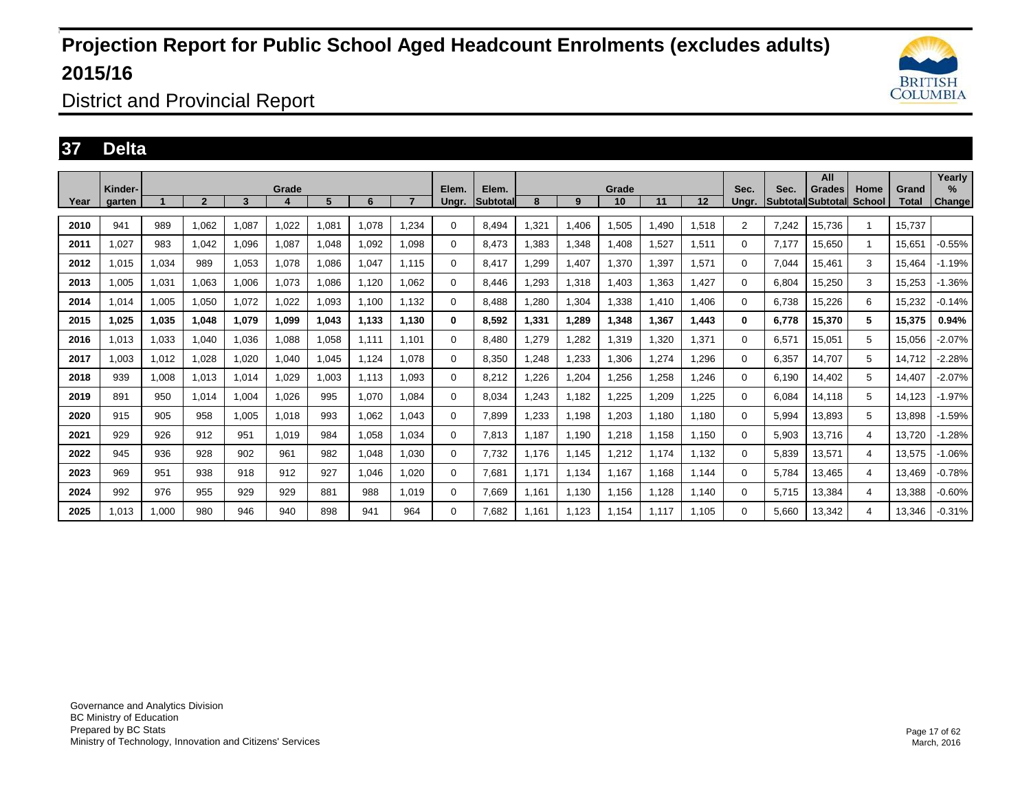# Projection Report for Public School Aged Headcount Enrolments (excludes adults) 2015/16

District and Provincial Report

## 37 Delta

| Year | Kinder-garten | Grade 1 | 2 | 3 | 4 | 5 | 6 | 7 | Elem. Ungr. | Elem. Subtotal | Grade 8 | 9 | 10 | 11 | 12 | Sec. Ungr. | Sec. Subtotal | All Grades Subtotal | Home School | Grand Total | Yearly % Change |
|---|---|---|---|---|---|---|---|---|---|---|---|---|---|---|---|---|---|---|---|---|---|
| 2010 | 941 | 989 | 1,062 | 1,087 | 1,022 | 1,081 | 1,078 | 1,234 | 0 | 8,494 | 1,321 | 1,406 | 1,505 | 1,490 | 1,518 | 2 | 7,242 | 15,736 | 1 | 15,737 | |
| 2011 | 1,027 | 983 | 1,042 | 1,096 | 1,087 | 1,048 | 1,092 | 1,098 | 0 | 8,473 | 1,383 | 1,348 | 1,408 | 1,527 | 1,511 | 0 | 7,177 | 15,650 | 1 | 15,651 | -0.55% |
| 2012 | 1,015 | 1,034 | 989 | 1,053 | 1,078 | 1,086 | 1,047 | 1,115 | 0 | 8,417 | 1,299 | 1,407 | 1,370 | 1,397 | 1,571 | 0 | 7,044 | 15,461 | 3 | 15,464 | -1.19% |
| 2013 | 1,005 | 1,031 | 1,063 | 1,006 | 1,073 | 1,086 | 1,120 | 1,062 | 0 | 8,446 | 1,293 | 1,318 | 1,403 | 1,363 | 1,427 | 0 | 6,804 | 15,250 | 3 | 15,253 | -1.36% |
| 2014 | 1,014 | 1,005 | 1,050 | 1,072 | 1,022 | 1,093 | 1,100 | 1,132 | 0 | 8,488 | 1,280 | 1,304 | 1,338 | 1,410 | 1,406 | 0 | 6,738 | 15,226 | 6 | 15,232 | -0.14% |
| **2015** | **1,025** | **1,035** | **1,048** | **1,079** | **1,099** | **1,043** | **1,133** | **1,130** | **0** | **8,592** | **1,331** | **1,289** | **1,348** | **1,367** | **1,443** | **0** | **6,778** | **15,370** | **5** | **15,375** | **0.94%** |
| 2016 | 1,013 | 1,033 | 1,040 | 1,036 | 1,088 | 1,058 | 1,111 | 1,101 | 0 | 8,480 | 1,279 | 1,282 | 1,319 | 1,320 | 1,371 | 0 | 6,571 | 15,051 | 5 | 15,056 | -2.07% |
| 2017 | 1,003 | 1,012 | 1,028 | 1,020 | 1,040 | 1,045 | 1,124 | 1,078 | 0 | 8,350 | 1,248 | 1,233 | 1,306 | 1,274 | 1,296 | 0 | 6,357 | 14,707 | 5 | 14,712 | -2.28% |
| 2018 | 939 | 1,008 | 1,013 | 1,014 | 1,029 | 1,003 | 1,113 | 1,093 | 0 | 8,212 | 1,226 | 1,204 | 1,256 | 1,258 | 1,246 | 0 | 6,190 | 14,402 | 5 | 14,407 | -2.07% |
| 2019 | 891 | 950 | 1,014 | 1,004 | 1,026 | 995 | 1,070 | 1,084 | 0 | 8,034 | 1,243 | 1,182 | 1,225 | 1,209 | 1,225 | 0 | 6,084 | 14,118 | 5 | 14,123 | -1.97% |
| 2020 | 915 | 905 | 958 | 1,005 | 1,018 | 993 | 1,062 | 1,043 | 0 | 7,899 | 1,233 | 1,198 | 1,203 | 1,180 | 1,180 | 0 | 5,994 | 13,893 | 5 | 13,898 | -1.59% |
| 2021 | 929 | 926 | 912 | 951 | 1,019 | 984 | 1,058 | 1,034 | 0 | 7,813 | 1,187 | 1,190 | 1,218 | 1,158 | 1,150 | 0 | 5,903 | 13,716 | 4 | 13,720 | -1.28% |
| 2022 | 945 | 936 | 928 | 902 | 961 | 982 | 1,048 | 1,030 | 0 | 7,732 | 1,176 | 1,145 | 1,212 | 1,174 | 1,132 | 0 | 5,839 | 13,571 | 4 | 13,575 | -1.06% |
| 2023 | 969 | 951 | 938 | 918 | 912 | 927 | 1,046 | 1,020 | 0 | 7,681 | 1,171 | 1,134 | 1,167 | 1,168 | 1,144 | 0 | 5,784 | 13,465 | 4 | 13,469 | -0.78% |
| 2024 | 992 | 976 | 955 | 929 | 929 | 881 | 988 | 1,019 | 0 | 7,669 | 1,161 | 1,130 | 1,156 | 1,128 | 1,140 | 0 | 5,715 | 13,384 | 4 | 13,388 | -0.60% |
| 2025 | 1,013 | 1,000 | 980 | 946 | 940 | 898 | 941 | 964 | 0 | 7,682 | 1,161 | 1,123 | 1,154 | 1,117 | 1,105 | 0 | 5,660 | 13,342 | 4 | 13,346 | -0.31% |

Governance and Analytics Division
BC Ministry of Education
Prepared by BC Stats
Ministry of Technology, Innovation and Citizens' Services

March, 2016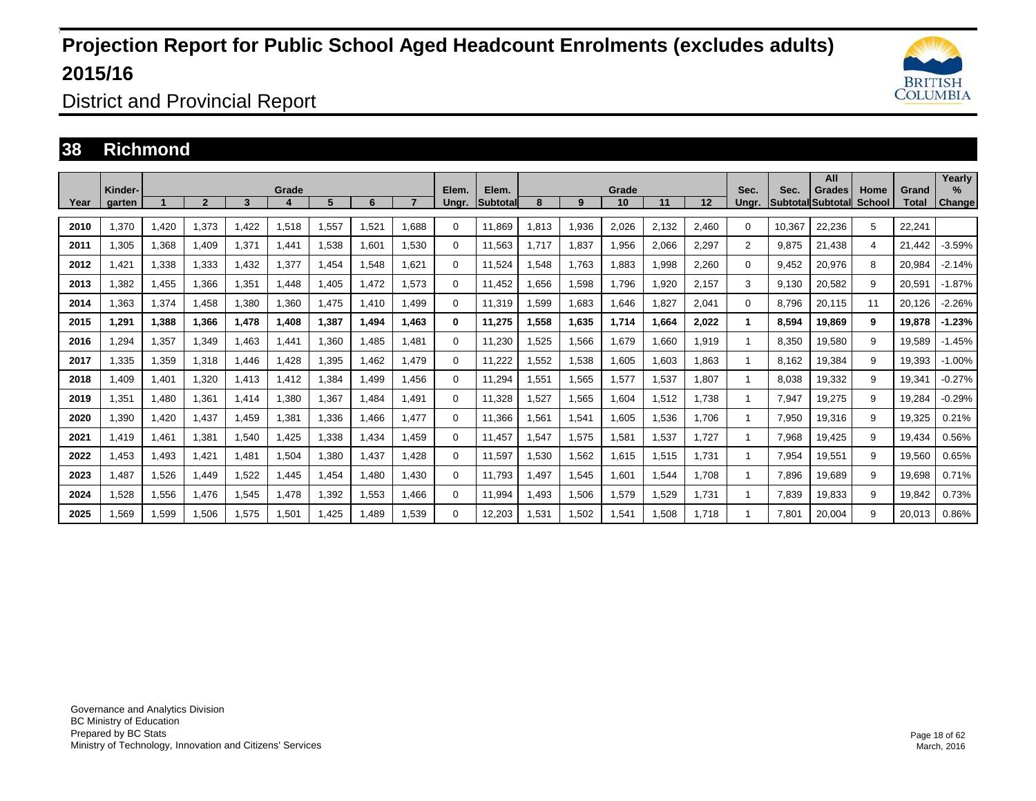# Projection Report for Public School Aged Headcount Enrolments (excludes adults) 2015/16

District and Provincial Report

## 38 Richmond

| Year | Kinder-garten | Grade 1 | 2 | 3 | 4 | 5 | 6 | 7 | Elem. Ungr. | Elem. Subtotal | Grade 8 | 9 | 10 | 11 | 12 | Sec. Ungr. | Sec. Subtotal | All Grades Subtotal | Home School | Grand Total | Yearly % Change |
|---|---|---|---|---|---|---|---|---|---|---|---|---|---|---|---|---|---|---|---|---|---|
| 2010 | 1,370 | 1,420 | 1,373 | 1,422 | 1,518 | 1,557 | 1,521 | 1,688 | 0 | 11,869 | 1,813 | 1,936 | 2,026 | 2,132 | 2,460 | 0 | 10,367 | 22,236 | 5 | 22,241 | |
| 2011 | 1,305 | 1,368 | 1,409 | 1,371 | 1,441 | 1,538 | 1,601 | 1,530 | 0 | 11,563 | 1,717 | 1,837 | 1,956 | 2,066 | 2,297 | 2 | 9,875 | 21,438 | 4 | 21,442 | -3.59% |
| 2012 | 1,421 | 1,338 | 1,333 | 1,432 | 1,377 | 1,454 | 1,548 | 1,621 | 0 | 11,524 | 1,548 | 1,763 | 1,883 | 1,998 | 2,260 | 0 | 9,452 | 20,976 | 8 | 20,984 | -2.14% |
| 2013 | 1,382 | 1,455 | 1,366 | 1,351 | 1,448 | 1,405 | 1,472 | 1,573 | 0 | 11,452 | 1,656 | 1,598 | 1,796 | 1,920 | 2,157 | 3 | 9,130 | 20,582 | 9 | 20,591 | -1.87% |
| 2014 | 1,363 | 1,374 | 1,458 | 1,380 | 1,360 | 1,475 | 1,410 | 1,499 | 0 | 11,319 | 1,599 | 1,683 | 1,646 | 1,827 | 2,041 | 0 | 8,796 | 20,115 | 11 | 20,126 | -2.26% |
| **2015** | **1,291** | **1,388** | **1,366** | **1,478** | **1,408** | **1,387** | **1,494** | **1,463** | **0** | **11,275** | **1,558** | **1,635** | **1,714** | **1,664** | **2,022** | **1** | **8,594** | **19,869** | **9** | **19,878** | **-1.23%** |
| 2016 | 1,294 | 1,357 | 1,349 | 1,463 | 1,441 | 1,360 | 1,485 | 1,481 | 0 | 11,230 | 1,525 | 1,566 | 1,679 | 1,660 | 1,919 | 1 | 8,350 | 19,580 | 9 | 19,589 | -1.45% |
| 2017 | 1,335 | 1,359 | 1,318 | 1,446 | 1,428 | 1,395 | 1,462 | 1,479 | 0 | 11,222 | 1,552 | 1,538 | 1,605 | 1,603 | 1,863 | 1 | 8,162 | 19,384 | 9 | 19,393 | -1.00% |
| 2018 | 1,409 | 1,401 | 1,320 | 1,413 | 1,412 | 1,384 | 1,499 | 1,456 | 0 | 11,294 | 1,551 | 1,565 | 1,577 | 1,537 | 1,807 | 1 | 8,038 | 19,332 | 9 | 19,341 | -0.27% |
| 2019 | 1,351 | 1,480 | 1,361 | 1,414 | 1,380 | 1,367 | 1,484 | 1,491 | 0 | 11,328 | 1,527 | 1,565 | 1,604 | 1,512 | 1,738 | 1 | 7,947 | 19,275 | 9 | 19,284 | -0.29% |
| 2020 | 1,390 | 1,420 | 1,437 | 1,459 | 1,381 | 1,336 | 1,466 | 1,477 | 0 | 11,366 | 1,561 | 1,541 | 1,605 | 1,536 | 1,706 | 1 | 7,950 | 19,316 | 9 | 19,325 | 0.21% |
| 2021 | 1,419 | 1,461 | 1,381 | 1,540 | 1,425 | 1,338 | 1,434 | 1,459 | 0 | 11,457 | 1,547 | 1,575 | 1,581 | 1,537 | 1,727 | 1 | 7,968 | 19,425 | 9 | 19,434 | 0.56% |
| 2022 | 1,453 | 1,493 | 1,421 | 1,481 | 1,504 | 1,380 | 1,437 | 1,428 | 0 | 11,597 | 1,530 | 1,562 | 1,615 | 1,515 | 1,731 | 1 | 7,954 | 19,551 | 9 | 19,560 | 0.65% |
| 2023 | 1,487 | 1,526 | 1,449 | 1,522 | 1,445 | 1,454 | 1,480 | 1,430 | 0 | 11,793 | 1,497 | 1,545 | 1,601 | 1,544 | 1,708 | 1 | 7,896 | 19,689 | 9 | 19,698 | 0.71% |
| 2024 | 1,528 | 1,556 | 1,476 | 1,545 | 1,478 | 1,392 | 1,553 | 1,466 | 0 | 11,994 | 1,493 | 1,506 | 1,579 | 1,529 | 1,731 | 1 | 7,839 | 19,833 | 9 | 19,842 | 0.73% |
| 2025 | 1,569 | 1,599 | 1,506 | 1,575 | 1,501 | 1,425 | 1,489 | 1,539 | 0 | 12,203 | 1,531 | 1,502 | 1,541 | 1,508 | 1,718 | 1 | 7,801 | 20,004 | 9 | 20,013 | 0.86% |

Governance and Analytics Division
BC Ministry of Education
Prepared by BC Stats
Ministry of Technology, Innovation and Citizens' Services

March, 2016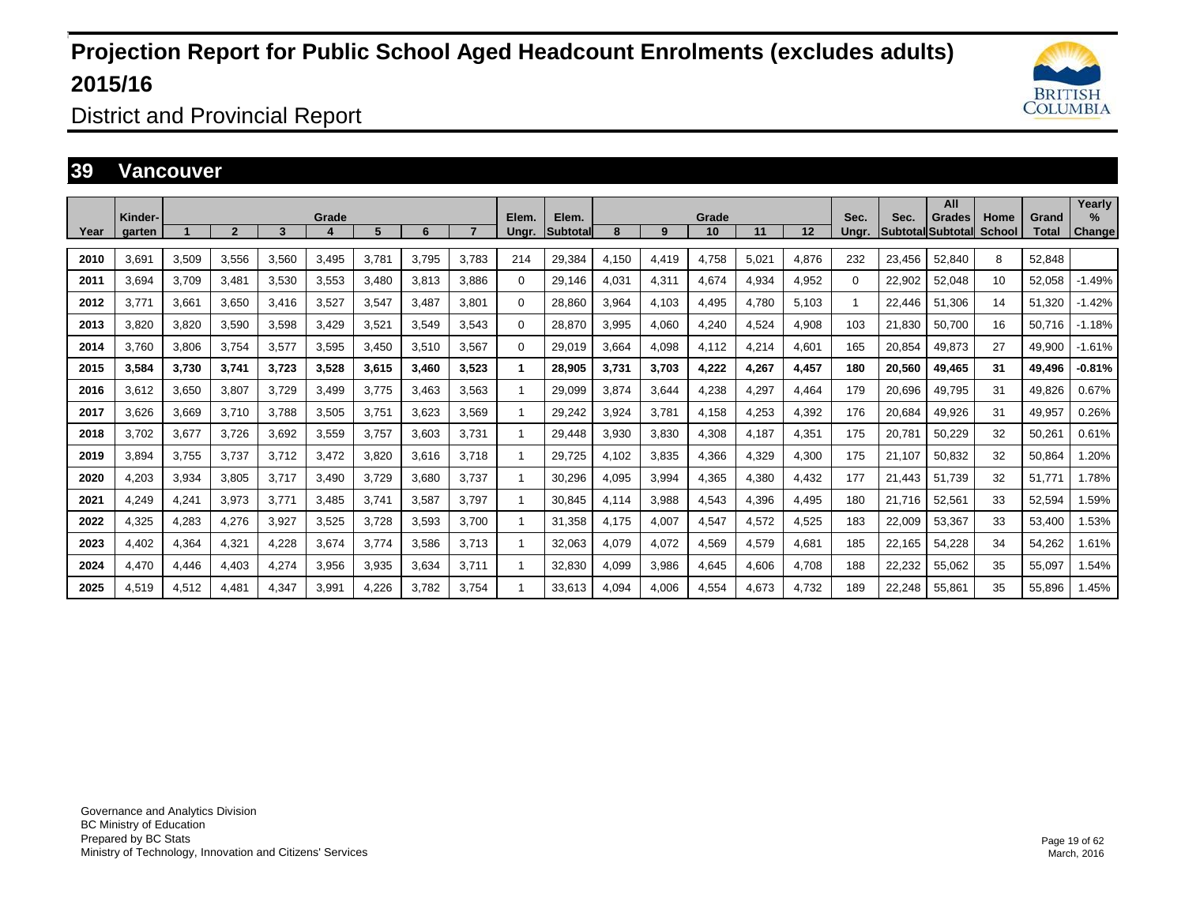# Projection Report for Public School Aged Headcount Enrolments (excludes adults) 2015/16

District and Provincial Report

## 39 Vancouver

| Year | Kinder-garten | Grade 1 | Grade 2 | Grade 3 | Grade 4 | Grade 5 | Grade 6 | Grade 7 | Elem. Ungr. | Elem. Subtotal | Grade 8 | Grade 9 | Grade 10 | Grade 11 | Grade 12 | Sec. Ungr. | Sec. Subtotal | All Grades Subtotal | Home School | Grand Total | Yearly % Change |
|---|---|---|---|---|---|---|---|---|---|---|---|---|---|---|---|---|---|---|---|---|---|
| 2010 | 3,691 | 3,509 | 3,556 | 3,560 | 3,495 | 3,781 | 3,795 | 3,783 | 214 | 29,384 | 4,150 | 4,419 | 4,758 | 5,021 | 4,876 | 232 | 23,456 | 52,840 | 8 | 52,848 | |
| 2011 | 3,694 | 3,709 | 3,481 | 3,530 | 3,553 | 3,480 | 3,813 | 3,886 | 0 | 29,146 | 4,031 | 4,311 | 4,674 | 4,934 | 4,952 | 0 | 22,902 | 52,048 | 10 | 52,058 | -1.49% |
| 2012 | 3,771 | 3,661 | 3,650 | 3,416 | 3,527 | 3,547 | 3,487 | 3,801 | 0 | 28,860 | 3,964 | 4,103 | 4,495 | 4,780 | 5,103 | 1 | 22,446 | 51,306 | 14 | 51,320 | -1.42% |
| 2013 | 3,820 | 3,820 | 3,590 | 3,598 | 3,429 | 3,521 | 3,549 | 3,543 | 0 | 28,870 | 3,995 | 4,060 | 4,240 | 4,524 | 4,908 | 103 | 21,830 | 50,700 | 16 | 50,716 | -1.18% |
| 2014 | 3,760 | 3,806 | 3,754 | 3,577 | 3,595 | 3,450 | 3,510 | 3,567 | 0 | 29,019 | 3,664 | 4,098 | 4,112 | 4,214 | 4,601 | 165 | 20,854 | 49,873 | 27 | 49,900 | -1.61% |
| **2015** | **3,584** | **3,730** | **3,741** | **3,723** | **3,528** | **3,615** | **3,460** | **3,523** | **1** | **28,905** | **3,731** | **3,703** | **4,222** | **4,267** | **4,457** | **180** | **20,560** | **49,465** | **31** | **49,496** | **-0.81%** |
| 2016 | 3,612 | 3,650 | 3,807 | 3,729 | 3,499 | 3,775 | 3,463 | 3,563 | 1 | 29,099 | 3,874 | 3,644 | 4,238 | 4,297 | 4,464 | 179 | 20,696 | 49,795 | 31 | 49,826 | 0.67% |
| 2017 | 3,626 | 3,669 | 3,710 | 3,788 | 3,505 | 3,751 | 3,623 | 3,569 | 1 | 29,242 | 3,924 | 3,781 | 4,158 | 4,253 | 4,392 | 176 | 20,684 | 49,926 | 31 | 49,957 | 0.26% |
| 2018 | 3,702 | 3,677 | 3,726 | 3,692 | 3,559 | 3,757 | 3,603 | 3,731 | 1 | 29,448 | 3,930 | 3,830 | 4,308 | 4,187 | 4,351 | 175 | 20,781 | 50,229 | 32 | 50,261 | 0.61% |
| 2019 | 3,894 | 3,755 | 3,737 | 3,712 | 3,472 | 3,820 | 3,616 | 3,718 | 1 | 29,725 | 4,102 | 3,835 | 4,366 | 4,329 | 4,300 | 175 | 21,107 | 50,832 | 32 | 50,864 | 1.20% |
| 2020 | 4,203 | 3,934 | 3,805 | 3,717 | 3,490 | 3,729 | 3,680 | 3,737 | 1 | 30,296 | 4,095 | 3,994 | 4,365 | 4,380 | 4,432 | 177 | 21,443 | 51,739 | 32 | 51,771 | 1.78% |
| 2021 | 4,249 | 4,241 | 3,973 | 3,771 | 3,485 | 3,741 | 3,587 | 3,797 | 1 | 30,845 | 4,114 | 3,988 | 4,543 | 4,396 | 4,495 | 180 | 21,716 | 52,561 | 33 | 52,594 | 1.59% |
| 2022 | 4,325 | 4,283 | 4,276 | 3,927 | 3,525 | 3,728 | 3,593 | 3,700 | 1 | 31,358 | 4,175 | 4,007 | 4,547 | 4,572 | 4,525 | 183 | 22,009 | 53,367 | 33 | 53,400 | 1.53% |
| 2023 | 4,402 | 4,364 | 4,321 | 4,228 | 3,674 | 3,774 | 3,586 | 3,713 | 1 | 32,063 | 4,079 | 4,072 | 4,569 | 4,579 | 4,681 | 185 | 22,165 | 54,228 | 34 | 54,262 | 1.61% |
| 2024 | 4,470 | 4,446 | 4,403 | 4,274 | 3,956 | 3,935 | 3,634 | 3,711 | 1 | 32,830 | 4,099 | 3,986 | 4,645 | 4,606 | 4,708 | 188 | 22,232 | 55,062 | 35 | 55,097 | 1.54% |
| 2025 | 4,519 | 4,512 | 4,481 | 4,347 | 3,991 | 4,226 | 3,782 | 3,754 | 1 | 33,613 | 4,094 | 4,006 | 4,554 | 4,673 | 4,732 | 189 | 22,248 | 55,861 | 35 | 55,896 | 1.45% |

Governance and Analytics Division
BC Ministry of Education
Prepared by BC Stats
Ministry of Technology, Innovation and Citizens' Services

March, 2016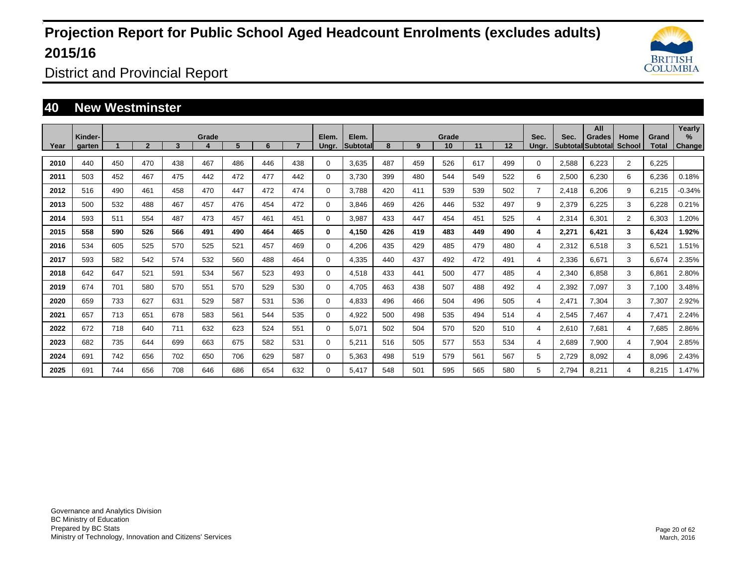# Projection Report for Public School Aged Headcount Enrolments (excludes adults) 2015/16

District and Provincial Report

## 40 New Westminster

| Year | Kinder-garten | Grade 1 | 2 | 3 | 4 | 5 | 6 | 7 | Elem. Ungr. | Elem. Subtotal | Grade 8 | 9 | 10 | 11 | 12 | Sec. Ungr. | Sec. Subtotal | All Grades Subtotal | Home School | Grand Total | Yearly % Change |
|---|---|---|---|---|---|---|---|---|---|---|---|---|---|---|---|---|---|---|---|---|---|
| **2010** | 440 | 450 | 470 | 438 | 467 | 486 | 446 | 438 | 0 | 3,635 | 487 | 459 | 526 | 617 | 499 | 0 | 2,588 | 6,223 | 2 | 6,225 | |
| **2011** | 503 | 452 | 467 | 475 | 442 | 472 | 477 | 442 | 0 | 3,730 | 399 | 480 | 544 | 549 | 522 | 6 | 2,500 | 6,230 | 6 | 6,236 | 0.18% |
| **2012** | 516 | 490 | 461 | 458 | 470 | 447 | 472 | 474 | 0 | 3,788 | 420 | 411 | 539 | 539 | 502 | 7 | 2,418 | 6,206 | 9 | 6,215 | -0.34% |
| **2013** | 500 | 532 | 488 | 467 | 457 | 476 | 454 | 472 | 0 | 3,846 | 469 | 426 | 446 | 532 | 497 | 9 | 2,379 | 6,225 | 3 | 6,228 | 0.21% |
| **2014** | 593 | 511 | 554 | 487 | 473 | 457 | 461 | 451 | 0 | 3,987 | 433 | 447 | 454 | 451 | 525 | 4 | 2,314 | 6,301 | 2 | 6,303 | 1.20% |
| **2015** | **558** | **590** | **526** | **566** | **491** | **490** | **464** | **465** | **0** | **4,150** | **426** | **419** | **483** | **449** | **490** | **4** | **2,271** | **6,421** | **3** | **6,424** | **1.92%** |
| **2016** | 534 | 605 | 525 | 570 | 525 | 521 | 457 | 469 | 0 | 4,206 | 435 | 429 | 485 | 479 | 480 | 4 | 2,312 | 6,518 | 3 | 6,521 | 1.51% |
| **2017** | 593 | 582 | 542 | 574 | 532 | 560 | 488 | 464 | 0 | 4,335 | 440 | 437 | 492 | 472 | 491 | 4 | 2,336 | 6,671 | 3 | 6,674 | 2.35% |
| **2018** | 642 | 647 | 521 | 591 | 534 | 567 | 523 | 493 | 0 | 4,518 | 433 | 441 | 500 | 477 | 485 | 4 | 2,340 | 6,858 | 3 | 6,861 | 2.80% |
| **2019** | 674 | 701 | 580 | 570 | 551 | 570 | 529 | 530 | 0 | 4,705 | 463 | 438 | 507 | 488 | 492 | 4 | 2,392 | 7,097 | 3 | 7,100 | 3.48% |
| **2020** | 659 | 733 | 627 | 631 | 529 | 587 | 531 | 536 | 0 | 4,833 | 496 | 466 | 504 | 496 | 505 | 4 | 2,471 | 7,304 | 3 | 7,307 | 2.92% |
| **2021** | 657 | 713 | 651 | 678 | 583 | 561 | 544 | 535 | 0 | 4,922 | 500 | 498 | 535 | 494 | 514 | 4 | 2,545 | 7,467 | 4 | 7,471 | 2.24% |
| **2022** | 672 | 718 | 640 | 711 | 632 | 623 | 524 | 551 | 0 | 5,071 | 502 | 504 | 570 | 520 | 510 | 4 | 2,610 | 7,681 | 4 | 7,685 | 2.86% |
| **2023** | 682 | 735 | 644 | 699 | 663 | 675 | 582 | 531 | 0 | 5,211 | 516 | 505 | 577 | 553 | 534 | 4 | 2,689 | 7,900 | 4 | 7,904 | 2.85% |
| **2024** | 691 | 742 | 656 | 702 | 650 | 706 | 629 | 587 | 0 | 5,363 | 498 | 519 | 579 | 561 | 567 | 5 | 2,729 | 8,092 | 4 | 8,096 | 2.43% |
| **2025** | 691 | 744 | 656 | 708 | 646 | 686 | 654 | 632 | 0 | 5,417 | 548 | 501 | 595 | 565 | 580 | 5 | 2,794 | 8,211 | 4 | 8,215 | 1.47% |

Governance and Analytics Division
BC Ministry of Education
Prepared by BC Stats
Ministry of Technology, Innovation and Citizens' Services

March, 2016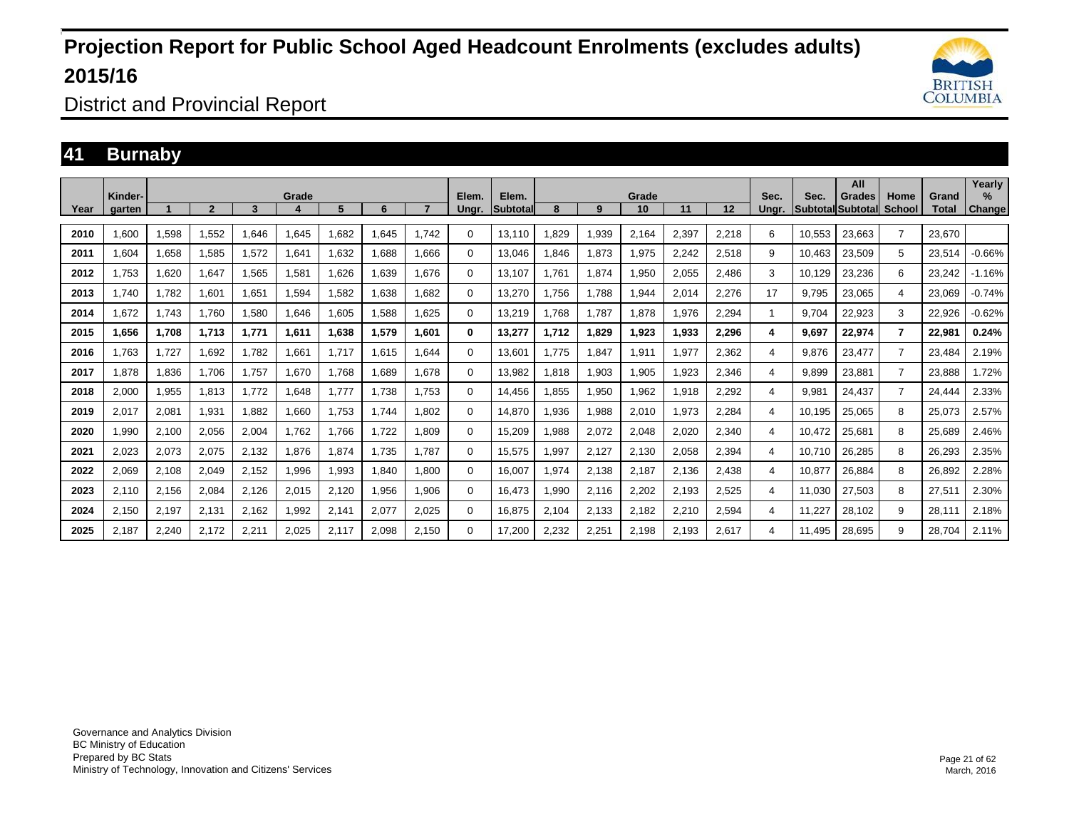# Projection Report for Public School Aged Headcount Enrolments (excludes adults) 2015/16

District and Provincial Report

## 41 Burnaby

| Year | Kinder-garten | Grade 1 | 2 | 3 | 4 | 5 | 6 | 7 | Elem. Ungr. | Elem. Subtotal | Grade 8 | 9 | 10 | 11 | 12 | Sec. Ungr. | Sec. Subtotal | All Grades Subtotal | Home School | Grand Total | Yearly % Change |
|---|---|---|---|---|---|---|---|---|---|---|---|---|---|---|---|---|---|---|---|---|---|
| 2010 | 1,600 | 1,598 | 1,552 | 1,646 | 1,645 | 1,682 | 1,645 | 1,742 | 0 | 13,110 | 1,829 | 1,939 | 2,164 | 2,397 | 2,218 | 6 | 10,553 | 23,663 | 7 | 23,670 | |
| 2011 | 1,604 | 1,658 | 1,585 | 1,572 | 1,641 | 1,632 | 1,688 | 1,666 | 0 | 13,046 | 1,846 | 1,873 | 1,975 | 2,242 | 2,518 | 9 | 10,463 | 23,509 | 5 | 23,514 | -0.66% |
| 2012 | 1,753 | 1,620 | 1,647 | 1,565 | 1,581 | 1,626 | 1,639 | 1,676 | 0 | 13,107 | 1,761 | 1,874 | 1,950 | 2,055 | 2,486 | 3 | 10,129 | 23,236 | 6 | 23,242 | -1.16% |
| 2013 | 1,740 | 1,782 | 1,601 | 1,651 | 1,594 | 1,582 | 1,638 | 1,682 | 0 | 13,270 | 1,756 | 1,788 | 1,944 | 2,014 | 2,276 | 17 | 9,795 | 23,065 | 4 | 23,069 | -0.74% |
| 2014 | 1,672 | 1,743 | 1,760 | 1,580 | 1,646 | 1,605 | 1,588 | 1,625 | 0 | 13,219 | 1,768 | 1,787 | 1,878 | 1,976 | 2,294 | 1 | 9,704 | 22,923 | 3 | 22,926 | -0.62% |
| **2015** | **1,656** | **1,708** | **1,713** | **1,771** | **1,611** | **1,638** | **1,579** | **1,601** | **0** | **13,277** | **1,712** | **1,829** | **1,923** | **1,933** | **2,296** | **4** | **9,697** | **22,974** | **7** | **22,981** | **0.24%** |
| 2016 | 1,763 | 1,727 | 1,692 | 1,782 | 1,661 | 1,717 | 1,615 | 1,644 | 0 | 13,601 | 1,775 | 1,847 | 1,911 | 1,977 | 2,362 | 4 | 9,876 | 23,477 | 7 | 23,484 | 2.19% |
| 2017 | 1,878 | 1,836 | 1,706 | 1,757 | 1,670 | 1,768 | 1,689 | 1,678 | 0 | 13,982 | 1,818 | 1,903 | 1,905 | 1,923 | 2,346 | 4 | 9,899 | 23,881 | 7 | 23,888 | 1.72% |
| 2018 | 2,000 | 1,955 | 1,813 | 1,772 | 1,648 | 1,777 | 1,738 | 1,753 | 0 | 14,456 | 1,855 | 1,950 | 1,962 | 1,918 | 2,292 | 4 | 9,981 | 24,437 | 7 | 24,444 | 2.33% |
| 2019 | 2,017 | 2,081 | 1,931 | 1,882 | 1,660 | 1,753 | 1,744 | 1,802 | 0 | 14,870 | 1,936 | 1,988 | 2,010 | 1,973 | 2,284 | 4 | 10,195 | 25,065 | 8 | 25,073 | 2.57% |
| 2020 | 1,990 | 2,100 | 2,056 | 2,004 | 1,762 | 1,766 | 1,722 | 1,809 | 0 | 15,209 | 1,988 | 2,072 | 2,048 | 2,020 | 2,340 | 4 | 10,472 | 25,681 | 8 | 25,689 | 2.46% |
| 2021 | 2,023 | 2,073 | 2,075 | 2,132 | 1,876 | 1,874 | 1,735 | 1,787 | 0 | 15,575 | 1,997 | 2,127 | 2,130 | 2,058 | 2,394 | 4 | 10,710 | 26,285 | 8 | 26,293 | 2.35% |
| 2022 | 2,069 | 2,108 | 2,049 | 2,152 | 1,996 | 1,993 | 1,840 | 1,800 | 0 | 16,007 | 1,974 | 2,138 | 2,187 | 2,136 | 2,438 | 4 | 10,877 | 26,884 | 8 | 26,892 | 2.28% |
| 2023 | 2,110 | 2,156 | 2,084 | 2,126 | 2,015 | 2,120 | 1,956 | 1,906 | 0 | 16,473 | 1,990 | 2,116 | 2,202 | 2,193 | 2,525 | 4 | 11,030 | 27,503 | 8 | 27,511 | 2.30% |
| 2024 | 2,150 | 2,197 | 2,131 | 2,162 | 1,992 | 2,141 | 2,077 | 2,025 | 0 | 16,875 | 2,104 | 2,133 | 2,182 | 2,210 | 2,594 | 4 | 11,227 | 28,102 | 9 | 28,111 | 2.18% |
| 2025 | 2,187 | 2,240 | 2,172 | 2,211 | 2,025 | 2,117 | 2,098 | 2,150 | 0 | 17,200 | 2,232 | 2,251 | 2,198 | 2,193 | 2,617 | 4 | 11,495 | 28,695 | 9 | 28,704 | 2.11% |

Governance and Analytics Division
BC Ministry of Education
Prepared by BC Stats
Ministry of Technology, Innovation and Citizens' Services

March, 2016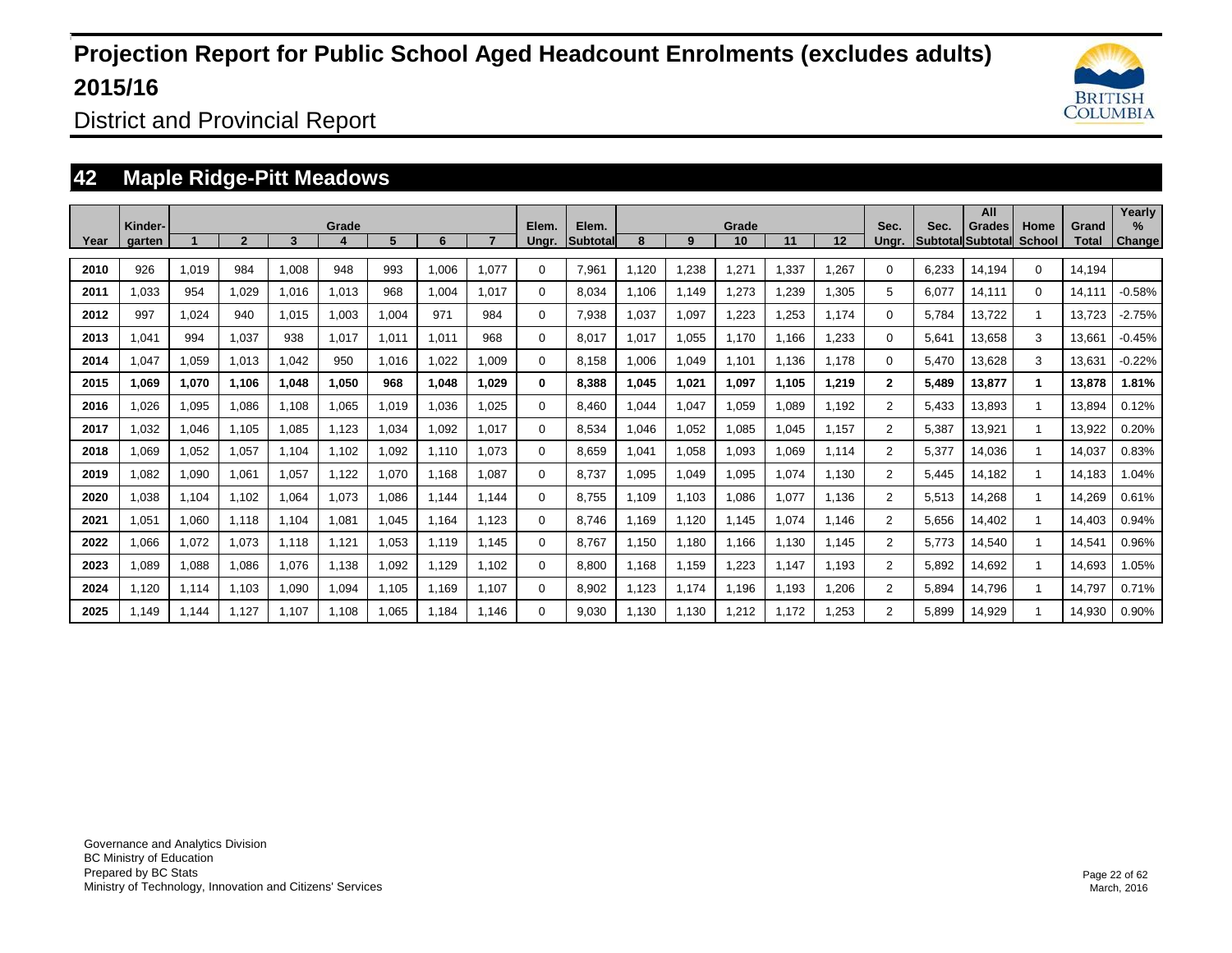# Projection Report for Public School Aged Headcount Enrolments (excludes adults) 2015/16

District and Provincial Report

## 42 Maple Ridge-Pitt Meadows

| Year | Kinder-garten | Grade 1 | 2 | 3 | 4 | 5 | 6 | 7 | Elem. Ungr. | Elem. Subtotal | Grade 8 | 9 | 10 | 11 | 12 | Sec. Ungr. | Sec. Subtotal | All Grades Subtotal | Home School | Grand Total | Yearly % Change |
|---|---|---|---|---|---|---|---|---|---|---|---|---|---|---|---|---|---|---|---|---|---|
| 2010 | 926 | 1,019 | 984 | 1,008 | 948 | 993 | 1,006 | 1,077 | 0 | 7,961 | 1,120 | 1,238 | 1,271 | 1,337 | 1,267 | 0 | 6,233 | 14,194 | 0 | 14,194 | |
| 2011 | 1,033 | 954 | 1,029 | 1,016 | 1,013 | 968 | 1,004 | 1,017 | 0 | 8,034 | 1,106 | 1,149 | 1,273 | 1,239 | 1,305 | 5 | 6,077 | 14,111 | 0 | 14,111 | -0.58% |
| 2012 | 997 | 1,024 | 940 | 1,015 | 1,003 | 1,004 | 971 | 984 | 0 | 7,938 | 1,037 | 1,097 | 1,223 | 1,253 | 1,174 | 0 | 5,784 | 13,722 | 1 | 13,723 | -2.75% |
| 2013 | 1,041 | 994 | 1,037 | 938 | 1,017 | 1,011 | 1,011 | 968 | 0 | 8,017 | 1,017 | 1,055 | 1,170 | 1,166 | 1,233 | 0 | 5,641 | 13,658 | 3 | 13,661 | -0.45% |
| 2014 | 1,047 | 1,059 | 1,013 | 1,042 | 950 | 1,016 | 1,022 | 1,009 | 0 | 8,158 | 1,006 | 1,049 | 1,101 | 1,136 | 1,178 | 0 | 5,470 | 13,628 | 3 | 13,631 | -0.22% |
| **2015** | **1,069** | **1,070** | **1,106** | **1,048** | **1,050** | **968** | **1,048** | **1,029** | **0** | **8,388** | **1,045** | **1,021** | **1,097** | **1,105** | **1,219** | **2** | **5,489** | **13,877** | **1** | **13,878** | **1.81%** |
| 2016 | 1,026 | 1,095 | 1,086 | 1,108 | 1,065 | 1,019 | 1,036 | 1,025 | 0 | 8,460 | 1,044 | 1,047 | 1,059 | 1,089 | 1,192 | 2 | 5,433 | 13,893 | 1 | 13,894 | 0.12% |
| 2017 | 1,032 | 1,046 | 1,105 | 1,085 | 1,123 | 1,034 | 1,092 | 1,017 | 0 | 8,534 | 1,046 | 1,052 | 1,085 | 1,045 | 1,157 | 2 | 5,387 | 13,921 | 1 | 13,922 | 0.20% |
| 2018 | 1,069 | 1,052 | 1,057 | 1,104 | 1,102 | 1,092 | 1,110 | 1,073 | 0 | 8,659 | 1,041 | 1,058 | 1,093 | 1,069 | 1,114 | 2 | 5,377 | 14,036 | 1 | 14,037 | 0.83% |
| 2019 | 1,082 | 1,090 | 1,061 | 1,057 | 1,122 | 1,070 | 1,168 | 1,087 | 0 | 8,737 | 1,095 | 1,049 | 1,095 | 1,074 | 1,130 | 2 | 5,445 | 14,182 | 1 | 14,183 | 1.04% |
| 2020 | 1,038 | 1,104 | 1,102 | 1,064 | 1,073 | 1,086 | 1,144 | 1,144 | 0 | 8,755 | 1,109 | 1,103 | 1,086 | 1,077 | 1,136 | 2 | 5,513 | 14,268 | 1 | 14,269 | 0.61% |
| 2021 | 1,051 | 1,060 | 1,118 | 1,104 | 1,081 | 1,045 | 1,164 | 1,123 | 0 | 8,746 | 1,169 | 1,120 | 1,145 | 1,074 | 1,146 | 2 | 5,656 | 14,402 | 1 | 14,403 | 0.94% |
| 2022 | 1,066 | 1,072 | 1,073 | 1,118 | 1,121 | 1,053 | 1,119 | 1,145 | 0 | 8,767 | 1,150 | 1,180 | 1,166 | 1,130 | 1,145 | 2 | 5,773 | 14,540 | 1 | 14,541 | 0.96% |
| 2023 | 1,089 | 1,088 | 1,086 | 1,076 | 1,138 | 1,092 | 1,129 | 1,102 | 0 | 8,800 | 1,168 | 1,159 | 1,223 | 1,147 | 1,193 | 2 | 5,892 | 14,692 | 1 | 14,693 | 1.05% |
| 2024 | 1,120 | 1,114 | 1,103 | 1,090 | 1,094 | 1,105 | 1,169 | 1,107 | 0 | 8,902 | 1,123 | 1,174 | 1,196 | 1,193 | 1,206 | 2 | 5,894 | 14,796 | 1 | 14,797 | 0.71% |
| 2025 | 1,149 | 1,144 | 1,127 | 1,107 | 1,108 | 1,065 | 1,184 | 1,146 | 0 | 9,030 | 1,130 | 1,130 | 1,212 | 1,172 | 1,253 | 2 | 5,899 | 14,929 | 1 | 14,930 | 0.90% |

Governance and Analytics Division
BC Ministry of Education
Prepared by BC Stats
Ministry of Technology, Innovation and Citizens' Services

March, 2016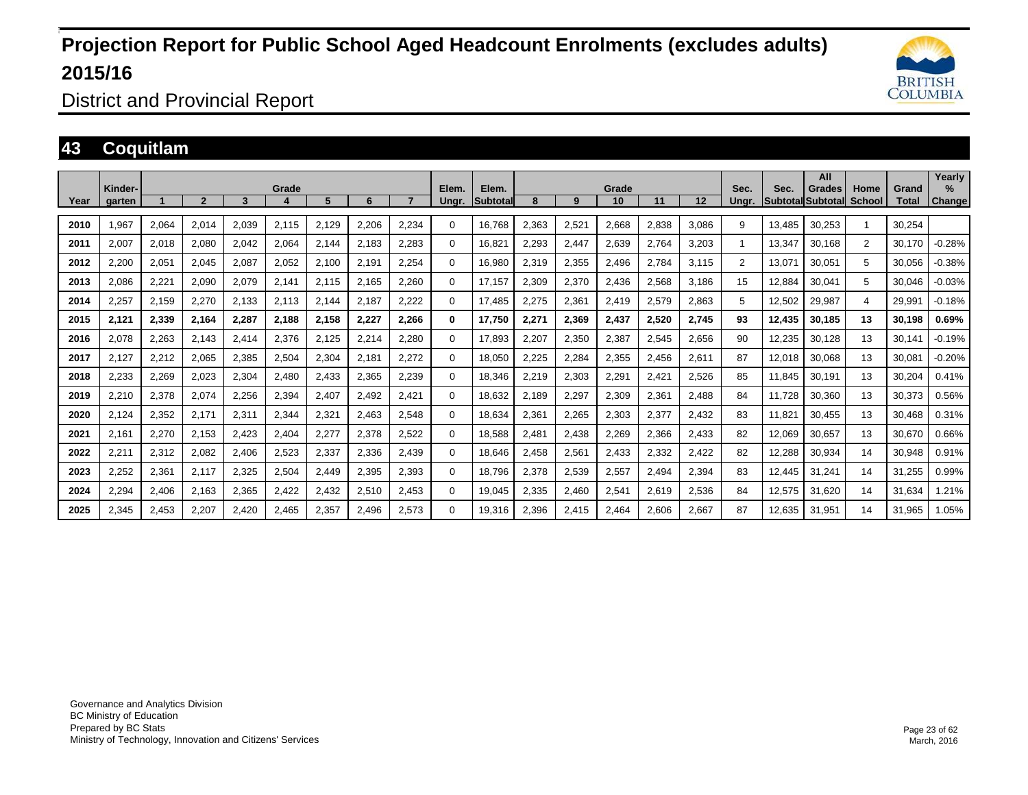# Projection Report for Public School Aged Headcount Enrolments (excludes adults) 2015/16

District and Provincial Report

## 43 Coquitlam

| Year | Kinder-garten | Grade 1 | 2 | 3 | 4 | 5 | 6 | 7 | Elem. Ungr. | Elem. Subtotal | Grade 8 | 9 | 10 | 11 | 12 | Sec. Ungr. | Sec. Subtotal | All Grades Subtotal | Home School | Grand Total | Yearly % Change |
|---|---|---|---|---|---|---|---|---|---|---|---|---|---|---|---|---|---|---|---|---|---|
| 2010 | 1,967 | 2,064 | 2,014 | 2,039 | 2,115 | 2,129 | 2,206 | 2,234 | 0 | 16,768 | 2,363 | 2,521 | 2,668 | 2,838 | 3,086 | 9 | 13,485 | 30,253 | 1 | 30,254 | |
| 2011 | 2,007 | 2,018 | 2,080 | 2,042 | 2,064 | 2,144 | 2,183 | 2,283 | 0 | 16,821 | 2,293 | 2,447 | 2,639 | 2,764 | 3,203 | 1 | 13,347 | 30,168 | 2 | 30,170 | -0.28% |
| 2012 | 2,200 | 2,051 | 2,045 | 2,087 | 2,052 | 2,100 | 2,191 | 2,254 | 0 | 16,980 | 2,319 | 2,355 | 2,496 | 2,784 | 3,115 | 2 | 13,071 | 30,051 | 5 | 30,056 | -0.38% |
| 2013 | 2,086 | 2,221 | 2,090 | 2,079 | 2,141 | 2,115 | 2,165 | 2,260 | 0 | 17,157 | 2,309 | 2,370 | 2,436 | 2,568 | 3,186 | 15 | 12,884 | 30,041 | 5 | 30,046 | -0.03% |
| 2014 | 2,257 | 2,159 | 2,270 | 2,133 | 2,113 | 2,144 | 2,187 | 2,222 | 0 | 17,485 | 2,275 | 2,361 | 2,419 | 2,579 | 2,863 | 5 | 12,502 | 29,987 | 4 | 29,991 | -0.18% |
| **2015** | **2,121** | **2,339** | **2,164** | **2,287** | **2,188** | **2,158** | **2,227** | **2,266** | **0** | **17,750** | **2,271** | **2,369** | **2,437** | **2,520** | **2,745** | **93** | **12,435** | **30,185** | **13** | **30,198** | **0.69%** |
| 2016 | 2,078 | 2,263 | 2,143 | 2,414 | 2,376 | 2,125 | 2,214 | 2,280 | 0 | 17,893 | 2,207 | 2,350 | 2,387 | 2,545 | 2,656 | 90 | 12,235 | 30,128 | 13 | 30,141 | -0.19% |
| 2017 | 2,127 | 2,212 | 2,065 | 2,385 | 2,504 | 2,304 | 2,181 | 2,272 | 0 | 18,050 | 2,225 | 2,284 | 2,355 | 2,456 | 2,611 | 87 | 12,018 | 30,068 | 13 | 30,081 | -0.20% |
| 2018 | 2,233 | 2,269 | 2,023 | 2,304 | 2,480 | 2,433 | 2,365 | 2,239 | 0 | 18,346 | 2,219 | 2,303 | 2,291 | 2,421 | 2,526 | 85 | 11,845 | 30,191 | 13 | 30,204 | 0.41% |
| 2019 | 2,210 | 2,378 | 2,074 | 2,256 | 2,394 | 2,407 | 2,492 | 2,421 | 0 | 18,632 | 2,189 | 2,297 | 2,309 | 2,361 | 2,488 | 84 | 11,728 | 30,360 | 13 | 30,373 | 0.56% |
| 2020 | 2,124 | 2,352 | 2,171 | 2,311 | 2,344 | 2,321 | 2,463 | 2,548 | 0 | 18,634 | 2,361 | 2,265 | 2,303 | 2,377 | 2,432 | 83 | 11,821 | 30,455 | 13 | 30,468 | 0.31% |
| 2021 | 2,161 | 2,270 | 2,153 | 2,423 | 2,404 | 2,277 | 2,378 | 2,522 | 0 | 18,588 | 2,481 | 2,438 | 2,269 | 2,366 | 2,433 | 82 | 12,069 | 30,657 | 13 | 30,670 | 0.66% |
| 2022 | 2,211 | 2,312 | 2,082 | 2,406 | 2,523 | 2,337 | 2,336 | 2,439 | 0 | 18,646 | 2,458 | 2,561 | 2,433 | 2,332 | 2,422 | 82 | 12,288 | 30,934 | 14 | 30,948 | 0.91% |
| 2023 | 2,252 | 2,361 | 2,117 | 2,325 | 2,504 | 2,449 | 2,395 | 2,393 | 0 | 18,796 | 2,378 | 2,539 | 2,557 | 2,494 | 2,394 | 83 | 12,445 | 31,241 | 14 | 31,255 | 0.99% |
| 2024 | 2,294 | 2,406 | 2,163 | 2,365 | 2,422 | 2,432 | 2,510 | 2,453 | 0 | 19,045 | 2,335 | 2,460 | 2,541 | 2,619 | 2,536 | 84 | 12,575 | 31,620 | 14 | 31,634 | 1.21% |
| 2025 | 2,345 | 2,453 | 2,207 | 2,420 | 2,465 | 2,357 | 2,496 | 2,573 | 0 | 19,316 | 2,396 | 2,415 | 2,464 | 2,606 | 2,667 | 87 | 12,635 | 31,951 | 14 | 31,965 | 1.05% |

Governance and Analytics Division
BC Ministry of Education
Prepared by BC Stats
Ministry of Technology, Innovation and Citizens' Services

March, 2016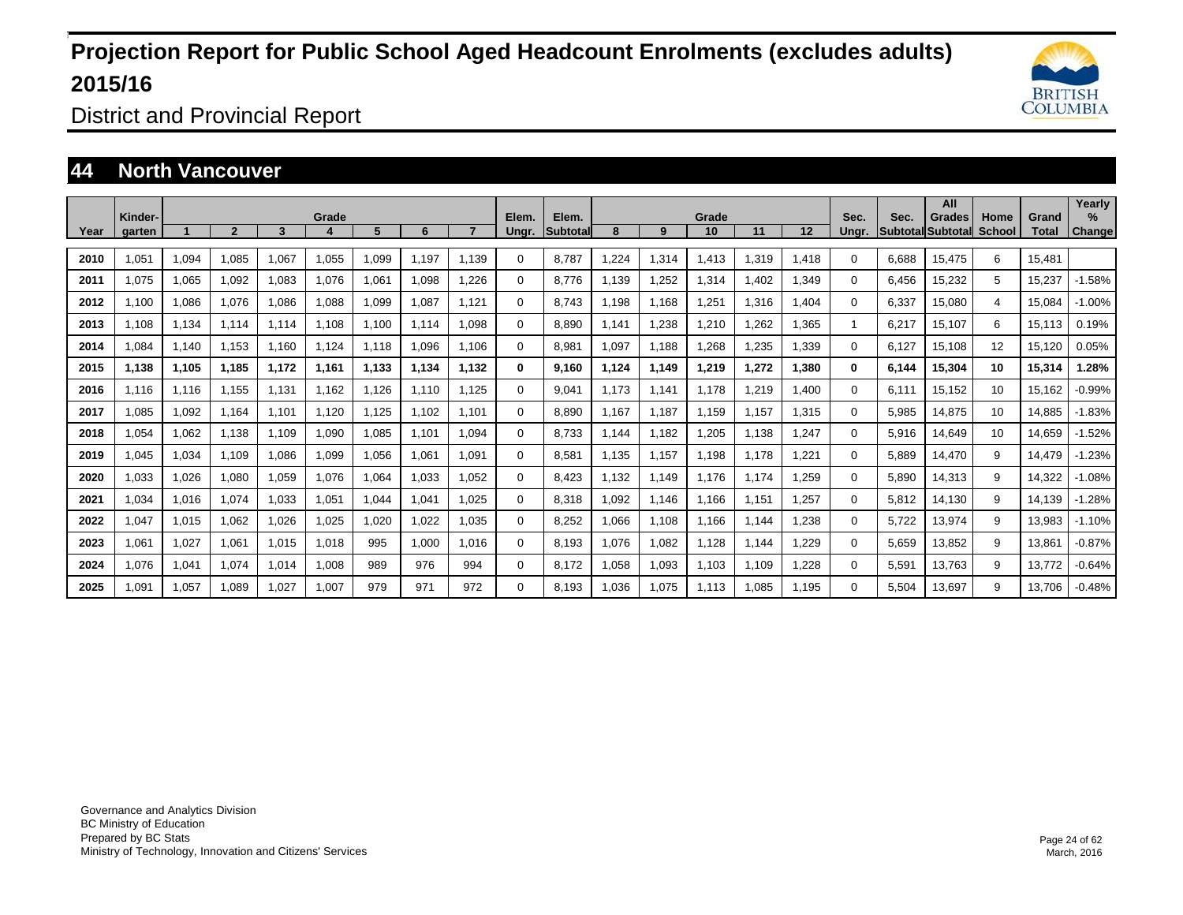# Projection Report for Public School Aged Headcount Enrolments (excludes adults) 2015/16

District and Provincial Report

## 44 North Vancouver

| Year | Kinder-garten | Grade 1 | 2 | 3 | 4 | 5 | 6 | 7 | Elem. Ungr. | Elem. Subtotal | Grade 8 | 9 | 10 | 11 | 12 | Sec. Ungr. | Sec. Subtotal | All Grades Subtotal | Home School | Grand Total | Yearly % Change |
|---|---|---|---|---|---|---|---|---|---|---|---|---|---|---|---|---|---|---|---|---|---|
| 2010 | 1,051 | 1,094 | 1,085 | 1,067 | 1,055 | 1,099 | 1,197 | 1,139 | 0 | 8,787 | 1,224 | 1,314 | 1,413 | 1,319 | 1,418 | 0 | 6,688 | 15,475 | 6 | 15,481 | |
| 2011 | 1,075 | 1,065 | 1,092 | 1,083 | 1,076 | 1,061 | 1,098 | 1,226 | 0 | 8,776 | 1,139 | 1,252 | 1,314 | 1,402 | 1,349 | 0 | 6,456 | 15,232 | 5 | 15,237 | -1.58% |
| 2012 | 1,100 | 1,086 | 1,076 | 1,086 | 1,088 | 1,099 | 1,087 | 1,121 | 0 | 8,743 | 1,198 | 1,168 | 1,251 | 1,316 | 1,404 | 0 | 6,337 | 15,080 | 4 | 15,084 | -1.00% |
| 2013 | 1,108 | 1,134 | 1,114 | 1,114 | 1,108 | 1,100 | 1,114 | 1,098 | 0 | 8,890 | 1,141 | 1,238 | 1,210 | 1,262 | 1,365 | 1 | 6,217 | 15,107 | 6 | 15,113 | 0.19% |
| 2014 | 1,084 | 1,140 | 1,153 | 1,160 | 1,124 | 1,118 | 1,096 | 1,106 | 0 | 8,981 | 1,097 | 1,188 | 1,268 | 1,235 | 1,339 | 0 | 6,127 | 15,108 | 12 | 15,120 | 0.05% |
| **2015** | **1,138** | **1,105** | **1,185** | **1,172** | **1,161** | **1,133** | **1,134** | **1,132** | **0** | **9,160** | **1,124** | **1,149** | **1,219** | **1,272** | **1,380** | **0** | **6,144** | **15,304** | **10** | **15,314** | **1.28%** |
| 2016 | 1,116 | 1,116 | 1,155 | 1,131 | 1,162 | 1,126 | 1,110 | 1,125 | 0 | 9,041 | 1,173 | 1,141 | 1,178 | 1,219 | 1,400 | 0 | 6,111 | 15,152 | 10 | 15,162 | -0.99% |
| 2017 | 1,085 | 1,092 | 1,164 | 1,101 | 1,120 | 1,125 | 1,102 | 1,101 | 0 | 8,890 | 1,167 | 1,187 | 1,159 | 1,157 | 1,315 | 0 | 5,985 | 14,875 | 10 | 14,885 | -1.83% |
| 2018 | 1,054 | 1,062 | 1,138 | 1,109 | 1,090 | 1,085 | 1,101 | 1,094 | 0 | 8,733 | 1,144 | 1,182 | 1,205 | 1,138 | 1,247 | 0 | 5,916 | 14,649 | 10 | 14,659 | -1.52% |
| 2019 | 1,045 | 1,034 | 1,109 | 1,086 | 1,099 | 1,056 | 1,061 | 1,091 | 0 | 8,581 | 1,135 | 1,157 | 1,198 | 1,178 | 1,221 | 0 | 5,889 | 14,470 | 9 | 14,479 | -1.23% |
| 2020 | 1,033 | 1,026 | 1,080 | 1,059 | 1,076 | 1,064 | 1,033 | 1,052 | 0 | 8,423 | 1,132 | 1,149 | 1,176 | 1,174 | 1,259 | 0 | 5,890 | 14,313 | 9 | 14,322 | -1.08% |
| 2021 | 1,034 | 1,016 | 1,074 | 1,033 | 1,051 | 1,044 | 1,041 | 1,025 | 0 | 8,318 | 1,092 | 1,146 | 1,166 | 1,151 | 1,257 | 0 | 5,812 | 14,130 | 9 | 14,139 | -1.28% |
| 2022 | 1,047 | 1,015 | 1,062 | 1,026 | 1,025 | 1,020 | 1,022 | 1,035 | 0 | 8,252 | 1,066 | 1,108 | 1,166 | 1,144 | 1,238 | 0 | 5,722 | 13,974 | 9 | 13,983 | -1.10% |
| 2023 | 1,061 | 1,027 | 1,061 | 1,015 | 1,018 | 995 | 1,000 | 1,016 | 0 | 8,193 | 1,076 | 1,082 | 1,128 | 1,144 | 1,229 | 0 | 5,659 | 13,852 | 9 | 13,861 | -0.87% |
| 2024 | 1,076 | 1,041 | 1,074 | 1,014 | 1,008 | 989 | 976 | 994 | 0 | 8,172 | 1,058 | 1,093 | 1,103 | 1,109 | 1,228 | 0 | 5,591 | 13,763 | 9 | 13,772 | -0.64% |
| 2025 | 1,091 | 1,057 | 1,089 | 1,027 | 1,007 | 979 | 971 | 972 | 0 | 8,193 | 1,036 | 1,075 | 1,113 | 1,085 | 1,195 | 0 | 5,504 | 13,697 | 9 | 13,706 | -0.48% |

Governance and Analytics Division
BC Ministry of Education
Prepared by BC Stats
Ministry of Technology, Innovation and Citizens' Services

March, 2016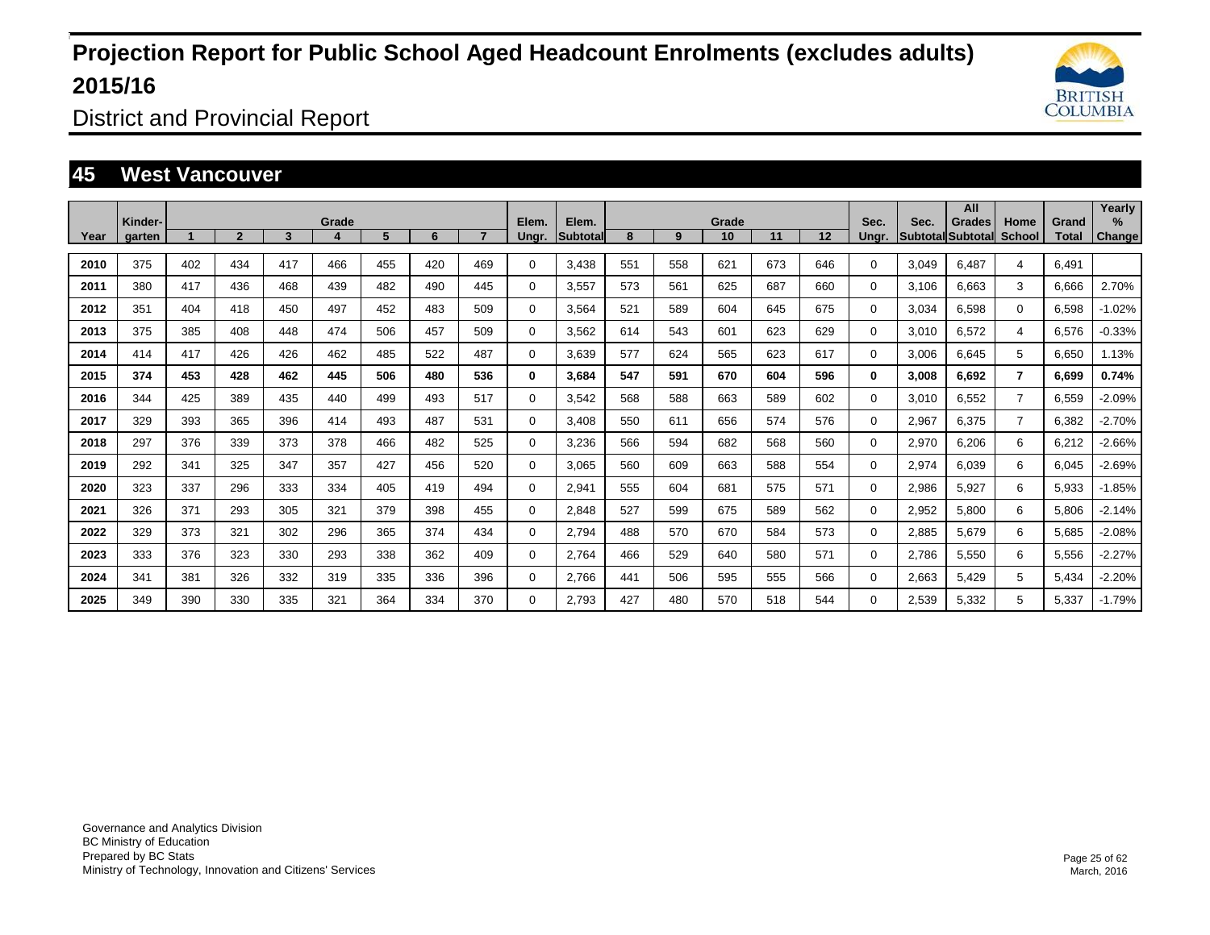# Projection Report for Public School Aged Headcount Enrolments (excludes adults) 2015/16

District and Provincial Report

## 45 West Vancouver

| Year | Kinder-garten | Grade 1 | 2 | 3 | 4 | 5 | 6 | 7 | Elem. Ungr. | Elem. Subtotal | Grade 8 | 9 | 10 | 11 | 12 | Sec. Ungr. | Sec. Subtotal | All Grades Subtotal | Home School | Grand Total | Yearly % Change |
|---|---|---|---|---|---|---|---|---|---|---|---|---|---|---|---|---|---|---|---|---|---|
| 2010 | 375 | 402 | 434 | 417 | 466 | 455 | 420 | 469 | 0 | 3,438 | 551 | 558 | 621 | 673 | 646 | 0 | 3,049 | 6,487 | 4 | 6,491 | |
| 2011 | 380 | 417 | 436 | 468 | 439 | 482 | 490 | 445 | 0 | 3,557 | 573 | 561 | 625 | 687 | 660 | 0 | 3,106 | 6,663 | 3 | 6,666 | 2.70% |
| 2012 | 351 | 404 | 418 | 450 | 497 | 452 | 483 | 509 | 0 | 3,564 | 521 | 589 | 604 | 645 | 675 | 0 | 3,034 | 6,598 | 0 | 6,598 | -1.02% |
| 2013 | 375 | 385 | 408 | 448 | 474 | 506 | 457 | 509 | 0 | 3,562 | 614 | 543 | 601 | 623 | 629 | 0 | 3,010 | 6,572 | 4 | 6,576 | -0.33% |
| 2014 | 414 | 417 | 426 | 426 | 462 | 485 | 522 | 487 | 0 | 3,639 | 577 | 624 | 565 | 623 | 617 | 0 | 3,006 | 6,645 | 5 | 6,650 | 1.13% |
| **2015** | **374** | **453** | **428** | **462** | **445** | **506** | **480** | **536** | **0** | **3,684** | **547** | **591** | **670** | **604** | **596** | **0** | **3,008** | **6,692** | **7** | **6,699** | **0.74%** |
| 2016 | 344 | 425 | 389 | 435 | 440 | 499 | 493 | 517 | 0 | 3,542 | 568 | 588 | 663 | 589 | 602 | 0 | 3,010 | 6,552 | 7 | 6,559 | -2.09% |
| 2017 | 329 | 393 | 365 | 396 | 414 | 493 | 487 | 531 | 0 | 3,408 | 550 | 611 | 656 | 574 | 576 | 0 | 2,967 | 6,375 | 7 | 6,382 | -2.70% |
| 2018 | 297 | 376 | 339 | 373 | 378 | 466 | 482 | 525 | 0 | 3,236 | 566 | 594 | 682 | 568 | 560 | 0 | 2,970 | 6,206 | 6 | 6,212 | -2.66% |
| 2019 | 292 | 341 | 325 | 347 | 357 | 427 | 456 | 520 | 0 | 3,065 | 560 | 609 | 663 | 588 | 554 | 0 | 2,974 | 6,039 | 6 | 6,045 | -2.69% |
| 2020 | 323 | 337 | 296 | 333 | 334 | 405 | 419 | 494 | 0 | 2,941 | 555 | 604 | 681 | 575 | 571 | 0 | 2,986 | 5,927 | 6 | 5,933 | -1.85% |
| 2021 | 326 | 371 | 293 | 305 | 321 | 379 | 398 | 455 | 0 | 2,848 | 527 | 599 | 675 | 589 | 562 | 0 | 2,952 | 5,800 | 6 | 5,806 | -2.14% |
| 2022 | 329 | 373 | 321 | 302 | 296 | 365 | 374 | 434 | 0 | 2,794 | 488 | 570 | 670 | 584 | 573 | 0 | 2,885 | 5,679 | 6 | 5,685 | -2.08% |
| 2023 | 333 | 376 | 323 | 330 | 293 | 338 | 362 | 409 | 0 | 2,764 | 466 | 529 | 640 | 580 | 571 | 0 | 2,786 | 5,550 | 6 | 5,556 | -2.27% |
| 2024 | 341 | 381 | 326 | 332 | 319 | 335 | 336 | 396 | 0 | 2,766 | 441 | 506 | 595 | 555 | 566 | 0 | 2,663 | 5,429 | 5 | 5,434 | -2.20% |
| 2025 | 349 | 390 | 330 | 335 | 321 | 364 | 334 | 370 | 0 | 2,793 | 427 | 480 | 570 | 518 | 544 | 0 | 2,539 | 5,332 | 5 | 5,337 | -1.79% |

Governance and Analytics Division
BC Ministry of Education
Prepared by BC Stats
Ministry of Technology, Innovation and Citizens' Services

March, 2016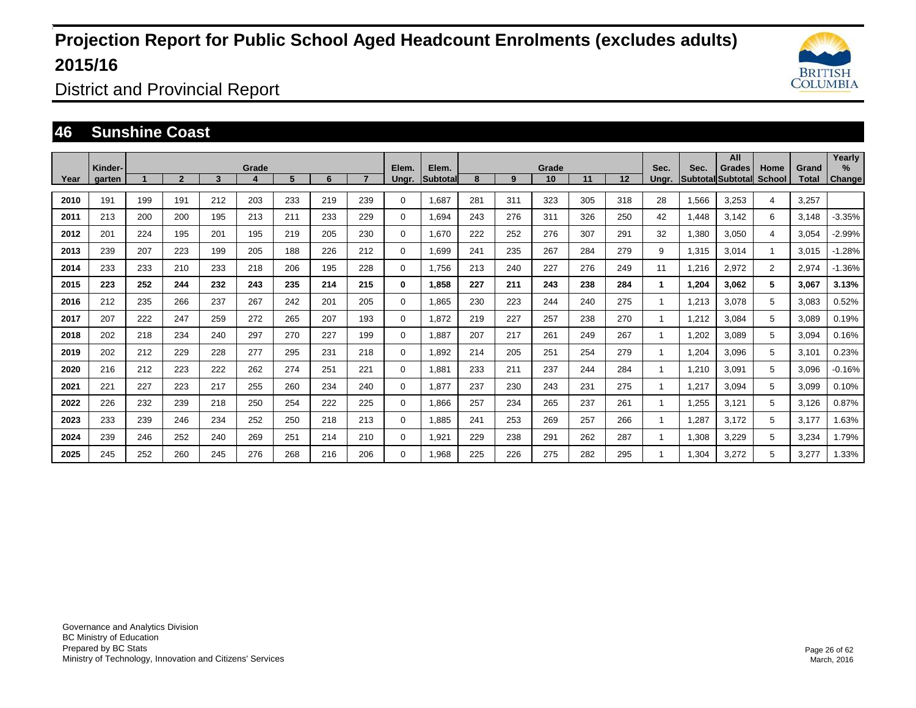# Projection Report for Public School Aged Headcount Enrolments (excludes adults) 2015/16

District and Provincial Report

## 46 Sunshine Coast

| Year | Kinder-garten | Grade 1 | 2 | 3 | 4 | 5 | 6 | 7 | Elem. Ungr. | Elem. Subtotal | Grade 8 | 9 | 10 | 11 | 12 | Sec. Ungr. | Sec. Subtotal | All Grades Subtotal | Home School | Grand Total | Yearly % Change |
|---|---|---|---|---|---|---|---|---|---|---|---|---|---|---|---|---|---|---|---|---|---|
| 2010 | 191 | 199 | 191 | 212 | 203 | 233 | 219 | 239 | 0 | 1,687 | 281 | 311 | 323 | 305 | 318 | 28 | 1,566 | 3,253 | 4 | 3,257 | |
| 2011 | 213 | 200 | 200 | 195 | 213 | 211 | 233 | 229 | 0 | 1,694 | 243 | 276 | 311 | 326 | 250 | 42 | 1,448 | 3,142 | 6 | 3,148 | -3.35% |
| 2012 | 201 | 224 | 195 | 201 | 195 | 219 | 205 | 230 | 0 | 1,670 | 222 | 252 | 276 | 307 | 291 | 32 | 1,380 | 3,050 | 4 | 3,054 | -2.99% |
| 2013 | 239 | 207 | 223 | 199 | 205 | 188 | 226 | 212 | 0 | 1,699 | 241 | 235 | 267 | 284 | 279 | 9 | 1,315 | 3,014 | 1 | 3,015 | -1.28% |
| 2014 | 233 | 233 | 210 | 233 | 218 | 206 | 195 | 228 | 0 | 1,756 | 213 | 240 | 227 | 276 | 249 | 11 | 1,216 | 2,972 | 2 | 2,974 | -1.36% |
| **2015** | **223** | **252** | **244** | **232** | **243** | **235** | **214** | **215** | **0** | **1,858** | **227** | **211** | **243** | **238** | **284** | **1** | **1,204** | **3,062** | **5** | **3,067** | **3.13%** |
| 2016 | 212 | 235 | 266 | 237 | 267 | 242 | 201 | 205 | 0 | 1,865 | 230 | 223 | 244 | 240 | 275 | 1 | 1,213 | 3,078 | 5 | 3,083 | 0.52% |
| 2017 | 207 | 222 | 247 | 259 | 272 | 265 | 207 | 193 | 0 | 1,872 | 219 | 227 | 257 | 238 | 270 | 1 | 1,212 | 3,084 | 5 | 3,089 | 0.19% |
| 2018 | 202 | 218 | 234 | 240 | 297 | 270 | 227 | 199 | 0 | 1,887 | 207 | 217 | 261 | 249 | 267 | 1 | 1,202 | 3,089 | 5 | 3,094 | 0.16% |
| 2019 | 202 | 212 | 229 | 228 | 277 | 295 | 231 | 218 | 0 | 1,892 | 214 | 205 | 251 | 254 | 279 | 1 | 1,204 | 3,096 | 5 | 3,101 | 0.23% |
| 2020 | 216 | 212 | 223 | 222 | 262 | 274 | 251 | 221 | 0 | 1,881 | 233 | 211 | 237 | 244 | 284 | 1 | 1,210 | 3,091 | 5 | 3,096 | -0.16% |
| 2021 | 221 | 227 | 223 | 217 | 255 | 260 | 234 | 240 | 0 | 1,877 | 237 | 230 | 243 | 231 | 275 | 1 | 1,217 | 3,094 | 5 | 3,099 | 0.10% |
| 2022 | 226 | 232 | 239 | 218 | 250 | 254 | 222 | 225 | 0 | 1,866 | 257 | 234 | 265 | 237 | 261 | 1 | 1,255 | 3,121 | 5 | 3,126 | 0.87% |
| 2023 | 233 | 239 | 246 | 234 | 252 | 250 | 218 | 213 | 0 | 1,885 | 241 | 253 | 269 | 257 | 266 | 1 | 1,287 | 3,172 | 5 | 3,177 | 1.63% |
| 2024 | 239 | 246 | 252 | 240 | 269 | 251 | 214 | 210 | 0 | 1,921 | 229 | 238 | 291 | 262 | 287 | 1 | 1,308 | 3,229 | 5 | 3,234 | 1.79% |
| 2025 | 245 | 252 | 260 | 245 | 276 | 268 | 216 | 206 | 0 | 1,968 | 225 | 226 | 275 | 282 | 295 | 1 | 1,304 | 3,272 | 5 | 3,277 | 1.33% |

Governance and Analytics Division
BC Ministry of Education
Prepared by BC Stats
Ministry of Technology, Innovation and Citizens' Services

March, 2016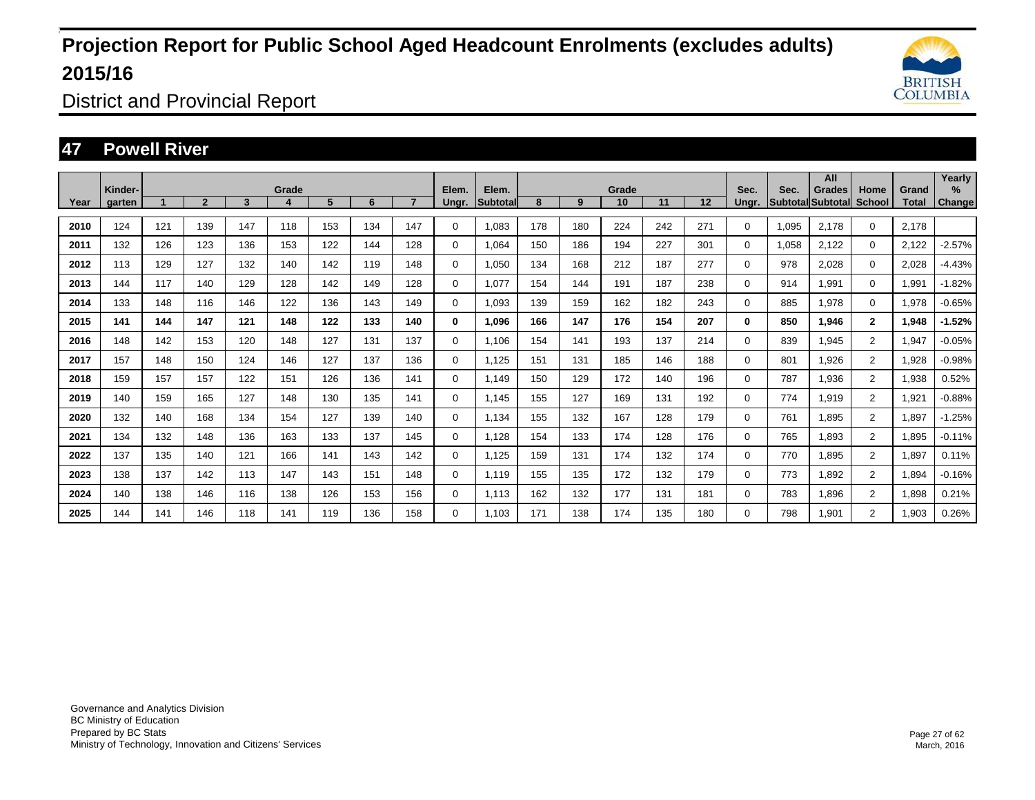# Projection Report for Public School Aged Headcount Enrolments (excludes adults) 2015/16

District and Provincial Report

## 47 Powell River

| Year | Kinder-garten | Grade 1 | 2 | 3 | 4 | 5 | 6 | 7 | Elem. Ungr. | Elem. Subtotal | Grade 8 | 9 | 10 | 11 | 12 | Sec. Ungr. | Sec. Subtotal | All Grades Subtotal | Home School | Grand Total | Yearly % Change |
|---|---|---|---|---|---|---|---|---|---|---|---|---|---|---|---|---|---|---|---|---|---|
| 2010 | 124 | 121 | 139 | 147 | 118 | 153 | 134 | 147 | 0 | 1,083 | 178 | 180 | 224 | 242 | 271 | 0 | 1,095 | 2,178 | 0 | 2,178 | |
| 2011 | 132 | 126 | 123 | 136 | 153 | 122 | 144 | 128 | 0 | 1,064 | 150 | 186 | 194 | 227 | 301 | 0 | 1,058 | 2,122 | 0 | 2,122 | -2.57% |
| 2012 | 113 | 129 | 127 | 132 | 140 | 142 | 119 | 148 | 0 | 1,050 | 134 | 168 | 212 | 187 | 277 | 0 | 978 | 2,028 | 0 | 2,028 | -4.43% |
| 2013 | 144 | 117 | 140 | 129 | 128 | 142 | 149 | 128 | 0 | 1,077 | 154 | 144 | 191 | 187 | 238 | 0 | 914 | 1,991 | 0 | 1,991 | -1.82% |
| 2014 | 133 | 148 | 116 | 146 | 122 | 136 | 143 | 149 | 0 | 1,093 | 139 | 159 | 162 | 182 | 243 | 0 | 885 | 1,978 | 0 | 1,978 | -0.65% |
| **2015** | **141** | **144** | **147** | **121** | **148** | **122** | **133** | **140** | **0** | **1,096** | **166** | **147** | **176** | **154** | **207** | **0** | **850** | **1,946** | **2** | **1,948** | **-1.52%** |
| 2016 | 148 | 142 | 153 | 120 | 148 | 127 | 131 | 137 | 0 | 1,106 | 154 | 141 | 193 | 137 | 214 | 0 | 839 | 1,945 | 2 | 1,947 | -0.05% |
| 2017 | 157 | 148 | 150 | 124 | 146 | 127 | 137 | 136 | 0 | 1,125 | 151 | 131 | 185 | 146 | 188 | 0 | 801 | 1,926 | 2 | 1,928 | -0.98% |
| 2018 | 159 | 157 | 157 | 122 | 151 | 126 | 136 | 141 | 0 | 1,149 | 150 | 129 | 172 | 140 | 196 | 0 | 787 | 1,936 | 2 | 1,938 | 0.52% |
| 2019 | 140 | 159 | 165 | 127 | 148 | 130 | 135 | 141 | 0 | 1,145 | 155 | 127 | 169 | 131 | 192 | 0 | 774 | 1,919 | 2 | 1,921 | -0.88% |
| 2020 | 132 | 140 | 168 | 134 | 154 | 127 | 139 | 140 | 0 | 1,134 | 155 | 132 | 167 | 128 | 179 | 0 | 761 | 1,895 | 2 | 1,897 | -1.25% |
| 2021 | 134 | 132 | 148 | 136 | 163 | 133 | 137 | 145 | 0 | 1,128 | 154 | 133 | 174 | 128 | 176 | 0 | 765 | 1,893 | 2 | 1,895 | -0.11% |
| 2022 | 137 | 135 | 140 | 121 | 166 | 141 | 143 | 142 | 0 | 1,125 | 159 | 131 | 174 | 132 | 174 | 0 | 770 | 1,895 | 2 | 1,897 | 0.11% |
| 2023 | 138 | 137 | 142 | 113 | 147 | 143 | 151 | 148 | 0 | 1,119 | 155 | 135 | 172 | 132 | 179 | 0 | 773 | 1,892 | 2 | 1,894 | -0.16% |
| 2024 | 140 | 138 | 146 | 116 | 138 | 126 | 153 | 156 | 0 | 1,113 | 162 | 132 | 177 | 131 | 181 | 0 | 783 | 1,896 | 2 | 1,898 | 0.21% |
| 2025 | 144 | 141 | 146 | 118 | 141 | 119 | 136 | 158 | 0 | 1,103 | 171 | 138 | 174 | 135 | 180 | 0 | 798 | 1,901 | 2 | 1,903 | 0.26% |

Governance and Analytics Division
BC Ministry of Education
Prepared by BC Stats
Ministry of Technology, Innovation and Citizens' Services

March, 2016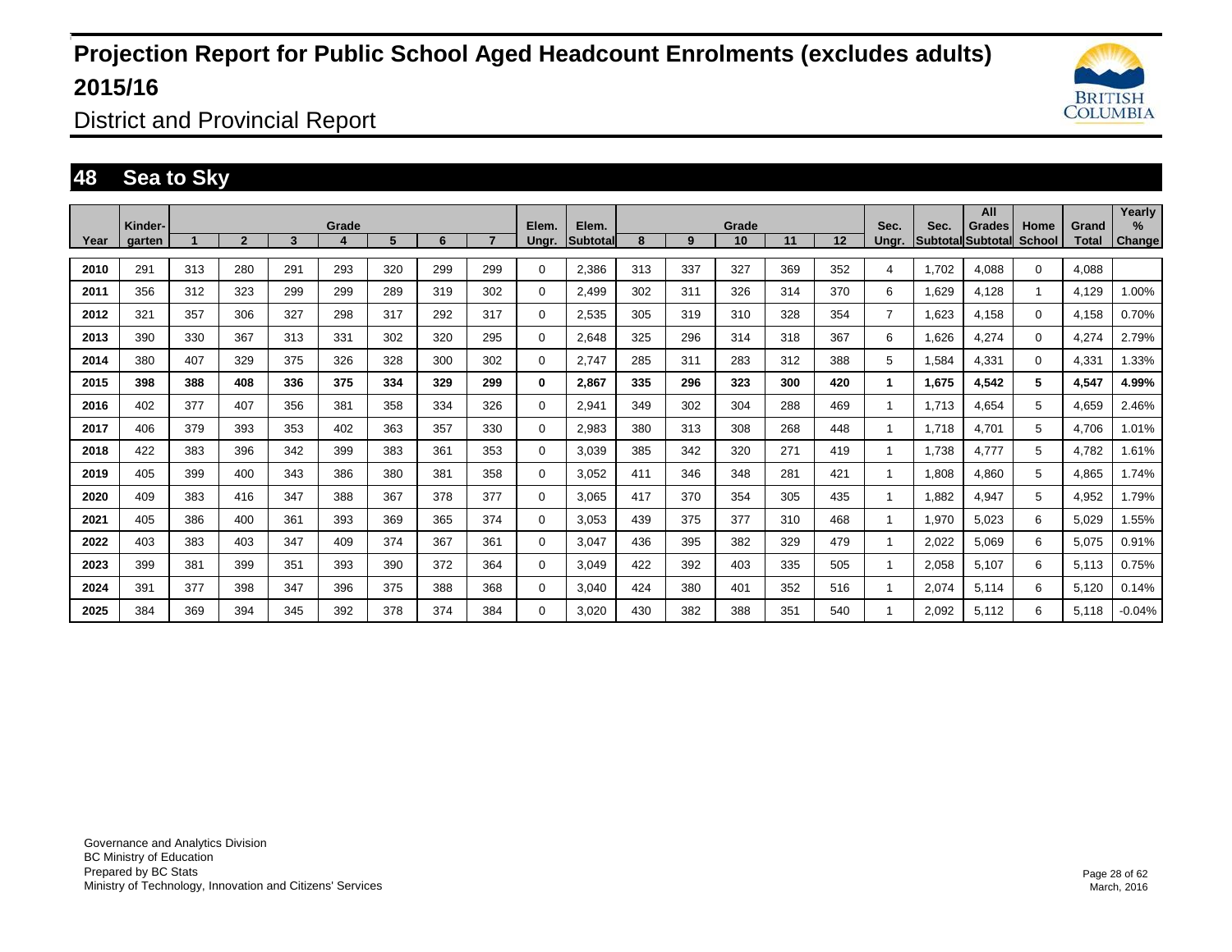# Projection Report for Public School Aged Headcount Enrolments (excludes adults) 2015/16

District and Provincial Report

## 48 Sea to Sky

| Year | Kinder-garten | 1 | 2 | 3 | Grade 4 | 5 | 6 | 7 | Elem. Ungr. | Elem. Subtotal | 8 | 9 | Grade 10 | 11 | 12 | Sec. Ungr. | Sec. Subtotal | All Grades Subtotal | Home School | Grand Total | Yearly % Change |
|---|---|---|---|---|---|---|---|---|---|---|---|---|---|---|---|---|---|---|---|---|---|
| 2010 | 291 | 313 | 280 | 291 | 293 | 320 | 299 | 299 | 0 | 2,386 | 313 | 337 | 327 | 369 | 352 | 4 | 1,702 | 4,088 | 0 | 4,088 | |
| 2011 | 356 | 312 | 323 | 299 | 299 | 289 | 319 | 302 | 0 | 2,499 | 302 | 311 | 326 | 314 | 370 | 6 | 1,629 | 4,128 | 1 | 4,129 | 1.00% |
| 2012 | 321 | 357 | 306 | 327 | 298 | 317 | 292 | 317 | 0 | 2,535 | 305 | 319 | 310 | 328 | 354 | 7 | 1,623 | 4,158 | 0 | 4,158 | 0.70% |
| 2013 | 390 | 330 | 367 | 313 | 331 | 302 | 320 | 295 | 0 | 2,648 | 325 | 296 | 314 | 318 | 367 | 6 | 1,626 | 4,274 | 0 | 4,274 | 2.79% |
| 2014 | 380 | 407 | 329 | 375 | 326 | 328 | 300 | 302 | 0 | 2,747 | 285 | 311 | 283 | 312 | 388 | 5 | 1,584 | 4,331 | 0 | 4,331 | 1.33% |
| **2015** | **398** | **388** | **408** | **336** | **375** | **334** | **329** | **299** | **0** | **2,867** | **335** | **296** | **323** | **300** | **420** | **1** | **1,675** | **4,542** | **5** | **4,547** | **4.99%** |
| 2016 | 402 | 377 | 407 | 356 | 381 | 358 | 334 | 326 | 0 | 2,941 | 349 | 302 | 304 | 288 | 469 | 1 | 1,713 | 4,654 | 5 | 4,659 | 2.46% |
| 2017 | 406 | 379 | 393 | 353 | 402 | 363 | 357 | 330 | 0 | 2,983 | 380 | 313 | 308 | 268 | 448 | 1 | 1,718 | 4,701 | 5 | 4,706 | 1.01% |
| 2018 | 422 | 383 | 396 | 342 | 399 | 383 | 361 | 353 | 0 | 3,039 | 385 | 342 | 320 | 271 | 419 | 1 | 1,738 | 4,777 | 5 | 4,782 | 1.61% |
| 2019 | 405 | 399 | 400 | 343 | 386 | 380 | 381 | 358 | 0 | 3,052 | 411 | 346 | 348 | 281 | 421 | 1 | 1,808 | 4,860 | 5 | 4,865 | 1.74% |
| 2020 | 409 | 383 | 416 | 347 | 388 | 367 | 378 | 377 | 0 | 3,065 | 417 | 370 | 354 | 305 | 435 | 1 | 1,882 | 4,947 | 5 | 4,952 | 1.79% |
| 2021 | 405 | 386 | 400 | 361 | 393 | 369 | 365 | 374 | 0 | 3,053 | 439 | 375 | 377 | 310 | 468 | 1 | 1,970 | 5,023 | 6 | 5,029 | 1.55% |
| 2022 | 403 | 383 | 403 | 347 | 409 | 374 | 367 | 361 | 0 | 3,047 | 436 | 395 | 382 | 329 | 479 | 1 | 2,022 | 5,069 | 6 | 5,075 | 0.91% |
| 2023 | 399 | 381 | 399 | 351 | 393 | 390 | 372 | 364 | 0 | 3,049 | 422 | 392 | 403 | 335 | 505 | 1 | 2,058 | 5,107 | 6 | 5,113 | 0.75% |
| 2024 | 391 | 377 | 398 | 347 | 396 | 375 | 388 | 368 | 0 | 3,040 | 424 | 380 | 401 | 352 | 516 | 1 | 2,074 | 5,114 | 6 | 5,120 | 0.14% |
| 2025 | 384 | 369 | 394 | 345 | 392 | 378 | 374 | 384 | 0 | 3,020 | 430 | 382 | 388 | 351 | 540 | 1 | 2,092 | 5,112 | 6 | 5,118 | -0.04% |

Governance and Analytics Division
BC Ministry of Education
Prepared by BC Stats
Ministry of Technology, Innovation and Citizens' Services

March, 2016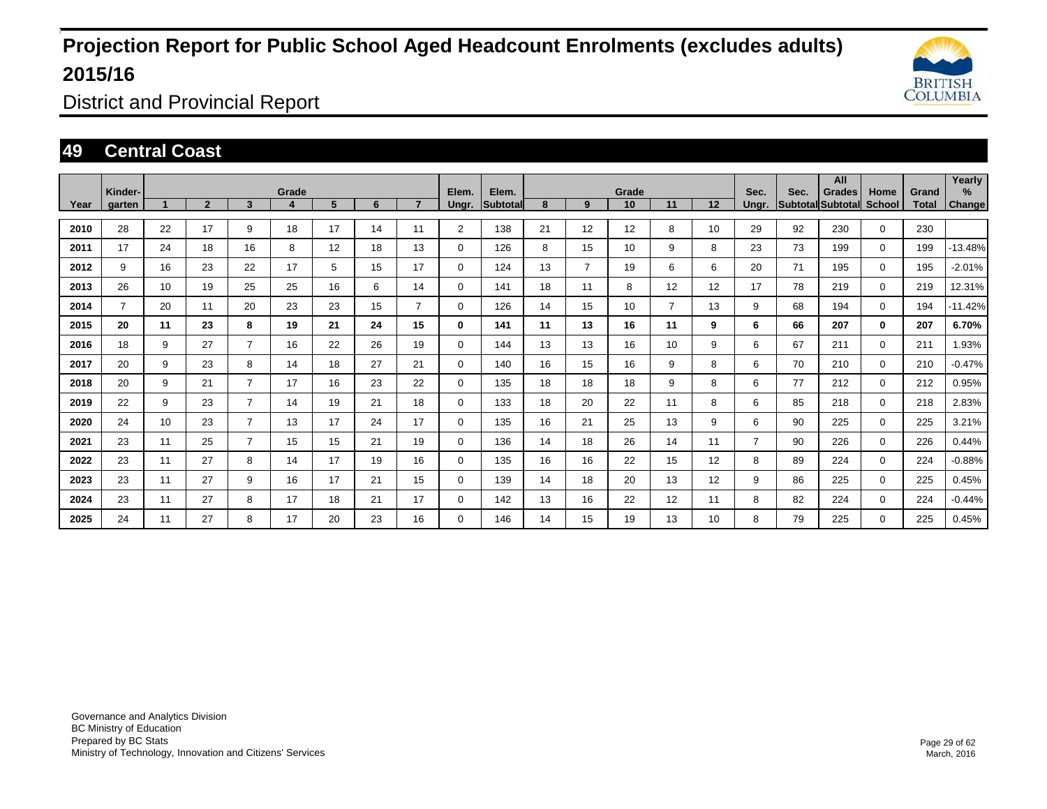# Projection Report for Public School Aged Headcount Enrolments (excludes adults) 2015/16

District and Provincial Report

## 49 Central Coast

| Year | Kinder-garten | Grade 1 | 2 | 3 | 4 | 5 | 6 | 7 | Elem. Ungr. | Elem. Subtotal | Grade 8 | 9 | 10 | 11 | 12 | Sec. Ungr. | Sec. Subtotal | All Grades Subtotal | Home School | Grand Total | Yearly % Change |
|---|---|---|---|---|---|---|---|---|---|---|---|---|---|---|---|---|---|---|---|---|---|
| 2010 | 28 | 22 | 17 | 9 | 18 | 17 | 14 | 11 | 2 | 138 | 21 | 12 | 12 | 8 | 10 | 29 | 92 | 230 | 0 | 230 | |
| 2011 | 17 | 24 | 18 | 16 | 8 | 12 | 18 | 13 | 0 | 126 | 8 | 15 | 10 | 9 | 8 | 23 | 73 | 199 | 0 | 199 | -13.48% |
| 2012 | 9 | 16 | 23 | 22 | 17 | 5 | 15 | 17 | 0 | 124 | 13 | 7 | 19 | 6 | 6 | 20 | 71 | 195 | 0 | 195 | -2.01% |
| 2013 | 26 | 10 | 19 | 25 | 25 | 16 | 6 | 14 | 0 | 141 | 18 | 11 | 8 | 12 | 12 | 17 | 78 | 219 | 0 | 219 | 12.31% |
| 2014 | 7 | 20 | 11 | 20 | 23 | 23 | 15 | 7 | 0 | 126 | 14 | 15 | 10 | 7 | 13 | 9 | 68 | 194 | 0 | 194 | -11.42% |
| **2015** | **20** | **11** | **23** | **8** | **19** | **21** | **24** | **15** | **0** | **141** | **11** | **13** | **16** | **11** | **9** | **6** | **66** | **207** | **0** | **207** | **6.70%** |
| 2016 | 18 | 9 | 27 | 7 | 16 | 22 | 26 | 19 | 0 | 144 | 13 | 13 | 16 | 10 | 9 | 6 | 67 | 211 | 0 | 211 | 1.93% |
| 2017 | 20 | 9 | 23 | 8 | 14 | 18 | 27 | 21 | 0 | 140 | 16 | 15 | 16 | 9 | 8 | 6 | 70 | 210 | 0 | 210 | -0.47% |
| 2018 | 20 | 9 | 21 | 7 | 17 | 16 | 23 | 22 | 0 | 135 | 18 | 18 | 18 | 9 | 8 | 6 | 77 | 212 | 0 | 212 | 0.95% |
| 2019 | 22 | 9 | 23 | 7 | 14 | 19 | 21 | 18 | 0 | 133 | 18 | 20 | 22 | 11 | 8 | 6 | 85 | 218 | 0 | 218 | 2.83% |
| 2020 | 24 | 10 | 23 | 7 | 13 | 17 | 24 | 17 | 0 | 135 | 16 | 21 | 25 | 13 | 9 | 6 | 90 | 225 | 0 | 225 | 3.21% |
| 2021 | 23 | 11 | 25 | 7 | 15 | 15 | 21 | 19 | 0 | 136 | 14 | 18 | 26 | 14 | 11 | 7 | 90 | 226 | 0 | 226 | 0.44% |
| 2022 | 23 | 11 | 27 | 8 | 14 | 17 | 19 | 16 | 0 | 135 | 16 | 16 | 22 | 15 | 12 | 8 | 89 | 224 | 0 | 224 | -0.88% |
| 2023 | 23 | 11 | 27 | 9 | 16 | 17 | 21 | 15 | 0 | 139 | 14 | 18 | 20 | 13 | 12 | 9 | 86 | 225 | 0 | 225 | 0.45% |
| 2024 | 23 | 11 | 27 | 8 | 17 | 18 | 21 | 17 | 0 | 142 | 13 | 16 | 22 | 12 | 11 | 8 | 82 | 224 | 0 | 224 | -0.44% |
| 2025 | 24 | 11 | 27 | 8 | 17 | 20 | 23 | 16 | 0 | 146 | 14 | 15 | 19 | 13 | 10 | 8 | 79 | 225 | 0 | 225 | 0.45% |

Governance and Analytics Division
BC Ministry of Education
Prepared by BC Stats
Ministry of Technology, Innovation and Citizens' Services

March, 2016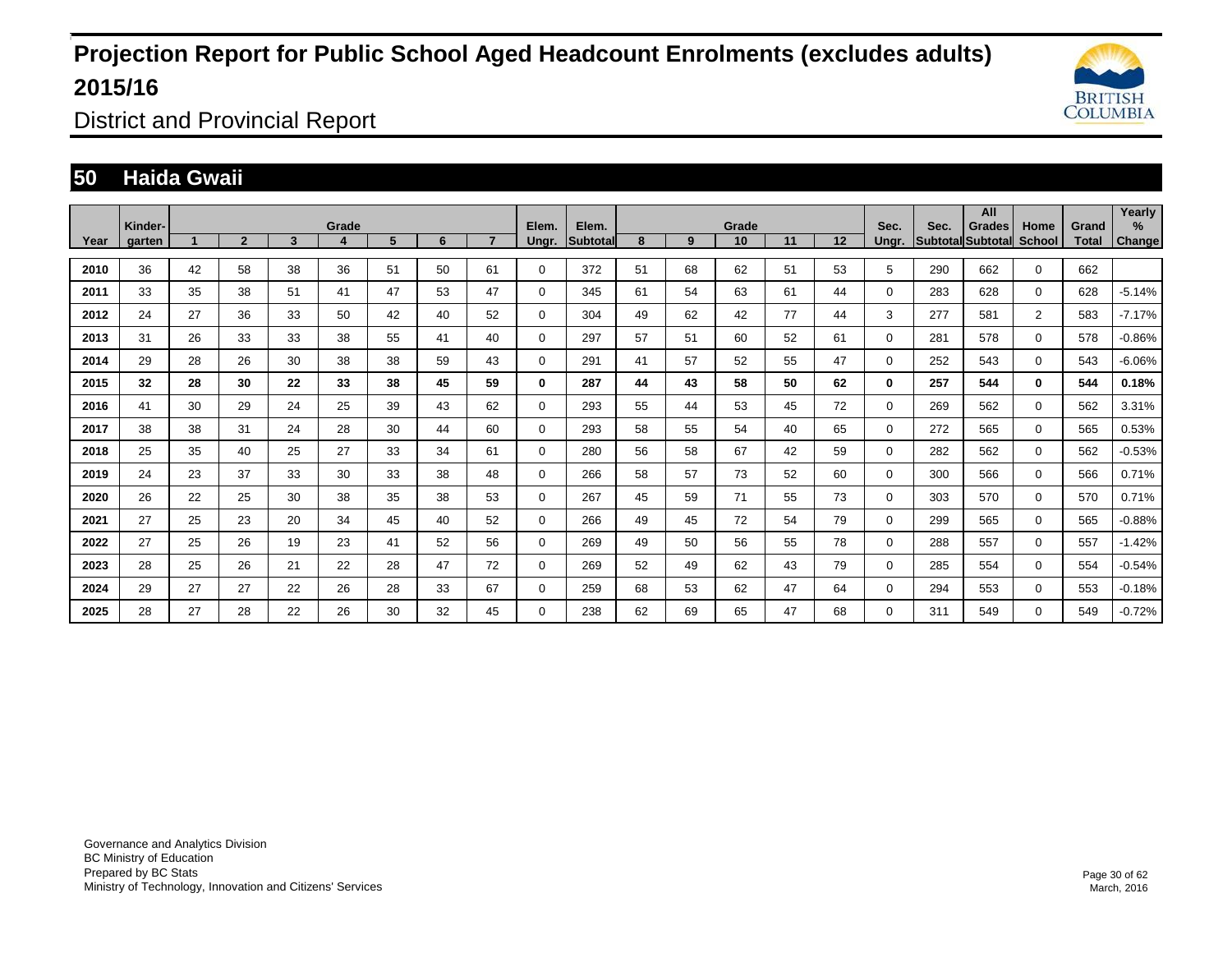# Projection Report for Public School Aged Headcount Enrolments (excludes adults) 2015/16

District and Provincial Report

## 50 Haida Gwaii

| Year | Kinder-garten | Grade 1 | 2 | 3 | 4 | 5 | 6 | 7 | Elem. Ungr. | Elem. Subtotal | Grade 8 | 9 | 10 | 11 | 12 | Sec. Ungr. | Sec. Subtotal | All Grades Subtotal | Home School | Grand Total | Yearly % Change |
|---|---|---|---|---|---|---|---|---|---|---|---|---|---|---|---|---|---|---|---|---|---|
| 2010 | 36 | 42 | 58 | 38 | 36 | 51 | 50 | 61 | 0 | 372 | 51 | 68 | 62 | 51 | 53 | 5 | 290 | 662 | 0 | 662 | |
| 2011 | 33 | 35 | 38 | 51 | 41 | 47 | 53 | 47 | 0 | 345 | 61 | 54 | 63 | 61 | 44 | 0 | 283 | 628 | 0 | 628 | -5.14% |
| 2012 | 24 | 27 | 36 | 33 | 50 | 42 | 40 | 52 | 0 | 304 | 49 | 62 | 42 | 77 | 44 | 3 | 277 | 581 | 2 | 583 | -7.17% |
| 2013 | 31 | 26 | 33 | 33 | 38 | 55 | 41 | 40 | 0 | 297 | 57 | 51 | 60 | 52 | 61 | 0 | 281 | 578 | 0 | 578 | -0.86% |
| 2014 | 29 | 28 | 26 | 30 | 38 | 38 | 59 | 43 | 0 | 291 | 41 | 57 | 52 | 55 | 47 | 0 | 252 | 543 | 0 | 543 | -6.06% |
| **2015** | **32** | **28** | **30** | **22** | **33** | **38** | **45** | **59** | **0** | **287** | **44** | **43** | **58** | **50** | **62** | **0** | **257** | **544** | **0** | **544** | **0.18%** |
| 2016 | 41 | 30 | 29 | 24 | 25 | 39 | 43 | 62 | 0 | 293 | 55 | 44 | 53 | 45 | 72 | 0 | 269 | 562 | 0 | 562 | 3.31% |
| 2017 | 38 | 38 | 31 | 24 | 28 | 30 | 44 | 60 | 0 | 293 | 58 | 55 | 54 | 40 | 65 | 0 | 272 | 565 | 0 | 565 | 0.53% |
| 2018 | 25 | 35 | 40 | 25 | 27 | 33 | 34 | 61 | 0 | 280 | 56 | 58 | 67 | 42 | 59 | 0 | 282 | 562 | 0 | 562 | -0.53% |
| 2019 | 24 | 23 | 37 | 33 | 30 | 33 | 38 | 48 | 0 | 266 | 58 | 57 | 73 | 52 | 60 | 0 | 300 | 566 | 0 | 566 | 0.71% |
| 2020 | 26 | 22 | 25 | 30 | 38 | 35 | 38 | 53 | 0 | 267 | 45 | 59 | 71 | 55 | 73 | 0 | 303 | 570 | 0 | 570 | 0.71% |
| 2021 | 27 | 25 | 23 | 20 | 34 | 45 | 40 | 52 | 0 | 266 | 49 | 45 | 72 | 54 | 79 | 0 | 299 | 565 | 0 | 565 | -0.88% |
| 2022 | 27 | 25 | 26 | 19 | 23 | 41 | 52 | 56 | 0 | 269 | 49 | 50 | 56 | 55 | 78 | 0 | 288 | 557 | 0 | 557 | -1.42% |
| 2023 | 28 | 25 | 26 | 21 | 22 | 28 | 47 | 72 | 0 | 269 | 52 | 49 | 62 | 43 | 79 | 0 | 285 | 554 | 0 | 554 | -0.54% |
| 2024 | 29 | 27 | 27 | 22 | 26 | 28 | 33 | 67 | 0 | 259 | 68 | 53 | 62 | 47 | 64 | 0 | 294 | 553 | 0 | 553 | -0.18% |
| 2025 | 28 | 27 | 28 | 22 | 26 | 30 | 32 | 45 | 0 | 238 | 62 | 69 | 65 | 47 | 68 | 0 | 311 | 549 | 0 | 549 | -0.72% |

Governance and Analytics Division
BC Ministry of Education
Prepared by BC Stats
Ministry of Technology, Innovation and Citizens' Services

March, 2016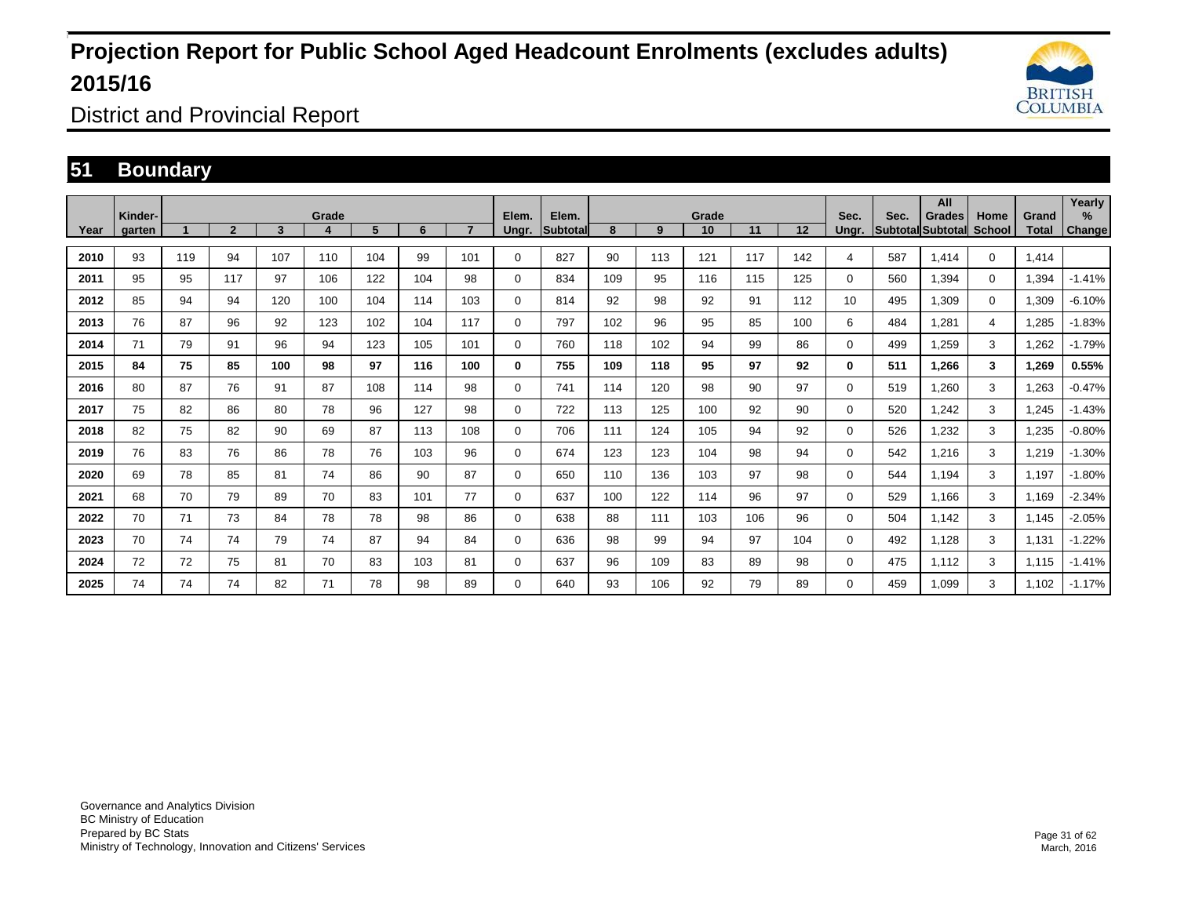# Projection Report for Public School Aged Headcount Enrolments (excludes adults) 2015/16

District and Provincial Report

## 51 Boundary

| Year | Kinder-garten | Grade 1 | 2 | 3 | 4 | 5 | 6 | 7 | Elem. Ungr. | Elem. Subtotal | Grade 8 | 9 | 10 | 11 | 12 | Sec. Ungr. | Sec. Subtotal | All Grades Subtotal | Home School | Grand Total | Yearly % Change |
|---|---|---|---|---|---|---|---|---|---|---|---|---|---|---|---|---|---|---|---|---|---|
| 2010 | 93 | 119 | 94 | 107 | 110 | 104 | 99 | 101 | 0 | 827 | 90 | 113 | 121 | 117 | 142 | 4 | 587 | 1,414 | 0 | 1,414 | |
| 2011 | 95 | 95 | 117 | 97 | 106 | 122 | 104 | 98 | 0 | 834 | 109 | 95 | 116 | 115 | 125 | 0 | 560 | 1,394 | 0 | 1,394 | -1.41% |
| 2012 | 85 | 94 | 94 | 120 | 100 | 104 | 114 | 103 | 0 | 814 | 92 | 98 | 92 | 91 | 112 | 10 | 495 | 1,309 | 0 | 1,309 | -6.10% |
| 2013 | 76 | 87 | 96 | 92 | 123 | 102 | 104 | 117 | 0 | 797 | 102 | 96 | 95 | 85 | 100 | 6 | 484 | 1,281 | 4 | 1,285 | -1.83% |
| 2014 | 71 | 79 | 91 | 96 | 94 | 123 | 105 | 101 | 0 | 760 | 118 | 102 | 94 | 99 | 86 | 0 | 499 | 1,259 | 3 | 1,262 | -1.79% |
| **2015** | **84** | **75** | **85** | **100** | **98** | **97** | **116** | **100** | **0** | **755** | **109** | **118** | **95** | **97** | **92** | **0** | **511** | **1,266** | **3** | **1,269** | **0.55%** |
| 2016 | 80 | 87 | 76 | 91 | 87 | 108 | 114 | 98 | 0 | 741 | 114 | 120 | 98 | 90 | 97 | 0 | 519 | 1,260 | 3 | 1,263 | -0.47% |
| 2017 | 75 | 82 | 86 | 80 | 78 | 96 | 127 | 98 | 0 | 722 | 113 | 125 | 100 | 92 | 90 | 0 | 520 | 1,242 | 3 | 1,245 | -1.43% |
| 2018 | 82 | 75 | 82 | 90 | 69 | 87 | 113 | 108 | 0 | 706 | 111 | 124 | 105 | 94 | 92 | 0 | 526 | 1,232 | 3 | 1,235 | -0.80% |
| 2019 | 76 | 83 | 76 | 86 | 78 | 76 | 103 | 96 | 0 | 674 | 123 | 123 | 104 | 98 | 94 | 0 | 542 | 1,216 | 3 | 1,219 | -1.30% |
| 2020 | 69 | 78 | 85 | 81 | 74 | 86 | 90 | 87 | 0 | 650 | 110 | 136 | 103 | 97 | 98 | 0 | 544 | 1,194 | 3 | 1,197 | -1.80% |
| 2021 | 68 | 70 | 79 | 89 | 70 | 83 | 101 | 77 | 0 | 637 | 100 | 122 | 114 | 96 | 97 | 0 | 529 | 1,166 | 3 | 1,169 | -2.34% |
| 2022 | 70 | 71 | 73 | 84 | 78 | 78 | 98 | 86 | 0 | 638 | 88 | 111 | 103 | 106 | 96 | 0 | 504 | 1,142 | 3 | 1,145 | -2.05% |
| 2023 | 70 | 74 | 74 | 79 | 74 | 87 | 94 | 84 | 0 | 636 | 98 | 99 | 94 | 97 | 104 | 0 | 492 | 1,128 | 3 | 1,131 | -1.22% |
| 2024 | 72 | 72 | 75 | 81 | 70 | 83 | 103 | 81 | 0 | 637 | 96 | 109 | 83 | 89 | 98 | 0 | 475 | 1,112 | 3 | 1,115 | -1.41% |
| 2025 | 74 | 74 | 74 | 82 | 71 | 78 | 98 | 89 | 0 | 640 | 93 | 106 | 92 | 79 | 89 | 0 | 459 | 1,099 | 3 | 1,102 | -1.17% |

Governance and Analytics Division
BC Ministry of Education
Prepared by BC Stats
Ministry of Technology, Innovation and Citizens' Services

March, 2016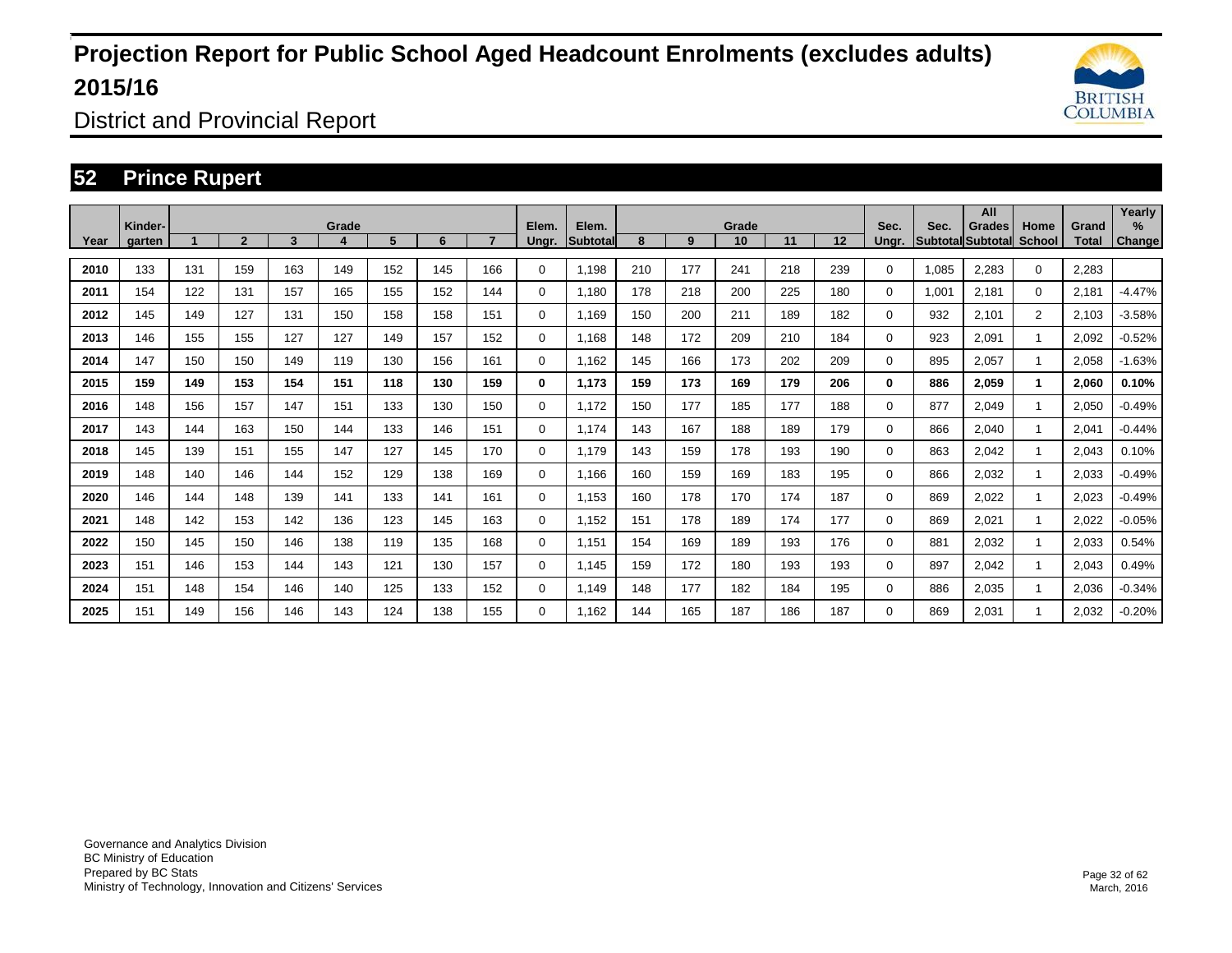# Projection Report for Public School Aged Headcount Enrolments (excludes adults) 2015/16

District and Provincial Report

## 52 Prince Rupert

| Year | Kinder-garten | Grade 1 | 2 | 3 | 4 | 5 | 6 | 7 | Elem. Ungr. | Elem. Subtotal | Grade 8 | 9 | 10 | 11 | 12 | Sec. Ungr. | Sec. Subtotal | All Grades Subtotal | Home School | Grand Total | Yearly % Change |
|---|---|---|---|---|---|---|---|---|---|---|---|---|---|---|---|---|---|---|---|---|---|
| 2010 | 133 | 131 | 159 | 163 | 149 | 152 | 145 | 166 | 0 | 1,198 | 210 | 177 | 241 | 218 | 239 | 0 | 1,085 | 2,283 | 0 | 2,283 | |
| 2011 | 154 | 122 | 131 | 157 | 165 | 155 | 152 | 144 | 0 | 1,180 | 178 | 218 | 200 | 225 | 180 | 0 | 1,001 | 2,181 | 0 | 2,181 | -4.47% |
| 2012 | 145 | 149 | 127 | 131 | 150 | 158 | 158 | 151 | 0 | 1,169 | 150 | 200 | 211 | 189 | 182 | 0 | 932 | 2,101 | 2 | 2,103 | -3.58% |
| 2013 | 146 | 155 | 155 | 127 | 127 | 149 | 157 | 152 | 0 | 1,168 | 148 | 172 | 209 | 210 | 184 | 0 | 923 | 2,091 | 1 | 2,092 | -0.52% |
| 2014 | 147 | 150 | 150 | 149 | 119 | 130 | 156 | 161 | 0 | 1,162 | 145 | 166 | 173 | 202 | 209 | 0 | 895 | 2,057 | 1 | 2,058 | -1.63% |
| **2015** | **159** | **149** | **153** | **154** | **151** | **118** | **130** | **159** | **0** | **1,173** | **159** | **173** | **169** | **179** | **206** | **0** | **886** | **2,059** | **1** | **2,060** | **0.10%** |
| 2016 | 148 | 156 | 157 | 147 | 151 | 133 | 130 | 150 | 0 | 1,172 | 150 | 177 | 185 | 177 | 188 | 0 | 877 | 2,049 | 1 | 2,050 | -0.49% |
| 2017 | 143 | 144 | 163 | 150 | 144 | 133 | 146 | 151 | 0 | 1,174 | 143 | 167 | 188 | 189 | 179 | 0 | 866 | 2,040 | 1 | 2,041 | -0.44% |
| 2018 | 145 | 139 | 151 | 155 | 147 | 127 | 145 | 170 | 0 | 1,179 | 143 | 159 | 178 | 193 | 190 | 0 | 863 | 2,042 | 1 | 2,043 | 0.10% |
| 2019 | 148 | 140 | 146 | 144 | 152 | 129 | 138 | 169 | 0 | 1,166 | 160 | 159 | 169 | 183 | 195 | 0 | 866 | 2,032 | 1 | 2,033 | -0.49% |
| 2020 | 146 | 144 | 148 | 139 | 141 | 133 | 141 | 161 | 0 | 1,153 | 160 | 178 | 170 | 174 | 187 | 0 | 869 | 2,022 | 1 | 2,023 | -0.49% |
| 2021 | 148 | 142 | 153 | 142 | 136 | 123 | 145 | 163 | 0 | 1,152 | 151 | 178 | 189 | 174 | 177 | 0 | 869 | 2,021 | 1 | 2,022 | -0.05% |
| 2022 | 150 | 145 | 150 | 146 | 138 | 119 | 135 | 168 | 0 | 1,151 | 154 | 169 | 189 | 193 | 176 | 0 | 881 | 2,032 | 1 | 2,033 | 0.54% |
| 2023 | 151 | 146 | 153 | 144 | 143 | 121 | 130 | 157 | 0 | 1,145 | 159 | 172 | 180 | 193 | 193 | 0 | 897 | 2,042 | 1 | 2,043 | 0.49% |
| 2024 | 151 | 148 | 154 | 146 | 140 | 125 | 133 | 152 | 0 | 1,149 | 148 | 177 | 182 | 184 | 195 | 0 | 886 | 2,035 | 1 | 2,036 | -0.34% |
| 2025 | 151 | 149 | 156 | 146 | 143 | 124 | 138 | 155 | 0 | 1,162 | 144 | 165 | 187 | 186 | 187 | 0 | 869 | 2,031 | 1 | 2,032 | -0.20% |

Governance and Analytics Division
BC Ministry of Education
Prepared by BC Stats
Ministry of Technology, Innovation and Citizens' Services

March, 2016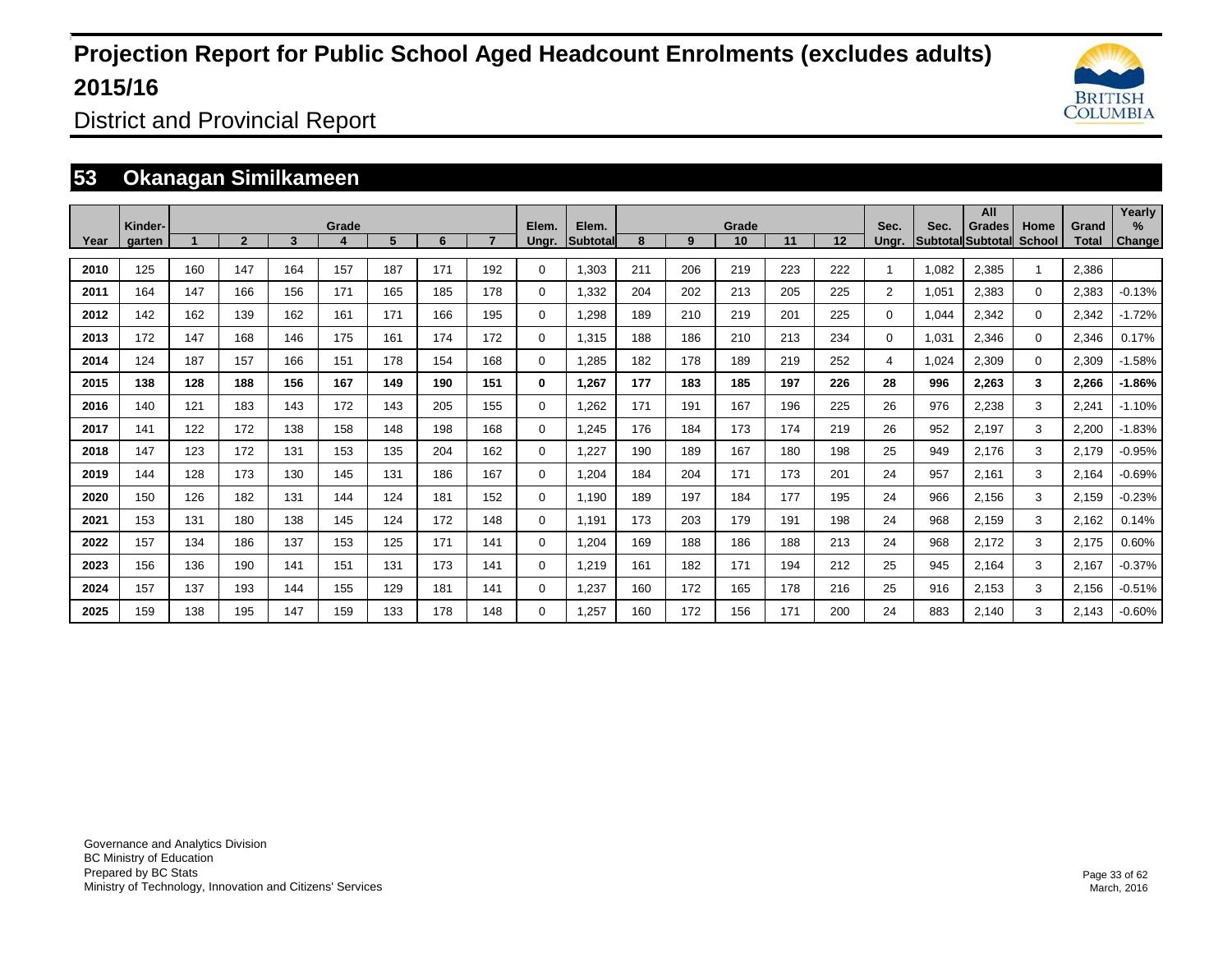# Projection Report for Public School Aged Headcount Enrolments (excludes adults) 2015/16

District and Provincial Report

## 53 Okanagan Similkameen

| Year | Kinder-garten | Grade 1 | 2 | 3 | 4 | 5 | 6 | 7 | Elem. Ungr. | Elem. Subtotal | Grade 8 | 9 | 10 | 11 | 12 | Sec. Ungr. | Sec. Subtotal | All Grades Subtotal | Home School | Grand Total | Yearly % Change |
|---|---|---|---|---|---|---|---|---|---|---|---|---|---|---|---|---|---|---|---|---|---|
| 2010 | 125 | 160 | 147 | 164 | 157 | 187 | 171 | 192 | 0 | 1,303 | 211 | 206 | 219 | 223 | 222 | 1 | 1,082 | 2,385 | 1 | 2,386 | |
| 2011 | 164 | 147 | 166 | 156 | 171 | 165 | 185 | 178 | 0 | 1,332 | 204 | 202 | 213 | 205 | 225 | 2 | 1,051 | 2,383 | 0 | 2,383 | -0.13% |
| 2012 | 142 | 162 | 139 | 162 | 161 | 171 | 166 | 195 | 0 | 1,298 | 189 | 210 | 219 | 201 | 225 | 0 | 1,044 | 2,342 | 0 | 2,342 | -1.72% |
| 2013 | 172 | 147 | 168 | 146 | 175 | 161 | 174 | 172 | 0 | 1,315 | 188 | 186 | 210 | 213 | 234 | 0 | 1,031 | 2,346 | 0 | 2,346 | 0.17% |
| 2014 | 124 | 187 | 157 | 166 | 151 | 178 | 154 | 168 | 0 | 1,285 | 182 | 178 | 189 | 219 | 252 | 4 | 1,024 | 2,309 | 0 | 2,309 | -1.58% |
| **2015** | **138** | **128** | **188** | **156** | **167** | **149** | **190** | **151** | **0** | **1,267** | **177** | **183** | **185** | **197** | **226** | **28** | **996** | **2,263** | **3** | **2,266** | **-1.86%** |
| 2016 | 140 | 121 | 183 | 143 | 172 | 143 | 205 | 155 | 0 | 1,262 | 171 | 191 | 167 | 196 | 225 | 26 | 976 | 2,238 | 3 | 2,241 | -1.10% |
| 2017 | 141 | 122 | 172 | 138 | 158 | 148 | 198 | 168 | 0 | 1,245 | 176 | 184 | 173 | 174 | 219 | 26 | 952 | 2,197 | 3 | 2,200 | -1.83% |
| 2018 | 147 | 123 | 172 | 131 | 153 | 135 | 204 | 162 | 0 | 1,227 | 190 | 189 | 167 | 180 | 198 | 25 | 949 | 2,176 | 3 | 2,179 | -0.95% |
| 2019 | 144 | 128 | 173 | 130 | 145 | 131 | 186 | 167 | 0 | 1,204 | 184 | 204 | 171 | 173 | 201 | 24 | 957 | 2,161 | 3 | 2,164 | -0.69% |
| 2020 | 150 | 126 | 182 | 131 | 144 | 124 | 181 | 152 | 0 | 1,190 | 189 | 197 | 184 | 177 | 195 | 24 | 966 | 2,156 | 3 | 2,159 | -0.23% |
| 2021 | 153 | 131 | 180 | 138 | 145 | 124 | 172 | 148 | 0 | 1,191 | 173 | 203 | 179 | 191 | 198 | 24 | 968 | 2,159 | 3 | 2,162 | 0.14% |
| 2022 | 157 | 134 | 186 | 137 | 153 | 125 | 171 | 141 | 0 | 1,204 | 169 | 188 | 186 | 188 | 213 | 24 | 968 | 2,172 | 3 | 2,175 | 0.60% |
| 2023 | 156 | 136 | 190 | 141 | 151 | 131 | 173 | 141 | 0 | 1,219 | 161 | 182 | 171 | 194 | 212 | 25 | 945 | 2,164 | 3 | 2,167 | -0.37% |
| 2024 | 157 | 137 | 193 | 144 | 155 | 129 | 181 | 141 | 0 | 1,237 | 160 | 172 | 165 | 178 | 216 | 25 | 916 | 2,153 | 3 | 2,156 | -0.51% |
| 2025 | 159 | 138 | 195 | 147 | 159 | 133 | 178 | 148 | 0 | 1,257 | 160 | 172 | 156 | 171 | 200 | 24 | 883 | 2,140 | 3 | 2,143 | -0.60% |

Governance and Analytics Division
BC Ministry of Education
Prepared by BC Stats
Ministry of Technology, Innovation and Citizens' Services

March, 2016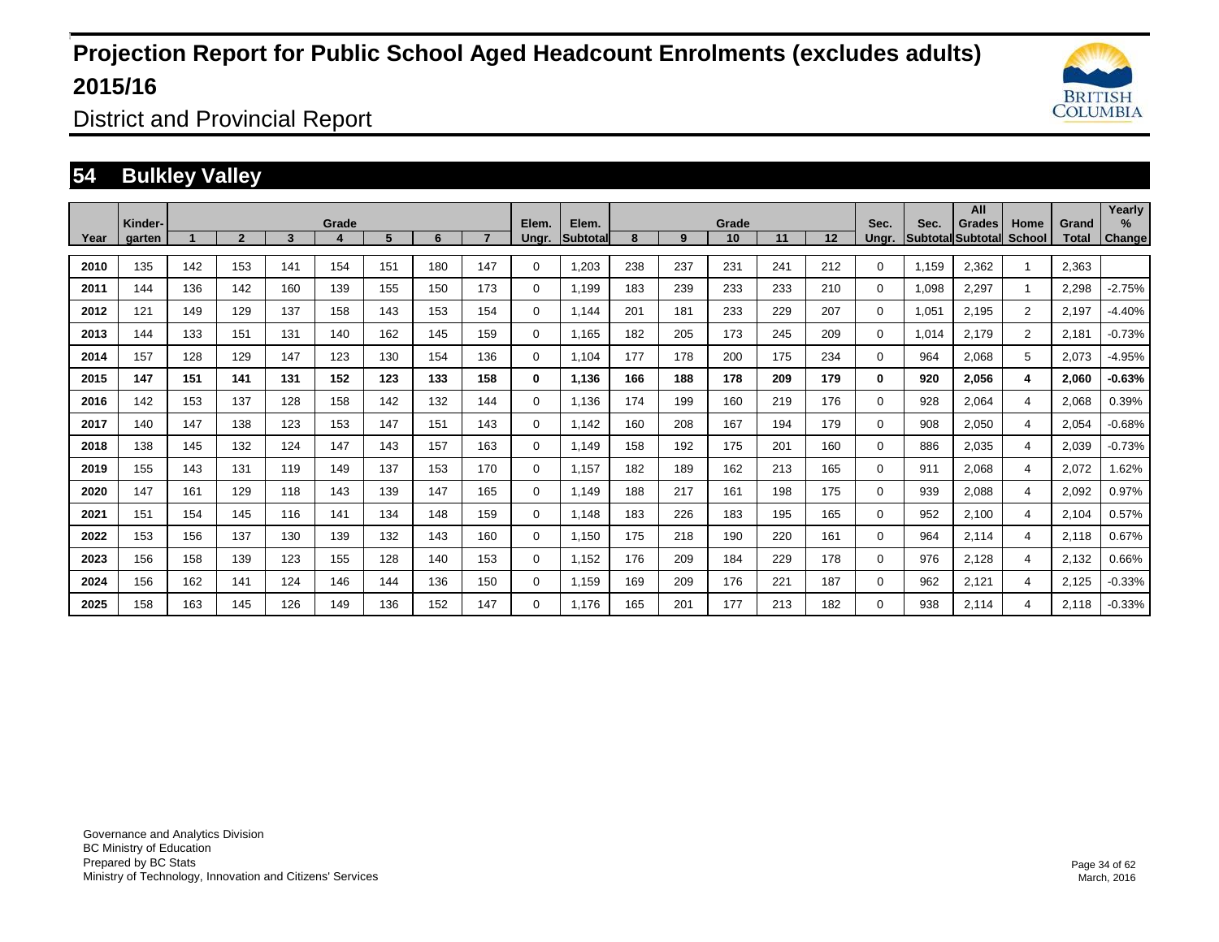# Projection Report for Public School Aged Headcount Enrolments (excludes adults) 2015/16

District and Provincial Report

## 54 Bulkley Valley

| Year | Kinder-garten | Grade 1 | 2 | 3 | 4 | 5 | 6 | 7 | Elem. Ungr. | Elem. Subtotal | Grade 8 | 9 | 10 | 11 | 12 | Sec. Ungr. | Sec. Subtotal | All Grades Subtotal | Home School | Grand Total | Yearly % Change |
|---|---|---|---|---|---|---|---|---|---|---|---|---|---|---|---|---|---|---|---|---|---|
| 2010 | 135 | 142 | 153 | 141 | 154 | 151 | 180 | 147 | 0 | 1,203 | 238 | 237 | 231 | 241 | 212 | 0 | 1,159 | 2,362 | 1 | 2,363 | |
| 2011 | 144 | 136 | 142 | 160 | 139 | 155 | 150 | 173 | 0 | 1,199 | 183 | 239 | 233 | 233 | 210 | 0 | 1,098 | 2,297 | 1 | 2,298 | -2.75% |
| 2012 | 121 | 149 | 129 | 137 | 158 | 143 | 153 | 154 | 0 | 1,144 | 201 | 181 | 233 | 229 | 207 | 0 | 1,051 | 2,195 | 2 | 2,197 | -4.40% |
| 2013 | 144 | 133 | 151 | 131 | 140 | 162 | 145 | 159 | 0 | 1,165 | 182 | 205 | 173 | 245 | 209 | 0 | 1,014 | 2,179 | 2 | 2,181 | -0.73% |
| 2014 | 157 | 128 | 129 | 147 | 123 | 130 | 154 | 136 | 0 | 1,104 | 177 | 178 | 200 | 175 | 234 | 0 | 964 | 2,068 | 5 | 2,073 | -4.95% |
| **2015** | **147** | **151** | **141** | **131** | **152** | **123** | **133** | **158** | **0** | **1,136** | **166** | **188** | **178** | **209** | **179** | **0** | **920** | **2,056** | **4** | **2,060** | **-0.63%** |
| 2016 | 142 | 153 | 137 | 128 | 158 | 142 | 132 | 144 | 0 | 1,136 | 174 | 199 | 160 | 219 | 176 | 0 | 928 | 2,064 | 4 | 2,068 | 0.39% |
| 2017 | 140 | 147 | 138 | 123 | 153 | 147 | 151 | 143 | 0 | 1,142 | 160 | 208 | 167 | 194 | 179 | 0 | 908 | 2,050 | 4 | 2,054 | -0.68% |
| 2018 | 138 | 145 | 132 | 124 | 147 | 143 | 157 | 163 | 0 | 1,149 | 158 | 192 | 175 | 201 | 160 | 0 | 886 | 2,035 | 4 | 2,039 | -0.73% |
| 2019 | 155 | 143 | 131 | 119 | 149 | 137 | 153 | 170 | 0 | 1,157 | 182 | 189 | 162 | 213 | 165 | 0 | 911 | 2,068 | 4 | 2,072 | 1.62% |
| 2020 | 147 | 161 | 129 | 118 | 143 | 139 | 147 | 165 | 0 | 1,149 | 188 | 217 | 161 | 198 | 175 | 0 | 939 | 2,088 | 4 | 2,092 | 0.97% |
| 2021 | 151 | 154 | 145 | 116 | 141 | 134 | 148 | 159 | 0 | 1,148 | 183 | 226 | 183 | 195 | 165 | 0 | 952 | 2,100 | 4 | 2,104 | 0.57% |
| 2022 | 153 | 156 | 137 | 130 | 139 | 132 | 143 | 160 | 0 | 1,150 | 175 | 218 | 190 | 220 | 161 | 0 | 964 | 2,114 | 4 | 2,118 | 0.67% |
| 2023 | 156 | 158 | 139 | 123 | 155 | 128 | 140 | 153 | 0 | 1,152 | 176 | 209 | 184 | 229 | 178 | 0 | 976 | 2,128 | 4 | 2,132 | 0.66% |
| 2024 | 156 | 162 | 141 | 124 | 146 | 144 | 136 | 150 | 0 | 1,159 | 169 | 209 | 176 | 221 | 187 | 0 | 962 | 2,121 | 4 | 2,125 | -0.33% |
| 2025 | 158 | 163 | 145 | 126 | 149 | 136 | 152 | 147 | 0 | 1,176 | 165 | 201 | 177 | 213 | 182 | 0 | 938 | 2,114 | 4 | 2,118 | -0.33% |

Governance and Analytics Division
BC Ministry of Education
Prepared by BC Stats
Ministry of Technology, Innovation and Citizens' Services

March, 2016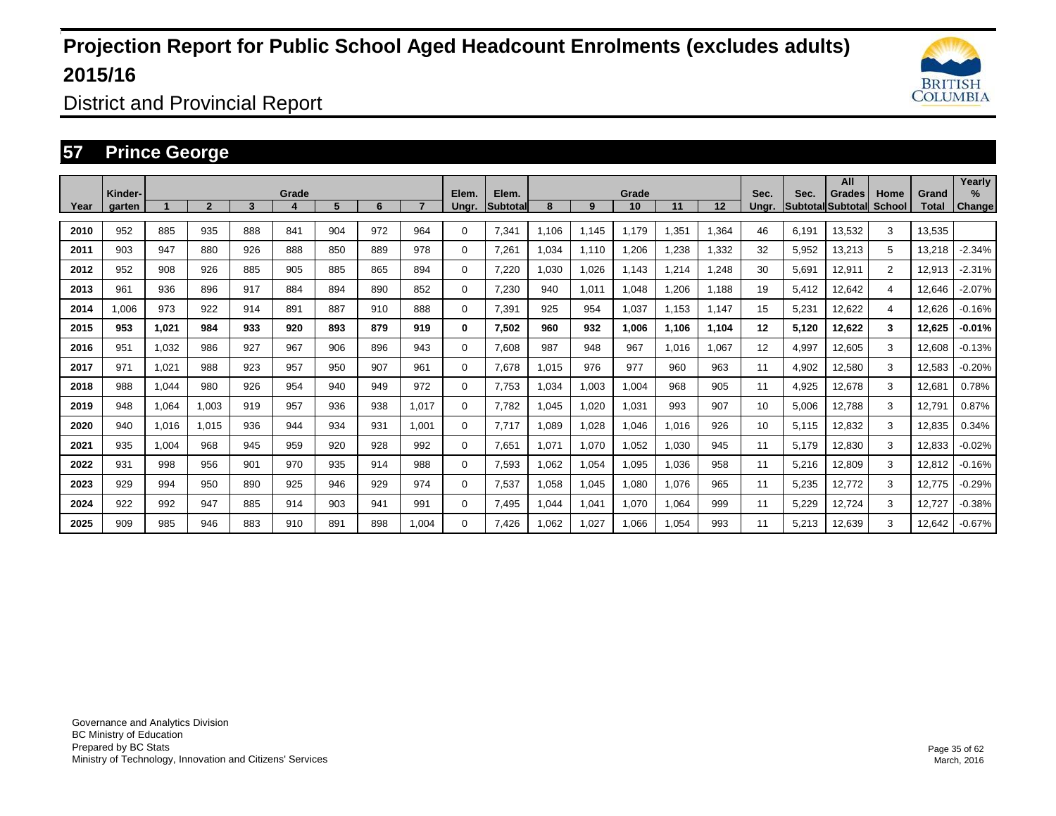# Projection Report for Public School Aged Headcount Enrolments (excludes adults) 2015/16

District and Provincial Report

## 57 Prince George

| Year | Kinder-garten | Grade 1 | 2 | 3 | 4 | 5 | 6 | 7 | Elem. Ungr. | Elem. Subtotal | Grade 8 | 9 | 10 | 11 | 12 | Sec. Ungr. | Sec. Subtotal | All Grades Subtotal | Home School | Grand Total | Yearly % Change |
|---|---|---|---|---|---|---|---|---|---|---|---|---|---|---|---|---|---|---|---|---|---|
| 2010 | 952 | 885 | 935 | 888 | 841 | 904 | 972 | 964 | 0 | 7,341 | 1,106 | 1,145 | 1,179 | 1,351 | 1,364 | 46 | 6,191 | 13,532 | 3 | 13,535 | |
| 2011 | 903 | 947 | 880 | 926 | 888 | 850 | 889 | 978 | 0 | 7,261 | 1,034 | 1,110 | 1,206 | 1,238 | 1,332 | 32 | 5,952 | 13,213 | 5 | 13,218 | -2.34% |
| 2012 | 952 | 908 | 926 | 885 | 905 | 885 | 865 | 894 | 0 | 7,220 | 1,030 | 1,026 | 1,143 | 1,214 | 1,248 | 30 | 5,691 | 12,911 | 2 | 12,913 | -2.31% |
| 2013 | 961 | 936 | 896 | 917 | 884 | 894 | 890 | 852 | 0 | 7,230 | 940 | 1,011 | 1,048 | 1,206 | 1,188 | 19 | 5,412 | 12,642 | 4 | 12,646 | -2.07% |
| 2014 | 1,006 | 973 | 922 | 914 | 891 | 887 | 910 | 888 | 0 | 7,391 | 925 | 954 | 1,037 | 1,153 | 1,147 | 15 | 5,231 | 12,622 | 4 | 12,626 | -0.16% |
| **2015** | **953** | **1,021** | **984** | **933** | **920** | **893** | **879** | **919** | **0** | **7,502** | **960** | **932** | **1,006** | **1,106** | **1,104** | **12** | **5,120** | **12,622** | **3** | **12,625** | **-0.01%** |
| 2016 | 951 | 1,032 | 986 | 927 | 967 | 906 | 896 | 943 | 0 | 7,608 | 987 | 948 | 967 | 1,016 | 1,067 | 12 | 4,997 | 12,605 | 3 | 12,608 | -0.13% |
| 2017 | 971 | 1,021 | 988 | 923 | 957 | 950 | 907 | 961 | 0 | 7,678 | 1,015 | 976 | 977 | 960 | 963 | 11 | 4,902 | 12,580 | 3 | 12,583 | -0.20% |
| 2018 | 988 | 1,044 | 980 | 926 | 954 | 940 | 949 | 972 | 0 | 7,753 | 1,034 | 1,003 | 1,004 | 968 | 905 | 11 | 4,925 | 12,678 | 3 | 12,681 | 0.78% |
| 2019 | 948 | 1,064 | 1,003 | 919 | 957 | 936 | 938 | 1,017 | 0 | 7,782 | 1,045 | 1,020 | 1,031 | 993 | 907 | 10 | 5,006 | 12,788 | 3 | 12,791 | 0.87% |
| 2020 | 940 | 1,016 | 1,015 | 936 | 944 | 934 | 931 | 1,001 | 0 | 7,717 | 1,089 | 1,028 | 1,046 | 1,016 | 926 | 10 | 5,115 | 12,832 | 3 | 12,835 | 0.34% |
| 2021 | 935 | 1,004 | 968 | 945 | 959 | 920 | 928 | 992 | 0 | 7,651 | 1,071 | 1,070 | 1,052 | 1,030 | 945 | 11 | 5,179 | 12,830 | 3 | 12,833 | -0.02% |
| 2022 | 931 | 998 | 956 | 901 | 970 | 935 | 914 | 988 | 0 | 7,593 | 1,062 | 1,054 | 1,095 | 1,036 | 958 | 11 | 5,216 | 12,809 | 3 | 12,812 | -0.16% |
| 2023 | 929 | 994 | 950 | 890 | 925 | 946 | 929 | 974 | 0 | 7,537 | 1,058 | 1,045 | 1,080 | 1,076 | 965 | 11 | 5,235 | 12,772 | 3 | 12,775 | -0.29% |
| 2024 | 922 | 992 | 947 | 885 | 914 | 903 | 941 | 991 | 0 | 7,495 | 1,044 | 1,041 | 1,070 | 1,064 | 999 | 11 | 5,229 | 12,724 | 3 | 12,727 | -0.38% |
| 2025 | 909 | 985 | 946 | 883 | 910 | 891 | 898 | 1,004 | 0 | 7,426 | 1,062 | 1,027 | 1,066 | 1,054 | 993 | 11 | 5,213 | 12,639 | 3 | 12,642 | -0.67% |

Governance and Analytics Division
BC Ministry of Education
Prepared by BC Stats
Ministry of Technology, Innovation and Citizens' Services

March, 2016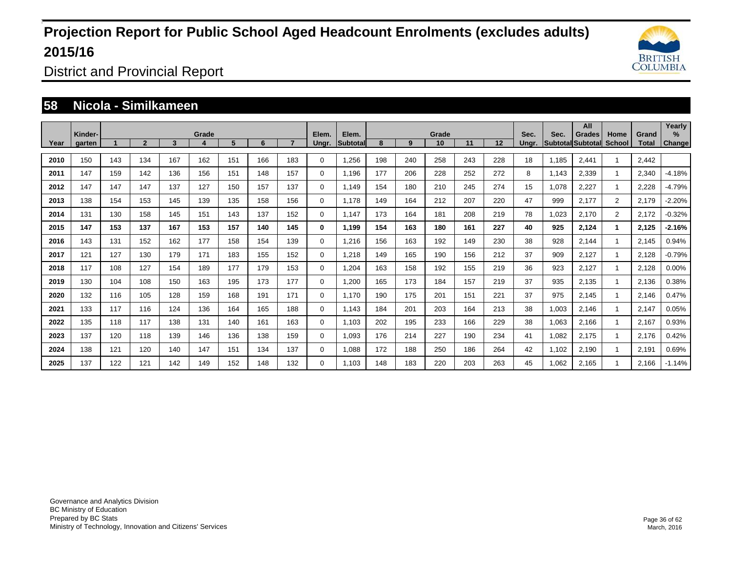# Projection Report for Public School Aged Headcount Enrolments (excludes adults) 2015/16

District and Provincial Report

## 58 Nicola - Similkameen

| Year | Kinder-garten | Grade 1 | 2 | 3 | 4 | 5 | 6 | 7 | Elem. Ungr. | Elem. Subtotal | 8 | 9 | Grade 10 | 11 | 12 | Sec. Ungr. | Sec. Subtotal | All Grades Subtotal | Home School | Grand Total | Yearly % Change |
|---|---|---|---|---|---|---|---|---|---|---|---|---|---|---|---|---|---|---|---|---|---|
| 2010 | 150 | 143 | 134 | 167 | 162 | 151 | 166 | 183 | 0 | 1,256 | 198 | 240 | 258 | 243 | 228 | 18 | 1,185 | 2,441 | 1 | 2,442 | |
| 2011 | 147 | 159 | 142 | 136 | 156 | 151 | 148 | 157 | 0 | 1,196 | 177 | 206 | 228 | 252 | 272 | 8 | 1,143 | 2,339 | 1 | 2,340 | -4.18% |
| 2012 | 147 | 147 | 147 | 137 | 127 | 150 | 157 | 137 | 0 | 1,149 | 154 | 180 | 210 | 245 | 274 | 15 | 1,078 | 2,227 | 1 | 2,228 | -4.79% |
| 2013 | 138 | 154 | 153 | 145 | 139 | 135 | 158 | 156 | 0 | 1,178 | 149 | 164 | 212 | 207 | 220 | 47 | 999 | 2,177 | 2 | 2,179 | -2.20% |
| 2014 | 131 | 130 | 158 | 145 | 151 | 143 | 137 | 152 | 0 | 1,147 | 173 | 164 | 181 | 208 | 219 | 78 | 1,023 | 2,170 | 2 | 2,172 | -0.32% |
| **2015** | **147** | **153** | **137** | **167** | **153** | **157** | **140** | **145** | **0** | **1,199** | **154** | **163** | **180** | **161** | **227** | **40** | **925** | **2,124** | **1** | **2,125** | **-2.16%** |
| 2016 | 143 | 131 | 152 | 162 | 177 | 158 | 154 | 139 | 0 | 1,216 | 156 | 163 | 192 | 149 | 230 | 38 | 928 | 2,144 | 1 | 2,145 | 0.94% |
| 2017 | 121 | 127 | 130 | 179 | 171 | 183 | 155 | 152 | 0 | 1,218 | 149 | 165 | 190 | 156 | 212 | 37 | 909 | 2,127 | 1 | 2,128 | -0.79% |
| 2018 | 117 | 108 | 127 | 154 | 189 | 177 | 179 | 153 | 0 | 1,204 | 163 | 158 | 192 | 155 | 219 | 36 | 923 | 2,127 | 1 | 2,128 | 0.00% |
| 2019 | 130 | 104 | 108 | 150 | 163 | 195 | 173 | 177 | 0 | 1,200 | 165 | 173 | 184 | 157 | 219 | 37 | 935 | 2,135 | 1 | 2,136 | 0.38% |
| 2020 | 132 | 116 | 105 | 128 | 159 | 168 | 191 | 171 | 0 | 1,170 | 190 | 175 | 201 | 151 | 221 | 37 | 975 | 2,145 | 1 | 2,146 | 0.47% |
| 2021 | 133 | 117 | 116 | 124 | 136 | 164 | 165 | 188 | 0 | 1,143 | 184 | 201 | 203 | 164 | 213 | 38 | 1,003 | 2,146 | 1 | 2,147 | 0.05% |
| 2022 | 135 | 118 | 117 | 138 | 131 | 140 | 161 | 163 | 0 | 1,103 | 202 | 195 | 233 | 166 | 229 | 38 | 1,063 | 2,166 | 1 | 2,167 | 0.93% |
| 2023 | 137 | 120 | 118 | 139 | 146 | 136 | 138 | 159 | 0 | 1,093 | 176 | 214 | 227 | 190 | 234 | 41 | 1,082 | 2,175 | 1 | 2,176 | 0.42% |
| 2024 | 138 | 121 | 120 | 140 | 147 | 151 | 134 | 137 | 0 | 1,088 | 172 | 188 | 250 | 186 | 264 | 42 | 1,102 | 2,190 | 1 | 2,191 | 0.69% |
| 2025 | 137 | 122 | 121 | 142 | 149 | 152 | 148 | 132 | 0 | 1,103 | 148 | 183 | 220 | 203 | 263 | 45 | 1,062 | 2,165 | 1 | 2,166 | -1.14% |

Governance and Analytics Division
BC Ministry of Education
Prepared by BC Stats
Ministry of Technology, Innovation and Citizens' Services

March, 2016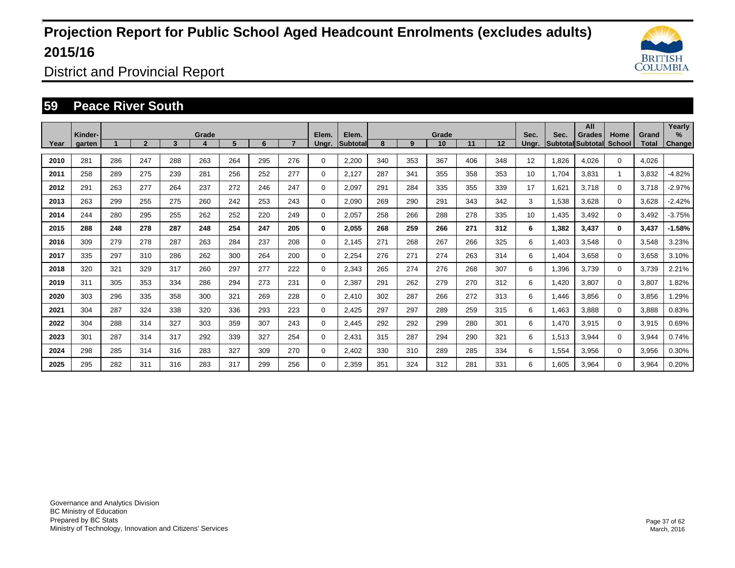# Projection Report for Public School Aged Headcount Enrolments (excludes adults) 2015/16

District and Provincial Report

## 59 Peace River South

| Year | Kinder-garten | Grade 1 | 2 | 3 | 4 | 5 | 6 | 7 | Elem. Ungr. | Elem. Subtotal | Grade 8 | 9 | 10 | 11 | 12 | Sec. Ungr. | Sec. Subtotal | All Grades Subtotal | Home School | Grand Total | Yearly % Change |
|---|---|---|---|---|---|---|---|---|---|---|---|---|---|---|---|---|---|---|---|---|---|
| **2010** | 281 | 286 | 247 | 288 | 263 | 264 | 295 | 276 | 0 | 2,200 | 340 | 353 | 367 | 406 | 348 | 12 | 1,826 | 4,026 | 0 | 4,026 | |
| **2011** | 258 | 289 | 275 | 239 | 281 | 256 | 252 | 277 | 0 | 2,127 | 287 | 341 | 355 | 358 | 353 | 10 | 1,704 | 3,831 | 1 | 3,832 | -4.82% |
| **2012** | 291 | 263 | 277 | 264 | 237 | 272 | 246 | 247 | 0 | 2,097 | 291 | 284 | 335 | 355 | 339 | 17 | 1,621 | 3,718 | 0 | 3,718 | -2.97% |
| **2013** | 263 | 299 | 255 | 275 | 260 | 242 | 253 | 243 | 0 | 2,090 | 269 | 290 | 291 | 343 | 342 | 3 | 1,538 | 3,628 | 0 | 3,628 | -2.42% |
| **2014** | 244 | 280 | 295 | 255 | 262 | 252 | 220 | 249 | 0 | 2,057 | 258 | 266 | 288 | 278 | 335 | 10 | 1,435 | 3,492 | 0 | 3,492 | -3.75% |
| **2015** | **288** | **248** | **278** | **287** | **248** | **254** | **247** | **205** | **0** | **2,055** | **268** | **259** | **266** | **271** | **312** | **6** | **1,382** | **3,437** | **0** | **3,437** | **-1.58%** |
| **2016** | 309 | 279 | 278 | 287 | 263 | 284 | 237 | 208 | 0 | 2,145 | 271 | 268 | 267 | 266 | 325 | 6 | 1,403 | 3,548 | 0 | 3,548 | 3.23% |
| **2017** | 335 | 297 | 310 | 286 | 262 | 300 | 264 | 200 | 0 | 2,254 | 276 | 271 | 274 | 263 | 314 | 6 | 1,404 | 3,658 | 0 | 3,658 | 3.10% |
| **2018** | 320 | 321 | 329 | 317 | 260 | 297 | 277 | 222 | 0 | 2,343 | 265 | 274 | 276 | 268 | 307 | 6 | 1,396 | 3,739 | 0 | 3,739 | 2.21% |
| **2019** | 311 | 305 | 353 | 334 | 286 | 294 | 273 | 231 | 0 | 2,387 | 291 | 262 | 279 | 270 | 312 | 6 | 1,420 | 3,807 | 0 | 3,807 | 1.82% |
| **2020** | 303 | 296 | 335 | 358 | 300 | 321 | 269 | 228 | 0 | 2,410 | 302 | 287 | 266 | 272 | 313 | 6 | 1,446 | 3,856 | 0 | 3,856 | 1.29% |
| **2021** | 304 | 287 | 324 | 338 | 320 | 336 | 293 | 223 | 0 | 2,425 | 297 | 297 | 289 | 259 | 315 | 6 | 1,463 | 3,888 | 0 | 3,888 | 0.83% |
| **2022** | 304 | 288 | 314 | 327 | 303 | 359 | 307 | 243 | 0 | 2,445 | 292 | 292 | 299 | 280 | 301 | 6 | 1,470 | 3,915 | 0 | 3,915 | 0.69% |
| **2023** | 301 | 287 | 314 | 317 | 292 | 339 | 327 | 254 | 0 | 2,431 | 315 | 287 | 294 | 290 | 321 | 6 | 1,513 | 3,944 | 0 | 3,944 | 0.74% |
| **2024** | 298 | 285 | 314 | 316 | 283 | 327 | 309 | 270 | 0 | 2,402 | 330 | 310 | 289 | 285 | 334 | 6 | 1,554 | 3,956 | 0 | 3,956 | 0.30% |
| **2025** | 295 | 282 | 311 | 316 | 283 | 317 | 299 | 256 | 0 | 2,359 | 351 | 324 | 312 | 281 | 331 | 6 | 1,605 | 3,964 | 0 | 3,964 | 0.20% |

Governance and Analytics Division
BC Ministry of Education
Prepared by BC Stats
Ministry of Technology, Innovation and Citizens' Services

March, 2016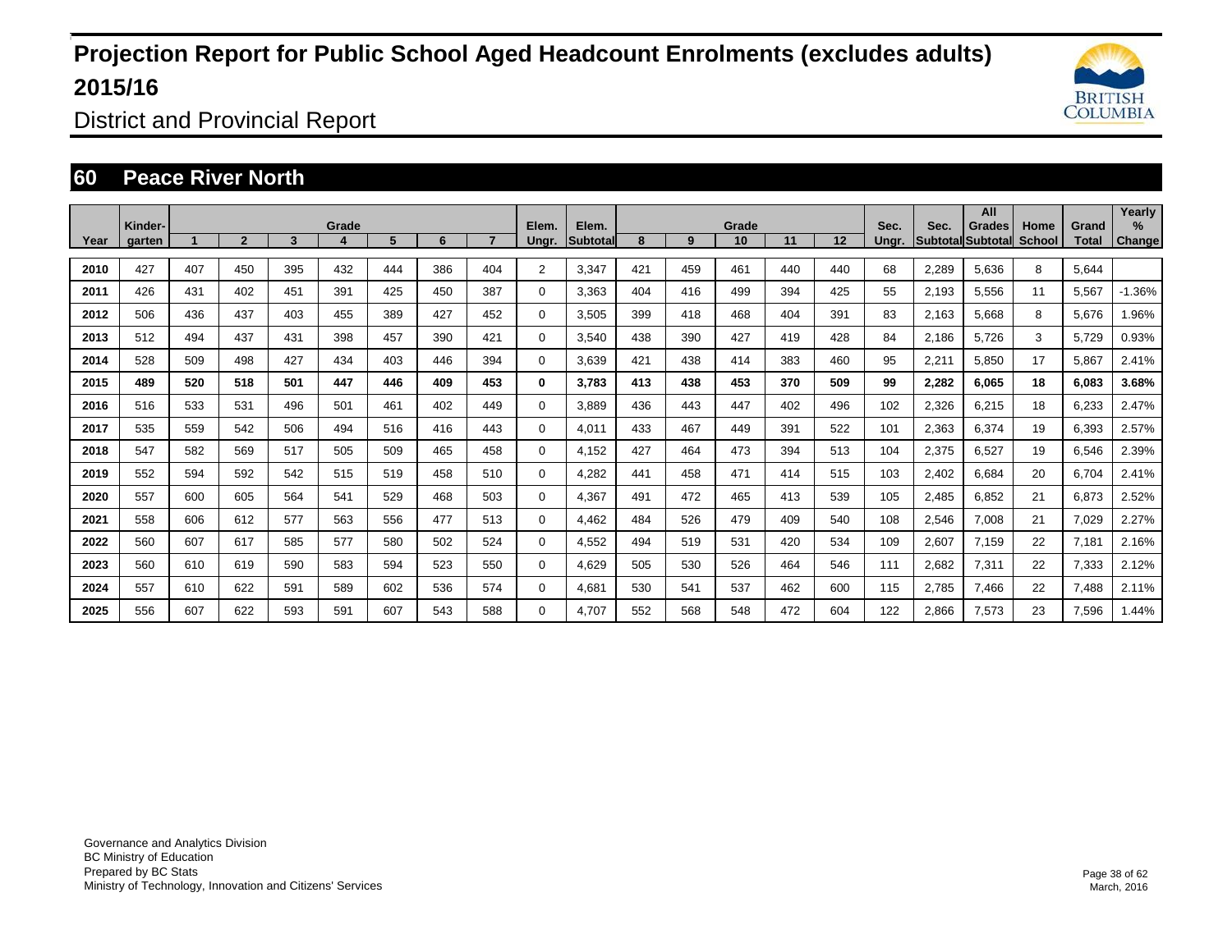# Projection Report for Public School Aged Headcount Enrolments (excludes adults) 2015/16

District and Provincial Report

## 60 Peace River North

| Year | Kinder-garten | Grade 1 | 2 | 3 | 4 | 5 | 6 | 7 | Elem. Ungr. | Elem. Subtotal | Grade 8 | 9 | 10 | 11 | 12 | Sec. Ungr. | Sec. Subtotal | All Grades Subtotal | Home School | Grand Total | Yearly % Change |
|---|---|---|---|---|---|---|---|---|---|---|---|---|---|---|---|---|---|---|---|---|---|
| 2010 | 427 | 407 | 450 | 395 | 432 | 444 | 386 | 404 | 2 | 3,347 | 421 | 459 | 461 | 440 | 440 | 68 | 2,289 | 5,636 | 8 | 5,644 | |
| 2011 | 426 | 431 | 402 | 451 | 391 | 425 | 450 | 387 | 0 | 3,363 | 404 | 416 | 499 | 394 | 425 | 55 | 2,193 | 5,556 | 11 | 5,567 | -1.36% |
| 2012 | 506 | 436 | 437 | 403 | 455 | 389 | 427 | 452 | 0 | 3,505 | 399 | 418 | 468 | 404 | 391 | 83 | 2,163 | 5,668 | 8 | 5,676 | 1.96% |
| 2013 | 512 | 494 | 437 | 431 | 398 | 457 | 390 | 421 | 0 | 3,540 | 438 | 390 | 427 | 419 | 428 | 84 | 2,186 | 5,726 | 3 | 5,729 | 0.93% |
| 2014 | 528 | 509 | 498 | 427 | 434 | 403 | 446 | 394 | 0 | 3,639 | 421 | 438 | 414 | 383 | 460 | 95 | 2,211 | 5,850 | 17 | 5,867 | 2.41% |
| **2015** | **489** | **520** | **518** | **501** | **447** | **446** | **409** | **453** | **0** | **3,783** | **413** | **438** | **453** | **370** | **509** | **99** | **2,282** | **6,065** | **18** | **6,083** | **3.68%** |
| 2016 | 516 | 533 | 531 | 496 | 501 | 461 | 402 | 449 | 0 | 3,889 | 436 | 443 | 447 | 402 | 496 | 102 | 2,326 | 6,215 | 18 | 6,233 | 2.47% |
| 2017 | 535 | 559 | 542 | 506 | 494 | 516 | 416 | 443 | 0 | 4,011 | 433 | 467 | 449 | 391 | 522 | 101 | 2,363 | 6,374 | 19 | 6,393 | 2.57% |
| 2018 | 547 | 582 | 569 | 517 | 505 | 509 | 465 | 458 | 0 | 4,152 | 427 | 464 | 473 | 394 | 513 | 104 | 2,375 | 6,527 | 19 | 6,546 | 2.39% |
| 2019 | 552 | 594 | 592 | 542 | 515 | 519 | 458 | 510 | 0 | 4,282 | 441 | 458 | 471 | 414 | 515 | 103 | 2,402 | 6,684 | 20 | 6,704 | 2.41% |
| 2020 | 557 | 600 | 605 | 564 | 541 | 529 | 468 | 503 | 0 | 4,367 | 491 | 472 | 465 | 413 | 539 | 105 | 2,485 | 6,852 | 21 | 6,873 | 2.52% |
| 2021 | 558 | 606 | 612 | 577 | 563 | 556 | 477 | 513 | 0 | 4,462 | 484 | 526 | 479 | 409 | 540 | 108 | 2,546 | 7,008 | 21 | 7,029 | 2.27% |
| 2022 | 560 | 607 | 617 | 585 | 577 | 580 | 502 | 524 | 0 | 4,552 | 494 | 519 | 531 | 420 | 534 | 109 | 2,607 | 7,159 | 22 | 7,181 | 2.16% |
| 2023 | 560 | 610 | 619 | 590 | 583 | 594 | 523 | 550 | 0 | 4,629 | 505 | 530 | 526 | 464 | 546 | 111 | 2,682 | 7,311 | 22 | 7,333 | 2.12% |
| 2024 | 557 | 610 | 622 | 591 | 589 | 602 | 536 | 574 | 0 | 4,681 | 530 | 541 | 537 | 462 | 600 | 115 | 2,785 | 7,466 | 22 | 7,488 | 2.11% |
| 2025 | 556 | 607 | 622 | 593 | 591 | 607 | 543 | 588 | 0 | 4,707 | 552 | 568 | 548 | 472 | 604 | 122 | 2,866 | 7,573 | 23 | 7,596 | 1.44% |

Governance and Analytics Division
BC Ministry of Education
Prepared by BC Stats
Ministry of Technology, Innovation and Citizens' Services

March, 2016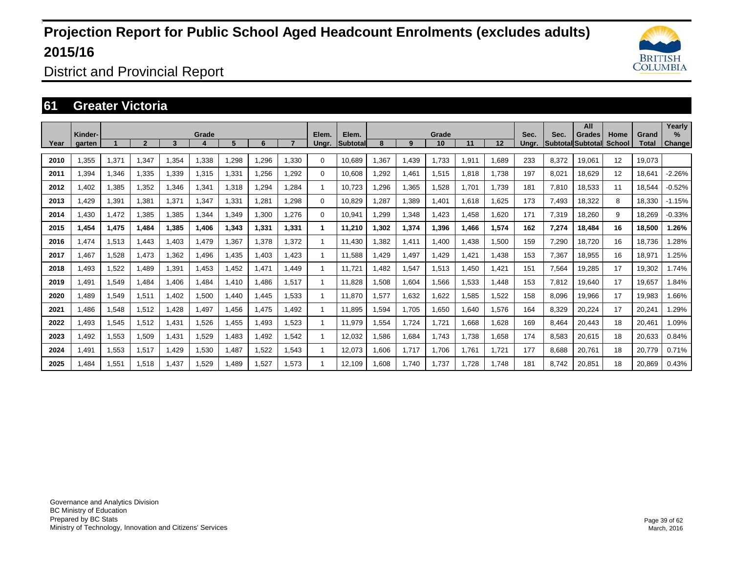# Projection Report for Public School Aged Headcount Enrolments (excludes adults) 2015/16

District and Provincial Report

## 61 Greater Victoria

| Year | Kinder-garten | Grade 1 | 2 | 3 | 4 | 5 | 6 | 7 | Elem. Ungr. | Elem. Subtotal | Grade 8 | 9 | 10 | 11 | 12 | Sec. Ungr. | Sec. Subtotal | All Grades Subtotal | Home School | Grand Total | Yearly % Change |
|---|---|---|---|---|---|---|---|---|---|---|---|---|---|---|---|---|---|---|---|---|---|
| 2010 | 1,355 | 1,371 | 1,347 | 1,354 | 1,338 | 1,298 | 1,296 | 1,330 | 0 | 10,689 | 1,367 | 1,439 | 1,733 | 1,911 | 1,689 | 233 | 8,372 | 19,061 | 12 | 19,073 | |
| 2011 | 1,394 | 1,346 | 1,335 | 1,339 | 1,315 | 1,331 | 1,256 | 1,292 | 0 | 10,608 | 1,292 | 1,461 | 1,515 | 1,818 | 1,738 | 197 | 8,021 | 18,629 | 12 | 18,641 | -2.26% |
| 2012 | 1,402 | 1,385 | 1,352 | 1,346 | 1,341 | 1,318 | 1,294 | 1,284 | 1 | 10,723 | 1,296 | 1,365 | 1,528 | 1,701 | 1,739 | 181 | 7,810 | 18,533 | 11 | 18,544 | -0.52% |
| 2013 | 1,429 | 1,391 | 1,381 | 1,371 | 1,347 | 1,331 | 1,281 | 1,298 | 0 | 10,829 | 1,287 | 1,389 | 1,401 | 1,618 | 1,625 | 173 | 7,493 | 18,322 | 8 | 18,330 | -1.15% |
| 2014 | 1,430 | 1,472 | 1,385 | 1,385 | 1,344 | 1,349 | 1,300 | 1,276 | 0 | 10,941 | 1,299 | 1,348 | 1,423 | 1,458 | 1,620 | 171 | 7,319 | 18,260 | 9 | 18,269 | -0.33% |
| **2015** | **1,454** | **1,475** | **1,484** | **1,385** | **1,406** | **1,343** | **1,331** | **1,331** | **1** | **11,210** | **1,302** | **1,374** | **1,396** | **1,466** | **1,574** | **162** | **7,274** | **18,484** | **16** | **18,500** | **1.26%** |
| 2016 | 1,474 | 1,513 | 1,443 | 1,403 | 1,479 | 1,367 | 1,378 | 1,372 | 1 | 11,430 | 1,382 | 1,411 | 1,400 | 1,438 | 1,500 | 159 | 7,290 | 18,720 | 16 | 18,736 | 1.28% |
| 2017 | 1,467 | 1,528 | 1,473 | 1,362 | 1,496 | 1,435 | 1,403 | 1,423 | 1 | 11,588 | 1,429 | 1,497 | 1,429 | 1,421 | 1,438 | 153 | 7,367 | 18,955 | 16 | 18,971 | 1.25% |
| 2018 | 1,493 | 1,522 | 1,489 | 1,391 | 1,453 | 1,452 | 1,471 | 1,449 | 1 | 11,721 | 1,482 | 1,547 | 1,513 | 1,450 | 1,421 | 151 | 7,564 | 19,285 | 17 | 19,302 | 1.74% |
| 2019 | 1,491 | 1,549 | 1,484 | 1,406 | 1,484 | 1,410 | 1,486 | 1,517 | 1 | 11,828 | 1,508 | 1,604 | 1,566 | 1,533 | 1,448 | 153 | 7,812 | 19,640 | 17 | 19,657 | 1.84% |
| 2020 | 1,489 | 1,549 | 1,511 | 1,402 | 1,500 | 1,440 | 1,445 | 1,533 | 1 | 11,870 | 1,577 | 1,632 | 1,622 | 1,585 | 1,522 | 158 | 8,096 | 19,966 | 17 | 19,983 | 1.66% |
| 2021 | 1,486 | 1,548 | 1,512 | 1,428 | 1,497 | 1,456 | 1,475 | 1,492 | 1 | 11,895 | 1,594 | 1,705 | 1,650 | 1,640 | 1,576 | 164 | 8,329 | 20,224 | 17 | 20,241 | 1.29% |
| 2022 | 1,493 | 1,545 | 1,512 | 1,431 | 1,526 | 1,455 | 1,493 | 1,523 | 1 | 11,979 | 1,554 | 1,724 | 1,721 | 1,668 | 1,628 | 169 | 8,464 | 20,443 | 18 | 20,461 | 1.09% |
| 2023 | 1,492 | 1,553 | 1,509 | 1,431 | 1,529 | 1,483 | 1,492 | 1,542 | 1 | 12,032 | 1,586 | 1,684 | 1,743 | 1,738 | 1,658 | 174 | 8,583 | 20,615 | 18 | 20,633 | 0.84% |
| 2024 | 1,491 | 1,553 | 1,517 | 1,429 | 1,530 | 1,487 | 1,522 | 1,543 | 1 | 12,073 | 1,606 | 1,717 | 1,706 | 1,761 | 1,721 | 177 | 8,688 | 20,761 | 18 | 20,779 | 0.71% |
| 2025 | 1,484 | 1,551 | 1,518 | 1,437 | 1,529 | 1,489 | 1,527 | 1,573 | 1 | 12,109 | 1,608 | 1,740 | 1,737 | 1,728 | 1,748 | 181 | 8,742 | 20,851 | 18 | 20,869 | 0.43% |

Governance and Analytics Division
BC Ministry of Education
Prepared by BC Stats
Ministry of Technology, Innovation and Citizens' Services

March, 2016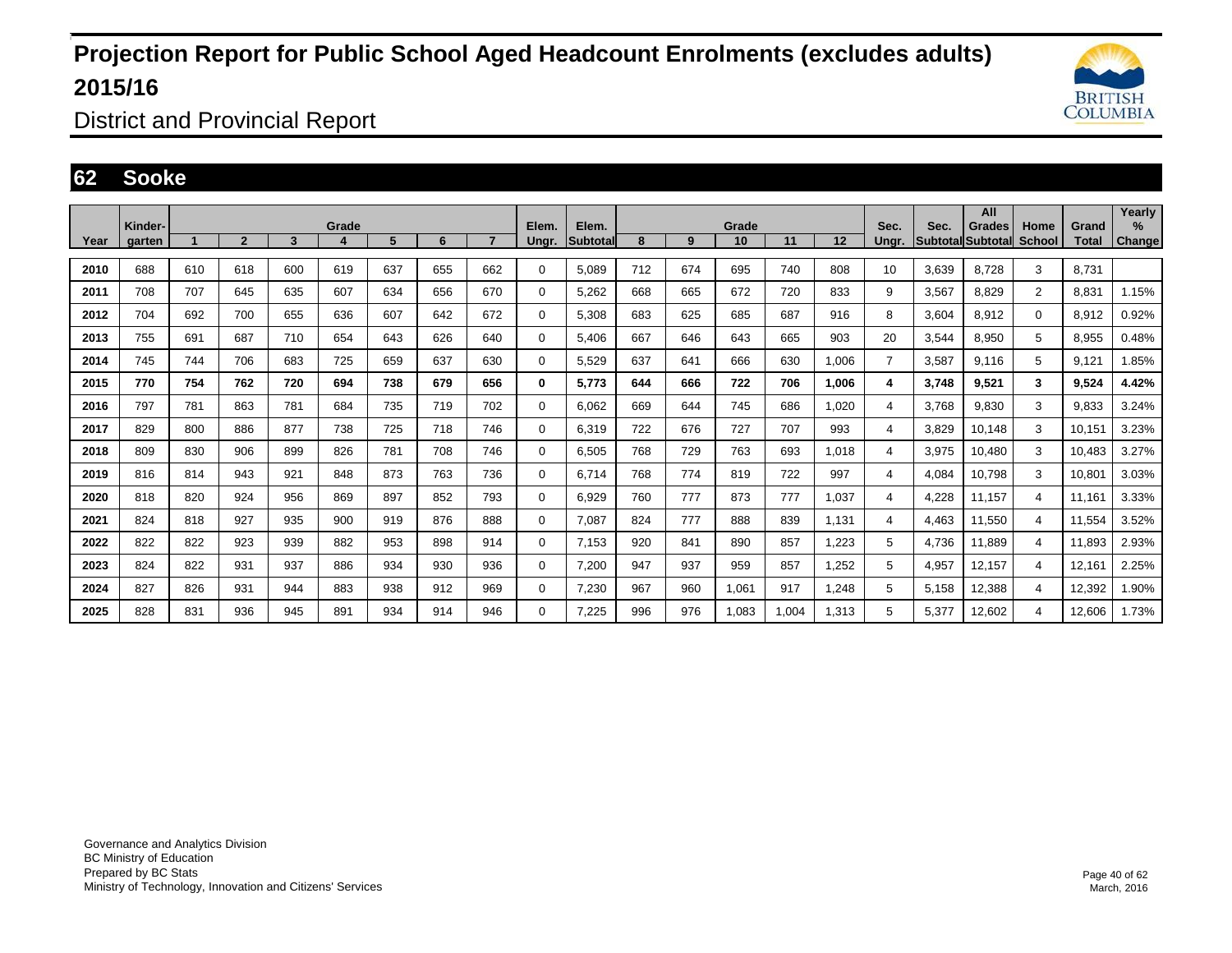# Projection Report for Public School Aged Headcount Enrolments (excludes adults) 2015/16

District and Provincial Report

## 62 Sooke

| Year | Kinder-garten | Grade 1 | 2 | 3 | 4 | 5 | 6 | 7 | Elem. Ungr. | Elem. Subtotal | Grade 8 | 9 | 10 | 11 | 12 | Sec. Ungr. | Sec. Subtotal | All Grades Subtotal | Home School | Grand Total | Yearly % Change |
|---|---|---|---|---|---|---|---|---|---|---|---|---|---|---|---|---|---|---|---|---|---|
| 2010 | 688 | 610 | 618 | 600 | 619 | 637 | 655 | 662 | 0 | 5,089 | 712 | 674 | 695 | 740 | 808 | 10 | 3,639 | 8,728 | 3 | 8,731 | |
| 2011 | 708 | 707 | 645 | 635 | 607 | 634 | 656 | 670 | 0 | 5,262 | 668 | 665 | 672 | 720 | 833 | 9 | 3,567 | 8,829 | 2 | 8,831 | 1.15% |
| 2012 | 704 | 692 | 700 | 655 | 636 | 607 | 642 | 672 | 0 | 5,308 | 683 | 625 | 685 | 687 | 916 | 8 | 3,604 | 8,912 | 0 | 8,912 | 0.92% |
| 2013 | 755 | 691 | 687 | 710 | 654 | 643 | 626 | 640 | 0 | 5,406 | 667 | 646 | 643 | 665 | 903 | 20 | 3,544 | 8,950 | 5 | 8,955 | 0.48% |
| 2014 | 745 | 744 | 706 | 683 | 725 | 659 | 637 | 630 | 0 | 5,529 | 637 | 641 | 666 | 630 | 1,006 | 7 | 3,587 | 9,116 | 5 | 9,121 | 1.85% |
| **2015** | **770** | **754** | **762** | **720** | **694** | **738** | **679** | **656** | **0** | **5,773** | **644** | **666** | **722** | **706** | **1,006** | **4** | **3,748** | **9,521** | **3** | **9,524** | **4.42%** |
| 2016 | 797 | 781 | 863 | 781 | 684 | 735 | 719 | 702 | 0 | 6,062 | 669 | 644 | 745 | 686 | 1,020 | 4 | 3,768 | 9,830 | 3 | 9,833 | 3.24% |
| 2017 | 829 | 800 | 886 | 877 | 738 | 725 | 718 | 746 | 0 | 6,319 | 722 | 676 | 727 | 707 | 993 | 4 | 3,829 | 10,148 | 3 | 10,151 | 3.23% |
| 2018 | 809 | 830 | 906 | 899 | 826 | 781 | 708 | 746 | 0 | 6,505 | 768 | 729 | 763 | 693 | 1,018 | 4 | 3,975 | 10,480 | 3 | 10,483 | 3.27% |
| 2019 | 816 | 814 | 943 | 921 | 848 | 873 | 763 | 736 | 0 | 6,714 | 768 | 774 | 819 | 722 | 997 | 4 | 4,084 | 10,798 | 3 | 10,801 | 3.03% |
| 2020 | 818 | 820 | 924 | 956 | 869 | 897 | 852 | 793 | 0 | 6,929 | 760 | 777 | 873 | 777 | 1,037 | 4 | 4,228 | 11,157 | 4 | 11,161 | 3.33% |
| 2021 | 824 | 818 | 927 | 935 | 900 | 919 | 876 | 888 | 0 | 7,087 | 824 | 777 | 888 | 839 | 1,131 | 4 | 4,463 | 11,550 | 4 | 11,554 | 3.52% |
| 2022 | 822 | 822 | 923 | 939 | 882 | 953 | 898 | 914 | 0 | 7,153 | 920 | 841 | 890 | 857 | 1,223 | 5 | 4,736 | 11,889 | 4 | 11,893 | 2.93% |
| 2023 | 824 | 822 | 931 | 937 | 886 | 934 | 930 | 936 | 0 | 7,200 | 947 | 937 | 959 | 857 | 1,252 | 5 | 4,957 | 12,157 | 4 | 12,161 | 2.25% |
| 2024 | 827 | 826 | 931 | 944 | 883 | 938 | 912 | 969 | 0 | 7,230 | 967 | 960 | 1,061 | 917 | 1,248 | 5 | 5,158 | 12,388 | 4 | 12,392 | 1.90% |
| 2025 | 828 | 831 | 936 | 945 | 891 | 934 | 914 | 946 | 0 | 7,225 | 996 | 976 | 1,083 | 1,004 | 1,313 | 5 | 5,377 | 12,602 | 4 | 12,606 | 1.73% |

Governance and Analytics Division
BC Ministry of Education
Prepared by BC Stats
Ministry of Technology, Innovation and Citizens' Services

March, 2016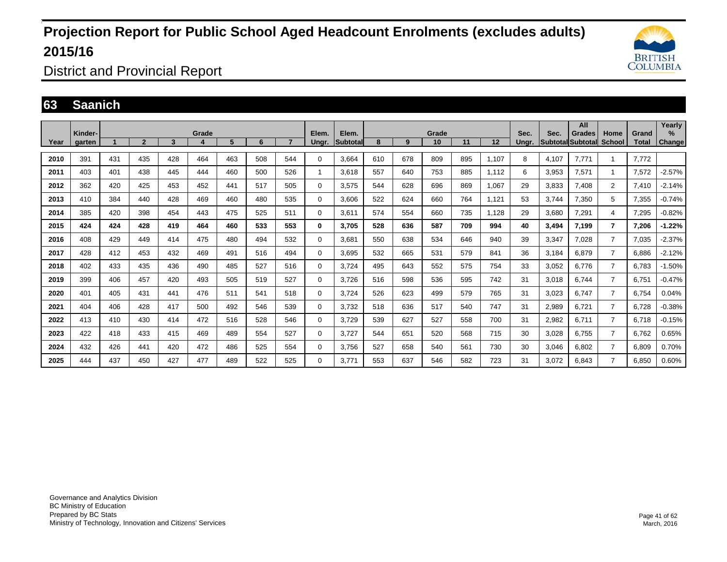# Projection Report for Public School Aged Headcount Enrolments (excludes adults) 2015/16

District and Provincial Report

## 63 Saanich

| Year | Kinder-garten | Grade 1 | 2 | 3 | 4 | 5 | 6 | 7 | Elem. Ungr. | Elem. Subtotal | Grade 8 | 9 | 10 | 11 | 12 | Sec. Ungr. | Sec. Subtotal | All Grades Subtotal | Home School | Grand Total | Yearly % Change |
|---|---|---|---|---|---|---|---|---|---|---|---|---|---|---|---|---|---|---|---|---|---|
| 2010 | 391 | 431 | 435 | 428 | 464 | 463 | 508 | 544 | 0 | 3,664 | 610 | 678 | 809 | 895 | 1,107 | 8 | 4,107 | 7,771 | 1 | 7,772 | |
| 2011 | 403 | 401 | 438 | 445 | 444 | 460 | 500 | 526 | 1 | 3,618 | 557 | 640 | 753 | 885 | 1,112 | 6 | 3,953 | 7,571 | 1 | 7,572 | -2.57% |
| 2012 | 362 | 420 | 425 | 453 | 452 | 441 | 517 | 505 | 0 | 3,575 | 544 | 628 | 696 | 869 | 1,067 | 29 | 3,833 | 7,408 | 2 | 7,410 | -2.14% |
| 2013 | 410 | 384 | 440 | 428 | 469 | 460 | 480 | 535 | 0 | 3,606 | 522 | 624 | 660 | 764 | 1,121 | 53 | 3,744 | 7,350 | 5 | 7,355 | -0.74% |
| 2014 | 385 | 420 | 398 | 454 | 443 | 475 | 525 | 511 | 0 | 3,611 | 574 | 554 | 660 | 735 | 1,128 | 29 | 3,680 | 7,291 | 4 | 7,295 | -0.82% |
| **2015** | **424** | **424** | **428** | **419** | **464** | **460** | **533** | **553** | **0** | **3,705** | **528** | **636** | **587** | **709** | **994** | **40** | **3,494** | **7,199** | **7** | **7,206** | **-1.22%** |
| 2016 | 408 | 429 | 449 | 414 | 475 | 480 | 494 | 532 | 0 | 3,681 | 550 | 638 | 534 | 646 | 940 | 39 | 3,347 | 7,028 | 7 | 7,035 | -2.37% |
| 2017 | 428 | 412 | 453 | 432 | 469 | 491 | 516 | 494 | 0 | 3,695 | 532 | 665 | 531 | 579 | 841 | 36 | 3,184 | 6,879 | 7 | 6,886 | -2.12% |
| 2018 | 402 | 433 | 435 | 436 | 490 | 485 | 527 | 516 | 0 | 3,724 | 495 | 643 | 552 | 575 | 754 | 33 | 3,052 | 6,776 | 7 | 6,783 | -1.50% |
| 2019 | 399 | 406 | 457 | 420 | 493 | 505 | 519 | 527 | 0 | 3,726 | 516 | 598 | 536 | 595 | 742 | 31 | 3,018 | 6,744 | 7 | 6,751 | -0.47% |
| 2020 | 401 | 405 | 431 | 441 | 476 | 511 | 541 | 518 | 0 | 3,724 | 526 | 623 | 499 | 579 | 765 | 31 | 3,023 | 6,747 | 7 | 6,754 | 0.04% |
| 2021 | 404 | 406 | 428 | 417 | 500 | 492 | 546 | 539 | 0 | 3,732 | 518 | 636 | 517 | 540 | 747 | 31 | 2,989 | 6,721 | 7 | 6,728 | -0.38% |
| 2022 | 413 | 410 | 430 | 414 | 472 | 516 | 528 | 546 | 0 | 3,729 | 539 | 627 | 527 | 558 | 700 | 31 | 2,982 | 6,711 | 7 | 6,718 | -0.15% |
| 2023 | 422 | 418 | 433 | 415 | 469 | 489 | 554 | 527 | 0 | 3,727 | 544 | 651 | 520 | 568 | 715 | 30 | 3,028 | 6,755 | 7 | 6,762 | 0.65% |
| 2024 | 432 | 426 | 441 | 420 | 472 | 486 | 525 | 554 | 0 | 3,756 | 527 | 658 | 540 | 561 | 730 | 30 | 3,046 | 6,802 | 7 | 6,809 | 0.70% |
| 2025 | 444 | 437 | 450 | 427 | 477 | 489 | 522 | 525 | 0 | 3,771 | 553 | 637 | 546 | 582 | 723 | 31 | 3,072 | 6,843 | 7 | 6,850 | 0.60% |

Governance and Analytics Division
BC Ministry of Education
Prepared by BC Stats
Ministry of Technology, Innovation and Citizens' Services

March, 2016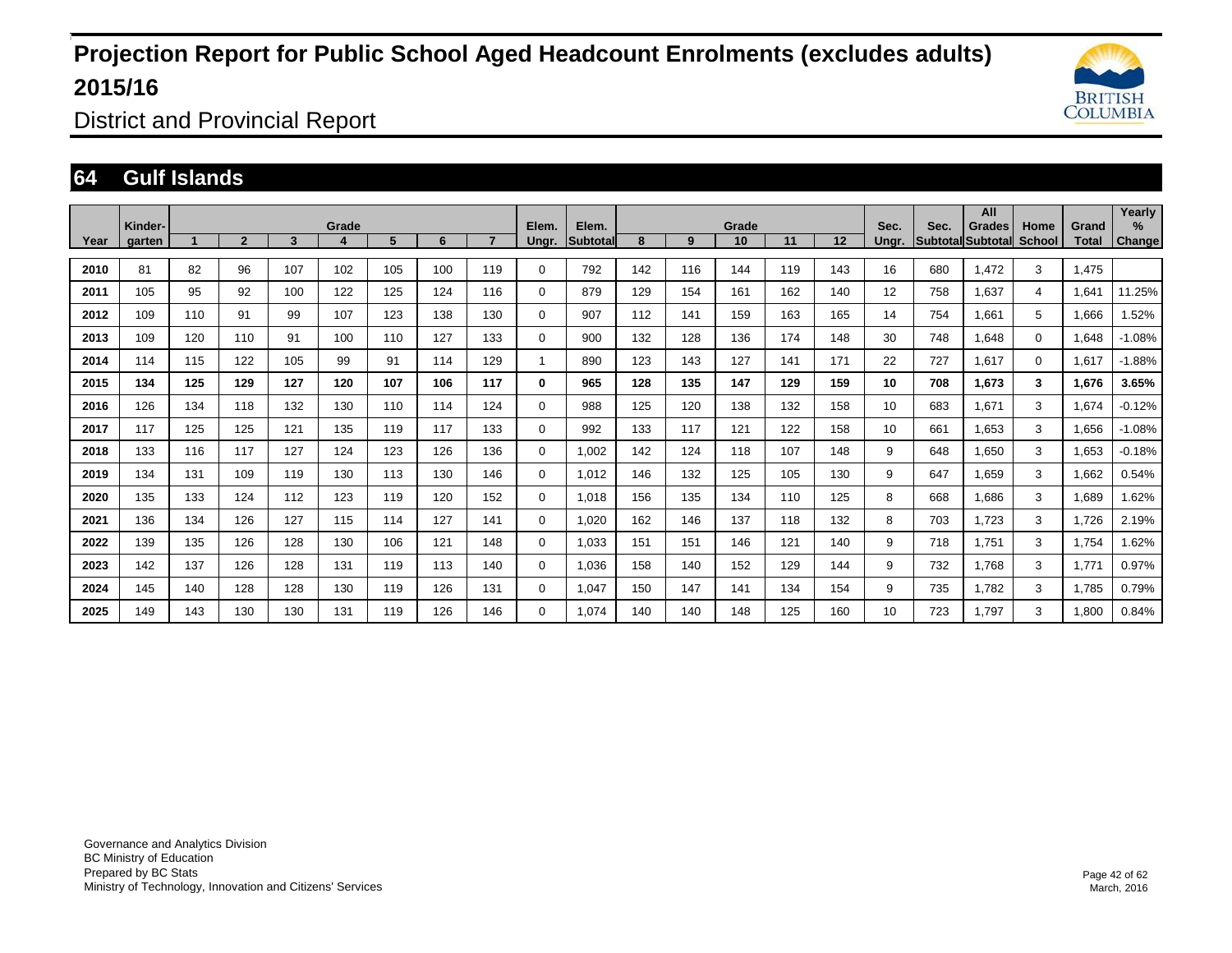# Projection Report for Public School Aged Headcount Enrolments (excludes adults) 2015/16

District and Provincial Report

## 64 Gulf Islands

| Year | Kinder-garten | Grade 1 | 2 | 3 | 4 | 5 | 6 | 7 | Elem. Ungr. | Elem. Subtotal | Grade 8 | 9 | 10 | 11 | 12 | Sec. Ungr. | Sec. Subtotal | All Grades Subtotal | Home School | Grand Total | Yearly % Change |
|---|---|---|---|---|---|---|---|---|---|---|---|---|---|---|---|---|---|---|---|---|---|
| 2010 | 81 | 82 | 96 | 107 | 102 | 105 | 100 | 119 | 0 | 792 | 142 | 116 | 144 | 119 | 143 | 16 | 680 | 1,472 | 3 | 1,475 | |
| 2011 | 105 | 95 | 92 | 100 | 122 | 125 | 124 | 116 | 0 | 879 | 129 | 154 | 161 | 162 | 140 | 12 | 758 | 1,637 | 4 | 1,641 | 11.25% |
| 2012 | 109 | 110 | 91 | 99 | 107 | 123 | 138 | 130 | 0 | 907 | 112 | 141 | 159 | 163 | 165 | 14 | 754 | 1,661 | 5 | 1,666 | 1.52% |
| 2013 | 109 | 120 | 110 | 91 | 100 | 110 | 127 | 133 | 0 | 900 | 132 | 128 | 136 | 174 | 148 | 30 | 748 | 1,648 | 0 | 1,648 | -1.08% |
| 2014 | 114 | 115 | 122 | 105 | 99 | 91 | 114 | 129 | 1 | 890 | 123 | 143 | 127 | 141 | 171 | 22 | 727 | 1,617 | 0 | 1,617 | -1.88% |
| **2015** | **134** | **125** | **129** | **127** | **120** | **107** | **106** | **117** | **0** | **965** | **128** | **135** | **147** | **129** | **159** | **10** | **708** | **1,673** | **3** | **1,676** | **3.65%** |
| 2016 | 126 | 134 | 118 | 132 | 130 | 110 | 114 | 124 | 0 | 988 | 125 | 120 | 138 | 132 | 158 | 10 | 683 | 1,671 | 3 | 1,674 | -0.12% |
| 2017 | 117 | 125 | 125 | 121 | 135 | 119 | 117 | 133 | 0 | 992 | 133 | 117 | 121 | 122 | 158 | 10 | 661 | 1,653 | 3 | 1,656 | -1.08% |
| 2018 | 133 | 116 | 117 | 127 | 124 | 123 | 126 | 136 | 0 | 1,002 | 142 | 124 | 118 | 107 | 148 | 9 | 648 | 1,650 | 3 | 1,653 | -0.18% |
| 2019 | 134 | 131 | 109 | 119 | 130 | 113 | 130 | 146 | 0 | 1,012 | 146 | 132 | 125 | 105 | 130 | 9 | 647 | 1,659 | 3 | 1,662 | 0.54% |
| 2020 | 135 | 133 | 124 | 112 | 123 | 119 | 120 | 152 | 0 | 1,018 | 156 | 135 | 134 | 110 | 125 | 8 | 668 | 1,686 | 3 | 1,689 | 1.62% |
| 2021 | 136 | 134 | 126 | 127 | 115 | 114 | 127 | 141 | 0 | 1,020 | 162 | 146 | 137 | 118 | 132 | 8 | 703 | 1,723 | 3 | 1,726 | 2.19% |
| 2022 | 139 | 135 | 126 | 128 | 130 | 106 | 121 | 148 | 0 | 1,033 | 151 | 151 | 146 | 121 | 140 | 9 | 718 | 1,751 | 3 | 1,754 | 1.62% |
| 2023 | 142 | 137 | 126 | 128 | 131 | 119 | 113 | 140 | 0 | 1,036 | 158 | 140 | 152 | 129 | 144 | 9 | 732 | 1,768 | 3 | 1,771 | 0.97% |
| 2024 | 145 | 140 | 128 | 128 | 130 | 119 | 126 | 131 | 0 | 1,047 | 150 | 147 | 141 | 134 | 154 | 9 | 735 | 1,782 | 3 | 1,785 | 0.79% |
| 2025 | 149 | 143 | 130 | 130 | 131 | 119 | 126 | 146 | 0 | 1,074 | 140 | 140 | 148 | 125 | 160 | 10 | 723 | 1,797 | 3 | 1,800 | 0.84% |

Governance and Analytics Division
BC Ministry of Education
Prepared by BC Stats
Ministry of Technology, Innovation and Citizens' Services

March, 2016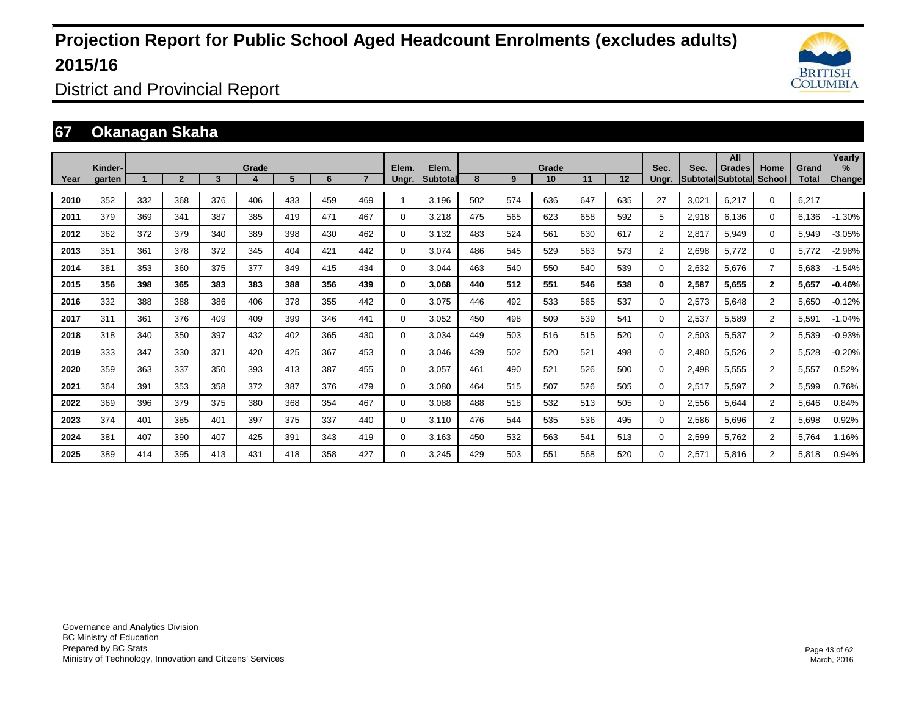# Projection Report for Public School Aged Headcount Enrolments (excludes adults) 2015/16

District and Provincial Report

## 67 Okanagan Skaha

| Year | Kinder-garten | Grade 1 | 2 | 3 | 4 | 5 | 6 | 7 | Elem. Ungr. | Elem. Subtotal | Grade 8 | 9 | 10 | 11 | 12 | Sec. Ungr. | Sec. Subtotal | All Grades Subtotal | Home School | Grand Total | Yearly % Change |
|---|---|---|---|---|---|---|---|---|---|---|---|---|---|---|---|---|---|---|---|---|---|
| 2010 | 352 | 332 | 368 | 376 | 406 | 433 | 459 | 469 | 1 | 3,196 | 502 | 574 | 636 | 647 | 635 | 27 | 3,021 | 6,217 | 0 | 6,217 | |
| 2011 | 379 | 369 | 341 | 387 | 385 | 419 | 471 | 467 | 0 | 3,218 | 475 | 565 | 623 | 658 | 592 | 5 | 2,918 | 6,136 | 0 | 6,136 | -1.30% |
| 2012 | 362 | 372 | 379 | 340 | 389 | 398 | 430 | 462 | 0 | 3,132 | 483 | 524 | 561 | 630 | 617 | 2 | 2,817 | 5,949 | 0 | 5,949 | -3.05% |
| 2013 | 351 | 361 | 378 | 372 | 345 | 404 | 421 | 442 | 0 | 3,074 | 486 | 545 | 529 | 563 | 573 | 2 | 2,698 | 5,772 | 0 | 5,772 | -2.98% |
| 2014 | 381 | 353 | 360 | 375 | 377 | 349 | 415 | 434 | 0 | 3,044 | 463 | 540 | 550 | 540 | 539 | 0 | 2,632 | 5,676 | 7 | 5,683 | -1.54% |
| **2015** | **356** | **398** | **365** | **383** | **383** | **388** | **356** | **439** | **0** | **3,068** | **440** | **512** | **551** | **546** | **538** | **0** | **2,587** | **5,655** | **2** | **5,657** | **-0.46%** |
| 2016 | 332 | 388 | 388 | 386 | 406 | 378 | 355 | 442 | 0 | 3,075 | 446 | 492 | 533 | 565 | 537 | 0 | 2,573 | 5,648 | 2 | 5,650 | -0.12% |
| 2017 | 311 | 361 | 376 | 409 | 409 | 399 | 346 | 441 | 0 | 3,052 | 450 | 498 | 509 | 539 | 541 | 0 | 2,537 | 5,589 | 2 | 5,591 | -1.04% |
| 2018 | 318 | 340 | 350 | 397 | 432 | 402 | 365 | 430 | 0 | 3,034 | 449 | 503 | 516 | 515 | 520 | 0 | 2,503 | 5,537 | 2 | 5,539 | -0.93% |
| 2019 | 333 | 347 | 330 | 371 | 420 | 425 | 367 | 453 | 0 | 3,046 | 439 | 502 | 520 | 521 | 498 | 0 | 2,480 | 5,526 | 2 | 5,528 | -0.20% |
| 2020 | 359 | 363 | 337 | 350 | 393 | 413 | 387 | 455 | 0 | 3,057 | 461 | 490 | 521 | 526 | 500 | 0 | 2,498 | 5,555 | 2 | 5,557 | 0.52% |
| 2021 | 364 | 391 | 353 | 358 | 372 | 387 | 376 | 479 | 0 | 3,080 | 464 | 515 | 507 | 526 | 505 | 0 | 2,517 | 5,597 | 2 | 5,599 | 0.76% |
| 2022 | 369 | 396 | 379 | 375 | 380 | 368 | 354 | 467 | 0 | 3,088 | 488 | 518 | 532 | 513 | 505 | 0 | 2,556 | 5,644 | 2 | 5,646 | 0.84% |
| 2023 | 374 | 401 | 385 | 401 | 397 | 375 | 337 | 440 | 0 | 3,110 | 476 | 544 | 535 | 536 | 495 | 0 | 2,586 | 5,696 | 2 | 5,698 | 0.92% |
| 2024 | 381 | 407 | 390 | 407 | 425 | 391 | 343 | 419 | 0 | 3,163 | 450 | 532 | 563 | 541 | 513 | 0 | 2,599 | 5,762 | 2 | 5,764 | 1.16% |
| 2025 | 389 | 414 | 395 | 413 | 431 | 418 | 358 | 427 | 0 | 3,245 | 429 | 503 | 551 | 568 | 520 | 0 | 2,571 | 5,816 | 2 | 5,818 | 0.94% |

Governance and Analytics Division
BC Ministry of Education
Prepared by BC Stats
Ministry of Technology, Innovation and Citizens' Services

March, 2016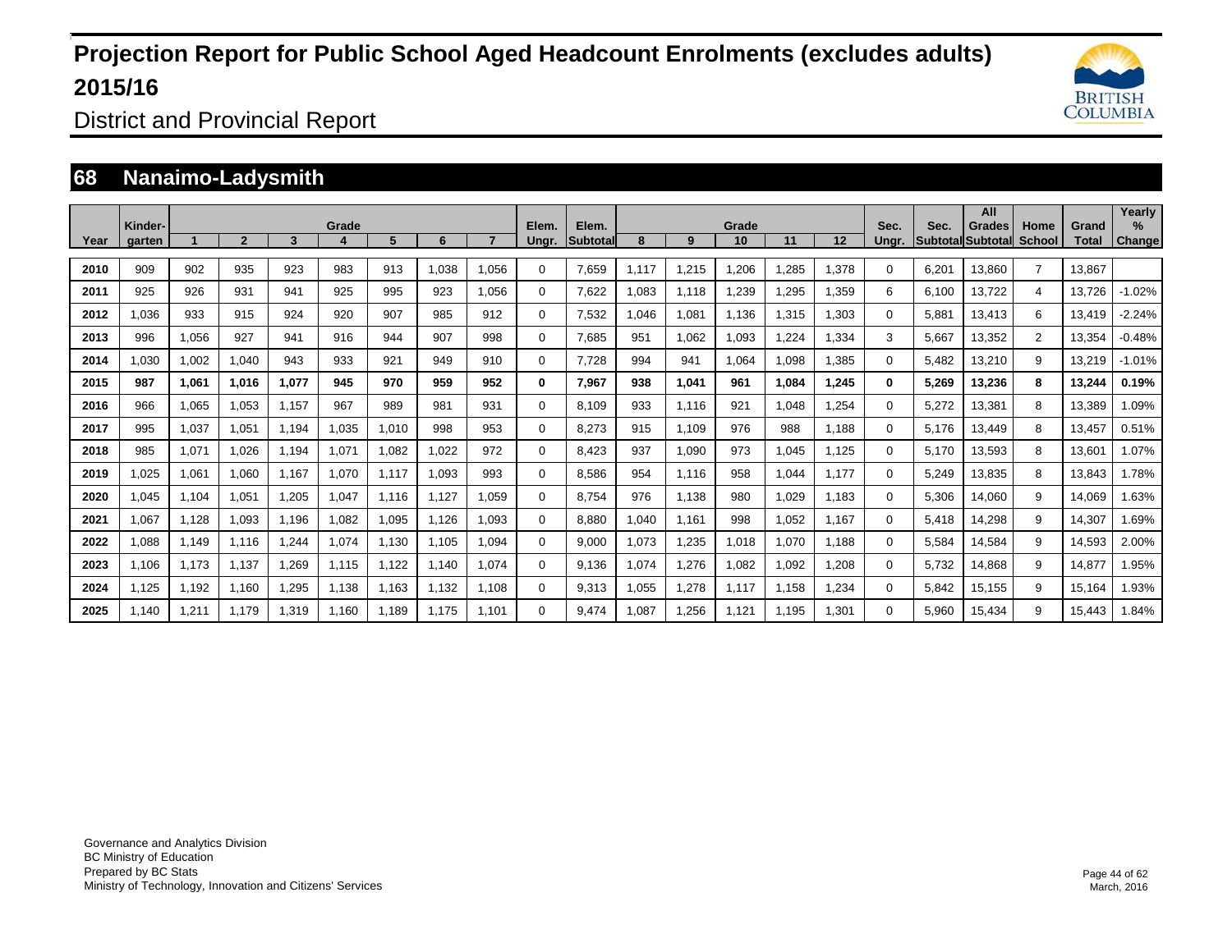# Projection Report for Public School Aged Headcount Enrolments (excludes adults) 2015/16

District and Provincial Report

## 68 Nanaimo-Ladysmith

| Year | Kinder-garten | Grade 1 | 2 | 3 | 4 | 5 | 6 | 7 | Elem. Ungr. | Elem. Subtotal | Grade 8 | 9 | 10 | 11 | 12 | Sec. Ungr. | Sec. Subtotal | All Grades Subtotal | Home School | Grand Total | Yearly % Change |
|---|---|---|---|---|---|---|---|---|---|---|---|---|---|---|---|---|---|---|---|---|---|
| 2010 | 909 | 902 | 935 | 923 | 983 | 913 | 1,038 | 1,056 | 0 | 7,659 | 1,117 | 1,215 | 1,206 | 1,285 | 1,378 | 0 | 6,201 | 13,860 | 7 | 13,867 | |
| 2011 | 925 | 926 | 931 | 941 | 925 | 995 | 923 | 1,056 | 0 | 7,622 | 1,083 | 1,118 | 1,239 | 1,295 | 1,359 | 6 | 6,100 | 13,722 | 4 | 13,726 | -1.02% |
| 2012 | 1,036 | 933 | 915 | 924 | 920 | 907 | 985 | 912 | 0 | 7,532 | 1,046 | 1,081 | 1,136 | 1,315 | 1,303 | 0 | 5,881 | 13,413 | 6 | 13,419 | -2.24% |
| 2013 | 996 | 1,056 | 927 | 941 | 916 | 944 | 907 | 998 | 0 | 7,685 | 951 | 1,062 | 1,093 | 1,224 | 1,334 | 3 | 5,667 | 13,352 | 2 | 13,354 | -0.48% |
| 2014 | 1,030 | 1,002 | 1,040 | 943 | 933 | 921 | 949 | 910 | 0 | 7,728 | 994 | 941 | 1,064 | 1,098 | 1,385 | 0 | 5,482 | 13,210 | 9 | 13,219 | -1.01% |
| **2015** | **987** | **1,061** | **1,016** | **1,077** | **945** | **970** | **959** | **952** | **0** | **7,967** | **938** | **1,041** | **961** | **1,084** | **1,245** | **0** | **5,269** | **13,236** | **8** | **13,244** | **0.19%** |
| 2016 | 966 | 1,065 | 1,053 | 1,157 | 967 | 989 | 981 | 931 | 0 | 8,109 | 933 | 1,116 | 921 | 1,048 | 1,254 | 0 | 5,272 | 13,381 | 8 | 13,389 | 1.09% |
| 2017 | 995 | 1,037 | 1,051 | 1,194 | 1,035 | 1,010 | 998 | 953 | 0 | 8,273 | 915 | 1,109 | 976 | 988 | 1,188 | 0 | 5,176 | 13,449 | 8 | 13,457 | 0.51% |
| 2018 | 985 | 1,071 | 1,026 | 1,194 | 1,071 | 1,082 | 1,022 | 972 | 0 | 8,423 | 937 | 1,090 | 973 | 1,045 | 1,125 | 0 | 5,170 | 13,593 | 8 | 13,601 | 1.07% |
| 2019 | 1,025 | 1,061 | 1,060 | 1,167 | 1,070 | 1,117 | 1,093 | 993 | 0 | 8,586 | 954 | 1,116 | 958 | 1,044 | 1,177 | 0 | 5,249 | 13,835 | 8 | 13,843 | 1.78% |
| 2020 | 1,045 | 1,104 | 1,051 | 1,205 | 1,047 | 1,116 | 1,127 | 1,059 | 0 | 8,754 | 976 | 1,138 | 980 | 1,029 | 1,183 | 0 | 5,306 | 14,060 | 9 | 14,069 | 1.63% |
| 2021 | 1,067 | 1,128 | 1,093 | 1,196 | 1,082 | 1,095 | 1,126 | 1,093 | 0 | 8,880 | 1,040 | 1,161 | 998 | 1,052 | 1,167 | 0 | 5,418 | 14,298 | 9 | 14,307 | 1.69% |
| 2022 | 1,088 | 1,149 | 1,116 | 1,244 | 1,074 | 1,130 | 1,105 | 1,094 | 0 | 9,000 | 1,073 | 1,235 | 1,018 | 1,070 | 1,188 | 0 | 5,584 | 14,584 | 9 | 14,593 | 2.00% |
| 2023 | 1,106 | 1,173 | 1,137 | 1,269 | 1,115 | 1,122 | 1,140 | 1,074 | 0 | 9,136 | 1,074 | 1,276 | 1,082 | 1,092 | 1,208 | 0 | 5,732 | 14,868 | 9 | 14,877 | 1.95% |
| 2024 | 1,125 | 1,192 | 1,160 | 1,295 | 1,138 | 1,163 | 1,132 | 1,108 | 0 | 9,313 | 1,055 | 1,278 | 1,117 | 1,158 | 1,234 | 0 | 5,842 | 15,155 | 9 | 15,164 | 1.93% |
| 2025 | 1,140 | 1,211 | 1,179 | 1,319 | 1,160 | 1,189 | 1,175 | 1,101 | 0 | 9,474 | 1,087 | 1,256 | 1,121 | 1,195 | 1,301 | 0 | 5,960 | 15,434 | 9 | 15,443 | 1.84% |

Governance and Analytics Division
BC Ministry of Education
Prepared by BC Stats
Ministry of Technology, Innovation and Citizens' Services

March, 2016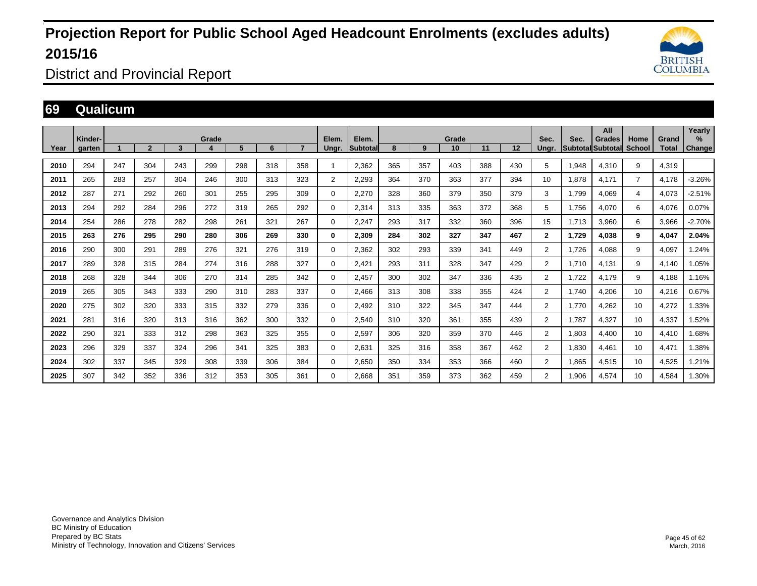# Projection Report for Public School Aged Headcount Enrolments (excludes adults) 2015/16

District and Provincial Report

## 69 Qualicum

| Year | Kinder-garten | Grade 1 | 2 | 3 | 4 | 5 | 6 | 7 | Elem. Ungr. | Elem. Subtotal | Grade 8 | 9 | 10 | 11 | 12 | Sec. Ungr. | Sec. Subtotal | All Grades Subtotal | Home School | Grand Total | Yearly % Change |
|---|---|---|---|---|---|---|---|---|---|---|---|---|---|---|---|---|---|---|---|---|---|
| 2010 | 294 | 247 | 304 | 243 | 299 | 298 | 318 | 358 | 1 | 2,362 | 365 | 357 | 403 | 388 | 430 | 5 | 1,948 | 4,310 | 9 | 4,319 | |
| 2011 | 265 | 283 | 257 | 304 | 246 | 300 | 313 | 323 | 2 | 2,293 | 364 | 370 | 363 | 377 | 394 | 10 | 1,878 | 4,171 | 7 | 4,178 | -3.26% |
| 2012 | 287 | 271 | 292 | 260 | 301 | 255 | 295 | 309 | 0 | 2,270 | 328 | 360 | 379 | 350 | 379 | 3 | 1,799 | 4,069 | 4 | 4,073 | -2.51% |
| 2013 | 294 | 292 | 284 | 296 | 272 | 319 | 265 | 292 | 0 | 2,314 | 313 | 335 | 363 | 372 | 368 | 5 | 1,756 | 4,070 | 6 | 4,076 | 0.07% |
| 2014 | 254 | 286 | 278 | 282 | 298 | 261 | 321 | 267 | 0 | 2,247 | 293 | 317 | 332 | 360 | 396 | 15 | 1,713 | 3,960 | 6 | 3,966 | -2.70% |
| **2015** | **263** | **276** | **295** | **290** | **280** | **306** | **269** | **330** | **0** | **2,309** | **284** | **302** | **327** | **347** | **467** | **2** | **1,729** | **4,038** | **9** | **4,047** | **2.04%** |
| 2016 | 290 | 300 | 291 | 289 | 276 | 321 | 276 | 319 | 0 | 2,362 | 302 | 293 | 339 | 341 | 449 | 2 | 1,726 | 4,088 | 9 | 4,097 | 1.24% |
| 2017 | 289 | 328 | 315 | 284 | 274 | 316 | 288 | 327 | 0 | 2,421 | 293 | 311 | 328 | 347 | 429 | 2 | 1,710 | 4,131 | 9 | 4,140 | 1.05% |
| 2018 | 268 | 328 | 344 | 306 | 270 | 314 | 285 | 342 | 0 | 2,457 | 300 | 302 | 347 | 336 | 435 | 2 | 1,722 | 4,179 | 9 | 4,188 | 1.16% |
| 2019 | 265 | 305 | 343 | 333 | 290 | 310 | 283 | 337 | 0 | 2,466 | 313 | 308 | 338 | 355 | 424 | 2 | 1,740 | 4,206 | 10 | 4,216 | 0.67% |
| 2020 | 275 | 302 | 320 | 333 | 315 | 332 | 279 | 336 | 0 | 2,492 | 310 | 322 | 345 | 347 | 444 | 2 | 1,770 | 4,262 | 10 | 4,272 | 1.33% |
| 2021 | 281 | 316 | 320 | 313 | 316 | 362 | 300 | 332 | 0 | 2,540 | 310 | 320 | 361 | 355 | 439 | 2 | 1,787 | 4,327 | 10 | 4,337 | 1.52% |
| 2022 | 290 | 321 | 333 | 312 | 298 | 363 | 325 | 355 | 0 | 2,597 | 306 | 320 | 359 | 370 | 446 | 2 | 1,803 | 4,400 | 10 | 4,410 | 1.68% |
| 2023 | 296 | 329 | 337 | 324 | 296 | 341 | 325 | 383 | 0 | 2,631 | 325 | 316 | 358 | 367 | 462 | 2 | 1,830 | 4,461 | 10 | 4,471 | 1.38% |
| 2024 | 302 | 337 | 345 | 329 | 308 | 339 | 306 | 384 | 0 | 2,650 | 350 | 334 | 353 | 366 | 460 | 2 | 1,865 | 4,515 | 10 | 4,525 | 1.21% |
| 2025 | 307 | 342 | 352 | 336 | 312 | 353 | 305 | 361 | 0 | 2,668 | 351 | 359 | 373 | 362 | 459 | 2 | 1,906 | 4,574 | 10 | 4,584 | 1.30% |

Governance and Analytics Division
BC Ministry of Education
Prepared by BC Stats
Ministry of Technology, Innovation and Citizens' Services

March, 2016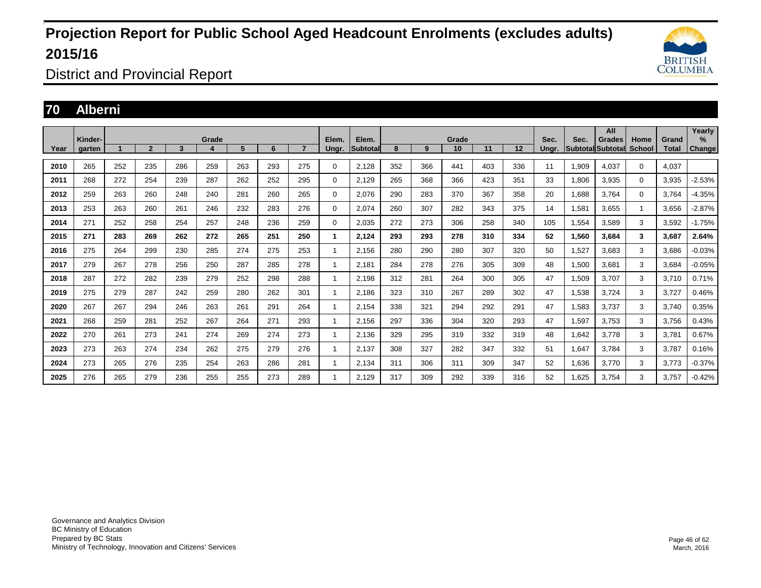# Projection Report for Public School Aged Headcount Enrolments (excludes adults) 2015/16

District and Provincial Report

## 70 Alberni

| Year | Kinder-garten | Grade 1 | 2 | 3 | 4 | 5 | 6 | 7 | Elem. Ungr. | Elem. Subtotal | Grade 8 | 9 | 10 | 11 | 12 | Sec. Ungr. | Sec. Subtotal | All Grades Subtotal | Home School | Grand Total | Yearly % Change |
|---|---|---|---|---|---|---|---|---|---|---|---|---|---|---|---|---|---|---|---|---|---|
| 2010 | 265 | 252 | 235 | 286 | 259 | 263 | 293 | 275 | 0 | 2,128 | 352 | 366 | 441 | 403 | 336 | 11 | 1,909 | 4,037 | 0 | 4,037 | |
| 2011 | 268 | 272 | 254 | 239 | 287 | 262 | 252 | 295 | 0 | 2,129 | 265 | 368 | 366 | 423 | 351 | 33 | 1,806 | 3,935 | 0 | 3,935 | -2.53% |
| 2012 | 259 | 263 | 260 | 248 | 240 | 281 | 260 | 265 | 0 | 2,076 | 290 | 283 | 370 | 367 | 358 | 20 | 1,688 | 3,764 | 0 | 3,764 | -4.35% |
| 2013 | 253 | 263 | 260 | 261 | 246 | 232 | 283 | 276 | 0 | 2,074 | 260 | 307 | 282 | 343 | 375 | 14 | 1,581 | 3,655 | 1 | 3,656 | -2.87% |
| 2014 | 271 | 252 | 258 | 254 | 257 | 248 | 236 | 259 | 0 | 2,035 | 272 | 273 | 306 | 258 | 340 | 105 | 1,554 | 3,589 | 3 | 3,592 | -1.75% |
| **2015** | **271** | **283** | **269** | **262** | **272** | **265** | **251** | **250** | **1** | **2,124** | **293** | **293** | **278** | **310** | **334** | **52** | **1,560** | **3,684** | **3** | **3,687** | **2.64%** |
| 2016 | 275 | 264 | 299 | 230 | 285 | 274 | 275 | 253 | 1 | 2,156 | 280 | 290 | 280 | 307 | 320 | 50 | 1,527 | 3,683 | 3 | 3,686 | -0.03% |
| 2017 | 279 | 267 | 278 | 256 | 250 | 287 | 285 | 278 | 1 | 2,181 | 284 | 278 | 276 | 305 | 309 | 48 | 1,500 | 3,681 | 3 | 3,684 | -0.05% |
| 2018 | 287 | 272 | 282 | 239 | 279 | 252 | 298 | 288 | 1 | 2,198 | 312 | 281 | 264 | 300 | 305 | 47 | 1,509 | 3,707 | 3 | 3,710 | 0.71% |
| 2019 | 275 | 279 | 287 | 242 | 259 | 280 | 262 | 301 | 1 | 2,186 | 323 | 310 | 267 | 289 | 302 | 47 | 1,538 | 3,724 | 3 | 3,727 | 0.46% |
| 2020 | 267 | 267 | 294 | 246 | 263 | 261 | 291 | 264 | 1 | 2,154 | 338 | 321 | 294 | 292 | 291 | 47 | 1,583 | 3,737 | 3 | 3,740 | 0.35% |
| 2021 | 268 | 259 | 281 | 252 | 267 | 264 | 271 | 293 | 1 | 2,156 | 297 | 336 | 304 | 320 | 293 | 47 | 1,597 | 3,753 | 3 | 3,756 | 0.43% |
| 2022 | 270 | 261 | 273 | 241 | 274 | 269 | 274 | 273 | 1 | 2,136 | 329 | 295 | 319 | 332 | 319 | 48 | 1,642 | 3,778 | 3 | 3,781 | 0.67% |
| 2023 | 273 | 263 | 274 | 234 | 262 | 275 | 279 | 276 | 1 | 2,137 | 308 | 327 | 282 | 347 | 332 | 51 | 1,647 | 3,784 | 3 | 3,787 | 0.16% |
| 2024 | 273 | 265 | 276 | 235 | 254 | 263 | 286 | 281 | 1 | 2,134 | 311 | 306 | 311 | 309 | 347 | 52 | 1,636 | 3,770 | 3 | 3,773 | -0.37% |
| 2025 | 276 | 265 | 279 | 236 | 255 | 255 | 273 | 289 | 1 | 2,129 | 317 | 309 | 292 | 339 | 316 | 52 | 1,625 | 3,754 | 3 | 3,757 | -0.42% |

Governance and Analytics Division
BC Ministry of Education
Prepared by BC Stats
Ministry of Technology, Innovation and Citizens' Services

March, 2016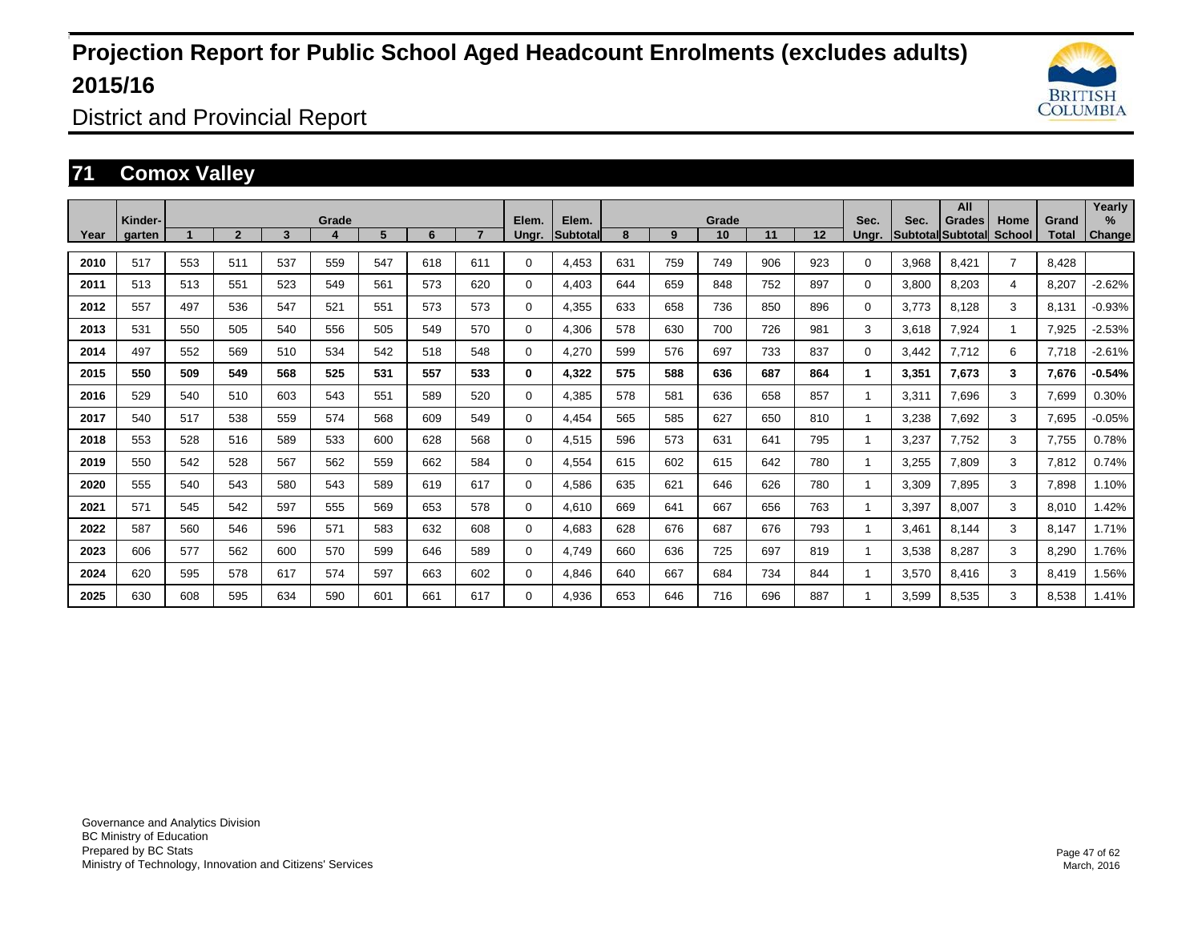# Projection Report for Public School Aged Headcount Enrolments (excludes adults) 2015/16

District and Provincial Report

## 71 Comox Valley

| Year | Kinder-garten | Grade 1 | 2 | 3 | 4 | 5 | 6 | 7 | Elem. Ungr. | Elem. Subtotal | Grade 8 | 9 | 10 | 11 | 12 | Sec. Ungr. | Sec. Subtotal | All Grades Subtotal | Home School | Grand Total | Yearly % Change |
|---|---|---|---|---|---|---|---|---|---|---|---|---|---|---|---|---|---|---|---|---|---|
| 2010 | 517 | 553 | 511 | 537 | 559 | 547 | 618 | 611 | 0 | 4,453 | 631 | 759 | 749 | 906 | 923 | 0 | 3,968 | 8,421 | 7 | 8,428 | |
| 2011 | 513 | 513 | 551 | 523 | 549 | 561 | 573 | 620 | 0 | 4,403 | 644 | 659 | 848 | 752 | 897 | 0 | 3,800 | 8,203 | 4 | 8,207 | -2.62% |
| 2012 | 557 | 497 | 536 | 547 | 521 | 551 | 573 | 573 | 0 | 4,355 | 633 | 658 | 736 | 850 | 896 | 0 | 3,773 | 8,128 | 3 | 8,131 | -0.93% |
| 2013 | 531 | 550 | 505 | 540 | 556 | 505 | 549 | 570 | 0 | 4,306 | 578 | 630 | 700 | 726 | 981 | 3 | 3,618 | 7,924 | 1 | 7,925 | -2.53% |
| 2014 | 497 | 552 | 569 | 510 | 534 | 542 | 518 | 548 | 0 | 4,270 | 599 | 576 | 697 | 733 | 837 | 0 | 3,442 | 7,712 | 6 | 7,718 | -2.61% |
| **2015** | **550** | **509** | **549** | **568** | **525** | **531** | **557** | **533** | **0** | **4,322** | **575** | **588** | **636** | **687** | **864** | **1** | **3,351** | **7,673** | **3** | **7,676** | **-0.54%** |
| 2016 | 529 | 540 | 510 | 603 | 543 | 551 | 589 | 520 | 0 | 4,385 | 578 | 581 | 636 | 658 | 857 | 1 | 3,311 | 7,696 | 3 | 7,699 | 0.30% |
| 2017 | 540 | 517 | 538 | 559 | 574 | 568 | 609 | 549 | 0 | 4,454 | 565 | 585 | 627 | 650 | 810 | 1 | 3,238 | 7,692 | 3 | 7,695 | -0.05% |
| 2018 | 553 | 528 | 516 | 589 | 533 | 600 | 628 | 568 | 0 | 4,515 | 596 | 573 | 631 | 641 | 795 | 1 | 3,237 | 7,752 | 3 | 7,755 | 0.78% |
| 2019 | 550 | 542 | 528 | 567 | 562 | 559 | 662 | 584 | 0 | 4,554 | 615 | 602 | 615 | 642 | 780 | 1 | 3,255 | 7,809 | 3 | 7,812 | 0.74% |
| 2020 | 555 | 540 | 543 | 580 | 543 | 589 | 619 | 617 | 0 | 4,586 | 635 | 621 | 646 | 626 | 780 | 1 | 3,309 | 7,895 | 3 | 7,898 | 1.10% |
| 2021 | 571 | 545 | 542 | 597 | 555 | 569 | 653 | 578 | 0 | 4,610 | 669 | 641 | 667 | 656 | 763 | 1 | 3,397 | 8,007 | 3 | 8,010 | 1.42% |
| 2022 | 587 | 560 | 546 | 596 | 571 | 583 | 632 | 608 | 0 | 4,683 | 628 | 676 | 687 | 676 | 793 | 1 | 3,461 | 8,144 | 3 | 8,147 | 1.71% |
| 2023 | 606 | 577 | 562 | 600 | 570 | 599 | 646 | 589 | 0 | 4,749 | 660 | 636 | 725 | 697 | 819 | 1 | 3,538 | 8,287 | 3 | 8,290 | 1.76% |
| 2024 | 620 | 595 | 578 | 617 | 574 | 597 | 663 | 602 | 0 | 4,846 | 640 | 667 | 684 | 734 | 844 | 1 | 3,570 | 8,416 | 3 | 8,419 | 1.56% |
| 2025 | 630 | 608 | 595 | 634 | 590 | 601 | 661 | 617 | 0 | 4,936 | 653 | 646 | 716 | 696 | 887 | 1 | 3,599 | 8,535 | 3 | 8,538 | 1.41% |

Governance and Analytics Division
BC Ministry of Education
Prepared by BC Stats
Ministry of Technology, Innovation and Citizens' Services

March, 2016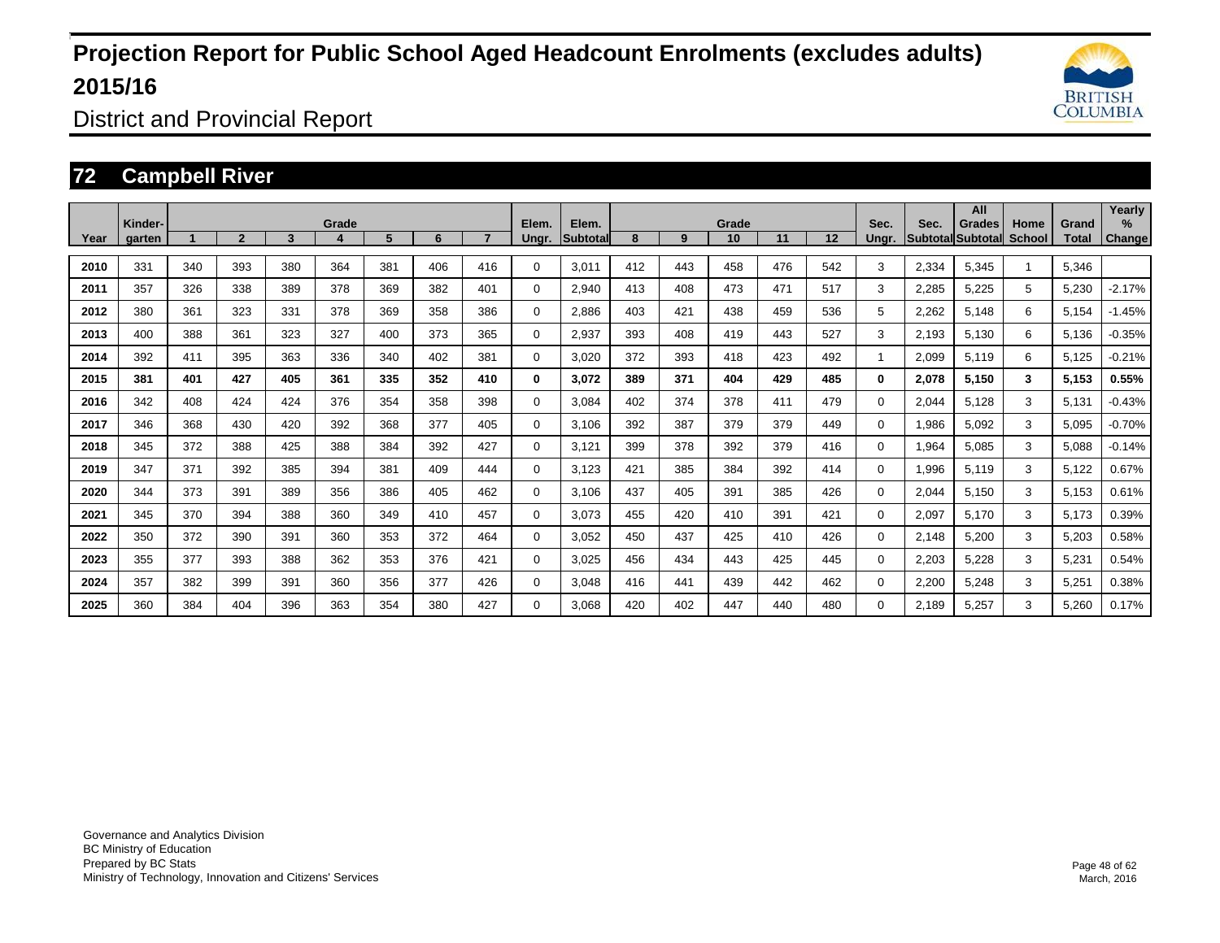# Projection Report for Public School Aged Headcount Enrolments (excludes adults) 2015/16

District and Provincial Report

## 72 Campbell River

| Year | Kinder-garten | Grade 1 | 2 | 3 | 4 | 5 | 6 | 7 | Elem. Ungr. | Elem. Subtotal | Grade 8 | 9 | 10 | 11 | 12 | Sec. Ungr. | Sec. Subtotal | All Grades Subtotal | Home School | Grand Total | Yearly % Change |
|---|---|---|---|---|---|---|---|---|---|---|---|---|---|---|---|---|---|---|---|---|---|
| 2010 | 331 | 340 | 393 | 380 | 364 | 381 | 406 | 416 | 0 | 3,011 | 412 | 443 | 458 | 476 | 542 | 3 | 2,334 | 5,345 | 1 | 5,346 | |
| 2011 | 357 | 326 | 338 | 389 | 378 | 369 | 382 | 401 | 0 | 2,940 | 413 | 408 | 473 | 471 | 517 | 3 | 2,285 | 5,225 | 5 | 5,230 | -2.17% |
| 2012 | 380 | 361 | 323 | 331 | 378 | 369 | 358 | 386 | 0 | 2,886 | 403 | 421 | 438 | 459 | 536 | 5 | 2,262 | 5,148 | 6 | 5,154 | -1.45% |
| 2013 | 400 | 388 | 361 | 323 | 327 | 400 | 373 | 365 | 0 | 2,937 | 393 | 408 | 419 | 443 | 527 | 3 | 2,193 | 5,130 | 6 | 5,136 | -0.35% |
| 2014 | 392 | 411 | 395 | 363 | 336 | 340 | 402 | 381 | 0 | 3,020 | 372 | 393 | 418 | 423 | 492 | 1 | 2,099 | 5,119 | 6 | 5,125 | -0.21% |
| **2015** | **381** | **401** | **427** | **405** | **361** | **335** | **352** | **410** | **0** | **3,072** | **389** | **371** | **404** | **429** | **485** | **0** | **2,078** | **5,150** | **3** | **5,153** | **0.55%** |
| 2016 | 342 | 408 | 424 | 424 | 376 | 354 | 358 | 398 | 0 | 3,084 | 402 | 374 | 378 | 411 | 479 | 0 | 2,044 | 5,128 | 3 | 5,131 | -0.43% |
| 2017 | 346 | 368 | 430 | 420 | 392 | 368 | 377 | 405 | 0 | 3,106 | 392 | 387 | 379 | 379 | 449 | 0 | 1,986 | 5,092 | 3 | 5,095 | -0.70% |
| 2018 | 345 | 372 | 388 | 425 | 388 | 384 | 392 | 427 | 0 | 3,121 | 399 | 378 | 392 | 379 | 416 | 0 | 1,964 | 5,085 | 3 | 5,088 | -0.14% |
| 2019 | 347 | 371 | 392 | 385 | 394 | 381 | 409 | 444 | 0 | 3,123 | 421 | 385 | 384 | 392 | 414 | 0 | 1,996 | 5,119 | 3 | 5,122 | 0.67% |
| 2020 | 344 | 373 | 391 | 389 | 356 | 386 | 405 | 462 | 0 | 3,106 | 437 | 405 | 391 | 385 | 426 | 0 | 2,044 | 5,150 | 3 | 5,153 | 0.61% |
| 2021 | 345 | 370 | 394 | 388 | 360 | 349 | 410 | 457 | 0 | 3,073 | 455 | 420 | 410 | 391 | 421 | 0 | 2,097 | 5,170 | 3 | 5,173 | 0.39% |
| 2022 | 350 | 372 | 390 | 391 | 360 | 353 | 372 | 464 | 0 | 3,052 | 450 | 437 | 425 | 410 | 426 | 0 | 2,148 | 5,200 | 3 | 5,203 | 0.58% |
| 2023 | 355 | 377 | 393 | 388 | 362 | 353 | 376 | 421 | 0 | 3,025 | 456 | 434 | 443 | 425 | 445 | 0 | 2,203 | 5,228 | 3 | 5,231 | 0.54% |
| 2024 | 357 | 382 | 399 | 391 | 360 | 356 | 377 | 426 | 0 | 3,048 | 416 | 441 | 439 | 442 | 462 | 0 | 2,200 | 5,248 | 3 | 5,251 | 0.38% |
| 2025 | 360 | 384 | 404 | 396 | 363 | 354 | 380 | 427 | 0 | 3,068 | 420 | 402 | 447 | 440 | 480 | 0 | 2,189 | 5,257 | 3 | 5,260 | 0.17% |

Governance and Analytics Division
BC Ministry of Education
Prepared by BC Stats
Ministry of Technology, Innovation and Citizens' Services

March, 2016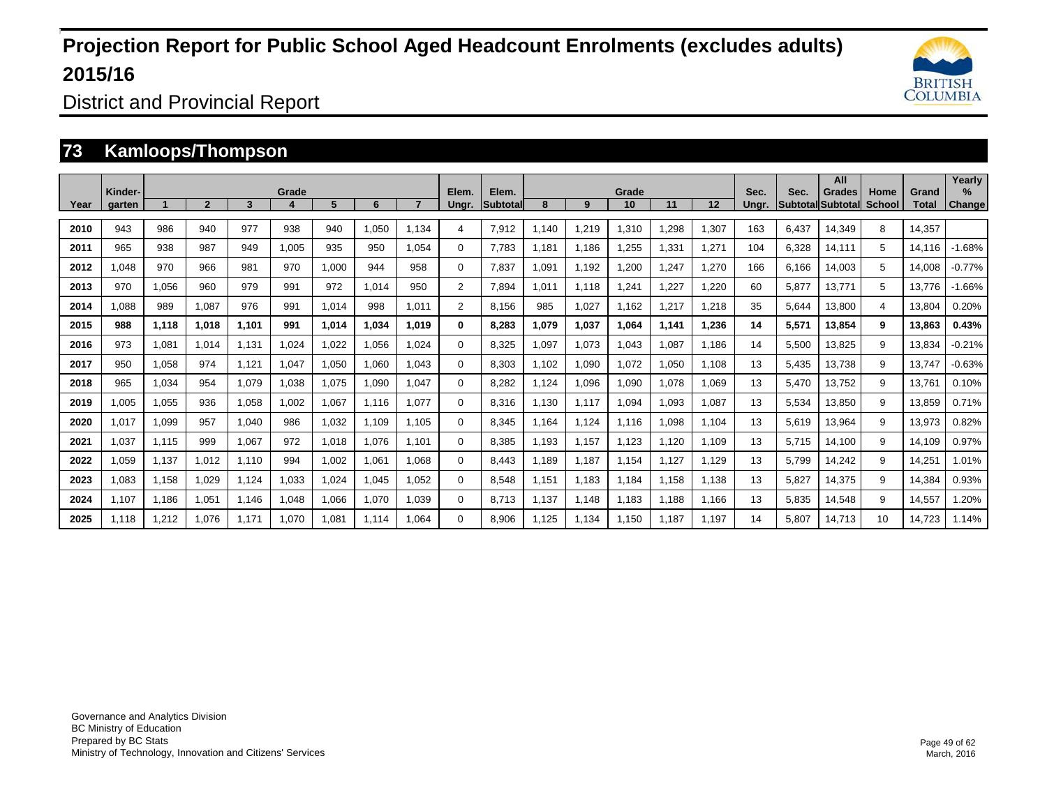# Projection Report for Public School Aged Headcount Enrolments (excludes adults) 2015/16

District and Provincial Report

## 73 Kamloops/Thompson

| Year | Kinder-garten | Grade 1 | 2 | 3 | 4 | 5 | 6 | 7 | Elem. Ungr. | Elem. Subtotal | Grade 8 | 9 | 10 | 11 | 12 | Sec. Ungr. | Sec. Subtotal | All Grades Subtotal | Home School | Grand Total | Yearly % Change |
|---|---|---|---|---|---|---|---|---|---|---|---|---|---|---|---|---|---|---|---|---|---|
| **2010** | 943 | 986 | 940 | 977 | 938 | 940 | 1,050 | 1,134 | 4 | 7,912 | 1,140 | 1,219 | 1,310 | 1,298 | 1,307 | 163 | 6,437 | 14,349 | 8 | 14,357 | |
| **2011** | 965 | 938 | 987 | 949 | 1,005 | 935 | 950 | 1,054 | 0 | 7,783 | 1,181 | 1,186 | 1,255 | 1,331 | 1,271 | 104 | 6,328 | 14,111 | 5 | 14,116 | -1.68% |
| **2012** | 1,048 | 970 | 966 | 981 | 970 | 1,000 | 944 | 958 | 0 | 7,837 | 1,091 | 1,192 | 1,200 | 1,247 | 1,270 | 166 | 6,166 | 14,003 | 5 | 14,008 | -0.77% |
| **2013** | 970 | 1,056 | 960 | 979 | 991 | 972 | 1,014 | 950 | 2 | 7,894 | 1,011 | 1,118 | 1,241 | 1,227 | 1,220 | 60 | 5,877 | 13,771 | 5 | 13,776 | -1.66% |
| **2014** | 1,088 | 989 | 1,087 | 976 | 991 | 1,014 | 998 | 1,011 | 2 | 8,156 | 985 | 1,027 | 1,162 | 1,217 | 1,218 | 35 | 5,644 | 13,800 | 4 | 13,804 | 0.20% |
| **2015** | **988** | **1,118** | **1,018** | **1,101** | **991** | **1,014** | **1,034** | **1,019** | **0** | **8,283** | **1,079** | **1,037** | **1,064** | **1,141** | **1,236** | **14** | **5,571** | **13,854** | **9** | **13,863** | **0.43%** |
| **2016** | 973 | 1,081 | 1,014 | 1,131 | 1,024 | 1,022 | 1,056 | 1,024 | 0 | 8,325 | 1,097 | 1,073 | 1,043 | 1,087 | 1,186 | 14 | 5,500 | 13,825 | 9 | 13,834 | -0.21% |
| **2017** | 950 | 1,058 | 974 | 1,121 | 1,047 | 1,050 | 1,060 | 1,043 | 0 | 8,303 | 1,102 | 1,090 | 1,072 | 1,050 | 1,108 | 13 | 5,435 | 13,738 | 9 | 13,747 | -0.63% |
| **2018** | 965 | 1,034 | 954 | 1,079 | 1,038 | 1,075 | 1,090 | 1,047 | 0 | 8,282 | 1,124 | 1,096 | 1,090 | 1,078 | 1,069 | 13 | 5,470 | 13,752 | 9 | 13,761 | 0.10% |
| **2019** | 1,005 | 1,055 | 936 | 1,058 | 1,002 | 1,067 | 1,116 | 1,077 | 0 | 8,316 | 1,130 | 1,117 | 1,094 | 1,093 | 1,087 | 13 | 5,534 | 13,850 | 9 | 13,859 | 0.71% |
| **2020** | 1,017 | 1,099 | 957 | 1,040 | 986 | 1,032 | 1,109 | 1,105 | 0 | 8,345 | 1,164 | 1,124 | 1,116 | 1,098 | 1,104 | 13 | 5,619 | 13,964 | 9 | 13,973 | 0.82% |
| **2021** | 1,037 | 1,115 | 999 | 1,067 | 972 | 1,018 | 1,076 | 1,101 | 0 | 8,385 | 1,193 | 1,157 | 1,123 | 1,120 | 1,109 | 13 | 5,715 | 14,100 | 9 | 14,109 | 0.97% |
| **2022** | 1,059 | 1,137 | 1,012 | 1,110 | 994 | 1,002 | 1,061 | 1,068 | 0 | 8,443 | 1,189 | 1,187 | 1,154 | 1,127 | 1,129 | 13 | 5,799 | 14,242 | 9 | 14,251 | 1.01% |
| **2023** | 1,083 | 1,158 | 1,029 | 1,124 | 1,033 | 1,024 | 1,045 | 1,052 | 0 | 8,548 | 1,151 | 1,183 | 1,184 | 1,158 | 1,138 | 13 | 5,827 | 14,375 | 9 | 14,384 | 0.93% |
| **2024** | 1,107 | 1,186 | 1,051 | 1,146 | 1,048 | 1,066 | 1,070 | 1,039 | 0 | 8,713 | 1,137 | 1,148 | 1,183 | 1,188 | 1,166 | 13 | 5,835 | 14,548 | 9 | 14,557 | 1.20% |
| **2025** | 1,118 | 1,212 | 1,076 | 1,171 | 1,070 | 1,081 | 1,114 | 1,064 | 0 | 8,906 | 1,125 | 1,134 | 1,150 | 1,187 | 1,197 | 14 | 5,807 | 14,713 | 10 | 14,723 | 1.14% |

Governance and Analytics Division
BC Ministry of Education
Prepared by BC Stats
Ministry of Technology, Innovation and Citizens' Services

March, 2016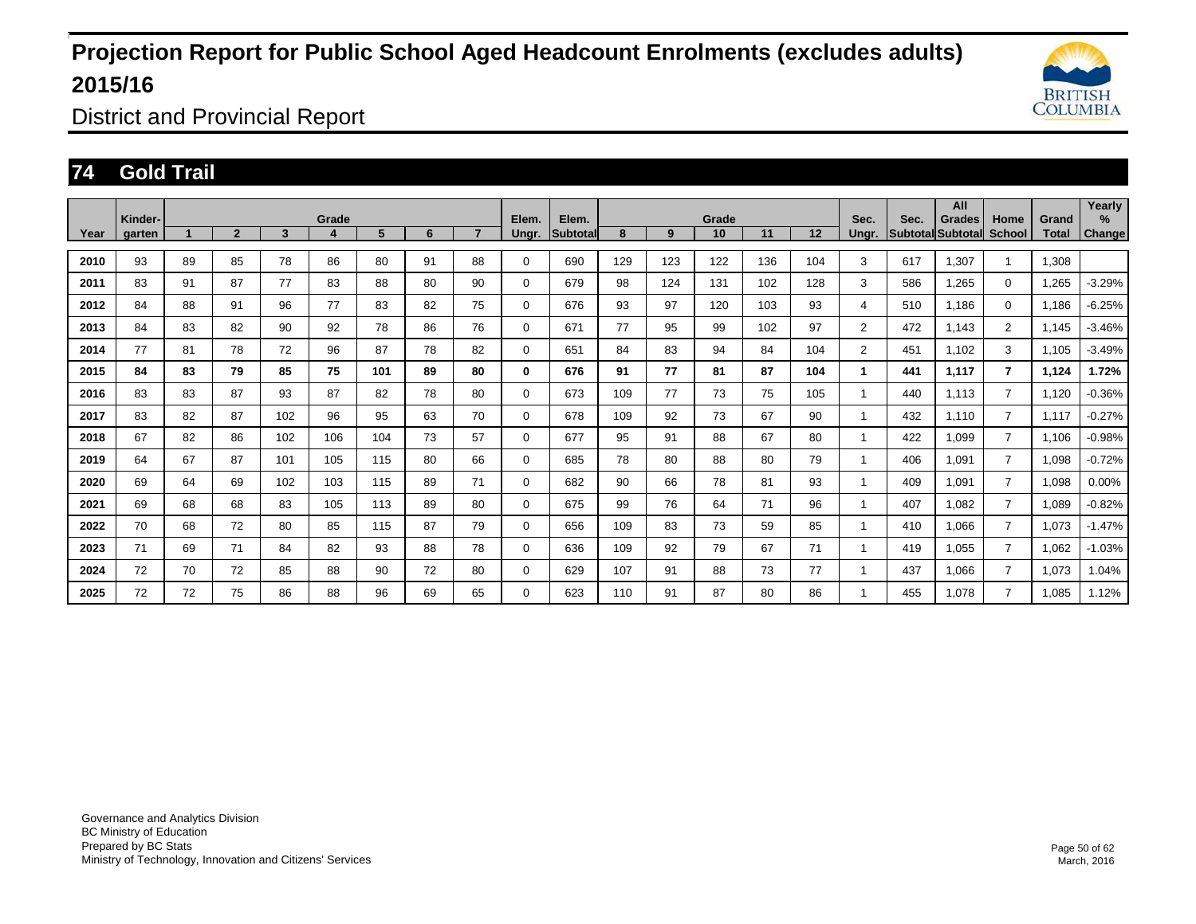# Projection Report for Public School Aged Headcount Enrolments (excludes adults) 2015/16

District and Provincial Report

## 74 Gold Trail

| Year | Kinder-garten | Grade 1 | 2 | 3 | 4 | 5 | 6 | 7 | Elem. Ungr. | Elem. Subtotal | Grade 8 | 9 | 10 | 11 | 12 | Sec. Ungr. | Sec. Subtotal | All Grades Subtotal | Home School | Grand Total | Yearly % Change |
|---|---|---|---|---|---|---|---|---|---|---|---|---|---|---|---|---|---|---|---|---|---|
| 2010 | 93 | 89 | 85 | 78 | 86 | 80 | 91 | 88 | 0 | 690 | 129 | 123 | 122 | 136 | 104 | 3 | 617 | 1,307 | 1 | 1,308 | |
| 2011 | 83 | 91 | 87 | 77 | 83 | 88 | 80 | 90 | 0 | 679 | 98 | 124 | 131 | 102 | 128 | 3 | 586 | 1,265 | 0 | 1,265 | -3.29% |
| 2012 | 84 | 88 | 91 | 96 | 77 | 83 | 82 | 75 | 0 | 676 | 93 | 97 | 120 | 103 | 93 | 4 | 510 | 1,186 | 0 | 1,186 | -6.25% |
| 2013 | 84 | 83 | 82 | 90 | 92 | 78 | 86 | 76 | 0 | 671 | 77 | 95 | 99 | 102 | 97 | 2 | 472 | 1,143 | 2 | 1,145 | -3.46% |
| 2014 | 77 | 81 | 78 | 72 | 96 | 87 | 78 | 82 | 0 | 651 | 84 | 83 | 94 | 84 | 104 | 2 | 451 | 1,102 | 3 | 1,105 | -3.49% |
| **2015** | **84** | **83** | **79** | **85** | **75** | **101** | **89** | **80** | **0** | **676** | **91** | **77** | **81** | **87** | **104** | **1** | **441** | **1,117** | **7** | **1,124** | **1.72%** |
| 2016 | 83 | 83 | 87 | 93 | 87 | 82 | 78 | 80 | 0 | 673 | 109 | 77 | 73 | 75 | 105 | 1 | 440 | 1,113 | 7 | 1,120 | -0.36% |
| 2017 | 83 | 82 | 87 | 102 | 96 | 95 | 63 | 70 | 0 | 678 | 109 | 92 | 73 | 67 | 90 | 1 | 432 | 1,110 | 7 | 1,117 | -0.27% |
| 2018 | 67 | 82 | 86 | 102 | 106 | 104 | 73 | 57 | 0 | 677 | 95 | 91 | 88 | 67 | 80 | 1 | 422 | 1,099 | 7 | 1,106 | -0.98% |
| 2019 | 64 | 67 | 87 | 101 | 105 | 115 | 80 | 66 | 0 | 685 | 78 | 80 | 88 | 80 | 79 | 1 | 406 | 1,091 | 7 | 1,098 | -0.72% |
| 2020 | 69 | 64 | 69 | 102 | 103 | 115 | 89 | 71 | 0 | 682 | 90 | 66 | 78 | 81 | 93 | 1 | 409 | 1,091 | 7 | 1,098 | 0.00% |
| 2021 | 69 | 68 | 68 | 83 | 105 | 113 | 89 | 80 | 0 | 675 | 99 | 76 | 64 | 71 | 96 | 1 | 407 | 1,082 | 7 | 1,089 | -0.82% |
| 2022 | 70 | 68 | 72 | 80 | 85 | 115 | 87 | 79 | 0 | 656 | 109 | 83 | 73 | 59 | 85 | 1 | 410 | 1,066 | 7 | 1,073 | -1.47% |
| 2023 | 71 | 69 | 71 | 84 | 82 | 93 | 88 | 78 | 0 | 636 | 109 | 92 | 79 | 67 | 71 | 1 | 419 | 1,055 | 7 | 1,062 | -1.03% |
| 2024 | 72 | 70 | 72 | 85 | 88 | 90 | 72 | 80 | 0 | 629 | 107 | 91 | 88 | 73 | 77 | 1 | 437 | 1,066 | 7 | 1,073 | 1.04% |
| 2025 | 72 | 72 | 75 | 86 | 88 | 96 | 69 | 65 | 0 | 623 | 110 | 91 | 87 | 80 | 86 | 1 | 455 | 1,078 | 7 | 1,085 | 1.12% |

Governance and Analytics Division
BC Ministry of Education
Prepared by BC Stats
Ministry of Technology, Innovation and Citizens' Services

March, 2016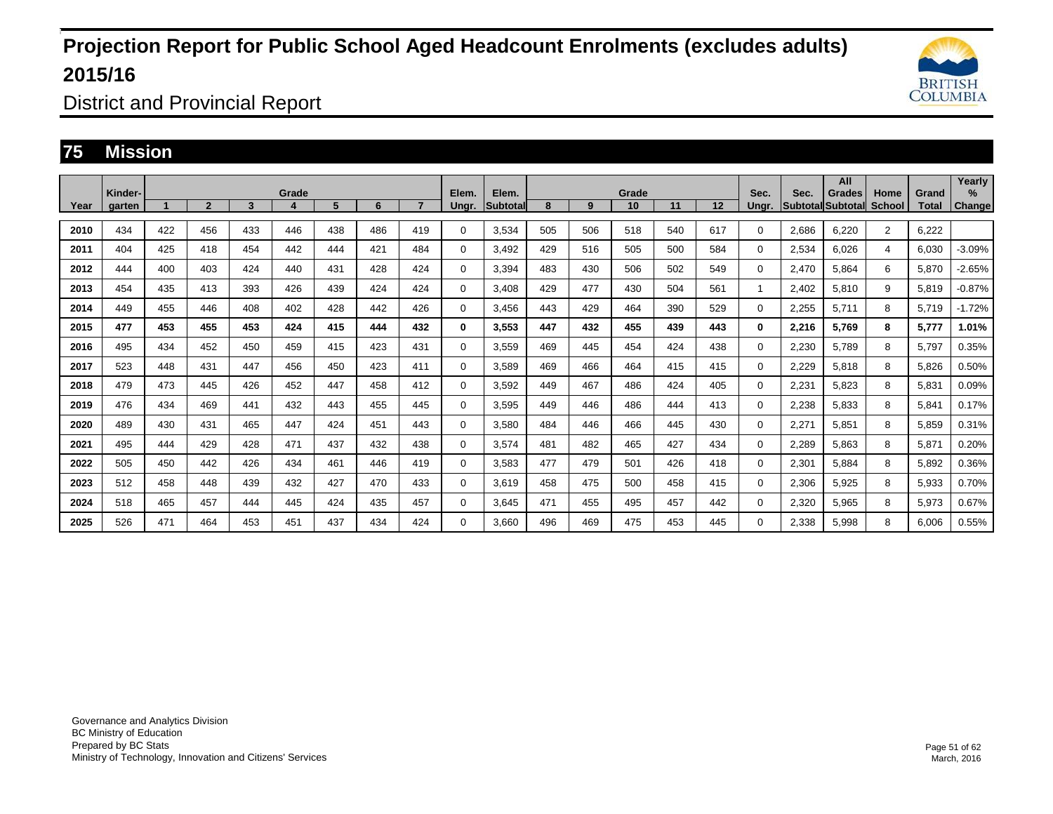# Projection Report for Public School Aged Headcount Enrolments (excludes adults) 2015/16

District and Provincial Report

## 75 Mission

| Year | Kinder-garten | Grade 1 | 2 | 3 | 4 | 5 | 6 | 7 | Elem. Ungr. | Elem. Subtotal | Grade 8 | 9 | 10 | 11 | 12 | Sec. Ungr. | Sec. Subtotal | All Grades Subtotal | Home School | Grand Total | Yearly % Change |
|---|---|---|---|---|---|---|---|---|---|---|---|---|---|---|---|---|---|---|---|---|---|
| 2010 | 434 | 422 | 456 | 433 | 446 | 438 | 486 | 419 | 0 | 3,534 | 505 | 506 | 518 | 540 | 617 | 0 | 2,686 | 6,220 | 2 | 6,222 | |
| 2011 | 404 | 425 | 418 | 454 | 442 | 444 | 421 | 484 | 0 | 3,492 | 429 | 516 | 505 | 500 | 584 | 0 | 2,534 | 6,026 | 4 | 6,030 | -3.09% |
| 2012 | 444 | 400 | 403 | 424 | 440 | 431 | 428 | 424 | 0 | 3,394 | 483 | 430 | 506 | 502 | 549 | 0 | 2,470 | 5,864 | 6 | 5,870 | -2.65% |
| 2013 | 454 | 435 | 413 | 393 | 426 | 439 | 424 | 424 | 0 | 3,408 | 429 | 477 | 430 | 504 | 561 | 1 | 2,402 | 5,810 | 9 | 5,819 | -0.87% |
| 2014 | 449 | 455 | 446 | 408 | 402 | 428 | 442 | 426 | 0 | 3,456 | 443 | 429 | 464 | 390 | 529 | 0 | 2,255 | 5,711 | 8 | 5,719 | -1.72% |
| **2015** | **477** | **453** | **455** | **453** | **424** | **415** | **444** | **432** | **0** | **3,553** | **447** | **432** | **455** | **439** | **443** | **0** | **2,216** | **5,769** | **8** | **5,777** | **1.01%** |
| 2016 | 495 | 434 | 452 | 450 | 459 | 415 | 423 | 431 | 0 | 3,559 | 469 | 445 | 454 | 424 | 438 | 0 | 2,230 | 5,789 | 8 | 5,797 | 0.35% |
| 2017 | 523 | 448 | 431 | 447 | 456 | 450 | 423 | 411 | 0 | 3,589 | 469 | 466 | 464 | 415 | 415 | 0 | 2,229 | 5,818 | 8 | 5,826 | 0.50% |
| 2018 | 479 | 473 | 445 | 426 | 452 | 447 | 458 | 412 | 0 | 3,592 | 449 | 467 | 486 | 424 | 405 | 0 | 2,231 | 5,823 | 8 | 5,831 | 0.09% |
| 2019 | 476 | 434 | 469 | 441 | 432 | 443 | 455 | 445 | 0 | 3,595 | 449 | 446 | 486 | 444 | 413 | 0 | 2,238 | 5,833 | 8 | 5,841 | 0.17% |
| 2020 | 489 | 430 | 431 | 465 | 447 | 424 | 451 | 443 | 0 | 3,580 | 484 | 446 | 466 | 445 | 430 | 0 | 2,271 | 5,851 | 8 | 5,859 | 0.31% |
| 2021 | 495 | 444 | 429 | 428 | 471 | 437 | 432 | 438 | 0 | 3,574 | 481 | 482 | 465 | 427 | 434 | 0 | 2,289 | 5,863 | 8 | 5,871 | 0.20% |
| 2022 | 505 | 450 | 442 | 426 | 434 | 461 | 446 | 419 | 0 | 3,583 | 477 | 479 | 501 | 426 | 418 | 0 | 2,301 | 5,884 | 8 | 5,892 | 0.36% |
| 2023 | 512 | 458 | 448 | 439 | 432 | 427 | 470 | 433 | 0 | 3,619 | 458 | 475 | 500 | 458 | 415 | 0 | 2,306 | 5,925 | 8 | 5,933 | 0.70% |
| 2024 | 518 | 465 | 457 | 444 | 445 | 424 | 435 | 457 | 0 | 3,645 | 471 | 455 | 495 | 457 | 442 | 0 | 2,320 | 5,965 | 8 | 5,973 | 0.67% |
| 2025 | 526 | 471 | 464 | 453 | 451 | 437 | 434 | 424 | 0 | 3,660 | 496 | 469 | 475 | 453 | 445 | 0 | 2,338 | 5,998 | 8 | 6,006 | 0.55% |

Governance and Analytics Division
BC Ministry of Education
Prepared by BC Stats
Ministry of Technology, Innovation and Citizens' Services

March, 2016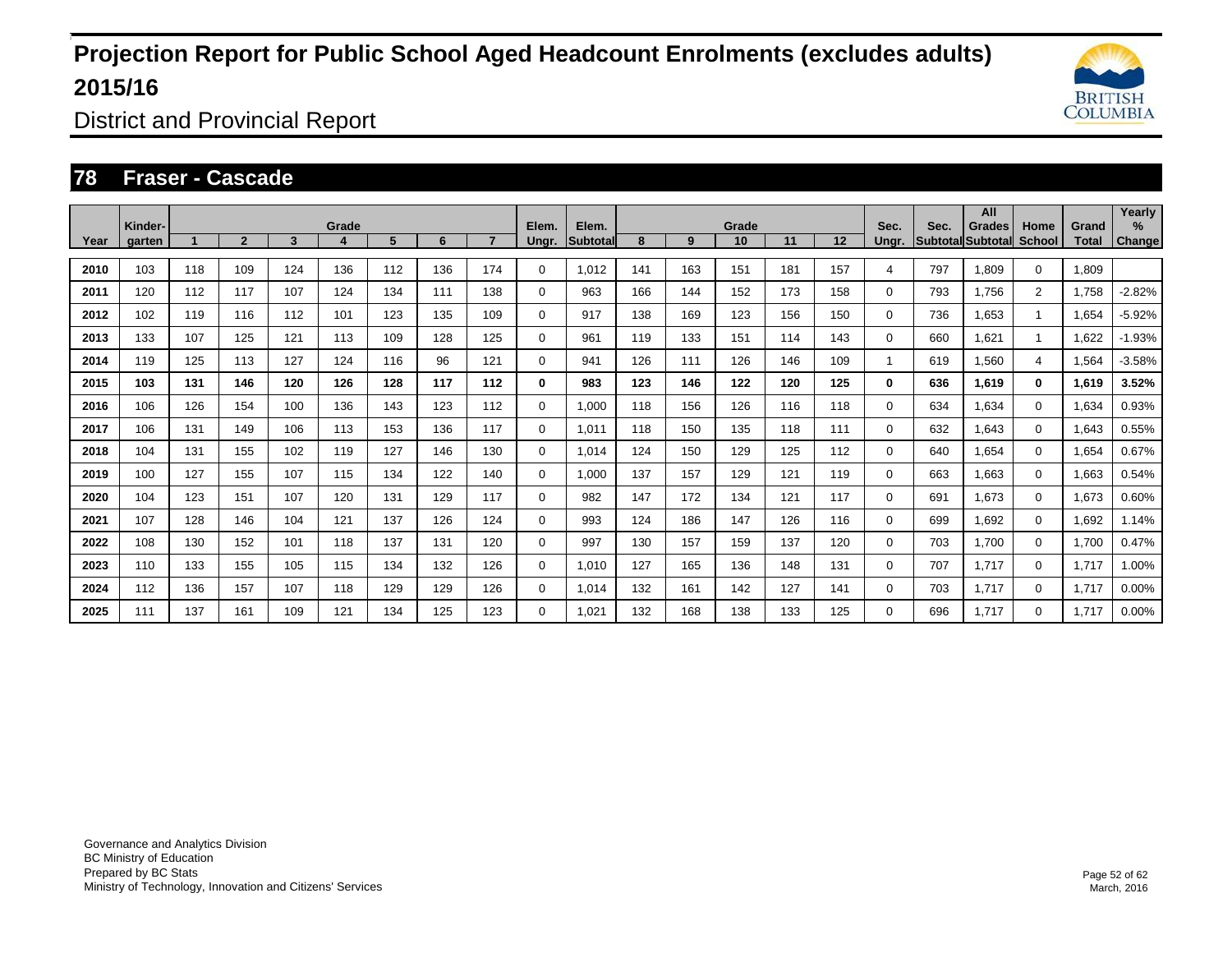# Projection Report for Public School Aged Headcount Enrolments (excludes adults) 2015/16

District and Provincial Report

## 78 Fraser - Cascade

| Year | Kinder-garten | 1 | 2 | 3 | Grade 4 | 5 | 6 | 7 | Elem. Ungr. | Elem. Subtotal | 8 | 9 | Grade 10 | 11 | 12 | Sec. Ungr. | Sec. Subtotal | All Grades Subtotal | Home School | Grand Total | Yearly % Change |
|---|---|---|---|---|---|---|---|---|---|---|---|---|---|---|---|---|---|---|---|---|---|
| 2010 | 103 | 118 | 109 | 124 | 136 | 112 | 136 | 174 | 0 | 1,012 | 141 | 163 | 151 | 181 | 157 | 4 | 797 | 1,809 | 0 | 1,809 | |
| 2011 | 120 | 112 | 117 | 107 | 124 | 134 | 111 | 138 | 0 | 963 | 166 | 144 | 152 | 173 | 158 | 0 | 793 | 1,756 | 2 | 1,758 | -2.82% |
| 2012 | 102 | 119 | 116 | 112 | 101 | 123 | 135 | 109 | 0 | 917 | 138 | 169 | 123 | 156 | 150 | 0 | 736 | 1,653 | 1 | 1,654 | -5.92% |
| 2013 | 133 | 107 | 125 | 121 | 113 | 109 | 128 | 125 | 0 | 961 | 119 | 133 | 151 | 114 | 143 | 0 | 660 | 1,621 | 1 | 1,622 | -1.93% |
| 2014 | 119 | 125 | 113 | 127 | 124 | 116 | 96 | 121 | 0 | 941 | 126 | 111 | 126 | 146 | 109 | 1 | 619 | 1,560 | 4 | 1,564 | -3.58% |
| **2015** | **103** | **131** | **146** | **120** | **126** | **128** | **117** | **112** | **0** | **983** | **123** | **146** | **122** | **120** | **125** | **0** | **636** | **1,619** | **0** | **1,619** | **3.52%** |
| 2016 | 106 | 126 | 154 | 100 | 136 | 143 | 123 | 112 | 0 | 1,000 | 118 | 156 | 126 | 116 | 118 | 0 | 634 | 1,634 | 0 | 1,634 | 0.93% |
| 2017 | 106 | 131 | 149 | 106 | 113 | 153 | 136 | 117 | 0 | 1,011 | 118 | 150 | 135 | 118 | 111 | 0 | 632 | 1,643 | 0 | 1,643 | 0.55% |
| 2018 | 104 | 131 | 155 | 102 | 119 | 127 | 146 | 130 | 0 | 1,014 | 124 | 150 | 129 | 125 | 112 | 0 | 640 | 1,654 | 0 | 1,654 | 0.67% |
| 2019 | 100 | 127 | 155 | 107 | 115 | 134 | 122 | 140 | 0 | 1,000 | 137 | 157 | 129 | 121 | 119 | 0 | 663 | 1,663 | 0 | 1,663 | 0.54% |
| 2020 | 104 | 123 | 151 | 107 | 120 | 131 | 129 | 117 | 0 | 982 | 147 | 172 | 134 | 121 | 117 | 0 | 691 | 1,673 | 0 | 1,673 | 0.60% |
| 2021 | 107 | 128 | 146 | 104 | 121 | 137 | 126 | 124 | 0 | 993 | 124 | 186 | 147 | 126 | 116 | 0 | 699 | 1,692 | 0 | 1,692 | 1.14% |
| 2022 | 108 | 130 | 152 | 101 | 118 | 137 | 131 | 120 | 0 | 997 | 130 | 157 | 159 | 137 | 120 | 0 | 703 | 1,700 | 0 | 1,700 | 0.47% |
| 2023 | 110 | 133 | 155 | 105 | 115 | 134 | 132 | 126 | 0 | 1,010 | 127 | 165 | 136 | 148 | 131 | 0 | 707 | 1,717 | 0 | 1,717 | 1.00% |
| 2024 | 112 | 136 | 157 | 107 | 118 | 129 | 129 | 126 | 0 | 1,014 | 132 | 161 | 142 | 127 | 141 | 0 | 703 | 1,717 | 0 | 1,717 | 0.00% |
| 2025 | 111 | 137 | 161 | 109 | 121 | 134 | 125 | 123 | 0 | 1,021 | 132 | 168 | 138 | 133 | 125 | 0 | 696 | 1,717 | 0 | 1,717 | 0.00% |

Governance and Analytics Division
BC Ministry of Education
Prepared by BC Stats
Ministry of Technology, Innovation and Citizens' Services

March, 2016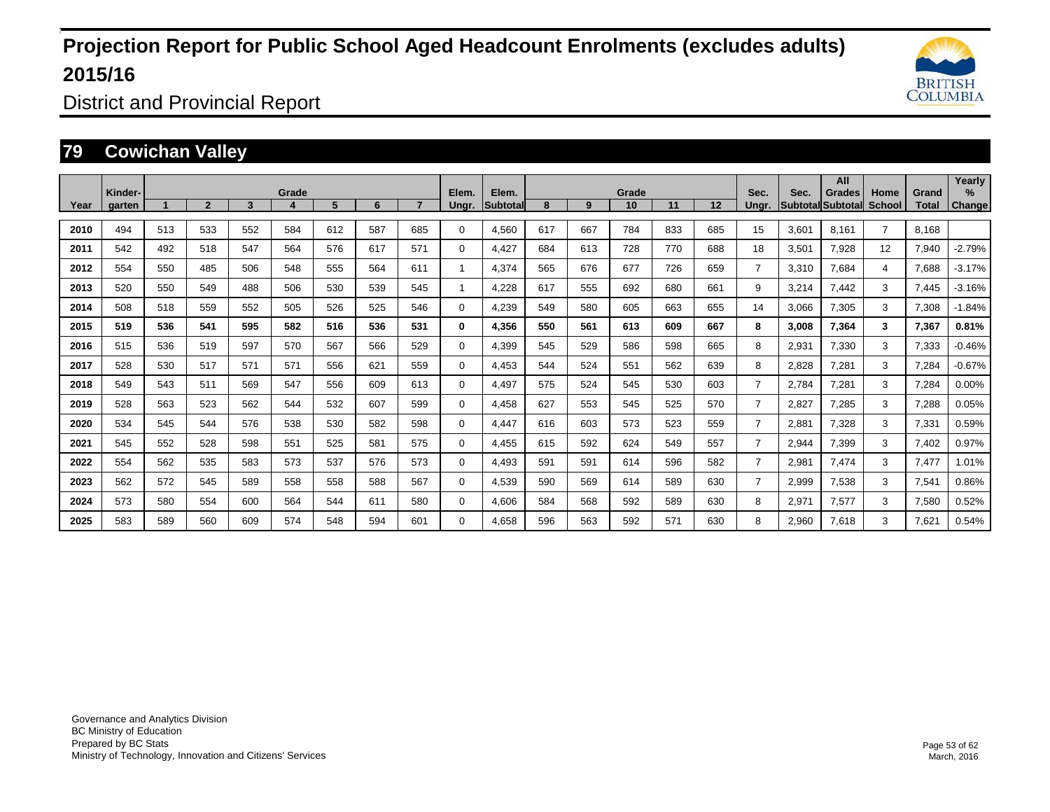# Projection Report for Public School Aged Headcount Enrolments (excludes adults) 2015/16

District and Provincial Report

## 79 Cowichan Valley

| Year | Kinder-garten | Grade 1 | 2 | 3 | 4 | 5 | 6 | 7 | Elem. Ungr. | Elem. Subtotal | Grade 8 | 9 | 10 | 11 | 12 | Sec. Ungr. | Sec. Subtotal | All Grades Subtotal | Home School | Grand Total | Yearly % Change |
|---|---|---|---|---|---|---|---|---|---|---|---|---|---|---|---|---|---|---|---|---|---|
| 2010 | 494 | 513 | 533 | 552 | 584 | 612 | 587 | 685 | 0 | 4,560 | 617 | 667 | 784 | 833 | 685 | 15 | 3,601 | 8,161 | 7 | 8,168 | |
| 2011 | 542 | 492 | 518 | 547 | 564 | 576 | 617 | 571 | 0 | 4,427 | 684 | 613 | 728 | 770 | 688 | 18 | 3,501 | 7,928 | 12 | 7,940 | -2.79% |
| 2012 | 554 | 550 | 485 | 506 | 548 | 555 | 564 | 611 | 1 | 4,374 | 565 | 676 | 677 | 726 | 659 | 7 | 3,310 | 7,684 | 4 | 7,688 | -3.17% |
| 2013 | 520 | 550 | 549 | 488 | 506 | 530 | 539 | 545 | 1 | 4,228 | 617 | 555 | 692 | 680 | 661 | 9 | 3,214 | 7,442 | 3 | 7,445 | -3.16% |
| 2014 | 508 | 518 | 559 | 552 | 505 | 526 | 525 | 546 | 0 | 4,239 | 549 | 580 | 605 | 663 | 655 | 14 | 3,066 | 7,305 | 3 | 7,308 | -1.84% |
| **2015** | **519** | **536** | **541** | **595** | **582** | **516** | **536** | **531** | **0** | **4,356** | **550** | **561** | **613** | **609** | **667** | **8** | **3,008** | **7,364** | **3** | **7,367** | **0.81%** |
| 2016 | 515 | 536 | 519 | 597 | 570 | 567 | 566 | 529 | 0 | 4,399 | 545 | 529 | 586 | 598 | 665 | 8 | 2,931 | 7,330 | 3 | 7,333 | -0.46% |
| 2017 | 528 | 530 | 517 | 571 | 571 | 556 | 621 | 559 | 0 | 4,453 | 544 | 524 | 551 | 562 | 639 | 8 | 2,828 | 7,281 | 3 | 7,284 | -0.67% |
| 2018 | 549 | 543 | 511 | 569 | 547 | 556 | 609 | 613 | 0 | 4,497 | 575 | 524 | 545 | 530 | 603 | 7 | 2,784 | 7,281 | 3 | 7,284 | 0.00% |
| 2019 | 528 | 563 | 523 | 562 | 544 | 532 | 607 | 599 | 0 | 4,458 | 627 | 553 | 545 | 525 | 570 | 7 | 2,827 | 7,285 | 3 | 7,288 | 0.05% |
| 2020 | 534 | 545 | 544 | 576 | 538 | 530 | 582 | 598 | 0 | 4,447 | 616 | 603 | 573 | 523 | 559 | 7 | 2,881 | 7,328 | 3 | 7,331 | 0.59% |
| 2021 | 545 | 552 | 528 | 598 | 551 | 525 | 581 | 575 | 0 | 4,455 | 615 | 592 | 624 | 549 | 557 | 7 | 2,944 | 7,399 | 3 | 7,402 | 0.97% |
| 2022 | 554 | 562 | 535 | 583 | 573 | 537 | 576 | 573 | 0 | 4,493 | 591 | 591 | 614 | 596 | 582 | 7 | 2,981 | 7,474 | 3 | 7,477 | 1.01% |
| 2023 | 562 | 572 | 545 | 589 | 558 | 558 | 588 | 567 | 0 | 4,539 | 590 | 569 | 614 | 589 | 630 | 7 | 2,999 | 7,538 | 3 | 7,541 | 0.86% |
| 2024 | 573 | 580 | 554 | 600 | 564 | 544 | 611 | 580 | 0 | 4,606 | 584 | 568 | 592 | 589 | 630 | 8 | 2,971 | 7,577 | 3 | 7,580 | 0.52% |
| 2025 | 583 | 589 | 560 | 609 | 574 | 548 | 594 | 601 | 0 | 4,658 | 596 | 563 | 592 | 571 | 630 | 8 | 2,960 | 7,618 | 3 | 7,621 | 0.54% |

Governance and Analytics Division
BC Ministry of Education
Prepared by BC Stats
Ministry of Technology, Innovation and Citizens' Services

March, 2016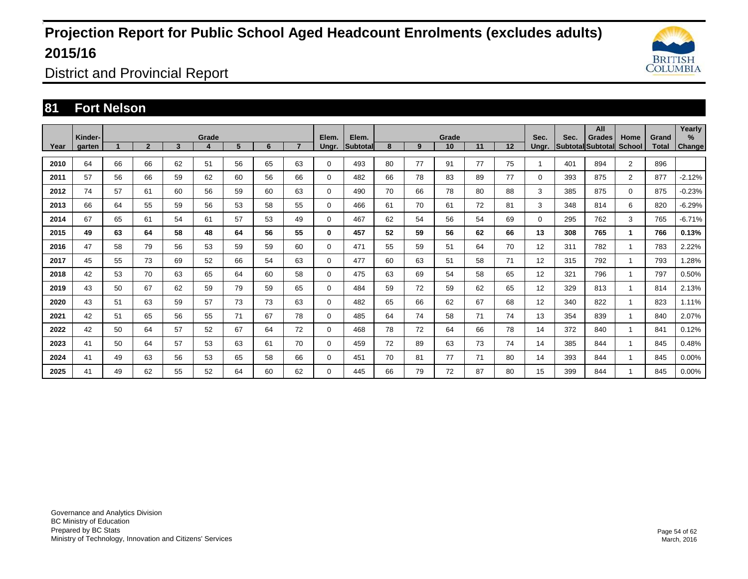# Projection Report for Public School Aged Headcount Enrolments (excludes adults) 2015/16

District and Provincial Report

## 81 Fort Nelson

| Year | Kinder-garten | Grade 1 | 2 | 3 | 4 | 5 | 6 | 7 | Elem. Ungr. | Elem. Subtotal | Grade 8 | 9 | 10 | 11 | 12 | Sec. Ungr. | Sec. Subtotal | All Grades Subtotal | Home School | Grand Total | Yearly % Change |
|---|---|---|---|---|---|---|---|---|---|---|---|---|---|---|---|---|---|---|---|---|---|
| 2010 | 64 | 66 | 66 | 62 | 51 | 56 | 65 | 63 | 0 | 493 | 80 | 77 | 91 | 77 | 75 | 1 | 401 | 894 | 2 | 896 | |
| 2011 | 57 | 56 | 66 | 59 | 62 | 60 | 56 | 66 | 0 | 482 | 66 | 78 | 83 | 89 | 77 | 0 | 393 | 875 | 2 | 877 | -2.12% |
| 2012 | 74 | 57 | 61 | 60 | 56 | 59 | 60 | 63 | 0 | 490 | 70 | 66 | 78 | 80 | 88 | 3 | 385 | 875 | 0 | 875 | -0.23% |
| 2013 | 66 | 64 | 55 | 59 | 56 | 53 | 58 | 55 | 0 | 466 | 61 | 70 | 61 | 72 | 81 | 3 | 348 | 814 | 6 | 820 | -6.29% |
| 2014 | 67 | 65 | 61 | 54 | 61 | 57 | 53 | 49 | 0 | 467 | 62 | 54 | 56 | 54 | 69 | 0 | 295 | 762 | 3 | 765 | -6.71% |
| **2015** | **49** | **63** | **64** | **58** | **48** | **64** | **56** | **55** | **0** | **457** | **52** | **59** | **56** | **62** | **66** | **13** | **308** | **765** | **1** | **766** | **0.13%** |
| 2016 | 47 | 58 | 79 | 56 | 53 | 59 | 59 | 60 | 0 | 471 | 55 | 59 | 51 | 64 | 70 | 12 | 311 | 782 | 1 | 783 | 2.22% |
| 2017 | 45 | 55 | 73 | 69 | 52 | 66 | 54 | 63 | 0 | 477 | 60 | 63 | 51 | 58 | 71 | 12 | 315 | 792 | 1 | 793 | 1.28% |
| 2018 | 42 | 53 | 70 | 63 | 65 | 64 | 60 | 58 | 0 | 475 | 63 | 69 | 54 | 58 | 65 | 12 | 321 | 796 | 1 | 797 | 0.50% |
| 2019 | 43 | 50 | 67 | 62 | 59 | 79 | 59 | 65 | 0 | 484 | 59 | 72 | 59 | 62 | 65 | 12 | 329 | 813 | 1 | 814 | 2.13% |
| 2020 | 43 | 51 | 63 | 59 | 57 | 73 | 73 | 63 | 0 | 482 | 65 | 66 | 62 | 67 | 68 | 12 | 340 | 822 | 1 | 823 | 1.11% |
| 2021 | 42 | 51 | 65 | 56 | 55 | 71 | 67 | 78 | 0 | 485 | 64 | 74 | 58 | 71 | 74 | 13 | 354 | 839 | 1 | 840 | 2.07% |
| 2022 | 42 | 50 | 64 | 57 | 52 | 67 | 64 | 72 | 0 | 468 | 78 | 72 | 64 | 66 | 78 | 14 | 372 | 840 | 1 | 841 | 0.12% |
| 2023 | 41 | 50 | 64 | 57 | 53 | 63 | 61 | 70 | 0 | 459 | 72 | 89 | 63 | 73 | 74 | 14 | 385 | 844 | 1 | 845 | 0.48% |
| 2024 | 41 | 49 | 63 | 56 | 53 | 65 | 58 | 66 | 0 | 451 | 70 | 81 | 77 | 71 | 80 | 14 | 393 | 844 | 1 | 845 | 0.00% |
| 2025 | 41 | 49 | 62 | 55 | 52 | 64 | 60 | 62 | 0 | 445 | 66 | 79 | 72 | 87 | 80 | 15 | 399 | 844 | 1 | 845 | 0.00% |

Governance and Analytics Division
BC Ministry of Education
Prepared by BC Stats
Ministry of Technology, Innovation and Citizens' Services

March, 2016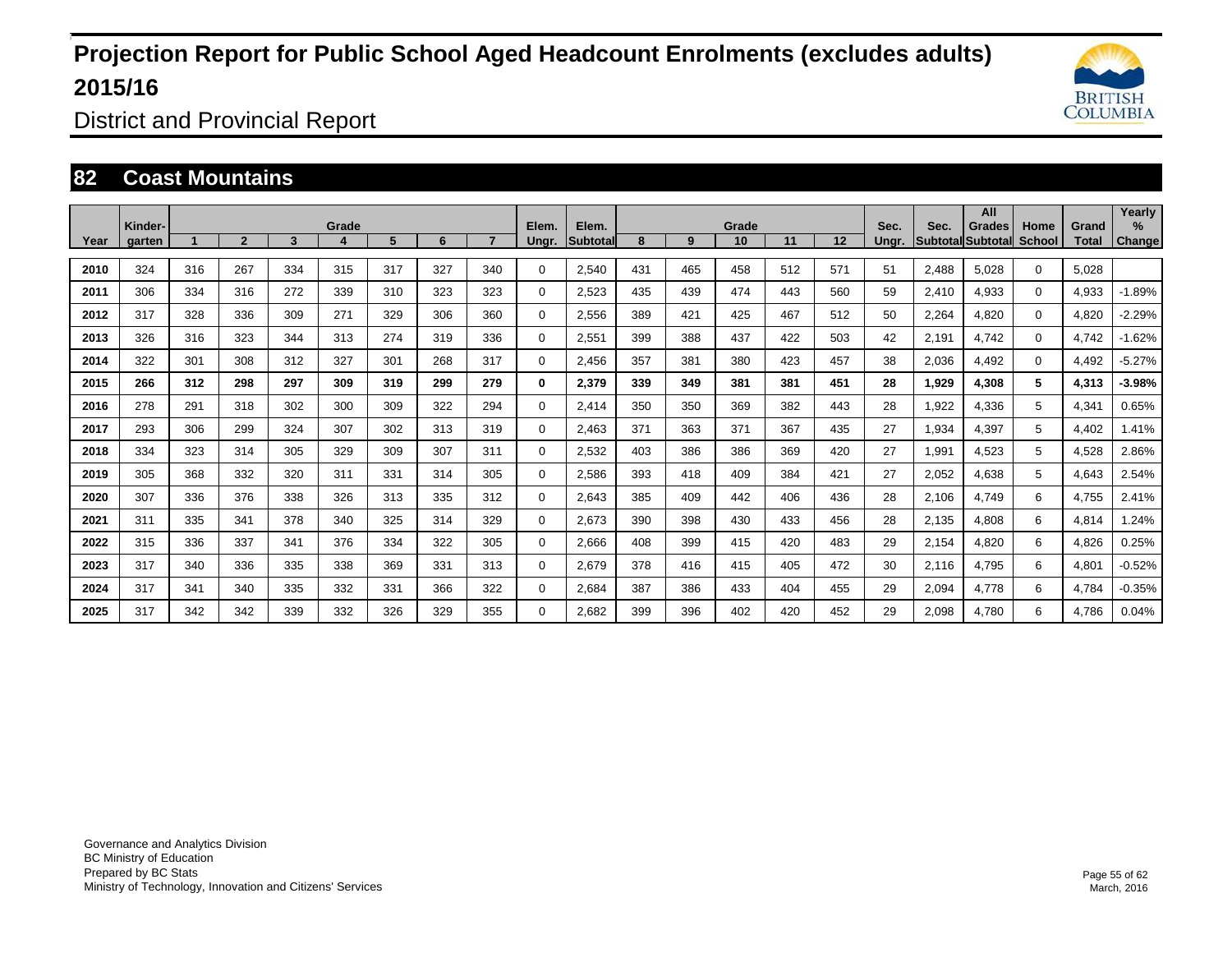# Projection Report for Public School Aged Headcount Enrolments (excludes adults) 2015/16

District and Provincial Report

## 82 Coast Mountains

| Year | Kinder-garten | Grade 1 | 2 | 3 | 4 | 5 | 6 | 7 | Elem. Ungr. | Elem. Subtotal | Grade 8 | 9 | 10 | 11 | 12 | Sec. Ungr. | Sec. Subtotal | All Grades Subtotal | Home School | Grand Total | Yearly % Change |
|---|---|---|---|---|---|---|---|---|---|---|---|---|---|---|---|---|---|---|---|---|---|
| 2010 | 324 | 316 | 267 | 334 | 315 | 317 | 327 | 340 | 0 | 2,540 | 431 | 465 | 458 | 512 | 571 | 51 | 2,488 | 5,028 | 0 | 5,028 | |
| 2011 | 306 | 334 | 316 | 272 | 339 | 310 | 323 | 323 | 0 | 2,523 | 435 | 439 | 474 | 443 | 560 | 59 | 2,410 | 4,933 | 0 | 4,933 | -1.89% |
| 2012 | 317 | 328 | 336 | 309 | 271 | 329 | 306 | 360 | 0 | 2,556 | 389 | 421 | 425 | 467 | 512 | 50 | 2,264 | 4,820 | 0 | 4,820 | -2.29% |
| 2013 | 326 | 316 | 323 | 344 | 313 | 274 | 319 | 336 | 0 | 2,551 | 399 | 388 | 437 | 422 | 503 | 42 | 2,191 | 4,742 | 0 | 4,742 | -1.62% |
| 2014 | 322 | 301 | 308 | 312 | 327 | 301 | 268 | 317 | 0 | 2,456 | 357 | 381 | 380 | 423 | 457 | 38 | 2,036 | 4,492 | 0 | 4,492 | -5.27% |
| **2015** | **266** | **312** | **298** | **297** | **309** | **319** | **299** | **279** | **0** | **2,379** | **339** | **349** | **381** | **381** | **451** | **28** | **1,929** | **4,308** | **5** | **4,313** | **-3.98%** |
| 2016 | 278 | 291 | 318 | 302 | 300 | 309 | 322 | 294 | 0 | 2,414 | 350 | 350 | 369 | 382 | 443 | 28 | 1,922 | 4,336 | 5 | 4,341 | 0.65% |
| 2017 | 293 | 306 | 299 | 324 | 307 | 302 | 313 | 319 | 0 | 2,463 | 371 | 363 | 371 | 367 | 435 | 27 | 1,934 | 4,397 | 5 | 4,402 | 1.41% |
| 2018 | 334 | 323 | 314 | 305 | 329 | 309 | 307 | 311 | 0 | 2,532 | 403 | 386 | 386 | 369 | 420 | 27 | 1,991 | 4,523 | 5 | 4,528 | 2.86% |
| 2019 | 305 | 368 | 332 | 320 | 311 | 331 | 314 | 305 | 0 | 2,586 | 393 | 418 | 409 | 384 | 421 | 27 | 2,052 | 4,638 | 5 | 4,643 | 2.54% |
| 2020 | 307 | 336 | 376 | 338 | 326 | 313 | 335 | 312 | 0 | 2,643 | 385 | 409 | 442 | 406 | 436 | 28 | 2,106 | 4,749 | 6 | 4,755 | 2.41% |
| 2021 | 311 | 335 | 341 | 378 | 340 | 325 | 314 | 329 | 0 | 2,673 | 390 | 398 | 430 | 433 | 456 | 28 | 2,135 | 4,808 | 6 | 4,814 | 1.24% |
| 2022 | 315 | 336 | 337 | 341 | 376 | 334 | 322 | 305 | 0 | 2,666 | 408 | 399 | 415 | 420 | 483 | 29 | 2,154 | 4,820 | 6 | 4,826 | 0.25% |
| 2023 | 317 | 340 | 336 | 335 | 338 | 369 | 331 | 313 | 0 | 2,679 | 378 | 416 | 415 | 405 | 472 | 30 | 2,116 | 4,795 | 6 | 4,801 | -0.52% |
| 2024 | 317 | 341 | 340 | 335 | 332 | 331 | 366 | 322 | 0 | 2,684 | 387 | 386 | 433 | 404 | 455 | 29 | 2,094 | 4,778 | 6 | 4,784 | -0.35% |
| 2025 | 317 | 342 | 342 | 339 | 332 | 326 | 329 | 355 | 0 | 2,682 | 399 | 396 | 402 | 420 | 452 | 29 | 2,098 | 4,780 | 6 | 4,786 | 0.04% |

Governance and Analytics Division
BC Ministry of Education
Prepared by BC Stats
Ministry of Technology, Innovation and Citizens' Services

March, 2016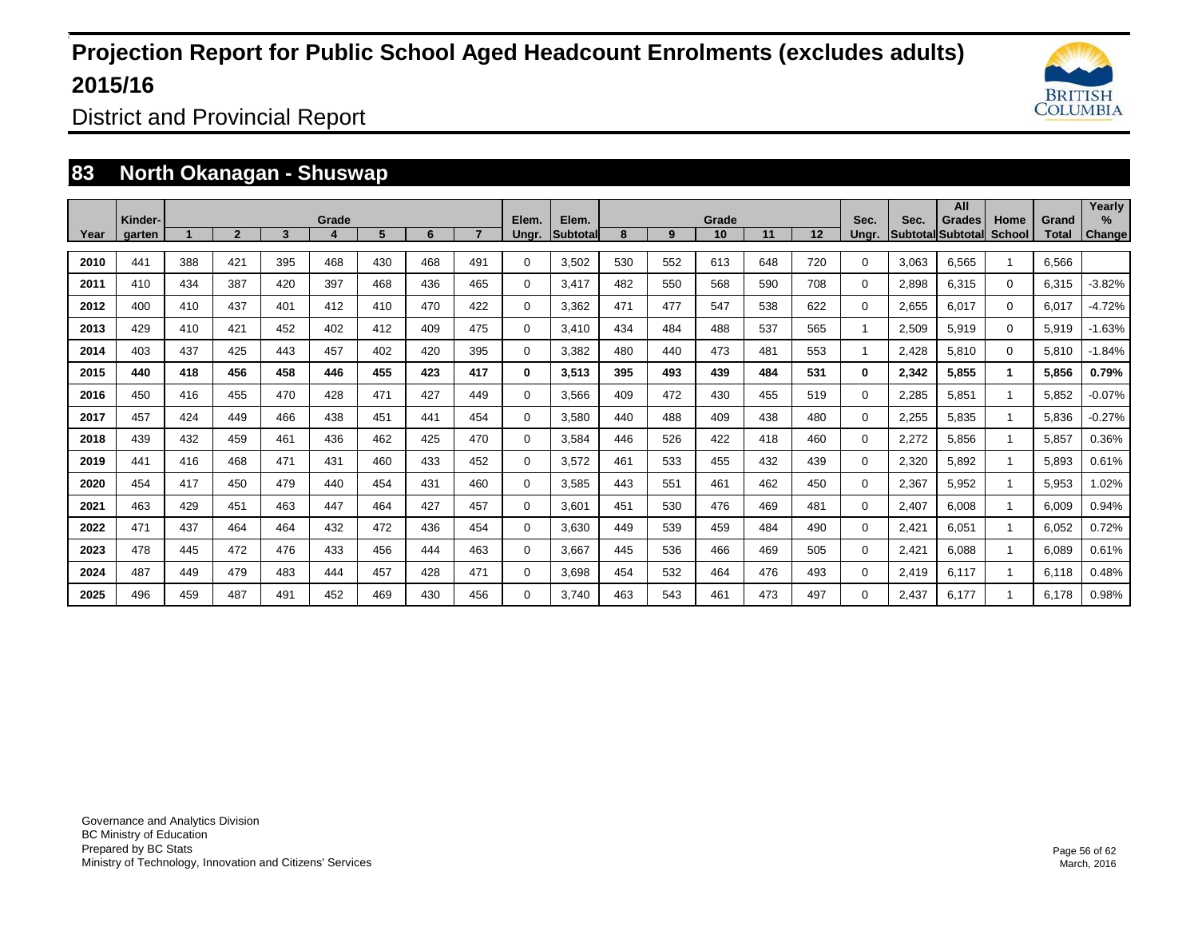# Projection Report for Public School Aged Headcount Enrolments (excludes adults) 2015/16

District and Provincial Report

## 83 North Okanagan - Shuswap

| Year | Kinder-garten | Grade 1 | 2 | 3 | 4 | 5 | 6 | 7 | Elem. Ungr. | Elem. Subtotal | Grade 8 | 9 | 10 | 11 | 12 | Sec. Ungr. | Sec. Subtotal | All Grades Subtotal | Home School | Grand Total | Yearly % Change |
|---|---|---|---|---|---|---|---|---|---|---|---|---|---|---|---|---|---|---|---|---|---|
| 2010 | 441 | 388 | 421 | 395 | 468 | 430 | 468 | 491 | 0 | 3,502 | 530 | 552 | 613 | 648 | 720 | 0 | 3,063 | 6,565 | 1 | 6,566 | |
| 2011 | 410 | 434 | 387 | 420 | 397 | 468 | 436 | 465 | 0 | 3,417 | 482 | 550 | 568 | 590 | 708 | 0 | 2,898 | 6,315 | 0 | 6,315 | -3.82% |
| 2012 | 400 | 410 | 437 | 401 | 412 | 410 | 470 | 422 | 0 | 3,362 | 471 | 477 | 547 | 538 | 622 | 0 | 2,655 | 6,017 | 0 | 6,017 | -4.72% |
| 2013 | 429 | 410 | 421 | 452 | 402 | 412 | 409 | 475 | 0 | 3,410 | 434 | 484 | 488 | 537 | 565 | 1 | 2,509 | 5,919 | 0 | 5,919 | -1.63% |
| 2014 | 403 | 437 | 425 | 443 | 457 | 402 | 420 | 395 | 0 | 3,382 | 480 | 440 | 473 | 481 | 553 | 1 | 2,428 | 5,810 | 0 | 5,810 | -1.84% |
| **2015** | **440** | **418** | **456** | **458** | **446** | **455** | **423** | **417** | **0** | **3,513** | **395** | **493** | **439** | **484** | **531** | **0** | **2,342** | **5,855** | **1** | **5,856** | **0.79%** |
| 2016 | 450 | 416 | 455 | 470 | 428 | 471 | 427 | 449 | 0 | 3,566 | 409 | 472 | 430 | 455 | 519 | 0 | 2,285 | 5,851 | 1 | 5,852 | -0.07% |
| 2017 | 457 | 424 | 449 | 466 | 438 | 451 | 441 | 454 | 0 | 3,580 | 440 | 488 | 409 | 438 | 480 | 0 | 2,255 | 5,835 | 1 | 5,836 | -0.27% |
| 2018 | 439 | 432 | 459 | 461 | 436 | 462 | 425 | 470 | 0 | 3,584 | 446 | 526 | 422 | 418 | 460 | 0 | 2,272 | 5,856 | 1 | 5,857 | 0.36% |
| 2019 | 441 | 416 | 468 | 471 | 431 | 460 | 433 | 452 | 0 | 3,572 | 461 | 533 | 455 | 432 | 439 | 0 | 2,320 | 5,892 | 1 | 5,893 | 0.61% |
| 2020 | 454 | 417 | 450 | 479 | 440 | 454 | 431 | 460 | 0 | 3,585 | 443 | 551 | 461 | 462 | 450 | 0 | 2,367 | 5,952 | 1 | 5,953 | 1.02% |
| 2021 | 463 | 429 | 451 | 463 | 447 | 464 | 427 | 457 | 0 | 3,601 | 451 | 530 | 476 | 469 | 481 | 0 | 2,407 | 6,008 | 1 | 6,009 | 0.94% |
| 2022 | 471 | 437 | 464 | 464 | 432 | 472 | 436 | 454 | 0 | 3,630 | 449 | 539 | 459 | 484 | 490 | 0 | 2,421 | 6,051 | 1 | 6,052 | 0.72% |
| 2023 | 478 | 445 | 472 | 476 | 433 | 456 | 444 | 463 | 0 | 3,667 | 445 | 536 | 466 | 469 | 505 | 0 | 2,421 | 6,088 | 1 | 6,089 | 0.61% |
| 2024 | 487 | 449 | 479 | 483 | 444 | 457 | 428 | 471 | 0 | 3,698 | 454 | 532 | 464 | 476 | 493 | 0 | 2,419 | 6,117 | 1 | 6,118 | 0.48% |
| 2025 | 496 | 459 | 487 | 491 | 452 | 469 | 430 | 456 | 0 | 3,740 | 463 | 543 | 461 | 473 | 497 | 0 | 2,437 | 6,177 | 1 | 6,178 | 0.98% |

Governance and Analytics Division
BC Ministry of Education
Prepared by BC Stats
Ministry of Technology, Innovation and Citizens' Services

March, 2016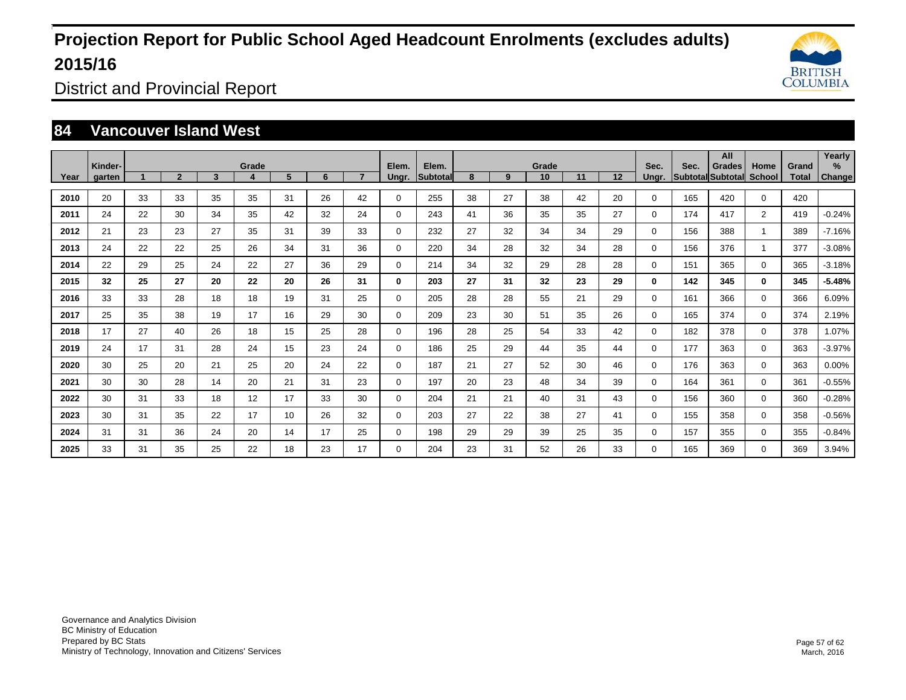# Projection Report for Public School Aged Headcount Enrolments (excludes adults) 2015/16

District and Provincial Report

## 84 Vancouver Island West

| Year | Kinder-garten | Grade 1 | 2 | 3 | 4 | 5 | 6 | 7 | Elem. Ungr. | Elem. Subtotal | Grade 8 | 9 | 10 | 11 | 12 | Sec. Ungr. | Sec. Subtotal | All Grades Subtotal | Home School | Grand Total | Yearly % Change |
|---|---|---|---|---|---|---|---|---|---|---|---|---|---|---|---|---|---|---|---|---|---|
| 2010 | 20 | 33 | 33 | 35 | 35 | 31 | 26 | 42 | 0 | 255 | 38 | 27 | 38 | 42 | 20 | 0 | 165 | 420 | 0 | 420 | |
| 2011 | 24 | 22 | 30 | 34 | 35 | 42 | 32 | 24 | 0 | 243 | 41 | 36 | 35 | 35 | 27 | 0 | 174 | 417 | 2 | 419 | -0.24% |
| 2012 | 21 | 23 | 23 | 27 | 35 | 31 | 39 | 33 | 0 | 232 | 27 | 32 | 34 | 34 | 29 | 0 | 156 | 388 | 1 | 389 | -7.16% |
| 2013 | 24 | 22 | 22 | 25 | 26 | 34 | 31 | 36 | 0 | 220 | 34 | 28 | 32 | 34 | 28 | 0 | 156 | 376 | 1 | 377 | -3.08% |
| 2014 | 22 | 29 | 25 | 24 | 22 | 27 | 36 | 29 | 0 | 214 | 34 | 32 | 29 | 28 | 28 | 0 | 151 | 365 | 0 | 365 | -3.18% |
| **2015** | **32** | **25** | **27** | **20** | **22** | **20** | **26** | **31** | **0** | **203** | **27** | **31** | **32** | **23** | **29** | **0** | **142** | **345** | **0** | **345** | **-5.48%** |
| 2016 | 33 | 33 | 28 | 18 | 18 | 19 | 31 | 25 | 0 | 205 | 28 | 28 | 55 | 21 | 29 | 0 | 161 | 366 | 0 | 366 | 6.09% |
| 2017 | 25 | 35 | 38 | 19 | 17 | 16 | 29 | 30 | 0 | 209 | 23 | 30 | 51 | 35 | 26 | 0 | 165 | 374 | 0 | 374 | 2.19% |
| 2018 | 17 | 27 | 40 | 26 | 18 | 15 | 25 | 28 | 0 | 196 | 28 | 25 | 54 | 33 | 42 | 0 | 182 | 378 | 0 | 378 | 1.07% |
| 2019 | 24 | 17 | 31 | 28 | 24 | 15 | 23 | 24 | 0 | 186 | 25 | 29 | 44 | 35 | 44 | 0 | 177 | 363 | 0 | 363 | -3.97% |
| 2020 | 30 | 25 | 20 | 21 | 25 | 20 | 24 | 22 | 0 | 187 | 21 | 27 | 52 | 30 | 46 | 0 | 176 | 363 | 0 | 363 | 0.00% |
| 2021 | 30 | 30 | 28 | 14 | 20 | 21 | 31 | 23 | 0 | 197 | 20 | 23 | 48 | 34 | 39 | 0 | 164 | 361 | 0 | 361 | -0.55% |
| 2022 | 30 | 31 | 33 | 18 | 12 | 17 | 33 | 30 | 0 | 204 | 21 | 21 | 40 | 31 | 43 | 0 | 156 | 360 | 0 | 360 | -0.28% |
| 2023 | 30 | 31 | 35 | 22 | 17 | 10 | 26 | 32 | 0 | 203 | 27 | 22 | 38 | 27 | 41 | 0 | 155 | 358 | 0 | 358 | -0.56% |
| 2024 | 31 | 31 | 36 | 24 | 20 | 14 | 17 | 25 | 0 | 198 | 29 | 29 | 39 | 25 | 35 | 0 | 157 | 355 | 0 | 355 | -0.84% |
| 2025 | 33 | 31 | 35 | 25 | 22 | 18 | 23 | 17 | 0 | 204 | 23 | 31 | 52 | 26 | 33 | 0 | 165 | 369 | 0 | 369 | 3.94% |

Governance and Analytics Division
BC Ministry of Education
Prepared by BC Stats
Ministry of Technology, Innovation and Citizens' Services

March, 2016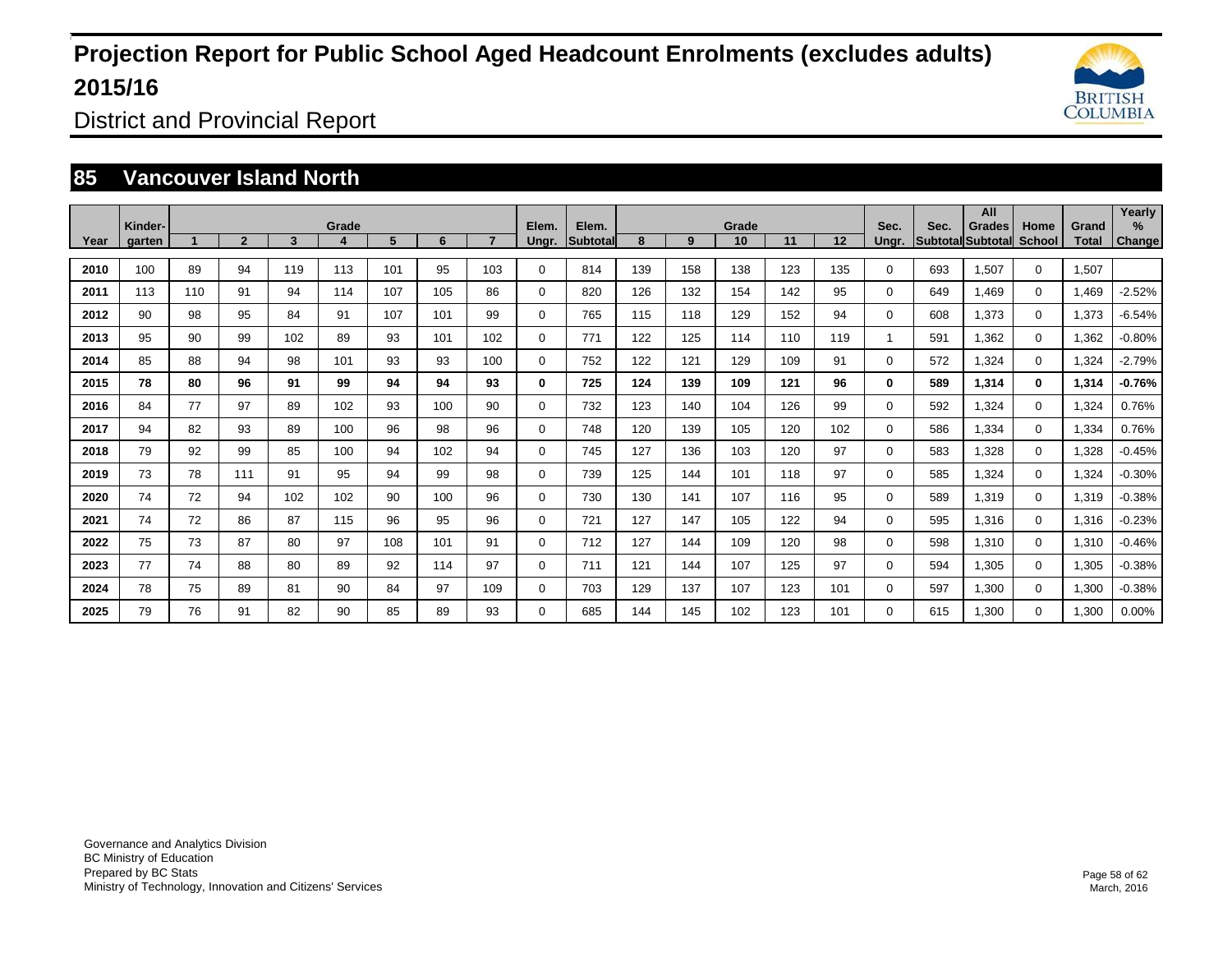# Projection Report for Public School Aged Headcount Enrolments (excludes adults) 2015/16

District and Provincial Report

## 85 Vancouver Island North

| Year | Kinder-garten | Grade 1 | 2 | 3 | 4 | 5 | 6 | 7 | Elem. Ungr. | Elem. Subtotal | Grade 8 | 9 | 10 | 11 | 12 | Sec. Ungr. | Sec. Subtotal | All Grades Subtotal | Home School | Grand Total | Yearly % Change |
|---|---|---|---|---|---|---|---|---|---|---|---|---|---|---|---|---|---|---|---|---|---|
| 2010 | 100 | 89 | 94 | 119 | 113 | 101 | 95 | 103 | 0 | 814 | 139 | 158 | 138 | 123 | 135 | 0 | 693 | 1,507 | 0 | 1,507 | |
| 2011 | 113 | 110 | 91 | 94 | 114 | 107 | 105 | 86 | 0 | 820 | 126 | 132 | 154 | 142 | 95 | 0 | 649 | 1,469 | 0 | 1,469 | -2.52% |
| 2012 | 90 | 98 | 95 | 84 | 91 | 107 | 101 | 99 | 0 | 765 | 115 | 118 | 129 | 152 | 94 | 0 | 608 | 1,373 | 0 | 1,373 | -6.54% |
| 2013 | 95 | 90 | 99 | 102 | 89 | 93 | 101 | 102 | 0 | 771 | 122 | 125 | 114 | 110 | 119 | 1 | 591 | 1,362 | 0 | 1,362 | -0.80% |
| 2014 | 85 | 88 | 94 | 98 | 101 | 93 | 93 | 100 | 0 | 752 | 122 | 121 | 129 | 109 | 91 | 0 | 572 | 1,324 | 0 | 1,324 | -2.79% |
| **2015** | **78** | **80** | **96** | **91** | **99** | **94** | **94** | **93** | **0** | **725** | **124** | **139** | **109** | **121** | **96** | **0** | **589** | **1,314** | **0** | **1,314** | **-0.76%** |
| 2016 | 84 | 77 | 97 | 89 | 102 | 93 | 100 | 90 | 0 | 732 | 123 | 140 | 104 | 126 | 99 | 0 | 592 | 1,324 | 0 | 1,324 | 0.76% |
| 2017 | 94 | 82 | 93 | 89 | 100 | 96 | 98 | 96 | 0 | 748 | 120 | 139 | 105 | 120 | 102 | 0 | 586 | 1,334 | 0 | 1,334 | 0.76% |
| 2018 | 79 | 92 | 99 | 85 | 100 | 94 | 102 | 94 | 0 | 745 | 127 | 136 | 103 | 120 | 97 | 0 | 583 | 1,328 | 0 | 1,328 | -0.45% |
| 2019 | 73 | 78 | 111 | 91 | 95 | 94 | 99 | 98 | 0 | 739 | 125 | 144 | 101 | 118 | 97 | 0 | 585 | 1,324 | 0 | 1,324 | -0.30% |
| 2020 | 74 | 72 | 94 | 102 | 102 | 90 | 100 | 96 | 0 | 730 | 130 | 141 | 107 | 116 | 95 | 0 | 589 | 1,319 | 0 | 1,319 | -0.38% |
| 2021 | 74 | 72 | 86 | 87 | 115 | 96 | 95 | 96 | 0 | 721 | 127 | 147 | 105 | 122 | 94 | 0 | 595 | 1,316 | 0 | 1,316 | -0.23% |
| 2022 | 75 | 73 | 87 | 80 | 97 | 108 | 101 | 91 | 0 | 712 | 127 | 144 | 109 | 120 | 98 | 0 | 598 | 1,310 | 0 | 1,310 | -0.46% |
| 2023 | 77 | 74 | 88 | 80 | 89 | 92 | 114 | 97 | 0 | 711 | 121 | 144 | 107 | 125 | 97 | 0 | 594 | 1,305 | 0 | 1,305 | -0.38% |
| 2024 | 78 | 75 | 89 | 81 | 90 | 84 | 97 | 109 | 0 | 703 | 129 | 137 | 107 | 123 | 101 | 0 | 597 | 1,300 | 0 | 1,300 | -0.38% |
| 2025 | 79 | 76 | 91 | 82 | 90 | 85 | 89 | 93 | 0 | 685 | 144 | 145 | 102 | 123 | 101 | 0 | 615 | 1,300 | 0 | 1,300 | 0.00% |

Governance and Analytics Division
BC Ministry of Education
Prepared by BC Stats
Ministry of Technology, Innovation and Citizens' Services

March, 2016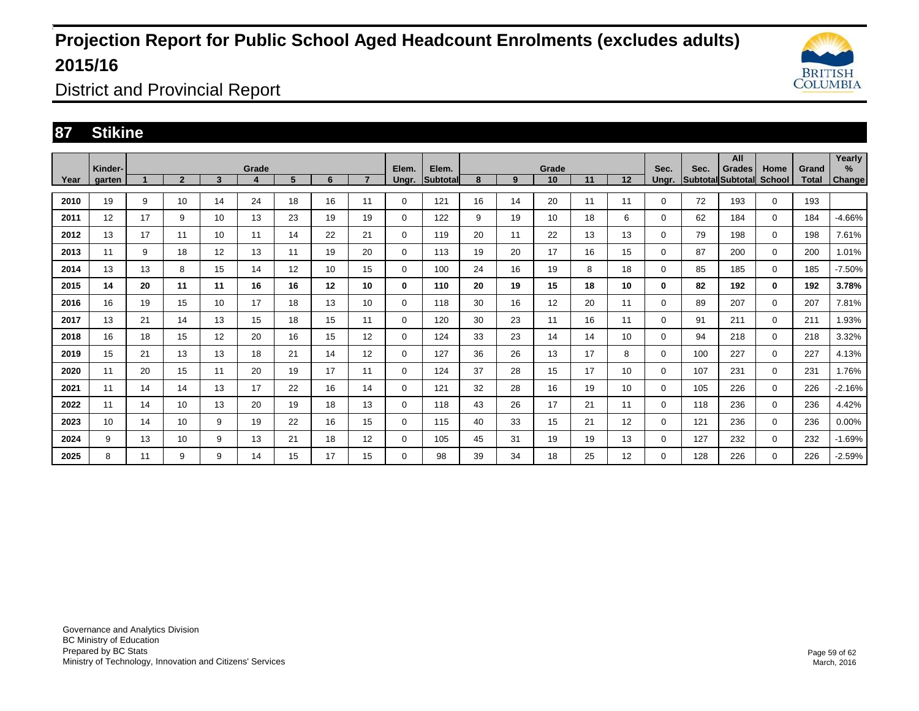# Projection Report for Public School Aged Headcount Enrolments (excludes adults) 2015/16

District and Provincial Report

## 87 Stikine

| Year | Kinder-garten | Grade 1 | Grade 2 | Grade 3 | Grade 4 | Grade 5 | Grade 6 | Grade 7 | Elem. Ungr. | Elem. Subtotal | Grade 8 | Grade 9 | Grade 10 | Grade 11 | Grade 12 | Sec. Ungr. | Sec. Subtotal | All Grades Subtotal | Home School | Grand Total | Yearly % Change |
|---|---|---|---|---|---|---|---|---|---|---|---|---|---|---|---|---|---|---|---|---|---|
| 2010 | 19 | 9 | 10 | 14 | 24 | 18 | 16 | 11 | 0 | 121 | 16 | 14 | 20 | 11 | 11 | 0 | 72 | 193 | 0 | 193 | |
| 2011 | 12 | 17 | 9 | 10 | 13 | 23 | 19 | 19 | 0 | 122 | 9 | 19 | 10 | 18 | 6 | 0 | 62 | 184 | 0 | 184 | -4.66% |
| 2012 | 13 | 17 | 11 | 10 | 11 | 14 | 22 | 21 | 0 | 119 | 20 | 11 | 22 | 13 | 13 | 0 | 79 | 198 | 0 | 198 | 7.61% |
| 2013 | 11 | 9 | 18 | 12 | 13 | 11 | 19 | 20 | 0 | 113 | 19 | 20 | 17 | 16 | 15 | 0 | 87 | 200 | 0 | 200 | 1.01% |
| 2014 | 13 | 13 | 8 | 15 | 14 | 12 | 10 | 15 | 0 | 100 | 24 | 16 | 19 | 8 | 18 | 0 | 85 | 185 | 0 | 185 | -7.50% |
| **2015** | **14** | **20** | **11** | **11** | **16** | **16** | **12** | **10** | **0** | **110** | **20** | **19** | **15** | **18** | **10** | **0** | **82** | **192** | **0** | **192** | **3.78%** |
| 2016 | 16 | 19 | 15 | 10 | 17 | 18 | 13 | 10 | 0 | 118 | 30 | 16 | 12 | 20 | 11 | 0 | 89 | 207 | 0 | 207 | 7.81% |
| 2017 | 13 | 21 | 14 | 13 | 15 | 18 | 15 | 11 | 0 | 120 | 30 | 23 | 11 | 16 | 11 | 0 | 91 | 211 | 0 | 211 | 1.93% |
| 2018 | 16 | 18 | 15 | 12 | 20 | 16 | 15 | 12 | 0 | 124 | 33 | 23 | 14 | 14 | 10 | 0 | 94 | 218 | 0 | 218 | 3.32% |
| 2019 | 15 | 21 | 13 | 13 | 18 | 21 | 14 | 12 | 0 | 127 | 36 | 26 | 13 | 17 | 8 | 0 | 100 | 227 | 0 | 227 | 4.13% |
| 2020 | 11 | 20 | 15 | 11 | 20 | 19 | 17 | 11 | 0 | 124 | 37 | 28 | 15 | 17 | 10 | 0 | 107 | 231 | 0 | 231 | 1.76% |
| 2021 | 11 | 14 | 14 | 13 | 17 | 22 | 16 | 14 | 0 | 121 | 32 | 28 | 16 | 19 | 10 | 0 | 105 | 226 | 0 | 226 | -2.16% |
| 2022 | 11 | 14 | 10 | 13 | 20 | 19 | 18 | 13 | 0 | 118 | 43 | 26 | 17 | 21 | 11 | 0 | 118 | 236 | 0 | 236 | 4.42% |
| 2023 | 10 | 14 | 10 | 9 | 19 | 22 | 16 | 15 | 0 | 115 | 40 | 33 | 15 | 21 | 12 | 0 | 121 | 236 | 0 | 236 | 0.00% |
| 2024 | 9 | 13 | 10 | 9 | 13 | 21 | 18 | 12 | 0 | 105 | 45 | 31 | 19 | 19 | 13 | 0 | 127 | 232 | 0 | 232 | -1.69% |
| 2025 | 8 | 11 | 9 | 9 | 14 | 15 | 17 | 15 | 0 | 98 | 39 | 34 | 18 | 25 | 12 | 0 | 128 | 226 | 0 | 226 | -2.59% |

Governance and Analytics Division
BC Ministry of Education
Prepared by BC Stats
Ministry of Technology, Innovation and Citizens' Services

March, 2016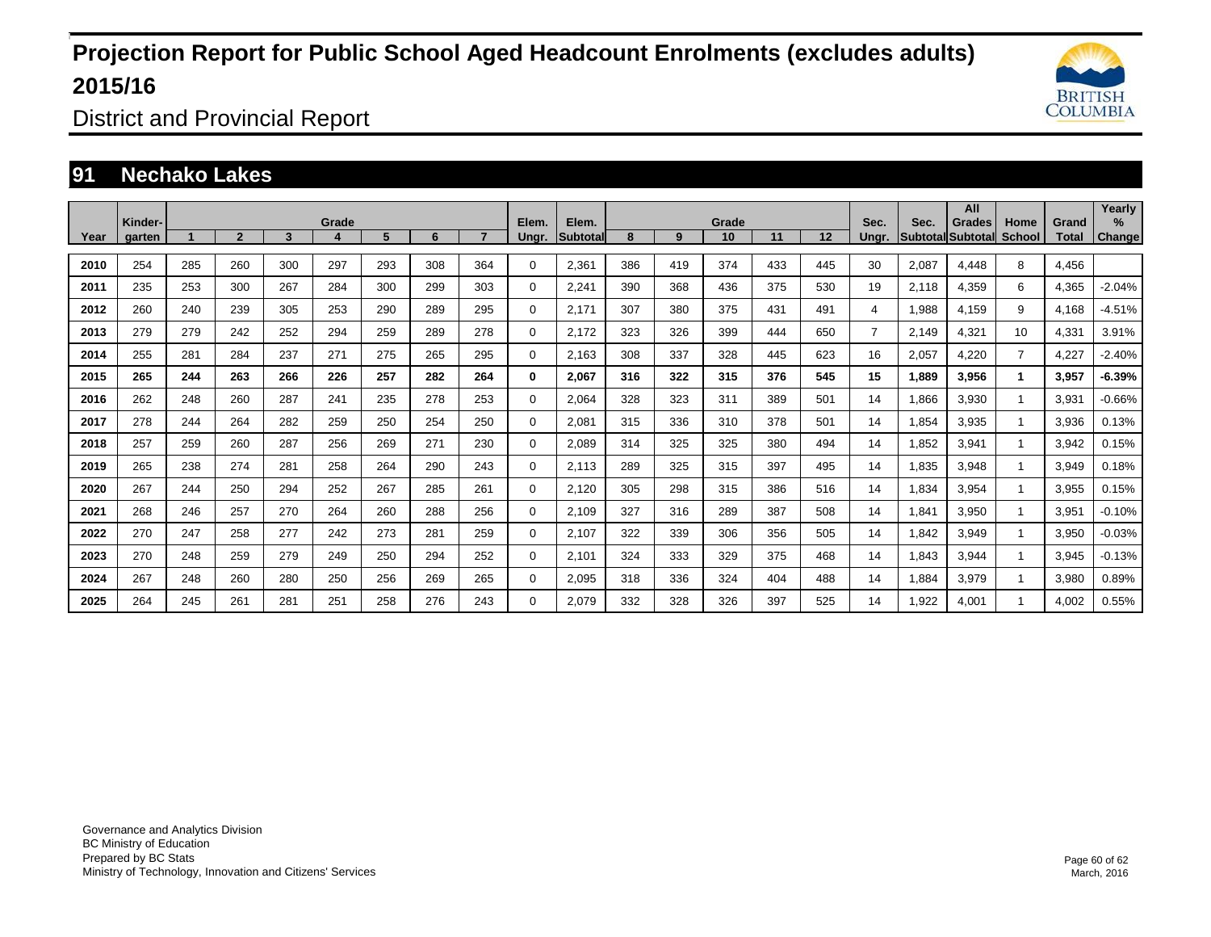# Projection Report for Public School Aged Headcount Enrolments (excludes adults) 2015/16

District and Provincial Report

## 91 Nechako Lakes

| Year | Kinder-garten | Grade 1 | 2 | 3 | 4 | 5 | 6 | 7 | Elem. Ungr. | Elem. Subtotal | Grade 8 | 9 | 10 | 11 | 12 | Sec. Ungr. | Sec. Subtotal | All Grades Subtotal | Home School | Grand Total | Yearly % Change |
|---|---|---|---|---|---|---|---|---|---|---|---|---|---|---|---|---|---|---|---|---|---|
| **2010** | 254 | 285 | 260 | 300 | 297 | 293 | 308 | 364 | 0 | 2,361 | 386 | 419 | 374 | 433 | 445 | 30 | 2,087 | 4,448 | 8 | 4,456 | |
| **2011** | 235 | 253 | 300 | 267 | 284 | 300 | 299 | 303 | 0 | 2,241 | 390 | 368 | 436 | 375 | 530 | 19 | 2,118 | 4,359 | 6 | 4,365 | -2.04% |
| **2012** | 260 | 240 | 239 | 305 | 253 | 290 | 289 | 295 | 0 | 2,171 | 307 | 380 | 375 | 431 | 491 | 4 | 1,988 | 4,159 | 9 | 4,168 | -4.51% |
| **2013** | 279 | 279 | 242 | 252 | 294 | 259 | 289 | 278 | 0 | 2,172 | 323 | 326 | 399 | 444 | 650 | 7 | 2,149 | 4,321 | 10 | 4,331 | 3.91% |
| **2014** | 255 | 281 | 284 | 237 | 271 | 275 | 265 | 295 | 0 | 2,163 | 308 | 337 | 328 | 445 | 623 | 16 | 2,057 | 4,220 | 7 | 4,227 | -2.40% |
| **2015** | **265** | **244** | **263** | **266** | **226** | **257** | **282** | **264** | **0** | **2,067** | **316** | **322** | **315** | **376** | **545** | **15** | **1,889** | **3,956** | **1** | **3,957** | **-6.39%** |
| **2016** | 262 | 248 | 260 | 287 | 241 | 235 | 278 | 253 | 0 | 2,064 | 328 | 323 | 311 | 389 | 501 | 14 | 1,866 | 3,930 | 1 | 3,931 | -0.66% |
| **2017** | 278 | 244 | 264 | 282 | 259 | 250 | 254 | 250 | 0 | 2,081 | 315 | 336 | 310 | 378 | 501 | 14 | 1,854 | 3,935 | 1 | 3,936 | 0.13% |
| **2018** | 257 | 259 | 260 | 287 | 256 | 269 | 271 | 230 | 0 | 2,089 | 314 | 325 | 325 | 380 | 494 | 14 | 1,852 | 3,941 | 1 | 3,942 | 0.15% |
| **2019** | 265 | 238 | 274 | 281 | 258 | 264 | 290 | 243 | 0 | 2,113 | 289 | 325 | 315 | 397 | 495 | 14 | 1,835 | 3,948 | 1 | 3,949 | 0.18% |
| **2020** | 267 | 244 | 250 | 294 | 252 | 267 | 285 | 261 | 0 | 2,120 | 305 | 298 | 315 | 386 | 516 | 14 | 1,834 | 3,954 | 1 | 3,955 | 0.15% |
| **2021** | 268 | 246 | 257 | 270 | 264 | 260 | 288 | 256 | 0 | 2,109 | 327 | 316 | 289 | 387 | 508 | 14 | 1,841 | 3,950 | 1 | 3,951 | -0.10% |
| **2022** | 270 | 247 | 258 | 277 | 242 | 273 | 281 | 259 | 0 | 2,107 | 322 | 339 | 306 | 356 | 505 | 14 | 1,842 | 3,949 | 1 | 3,950 | -0.03% |
| **2023** | 270 | 248 | 259 | 279 | 249 | 250 | 294 | 252 | 0 | 2,101 | 324 | 333 | 329 | 375 | 468 | 14 | 1,843 | 3,944 | 1 | 3,945 | -0.13% |
| **2024** | 267 | 248 | 260 | 280 | 250 | 256 | 269 | 265 | 0 | 2,095 | 318 | 336 | 324 | 404 | 488 | 14 | 1,884 | 3,979 | 1 | 3,980 | 0.89% |
| **2025** | 264 | 245 | 261 | 281 | 251 | 258 | 276 | 243 | 0 | 2,079 | 332 | 328 | 326 | 397 | 525 | 14 | 1,922 | 4,001 | 1 | 4,002 | 0.55% |

Governance and Analytics Division
BC Ministry of Education
Prepared by BC Stats
Ministry of Technology, Innovation and Citizens' Services

March, 2016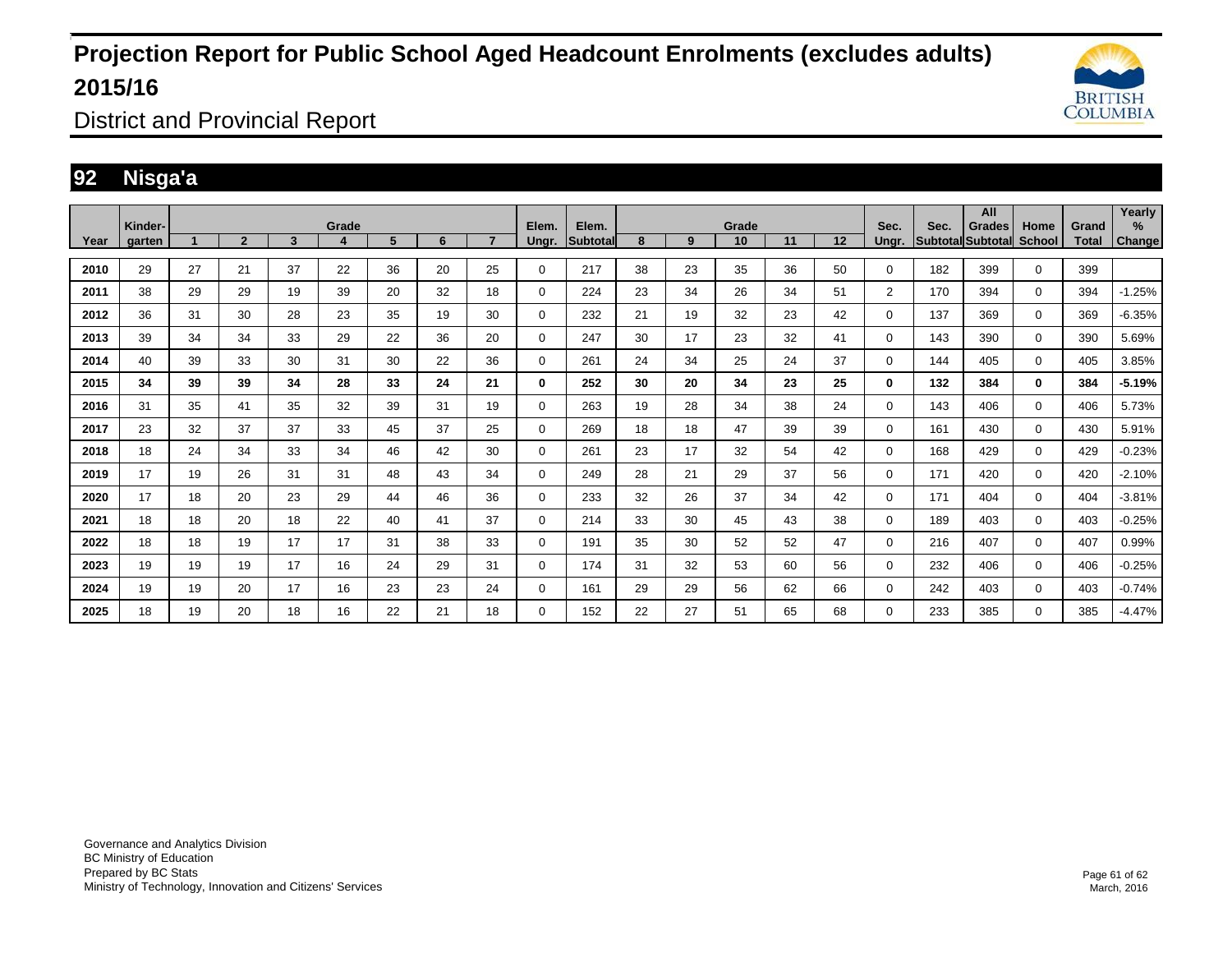# Projection Report for Public School Aged Headcount Enrolments (excludes adults) 2015/16

District and Provincial Report

## 92 Nisga'a

| Year | Kinder-garten | Grade 1 | 2 | 3 | 4 | 5 | 6 | 7 | Elem. Ungr. | Elem. Subtotal | Grade 8 | 9 | 10 | 11 | 12 | Sec. Ungr. | Sec. Subtotal | All Grades Subtotal | Home School | Grand Total | Yearly % Change |
|---|---|---|---|---|---|---|---|---|---|---|---|---|---|---|---|---|---|---|---|---|---|
| **2010** | 29 | 27 | 21 | 37 | 22 | 36 | 20 | 25 | 0 | 217 | 38 | 23 | 35 | 36 | 50 | 0 | 182 | 399 | 0 | 399 | |
| **2011** | 38 | 29 | 29 | 19 | 39 | 20 | 32 | 18 | 0 | 224 | 23 | 34 | 26 | 34 | 51 | 2 | 170 | 394 | 0 | 394 | -1.25% |
| **2012** | 36 | 31 | 30 | 28 | 23 | 35 | 19 | 30 | 0 | 232 | 21 | 19 | 32 | 23 | 42 | 0 | 137 | 369 | 0 | 369 | -6.35% |
| **2013** | 39 | 34 | 34 | 33 | 29 | 22 | 36 | 20 | 0 | 247 | 30 | 17 | 23 | 32 | 41 | 0 | 143 | 390 | 0 | 390 | 5.69% |
| **2014** | 40 | 39 | 33 | 30 | 31 | 30 | 22 | 36 | 0 | 261 | 24 | 34 | 25 | 24 | 37 | 0 | 144 | 405 | 0 | 405 | 3.85% |
| **2015** | **34** | **39** | **39** | **34** | **28** | **33** | **24** | **21** | **0** | **252** | **30** | **20** | **34** | **23** | **25** | **0** | **132** | **384** | **0** | **384** | **-5.19%** |
| **2016** | 31 | 35 | 41 | 35 | 32 | 39 | 31 | 19 | 0 | 263 | 19 | 28 | 34 | 38 | 24 | 0 | 143 | 406 | 0 | 406 | 5.73% |
| **2017** | 23 | 32 | 37 | 37 | 33 | 45 | 37 | 25 | 0 | 269 | 18 | 18 | 47 | 39 | 39 | 0 | 161 | 430 | 0 | 430 | 5.91% |
| **2018** | 18 | 24 | 34 | 33 | 34 | 46 | 42 | 30 | 0 | 261 | 23 | 17 | 32 | 54 | 42 | 0 | 168 | 429 | 0 | 429 | -0.23% |
| **2019** | 17 | 19 | 26 | 31 | 31 | 48 | 43 | 34 | 0 | 249 | 28 | 21 | 29 | 37 | 56 | 0 | 171 | 420 | 0 | 420 | -2.10% |
| **2020** | 17 | 18 | 20 | 23 | 29 | 44 | 46 | 36 | 0 | 233 | 32 | 26 | 37 | 34 | 42 | 0 | 171 | 404 | 0 | 404 | -3.81% |
| **2021** | 18 | 18 | 20 | 18 | 22 | 40 | 41 | 37 | 0 | 214 | 33 | 30 | 45 | 43 | 38 | 0 | 189 | 403 | 0 | 403 | -0.25% |
| **2022** | 18 | 18 | 19 | 17 | 17 | 31 | 38 | 33 | 0 | 191 | 35 | 30 | 52 | 52 | 47 | 0 | 216 | 407 | 0 | 407 | 0.99% |
| **2023** | 19 | 19 | 19 | 17 | 16 | 24 | 29 | 31 | 0 | 174 | 31 | 32 | 53 | 60 | 56 | 0 | 232 | 406 | 0 | 406 | -0.25% |
| **2024** | 19 | 19 | 20 | 17 | 16 | 23 | 23 | 24 | 0 | 161 | 29 | 29 | 56 | 62 | 66 | 0 | 242 | 403 | 0 | 403 | -0.74% |
| **2025** | 18 | 19 | 20 | 18 | 16 | 22 | 21 | 18 | 0 | 152 | 22 | 27 | 51 | 65 | 68 | 0 | 233 | 385 | 0 | 385 | -4.47% |

Governance and Analytics Division
BC Ministry of Education
Prepared by BC Stats
Ministry of Technology, Innovation and Citizens' Services

March, 2016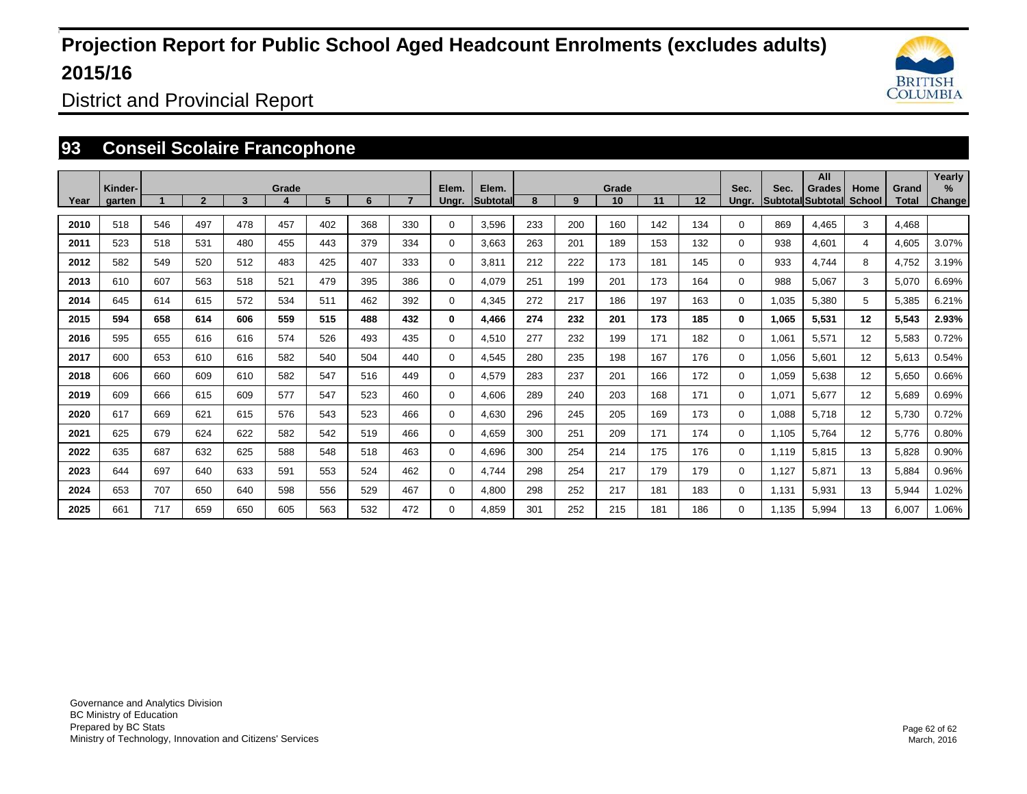# Projection Report for Public School Aged Headcount Enrolments (excludes adults) 2015/16

District and Provincial Report

## 93 Conseil Scolaire Francophone

| Year | Kinder-garten | Grade 1 | 2 | 3 | 4 | 5 | 6 | 7 | Elem. Ungr. | Elem. Subtotal | Grade 8 | 9 | 10 | 11 | 12 | Sec. Ungr. | Sec. Subtotal | All Grades Subtotal | Home School | Grand Total | Yearly % Change |
|---|---|---|---|---|---|---|---|---|---|---|---|---|---|---|---|---|---|---|---|---|---|
| 2010 | 518 | 546 | 497 | 478 | 457 | 402 | 368 | 330 | 0 | 3,596 | 233 | 200 | 160 | 142 | 134 | 0 | 869 | 4,465 | 3 | 4,468 | |
| 2011 | 523 | 518 | 531 | 480 | 455 | 443 | 379 | 334 | 0 | 3,663 | 263 | 201 | 189 | 153 | 132 | 0 | 938 | 4,601 | 4 | 4,605 | 3.07% |
| 2012 | 582 | 549 | 520 | 512 | 483 | 425 | 407 | 333 | 0 | 3,811 | 212 | 222 | 173 | 181 | 145 | 0 | 933 | 4,744 | 8 | 4,752 | 3.19% |
| 2013 | 610 | 607 | 563 | 518 | 521 | 479 | 395 | 386 | 0 | 4,079 | 251 | 199 | 201 | 173 | 164 | 0 | 988 | 5,067 | 3 | 5,070 | 6.69% |
| 2014 | 645 | 614 | 615 | 572 | 534 | 511 | 462 | 392 | 0 | 4,345 | 272 | 217 | 186 | 197 | 163 | 0 | 1,035 | 5,380 | 5 | 5,385 | 6.21% |
| **2015** | **594** | **658** | **614** | **606** | **559** | **515** | **488** | **432** | **0** | **4,466** | **274** | **232** | **201** | **173** | **185** | **0** | **1,065** | **5,531** | **12** | **5,543** | **2.93%** |
| 2016 | 595 | 655 | 616 | 616 | 574 | 526 | 493 | 435 | 0 | 4,510 | 277 | 232 | 199 | 171 | 182 | 0 | 1,061 | 5,571 | 12 | 5,583 | 0.72% |
| 2017 | 600 | 653 | 610 | 616 | 582 | 540 | 504 | 440 | 0 | 4,545 | 280 | 235 | 198 | 167 | 176 | 0 | 1,056 | 5,601 | 12 | 5,613 | 0.54% |
| 2018 | 606 | 660 | 609 | 610 | 582 | 547 | 516 | 449 | 0 | 4,579 | 283 | 237 | 201 | 166 | 172 | 0 | 1,059 | 5,638 | 12 | 5,650 | 0.66% |
| 2019 | 609 | 666 | 615 | 609 | 577 | 547 | 523 | 460 | 0 | 4,606 | 289 | 240 | 203 | 168 | 171 | 0 | 1,071 | 5,677 | 12 | 5,689 | 0.69% |
| 2020 | 617 | 669 | 621 | 615 | 576 | 543 | 523 | 466 | 0 | 4,630 | 296 | 245 | 205 | 169 | 173 | 0 | 1,088 | 5,718 | 12 | 5,730 | 0.72% |
| 2021 | 625 | 679 | 624 | 622 | 582 | 542 | 519 | 466 | 0 | 4,659 | 300 | 251 | 209 | 171 | 174 | 0 | 1,105 | 5,764 | 12 | 5,776 | 0.80% |
| 2022 | 635 | 687 | 632 | 625 | 588 | 548 | 518 | 463 | 0 | 4,696 | 300 | 254 | 214 | 175 | 176 | 0 | 1,119 | 5,815 | 13 | 5,828 | 0.90% |
| 2023 | 644 | 697 | 640 | 633 | 591 | 553 | 524 | 462 | 0 | 4,744 | 298 | 254 | 217 | 179 | 179 | 0 | 1,127 | 5,871 | 13 | 5,884 | 0.96% |
| 2024 | 653 | 707 | 650 | 640 | 598 | 556 | 529 | 467 | 0 | 4,800 | 298 | 252 | 217 | 181 | 183 | 0 | 1,131 | 5,931 | 13 | 5,944 | 1.02% |
| 2025 | 661 | 717 | 659 | 650 | 605 | 563 | 532 | 472 | 0 | 4,859 | 301 | 252 | 215 | 181 | 186 | 0 | 1,135 | 5,994 | 13 | 6,007 | 1.06% |

Governance and Analytics Division
BC Ministry of Education
Prepared by BC Stats
Ministry of Technology, Innovation and Citizens' Services

March, 2016